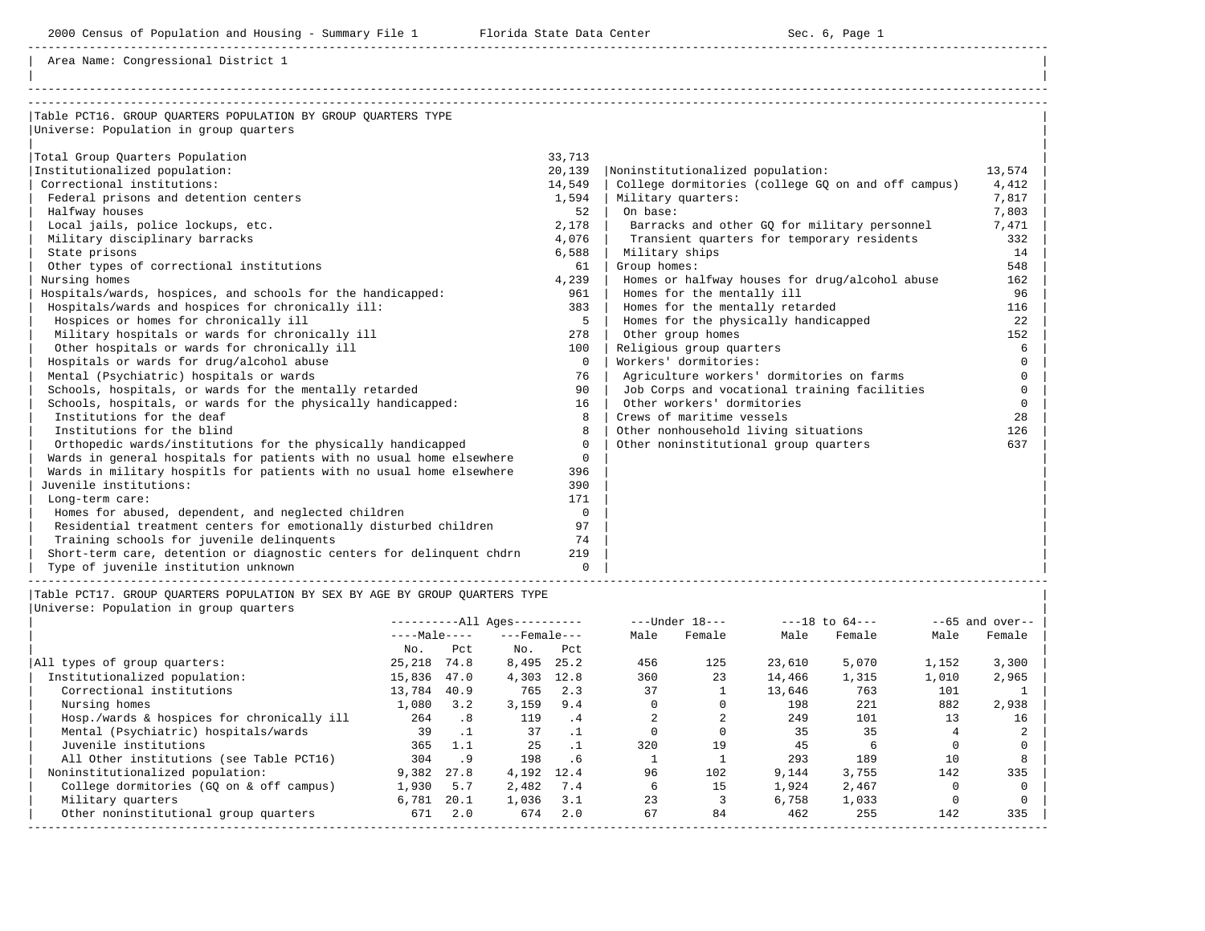Area Name: Congressional District 1

## Table PCT16. GROUP QUARTERS POPULATION BY GROUP QUARTERS TYPE

Universe: Population in group quarters

| Category | Number |
|---|---|
| Total Group Quarters Population | 33,713 |
| Institutionalized population: | 20,139 |
| Correctional institutions: | 14,549 |
| Federal prisons and detention centers | 1,594 |
| Halfway houses | 52 |
| Local jails, police lockups, etc. | 2,178 |
| Military disciplinary barracks | 4,076 |
| State prisons | 6,588 |
| Other types of correctional institutions | 61 |
| Nursing homes | 4,239 |
| Hospitals/wards, hospices, and schools for the handicapped: | 961 |
| Hospitals/wards and hospices for chronically ill: | 383 |
| Hospices or homes for chronically ill | 5 |
| Military hospitals or wards for chronically ill | 278 |
| Other hospitals or wards for chronically ill | 100 |
| Hospitals or wards for drug/alcohol abuse | 0 |
| Mental (Psychiatric) hospitals or wards | 76 |
| Schools, hospitals, or wards for the mentally retarded | 90 |
| Schools, hospitals, or wards for the physically handicapped: | 16 |
| Institutions for the deaf | 8 |
| Institutions for the blind | 8 |
| Orthopedic wards/institutions for the physically handicapped | 0 |
| Wards in general hospitals for patients with no usual home elsewhere | 0 |
| Wards in military hospitls for patients with no usual home elsewhere | 396 |
| Juvenile institutions: | 390 |
| Long-term care: | 171 |
| Homes for abused, dependent, and neglected children | 0 |
| Residential treatment centers for emotionally disturbed children | 97 |
| Training schools for juvenile delinquents | 74 |
| Short-term care, detention or diagnostic centers for delinquent chdrn | 219 |
| Type of juvenile institution unknown | 0 |
| Noninstitutionalized population: | 13,574 |
| College dormitories (college GQ on and off campus) | 4,412 |
| Military quarters: | 7,817 |
| On base: | 7,803 |
| Barracks and other GQ for military personnel | 7,471 |
| Transient quarters for temporary residents | 332 |
| Military ships | 14 |
| Group homes: | 548 |
| Homes or halfway houses for drug/alcohol abuse | 162 |
| Homes for the mentally ill | 96 |
| Homes for the mentally retarded | 116 |
| Homes for the physically handicapped | 22 |
| Other group homes | 152 |
| Religious group quarters | 6 |
| Workers' dormitories: | 0 |
| Agriculture workers' dormitories on farms | 0 |
| Job Corps and vocational training facilities | 0 |
| Other workers' dormitories | 0 |
| Crews of maritime vessels | 28 |
| Other nonhousehold living situations | 126 |
| Other noninstitutional group quarters | 637 |

## Table PCT17. GROUP QUARTERS POPULATION BY SEX BY AGE BY GROUP QUARTERS TYPE

Universe: Population in group quarters

| | All Ages | | | | Under 18 | | 18 to 64 | | 65 and over | |
|---|---|---|---|---|---|---|---|---|---|---|
| | Male | | Female | | | | | | | |
| | No. | Pct | No. | Pct | Male | Female | Male | Female | Male | Female |
| All types of group quarters: | 25,218 | 74.8 | 8,495 | 25.2 | 456 | 125 | 23,610 | 5,070 | 1,152 | 3,300 |
| Institutionalized population: | 15,836 | 47.0 | 4,303 | 12.8 | 360 | 23 | 14,466 | 1,315 | 1,010 | 2,965 |
| Correctional institutions | 13,784 | 40.9 | 765 | 2.3 | 37 | 1 | 13,646 | 763 | 101 | 1 |
| Nursing homes | 1,080 | 3.2 | 3,159 | 9.4 | 0 | 0 | 198 | 221 | 882 | 2,938 |
| Hosp./wards & hospices for chronically ill | 264 | .8 | 119 | .4 | 2 | 2 | 249 | 101 | 13 | 16 |
| Mental (Psychiatric) hospitals/wards | 39 | .1 | 37 | .1 | 0 | 0 | 35 | 35 | 4 | 2 |
| Juvenile institutions | 365 | 1.1 | 25 | .1 | 320 | 19 | 45 | 6 | 0 | 0 |
| All Other institutions (see Table PCT16) | 304 | .9 | 198 | .6 | 1 | 1 | 293 | 189 | 10 | 8 |
| Noninstitutionalized population: | 9,382 | 27.8 | 4,192 | 12.4 | 96 | 102 | 9,144 | 3,755 | 142 | 335 |
| College dormitories (GQ on & off campus) | 1,930 | 5.7 | 2,482 | 7.4 | 6 | 15 | 1,924 | 2,467 | 0 | 0 |
| Military quarters | 6,781 | 20.1 | 1,036 | 3.1 | 23 | 3 | 6,758 | 1,033 | 0 | 0 |
| Other noninstitutional group quarters | 671 | 2.0 | 674 | 2.0 | 67 | 84 | 462 | 255 | 142 | 335 |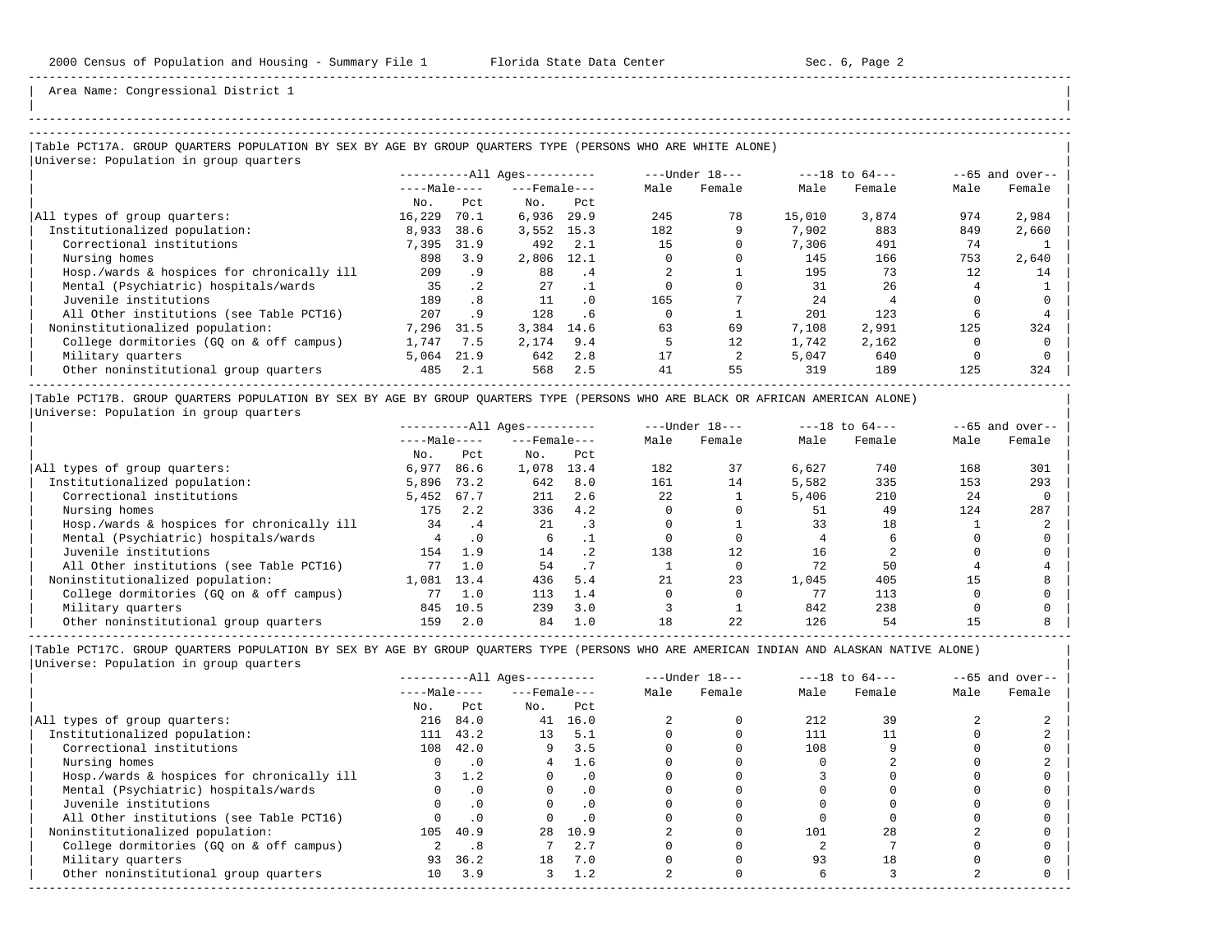Area Name: Congressional District 1

## Table PCT17A. GROUP QUARTERS POPULATION BY SEX BY AGE BY GROUP QUARTERS TYPE (PERSONS WHO ARE WHITE ALONE)

Universe: Population in group quarters

| | All Ages | | | | Under 18 | | 18 to 64 | | 65 and over | |
|---|---|---|---|---|---|---|---|---|---|---|
| | Male | | Female | | Male | Female | Male | Female | Male | Female |
| | No. | Pct | No. | Pct | | | | | | |
| All types of group quarters: | 16,229 | 70.1 | 6,936 | 29.9 | 245 | 78 | 15,010 | 3,874 | 974 | 2,984 |
| Institutionalized population: | 8,933 | 38.6 | 3,552 | 15.3 | 182 | 9 | 7,902 | 883 | 849 | 2,660 |
| Correctional institutions | 7,395 | 31.9 | 492 | 2.1 | 15 | 0 | 7,306 | 491 | 74 | 1 |
| Nursing homes | 898 | 3.9 | 2,806 | 12.1 | 0 | 0 | 145 | 166 | 753 | 2,640 |
| Hosp./wards & hospices for chronically ill | 209 | .9 | 88 | .4 | 2 | 1 | 195 | 73 | 12 | 14 |
| Mental (Psychiatric) hospitals/wards | 35 | .2 | 27 | .1 | 0 | 0 | 31 | 26 | 4 | 1 |
| Juvenile institutions | 189 | .8 | 11 | .0 | 165 | 7 | 24 | 4 | 0 | 0 |
| All Other institutions (see Table PCT16) | 207 | .9 | 128 | .6 | 0 | 1 | 201 | 123 | 6 | 4 |
| Noninstitutionalized population: | 7,296 | 31.5 | 3,384 | 14.6 | 63 | 69 | 7,108 | 2,991 | 125 | 324 |
| College dormitories (GQ on & off campus) | 1,747 | 7.5 | 2,174 | 9.4 | 5 | 12 | 1,742 | 2,162 | 0 | 0 |
| Military quarters | 5,064 | 21.9 | 642 | 2.8 | 17 | 2 | 5,047 | 640 | 0 | 0 |
| Other noninstitutional group quarters | 485 | 2.1 | 568 | 2.5 | 41 | 55 | 319 | 189 | 125 | 324 |

## Table PCT17B. GROUP QUARTERS POPULATION BY SEX BY AGE BY GROUP QUARTERS TYPE (PERSONS WHO ARE BLACK OR AFRICAN AMERICAN ALONE)

Universe: Population in group quarters

| | All Ages | | | | Under 18 | | 18 to 64 | | 65 and over | |
|---|---|---|---|---|---|---|---|---|---|---|
| | Male | | Female | | Male | Female | Male | Female | Male | Female |
| | No. | Pct | No. | Pct | | | | | | |
| All types of group quarters: | 6,977 | 86.6 | 1,078 | 13.4 | 182 | 37 | 6,627 | 740 | 168 | 301 |
| Institutionalized population: | 5,896 | 73.2 | 642 | 8.0 | 161 | 14 | 5,582 | 335 | 153 | 293 |
| Correctional institutions | 5,452 | 67.7 | 211 | 2.6 | 22 | 1 | 5,406 | 210 | 24 | 0 |
| Nursing homes | 175 | 2.2 | 336 | 4.2 | 0 | 0 | 51 | 49 | 124 | 287 |
| Hosp./wards & hospices for chronically ill | 34 | .4 | 21 | .3 | 0 | 1 | 33 | 18 | 1 | 2 |
| Mental (Psychiatric) hospitals/wards | 4 | .0 | 6 | .1 | 0 | 0 | 4 | 6 | 0 | 0 |
| Juvenile institutions | 154 | 1.9 | 14 | .2 | 138 | 12 | 16 | 2 | 0 | 0 |
| All Other institutions (see Table PCT16) | 77 | 1.0 | 54 | .7 | 1 | 0 | 72 | 50 | 4 | 4 |
| Noninstitutionalized population: | 1,081 | 13.4 | 436 | 5.4 | 21 | 23 | 1,045 | 405 | 15 | 8 |
| College dormitories (GQ on & off campus) | 77 | 1.0 | 113 | 1.4 | 0 | 0 | 77 | 113 | 0 | 0 |
| Military quarters | 845 | 10.5 | 239 | 3.0 | 3 | 1 | 842 | 238 | 0 | 0 |
| Other noninstitutional group quarters | 159 | 2.0 | 84 | 1.0 | 18 | 22 | 126 | 54 | 15 | 8 |

## Table PCT17C. GROUP QUARTERS POPULATION BY SEX BY AGE BY GROUP QUARTERS TYPE (PERSONS WHO ARE AMERICAN INDIAN AND ALASKAN NATIVE ALONE)

Universe: Population in group quarters

| | All Ages | | | | Under 18 | | 18 to 64 | | 65 and over | |
|---|---|---|---|---|---|---|---|---|---|---|
| | Male | | Female | | Male | Female | Male | Female | Male | Female |
| | No. | Pct | No. | Pct | | | | | | |
| All types of group quarters: | 216 | 84.0 | 41 | 16.0 | 2 | 0 | 212 | 39 | 2 | 2 |
| Institutionalized population: | 111 | 43.2 | 13 | 5.1 | 0 | 0 | 111 | 11 | 0 | 2 |
| Correctional institutions | 108 | 42.0 | 9 | 3.5 | 0 | 0 | 108 | 9 | 0 | 0 |
| Nursing homes | 0 | .0 | 4 | 1.6 | 0 | 0 | 0 | 2 | 0 | 2 |
| Hosp./wards & hospices for chronically ill | 3 | 1.2 | 0 | .0 | 0 | 0 | 3 | 0 | 0 | 0 |
| Mental (Psychiatric) hospitals/wards | 0 | .0 | 0 | .0 | 0 | 0 | 0 | 0 | 0 | 0 |
| Juvenile institutions | 0 | .0 | 0 | .0 | 0 | 0 | 0 | 0 | 0 | 0 |
| All Other institutions (see Table PCT16) | 0 | .0 | 0 | .0 | 0 | 0 | 0 | 0 | 0 | 0 |
| Noninstitutionalized population: | 105 | 40.9 | 28 | 10.9 | 2 | 0 | 101 | 28 | 2 | 0 |
| College dormitories (GQ on & off campus) | 2 | .8 | 7 | 2.7 | 0 | 0 | 2 | 7 | 0 | 0 |
| Military quarters | 93 | 36.2 | 18 | 7.0 | 0 | 0 | 93 | 18 | 0 | 0 |
| Other noninstitutional group quarters | 10 | 3.9 | 3 | 1.2 | 2 | 0 | 6 | 3 | 2 | 0 |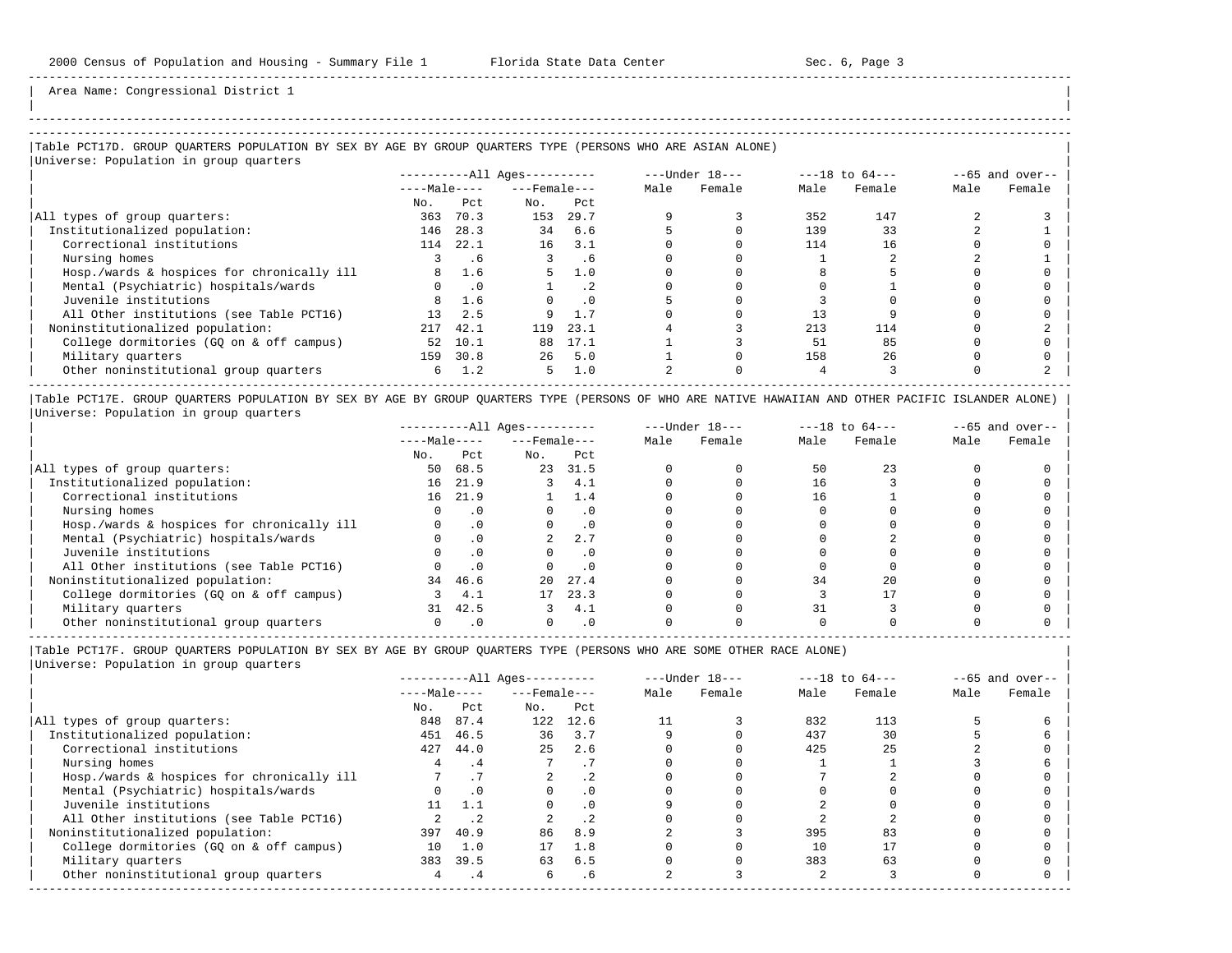Area Name: Congressional District 1

### Table PCT17D. GROUP QUARTERS POPULATION BY SEX BY AGE BY GROUP QUARTERS TYPE (PERSONS WHO ARE ASIAN ALONE)

Universe: Population in group quarters

| | All Ages | | | | Under 18 | | 18 to 64 | | 65 and over | |
|---|---|---|---|---|---|---|---|---|---|---|
| | Male | | Female | | | | | | | |
| | No. | Pct | No. | Pct | Male | Female | Male | Female | Male | Female |
| All types of group quarters: | 363 | 70.3 | 153 | 29.7 | 9 | 3 | 352 | 147 | 2 | 3 |
| Institutionalized population: | 146 | 28.3 | 34 | 6.6 | 5 | 0 | 139 | 33 | 2 | 1 |
| Correctional institutions | 114 | 22.1 | 16 | 3.1 | 0 | 0 | 114 | 16 | 0 | 0 |
| Nursing homes | 3 | .6 | 3 | .6 | 0 | 0 | 1 | 2 | 2 | 1 |
| Hosp./wards & hospices for chronically ill | 8 | 1.6 | 5 | 1.0 | 0 | 0 | 8 | 5 | 0 | 0 |
| Mental (Psychiatric) hospitals/wards | 0 | .0 | 1 | .2 | 0 | 0 | 0 | 1 | 0 | 0 |
| Juvenile institutions | 8 | 1.6 | 0 | .0 | 5 | 0 | 3 | 0 | 0 | 0 |
| All Other institutions (see Table PCT16) | 13 | 2.5 | 9 | 1.7 | 0 | 0 | 13 | 9 | 0 | 0 |
| Noninstitutionalized population: | 217 | 42.1 | 119 | 23.1 | 4 | 3 | 213 | 114 | 0 | 2 |
| College dormitories (GQ on & off campus) | 52 | 10.1 | 88 | 17.1 | 1 | 3 | 51 | 85 | 0 | 0 |
| Military quarters | 159 | 30.8 | 26 | 5.0 | 1 | 0 | 158 | 26 | 0 | 0 |
| Other noninstitutional group quarters | 6 | 1.2 | 5 | 1.0 | 2 | 0 | 4 | 3 | 0 | 2 |

### Table PCT17E. GROUP QUARTERS POPULATION BY SEX BY AGE BY GROUP QUARTERS TYPE (PERSONS OF WHO ARE NATIVE HAWAIIAN AND OTHER PACIFIC ISLANDER ALONE)

Universe: Population in group quarters

| | All Ages | | | | Under 18 | | 18 to 64 | | 65 and over | |
|---|---|---|---|---|---|---|---|---|---|---|
| | Male | | Female | | | | | | | |
| | No. | Pct | No. | Pct | Male | Female | Male | Female | Male | Female |
| All types of group quarters: | 50 | 68.5 | 23 | 31.5 | 0 | 0 | 50 | 23 | 0 | 0 |
| Institutionalized population: | 16 | 21.9 | 3 | 4.1 | 0 | 0 | 16 | 3 | 0 | 0 |
| Correctional institutions | 16 | 21.9 | 1 | 1.4 | 0 | 0 | 16 | 1 | 0 | 0 |
| Nursing homes | 0 | .0 | 0 | .0 | 0 | 0 | 0 | 0 | 0 | 0 |
| Hosp./wards & hospices for chronically ill | 0 | .0 | 0 | .0 | 0 | 0 | 0 | 0 | 0 | 0 |
| Mental (Psychiatric) hospitals/wards | 0 | .0 | 2 | 2.7 | 0 | 0 | 0 | 2 | 0 | 0 |
| Juvenile institutions | 0 | .0 | 0 | .0 | 0 | 0 | 0 | 0 | 0 | 0 |
| All Other institutions (see Table PCT16) | 0 | .0 | 0 | .0 | 0 | 0 | 0 | 0 | 0 | 0 |
| Noninstitutionalized population: | 34 | 46.6 | 20 | 27.4 | 0 | 0 | 34 | 20 | 0 | 0 |
| College dormitories (GQ on & off campus) | 3 | 4.1 | 17 | 23.3 | 0 | 0 | 3 | 17 | 0 | 0 |
| Military quarters | 31 | 42.5 | 3 | 4.1 | 0 | 0 | 31 | 3 | 0 | 0 |
| Other noninstitutional group quarters | 0 | .0 | 0 | .0 | 0 | 0 | 0 | 0 | 0 | 0 |

### Table PCT17F. GROUP QUARTERS POPULATION BY SEX BY AGE BY GROUP QUARTERS TYPE (PERSONS WHO ARE SOME OTHER RACE ALONE)

Universe: Population in group quarters

| | All Ages | | | | Under 18 | | 18 to 64 | | 65 and over | |
|---|---|---|---|---|---|---|---|---|---|---|
| | Male | | Female | | | | | | | |
| | No. | Pct | No. | Pct | Male | Female | Male | Female | Male | Female |
| All types of group quarters: | 848 | 87.4 | 122 | 12.6 | 11 | 3 | 832 | 113 | 5 | 6 |
| Institutionalized population: | 451 | 46.5 | 36 | 3.7 | 9 | 0 | 437 | 30 | 5 | 6 |
| Correctional institutions | 427 | 44.0 | 25 | 2.6 | 0 | 0 | 425 | 25 | 2 | 0 |
| Nursing homes | 4 | .4 | 7 | .7 | 0 | 0 | 1 | 1 | 3 | 6 |
| Hosp./wards & hospices for chronically ill | 7 | .7 | 2 | .2 | 0 | 0 | 7 | 2 | 0 | 0 |
| Mental (Psychiatric) hospitals/wards | 0 | .0 | 0 | .0 | 0 | 0 | 0 | 0 | 0 | 0 |
| Juvenile institutions | 11 | 1.1 | 0 | .0 | 9 | 0 | 2 | 0 | 0 | 0 |
| All Other institutions (see Table PCT16) | 2 | .2 | 2 | .2 | 0 | 0 | 2 | 2 | 0 | 0 |
| Noninstitutionalized population: | 397 | 40.9 | 86 | 8.9 | 2 | 3 | 395 | 83 | 0 | 0 |
| College dormitories (GQ on & off campus) | 10 | 1.0 | 17 | 1.8 | 0 | 0 | 10 | 17 | 0 | 0 |
| Military quarters | 383 | 39.5 | 63 | 6.5 | 0 | 0 | 383 | 63 | 0 | 0 |
| Other noninstitutional group quarters | 4 | .4 | 6 | .6 | 2 | 3 | 2 | 3 | 0 | 0 |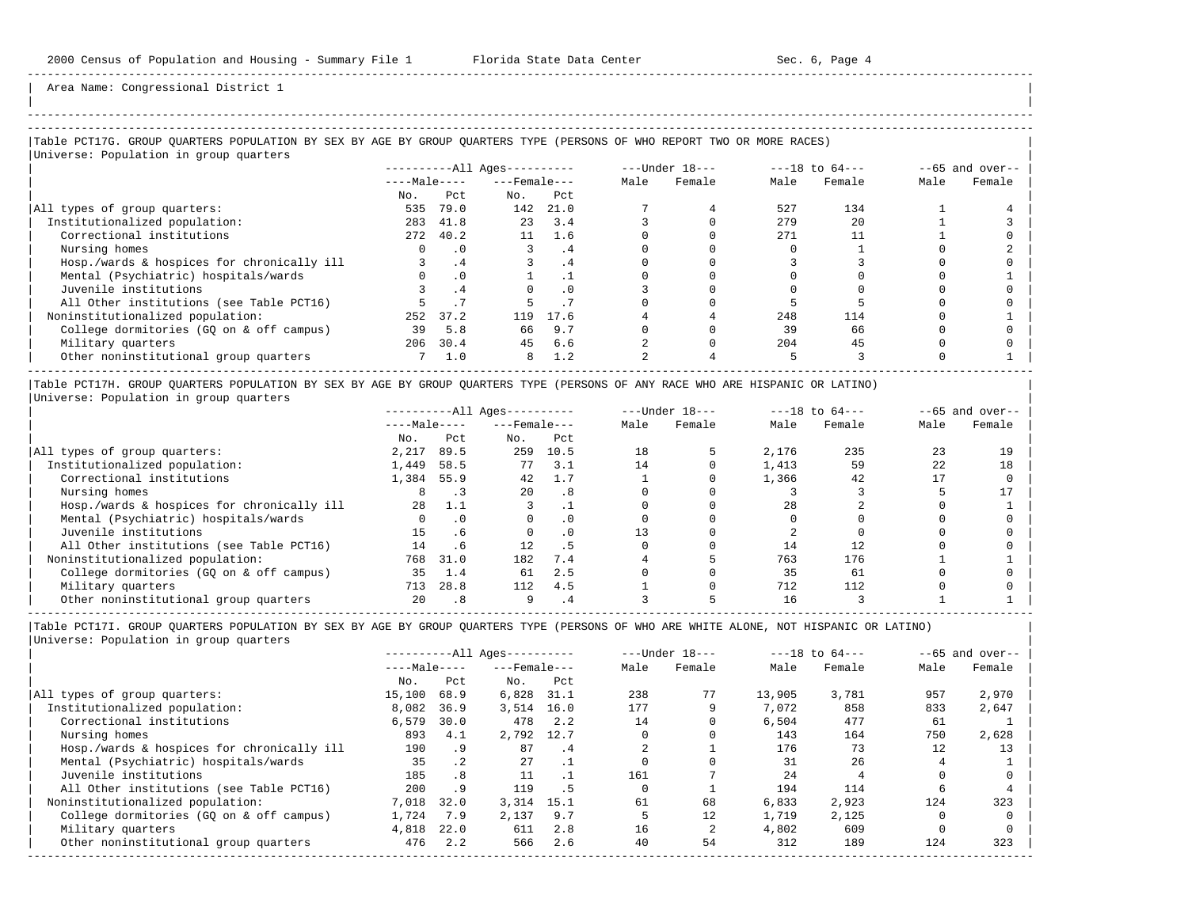Area Name: Congressional District 1

### Table PCT17G. GROUP QUARTERS POPULATION BY SEX BY AGE BY GROUP QUARTERS TYPE (PERSONS OF WHO REPORT TWO OR MORE RACES)

Universe: Population in group quarters

| | All Ages | | | | Under 18 | | 18 to 64 | | 65 and over | |
|---|---|---|---|---|---|---|---|---|---|---|
| | Male | | Female | | | | | | | |
| | No. | Pct | No. | Pct | Male | Female | Male | Female | Male | Female |
| All types of group quarters: | 535 | 79.0 | 142 | 21.0 | 7 | 4 | 527 | 134 | 1 | 4 |
| Institutionalized population: | 283 | 41.8 | 23 | 3.4 | 3 | 0 | 279 | 20 | 1 | 3 |
| Correctional institutions | 272 | 40.2 | 11 | 1.6 | 0 | 0 | 271 | 11 | 1 | 0 |
| Nursing homes | 0 | .0 | 3 | .4 | 0 | 0 | 0 | 1 | 0 | 2 |
| Hosp./wards & hospices for chronically ill | 3 | .4 | 3 | .4 | 0 | 0 | 3 | 3 | 0 | 0 |
| Mental (Psychiatric) hospitals/wards | 0 | .0 | 1 | .1 | 0 | 0 | 0 | 0 | 0 | 1 |
| Juvenile institutions | 3 | .4 | 0 | .0 | 3 | 0 | 0 | 0 | 0 | 0 |
| All Other institutions (see Table PCT16) | 5 | .7 | 5 | .7 | 0 | 0 | 5 | 5 | 0 | 0 |
| Noninstitutionalized population: | 252 | 37.2 | 119 | 17.6 | 4 | 4 | 248 | 114 | 0 | 1 |
| College dormitories (GQ on & off campus) | 39 | 5.8 | 66 | 9.7 | 0 | 0 | 39 | 66 | 0 | 0 |
| Military quarters | 206 | 30.4 | 45 | 6.6 | 2 | 0 | 204 | 45 | 0 | 0 |
| Other noninstitutional group quarters | 7 | 1.0 | 8 | 1.2 | 2 | 4 | 5 | 3 | 0 | 1 |

### Table PCT17H. GROUP QUARTERS POPULATION BY SEX BY AGE BY GROUP QUARTERS TYPE (PERSONS OF ANY RACE WHO ARE HISPANIC OR LATINO)

Universe: Population in group quarters

| | All Ages | | | | Under 18 | | 18 to 64 | | 65 and over | |
|---|---|---|---|---|---|---|---|---|---|---|
| | Male | | Female | | | | | | | |
| | No. | Pct | No. | Pct | Male | Female | Male | Female | Male | Female |
| All types of group quarters: | 2,217 | 89.5 | 259 | 10.5 | 18 | 5 | 2,176 | 235 | 23 | 19 |
| Institutionalized population: | 1,449 | 58.5 | 77 | 3.1 | 14 | 0 | 1,413 | 59 | 22 | 18 |
| Correctional institutions | 1,384 | 55.9 | 42 | 1.7 | 1 | 0 | 1,366 | 42 | 17 | 0 |
| Nursing homes | 8 | .3 | 20 | .8 | 0 | 0 | 3 | 3 | 5 | 17 |
| Hosp./wards & hospices for chronically ill | 28 | 1.1 | 3 | .1 | 0 | 0 | 28 | 2 | 0 | 1 |
| Mental (Psychiatric) hospitals/wards | 0 | .0 | 0 | .0 | 0 | 0 | 0 | 0 | 0 | 0 |
| Juvenile institutions | 15 | .6 | 0 | .0 | 13 | 0 | 2 | 0 | 0 | 0 |
| All Other institutions (see Table PCT16) | 14 | .6 | 12 | .5 | 0 | 0 | 14 | 12 | 0 | 0 |
| Noninstitutionalized population: | 768 | 31.0 | 182 | 7.4 | 4 | 5 | 763 | 176 | 1 | 1 |
| College dormitories (GQ on & off campus) | 35 | 1.4 | 61 | 2.5 | 0 | 0 | 35 | 61 | 0 | 0 |
| Military quarters | 713 | 28.8 | 112 | 4.5 | 1 | 0 | 712 | 112 | 0 | 0 |
| Other noninstitutional group quarters | 20 | .8 | 9 | .4 | 3 | 5 | 16 | 3 | 1 | 1 |

### Table PCT17I. GROUP QUARTERS POPULATION BY SEX BY AGE BY GROUP QUARTERS TYPE (PERSONS OF WHO ARE WHITE ALONE, NOT HISPANIC OR LATINO)

Universe: Population in group quarters

| | All Ages | | | | Under 18 | | 18 to 64 | | 65 and over | |
|---|---|---|---|---|---|---|---|---|---|---|
| | Male | | Female | | | | | | | |
| | No. | Pct | No. | Pct | Male | Female | Male | Female | Male | Female |
| All types of group quarters: | 15,100 | 68.9 | 6,828 | 31.1 | 238 | 77 | 13,905 | 3,781 | 957 | 2,970 |
| Institutionalized population: | 8,082 | 36.9 | 3,514 | 16.0 | 177 | 9 | 7,072 | 858 | 833 | 2,647 |
| Correctional institutions | 6,579 | 30.0 | 478 | 2.2 | 14 | 0 | 6,504 | 477 | 61 | 1 |
| Nursing homes | 893 | 4.1 | 2,792 | 12.7 | 0 | 0 | 143 | 164 | 750 | 2,628 |
| Hosp./wards & hospices for chronically ill | 190 | .9 | 87 | .4 | 2 | 1 | 176 | 73 | 12 | 13 |
| Mental (Psychiatric) hospitals/wards | 35 | .2 | 27 | .1 | 0 | 0 | 31 | 26 | 4 | 1 |
| Juvenile institutions | 185 | .8 | 11 | .1 | 161 | 7 | 24 | 4 | 0 | 0 |
| All Other institutions (see Table PCT16) | 200 | .9 | 119 | .5 | 0 | 1 | 194 | 114 | 6 | 4 |
| Noninstitutionalized population: | 7,018 | 32.0 | 3,314 | 15.1 | 61 | 68 | 6,833 | 2,923 | 124 | 323 |
| College dormitories (GQ on & off campus) | 1,724 | 7.9 | 2,137 | 9.7 | 5 | 12 | 1,719 | 2,125 | 0 | 0 |
| Military quarters | 4,818 | 22.0 | 611 | 2.8 | 16 | 2 | 4,802 | 609 | 0 | 0 |
| Other noninstitutional group quarters | 476 | 2.2 | 566 | 2.6 | 40 | 54 | 312 | 189 | 124 | 323 |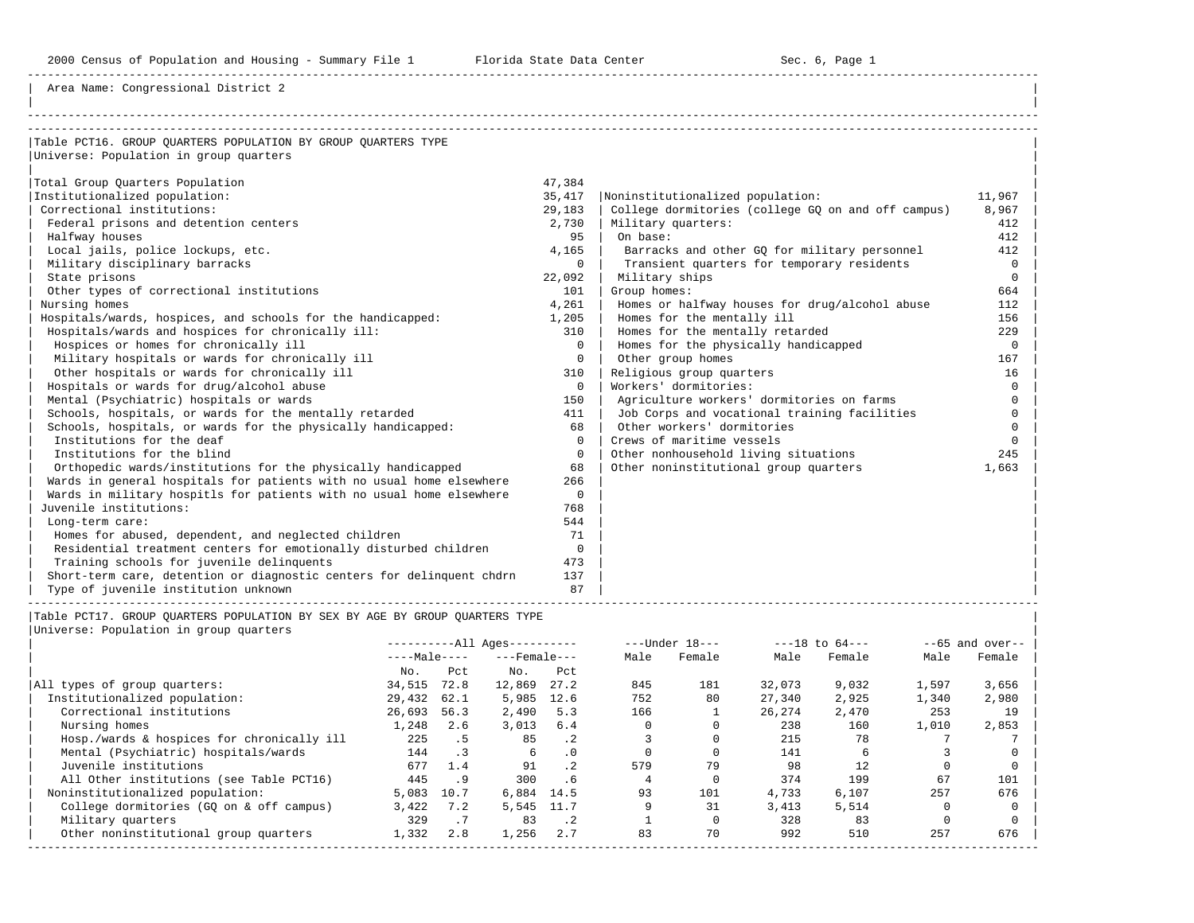Area Name: Congressional District 2

## Table PCT16. GROUP QUARTERS POPULATION BY GROUP QUARTERS TYPE

Universe: Population in group quarters

| Category | Number |
|---|---|
| Total Group Quarters Population | 47,384 |
| Institutionalized population: | 35,417 |
| Correctional institutions: | 29,183 |
| Federal prisons and detention centers | 2,730 |
| Halfway houses | 95 |
| Local jails, police lockups, etc. | 4,165 |
| Military disciplinary barracks | 0 |
| State prisons | 22,092 |
| Other types of correctional institutions | 101 |
| Nursing homes | 4,261 |
| Hospitals/wards, hospices, and schools for the handicapped: | 1,205 |
| Hospitals/wards and hospices for chronically ill: | 310 |
| Hospices or homes for chronically ill | 0 |
| Military hospitals or wards for chronically ill | 0 |
| Other hospitals or wards for chronically ill | 310 |
| Hospitals or wards for drug/alcohol abuse | 0 |
| Mental (Psychiatric) hospitals or wards | 150 |
| Schools, hospitals, or wards for the mentally retarded | 411 |
| Schools, hospitals, or wards for the physically handicapped: | 68 |
| Institutions for the deaf | 0 |
| Institutions for the blind | 0 |
| Orthopedic wards/institutions for the physically handicapped | 68 |
| Wards in general hospitals for patients with no usual home elsewhere | 266 |
| Wards in military hospitls for patients with no usual home elsewhere | 0 |
| Juvenile institutions: | 768 |
| Long-term care: | 544 |
| Homes for abused, dependent, and neglected children | 71 |
| Residential treatment centers for emotionally disturbed children | 0 |
| Training schools for juvenile delinquents | 473 |
| Short-term care, detention or diagnostic centers for delinquent chdrn | 137 |
| Type of juvenile institution unknown | 87 |
| Noninstitutionalized population: | 11,967 |
| College dormitories (college GQ on and off campus) | 8,967 |
| Military quarters: | 412 |
| On base: | 412 |
| Barracks and other GQ for military personnel | 412 |
| Transient quarters for temporary residents | 0 |
| Military ships | 0 |
| Group homes: | 664 |
| Homes or halfway houses for drug/alcohol abuse | 112 |
| Homes for the mentally ill | 156 |
| Homes for the mentally retarded | 229 |
| Homes for the physically handicapped | 0 |
| Other group homes | 167 |
| Religious group quarters | 16 |
| Workers' dormitories: | 0 |
| Agriculture workers' dormitories on farms | 0 |
| Job Corps and vocational training facilities | 0 |
| Other workers' dormitories | 0 |
| Crews of maritime vessels | 0 |
| Other nonhousehold living situations | 245 |
| Other noninstitutional group quarters | 1,663 |

## Table PCT17. GROUP QUARTERS POPULATION BY SEX BY AGE BY GROUP QUARTERS TYPE

Universe: Population in group quarters

| | All Ages | | | | Under 18 | | 18 to 64 | | 65 and over | |
|---|---|---|---|---|---|---|---|---|---|---|
| | Male | | Female | | | | | | | |
| | No. | Pct | No. | Pct | Male | Female | Male | Female | Male | Female |
| All types of group quarters: | 34,515 | 72.8 | 12,869 | 27.2 | 845 | 181 | 32,073 | 9,032 | 1,597 | 3,656 |
| Institutionalized population: | 29,432 | 62.1 | 5,985 | 12.6 | 752 | 80 | 27,340 | 2,925 | 1,340 | 2,980 |
| Correctional institutions | 26,693 | 56.3 | 2,490 | 5.3 | 166 | 1 | 26,274 | 2,470 | 253 | 19 |
| Nursing homes | 1,248 | 2.6 | 3,013 | 6.4 | 0 | 0 | 238 | 160 | 1,010 | 2,853 |
| Hosp./wards & hospices for chronically ill | 225 | .5 | 85 | .2 | 3 | 0 | 215 | 78 | 7 | 7 |
| Mental (Psychiatric) hospitals/wards | 144 | .3 | 6 | .0 | 0 | 0 | 141 | 6 | 3 | 0 |
| Juvenile institutions | 677 | 1.4 | 91 | .2 | 579 | 79 | 98 | 12 | 0 | 0 |
| All Other institutions (see Table PCT16) | 445 | .9 | 300 | .6 | 4 | 0 | 374 | 199 | 67 | 101 |
| Noninstitutionalized population: | 5,083 | 10.7 | 6,884 | 14.5 | 93 | 101 | 4,733 | 6,107 | 257 | 676 |
| College dormitories (GQ on & off campus) | 3,422 | 7.2 | 5,545 | 11.7 | 9 | 31 | 3,413 | 5,514 | 0 | 0 |
| Military quarters | 329 | .7 | 83 | .2 | 1 | 0 | 328 | 83 | 0 | 0 |
| Other noninstitutional group quarters | 1,332 | 2.8 | 1,256 | 2.7 | 83 | 70 | 992 | 510 | 257 | 676 |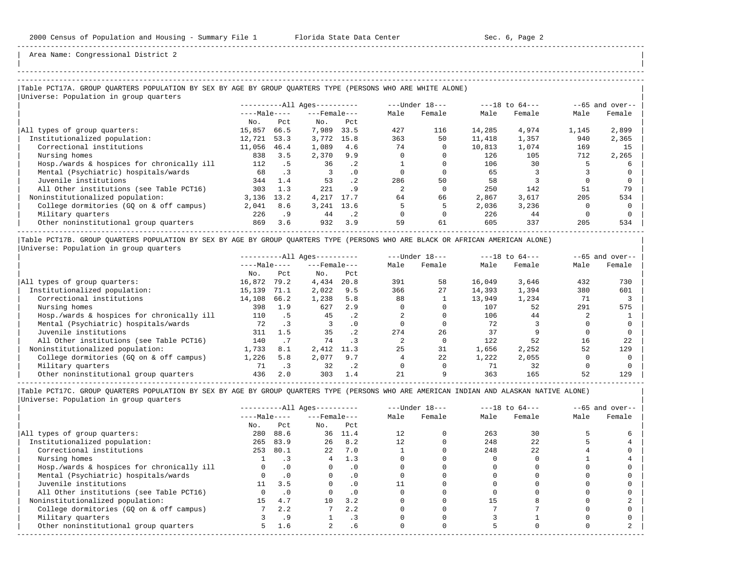Area Name: Congressional District 2

### Table PCT17A. GROUP QUARTERS POPULATION BY SEX BY AGE BY GROUP QUARTERS TYPE (PERSONS WHO ARE WHITE ALONE)

Universe: Population in group quarters

| | All Ages Male No. | All Ages Male Pct | All Ages Female No. | All Ages Female Pct | Under 18 Male | Under 18 Female | 18 to 64 Male | 18 to 64 Female | 65 and over Male | 65 and over Female |
|---|---|---|---|---|---|---|---|---|---|---|
| All types of group quarters: | 15,857 | 66.5 | 7,989 | 33.5 | 427 | 116 | 14,285 | 4,974 | 1,145 | 2,899 |
| Institutionalized population: | 12,721 | 53.3 | 3,772 | 15.8 | 363 | 50 | 11,418 | 1,357 | 940 | 2,365 |
| Correctional institutions | 11,056 | 46.4 | 1,089 | 4.6 | 74 | 0 | 10,813 | 1,074 | 169 | 15 |
| Nursing homes | 838 | 3.5 | 2,370 | 9.9 | 0 | 0 | 126 | 105 | 712 | 2,265 |
| Hosp./wards & hospices for chronically ill | 112 | .5 | 36 | .2 | 1 | 0 | 106 | 30 | 5 | 6 |
| Mental (Psychiatric) hospitals/wards | 68 | .3 | 3 | .0 | 0 | 0 | 65 | 3 | 3 | 0 |
| Juvenile institutions | 344 | 1.4 | 53 | .2 | 286 | 50 | 58 | 3 | 0 | 0 |
| All Other institutions (see Table PCT16) | 303 | 1.3 | 221 | .9 | 2 | 0 | 250 | 142 | 51 | 79 |
| Noninstitutionalized population: | 3,136 | 13.2 | 4,217 | 17.7 | 64 | 66 | 2,867 | 3,617 | 205 | 534 |
| College dormitories (GQ on & off campus) | 2,041 | 8.6 | 3,241 | 13.6 | 5 | 5 | 2,036 | 3,236 | 0 | 0 |
| Military quarters | 226 | .9 | 44 | .2 | 0 | 0 | 226 | 44 | 0 | 0 |
| Other noninstitutional group quarters | 869 | 3.6 | 932 | 3.9 | 59 | 61 | 605 | 337 | 205 | 534 |

### Table PCT17B. GROUP QUARTERS POPULATION BY SEX BY AGE BY GROUP QUARTERS TYPE (PERSONS WHO ARE BLACK OR AFRICAN AMERICAN ALONE)

Universe: Population in group quarters

| | All Ages Male No. | All Ages Male Pct | All Ages Female No. | All Ages Female Pct | Under 18 Male | Under 18 Female | 18 to 64 Male | 18 to 64 Female | 65 and over Male | 65 and over Female |
|---|---|---|---|---|---|---|---|---|---|---|
| All types of group quarters: | 16,872 | 79.2 | 4,434 | 20.8 | 391 | 58 | 16,049 | 3,646 | 432 | 730 |
| Institutionalized population: | 15,139 | 71.1 | 2,022 | 9.5 | 366 | 27 | 14,393 | 1,394 | 380 | 601 |
| Correctional institutions | 14,108 | 66.2 | 1,238 | 5.8 | 88 | 1 | 13,949 | 1,234 | 71 | 3 |
| Nursing homes | 398 | 1.9 | 627 | 2.9 | 0 | 0 | 107 | 52 | 291 | 575 |
| Hosp./wards & hospices for chronically ill | 110 | .5 | 45 | .2 | 2 | 0 | 106 | 44 | 2 | 1 |
| Mental (Psychiatric) hospitals/wards | 72 | .3 | 3 | .0 | 0 | 0 | 72 | 3 | 0 | 0 |
| Juvenile institutions | 311 | 1.5 | 35 | .2 | 274 | 26 | 37 | 9 | 0 | 0 |
| All Other institutions (see Table PCT16) | 140 | .7 | 74 | .3 | 2 | 0 | 122 | 52 | 16 | 22 |
| Noninstitutionalized population: | 1,733 | 8.1 | 2,412 | 11.3 | 25 | 31 | 1,656 | 2,252 | 52 | 129 |
| College dormitories (GQ on & off campus) | 1,226 | 5.8 | 2,077 | 9.7 | 4 | 22 | 1,222 | 2,055 | 0 | 0 |
| Military quarters | 71 | .3 | 32 | .2 | 0 | 0 | 71 | 32 | 0 | 0 |
| Other noninstitutional group quarters | 436 | 2.0 | 303 | 1.4 | 21 | 9 | 363 | 165 | 52 | 129 |

### Table PCT17C. GROUP QUARTERS POPULATION BY SEX BY AGE BY GROUP QUARTERS TYPE (PERSONS WHO ARE AMERICAN INDIAN AND ALASKAN NATIVE ALONE)

Universe: Population in group quarters

| | All Ages Male No. | All Ages Male Pct | All Ages Female No. | All Ages Female Pct | Under 18 Male | Under 18 Female | 18 to 64 Male | 18 to 64 Female | 65 and over Male | 65 and over Female |
|---|---|---|---|---|---|---|---|---|---|---|
| All types of group quarters: | 280 | 88.6 | 36 | 11.4 | 12 | 0 | 263 | 30 | 5 | 6 |
| Institutionalized population: | 265 | 83.9 | 26 | 8.2 | 12 | 0 | 248 | 22 | 5 | 4 |
| Correctional institutions | 253 | 80.1 | 22 | 7.0 | 1 | 0 | 248 | 22 | 4 | 0 |
| Nursing homes | 1 | .3 | 4 | 1.3 | 0 | 0 | 0 | 0 | 1 | 4 |
| Hosp./wards & hospices for chronically ill | 0 | .0 | 0 | .0 | 0 | 0 | 0 | 0 | 0 | 0 |
| Mental (Psychiatric) hospitals/wards | 0 | .0 | 0 | .0 | 0 | 0 | 0 | 0 | 0 | 0 |
| Juvenile institutions | 11 | 3.5 | 0 | .0 | 11 | 0 | 0 | 0 | 0 | 0 |
| All Other institutions (see Table PCT16) | 0 | .0 | 0 | .0 | 0 | 0 | 0 | 0 | 0 | 0 |
| Noninstitutionalized population: | 15 | 4.7 | 10 | 3.2 | 0 | 0 | 15 | 8 | 0 | 2 |
| College dormitories (GQ on & off campus) | 7 | 2.2 | 7 | 2.2 | 0 | 0 | 7 | 7 | 0 | 0 |
| Military quarters | 3 | .9 | 1 | .3 | 0 | 0 | 3 | 1 | 0 | 0 |
| Other noninstitutional group quarters | 5 | 1.6 | 2 | .6 | 0 | 0 | 5 | 0 | 0 | 2 |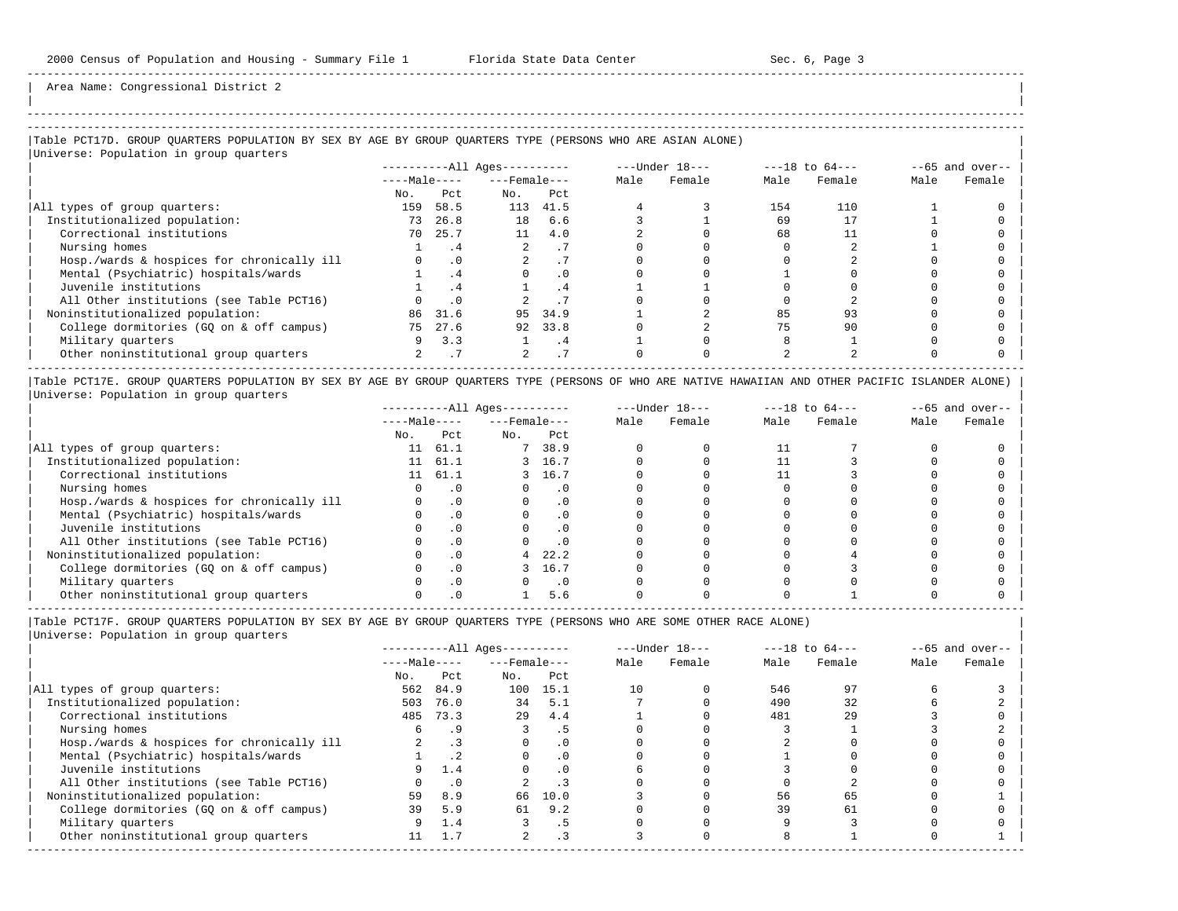Area Name: Congressional District 2

Table PCT17D. GROUP QUARTERS POPULATION BY SEX BY AGE BY GROUP QUARTERS TYPE (PERSONS WHO ARE ASIAN ALONE)
Universe: Population in group quarters

| | All Ages | | | | Under 18 | | 18 to 64 | | 65 and over | |
|---|---|---|---|---|---|---|---|---|---|---|
| | Male | | Female | | | | | | | |
| | No. | Pct | No. | Pct | Male | Female | Male | Female | Male | Female |
| All types of group quarters: | 159 | 58.5 | 113 | 41.5 | 4 | 3 | 154 | 110 | 1 | 0 |
| Institutionalized population: | 73 | 26.8 | 18 | 6.6 | 3 | 1 | 69 | 17 | 1 | 0 |
| Correctional institutions | 70 | 25.7 | 11 | 4.0 | 2 | 0 | 68 | 11 | 0 | 0 |
| Nursing homes | 1 | .4 | 2 | .7 | 0 | 0 | 0 | 2 | 1 | 0 |
| Hosp./wards & hospices for chronically ill | 0 | .0 | 2 | .7 | 0 | 0 | 0 | 2 | 0 | 0 |
| Mental (Psychiatric) hospitals/wards | 1 | .4 | 0 | .0 | 0 | 0 | 1 | 0 | 0 | 0 |
| Juvenile institutions | 1 | .4 | 1 | .4 | 1 | 1 | 0 | 0 | 0 | 0 |
| All Other institutions (see Table PCT16) | 0 | .0 | 2 | .7 | 0 | 0 | 0 | 2 | 0 | 0 |
| Noninstitutionalized population: | 86 | 31.6 | 95 | 34.9 | 1 | 2 | 85 | 93 | 0 | 0 |
| College dormitories (GQ on & off campus) | 75 | 27.6 | 92 | 33.8 | 0 | 2 | 75 | 90 | 0 | 0 |
| Military quarters | 9 | 3.3 | 1 | .4 | 1 | 0 | 8 | 1 | 0 | 0 |
| Other noninstitutional group quarters | 2 | .7 | 2 | .7 | 0 | 0 | 2 | 2 | 0 | 0 |

Table PCT17E. GROUP QUARTERS POPULATION BY SEX BY AGE BY GROUP QUARTERS TYPE (PERSONS OF WHO ARE NATIVE HAWAIIAN AND OTHER PACIFIC ISLANDER ALONE)
Universe: Population in group quarters

| | All Ages | | | | Under 18 | | 18 to 64 | | 65 and over | |
|---|---|---|---|---|---|---|---|---|---|---|
| | Male | | Female | | | | | | | |
| | No. | Pct | No. | Pct | Male | Female | Male | Female | Male | Female |
| All types of group quarters: | 11 | 61.1 | 7 | 38.9 | 0 | 0 | 11 | 7 | 0 | 0 |
| Institutionalized population: | 11 | 61.1 | 3 | 16.7 | 0 | 0 | 11 | 3 | 0 | 0 |
| Correctional institutions | 11 | 61.1 | 3 | 16.7 | 0 | 0 | 11 | 3 | 0 | 0 |
| Nursing homes | 0 | .0 | 0 | .0 | 0 | 0 | 0 | 0 | 0 | 0 |
| Hosp./wards & hospices for chronically ill | 0 | .0 | 0 | .0 | 0 | 0 | 0 | 0 | 0 | 0 |
| Mental (Psychiatric) hospitals/wards | 0 | .0 | 0 | .0 | 0 | 0 | 0 | 0 | 0 | 0 |
| Juvenile institutions | 0 | .0 | 0 | .0 | 0 | 0 | 0 | 0 | 0 | 0 |
| All Other institutions (see Table PCT16) | 0 | .0 | 0 | .0 | 0 | 0 | 0 | 0 | 0 | 0 |
| Noninstitutionalized population: | 0 | .0 | 4 | 22.2 | 0 | 0 | 0 | 4 | 0 | 0 |
| College dormitories (GQ on & off campus) | 0 | .0 | 3 | 16.7 | 0 | 0 | 0 | 3 | 0 | 0 |
| Military quarters | 0 | .0 | 0 | .0 | 0 | 0 | 0 | 0 | 0 | 0 |
| Other noninstitutional group quarters | 0 | .0 | 1 | 5.6 | 0 | 0 | 0 | 1 | 0 | 0 |

Table PCT17F. GROUP QUARTERS POPULATION BY SEX BY AGE BY GROUP QUARTERS TYPE (PERSONS WHO ARE SOME OTHER RACE ALONE)
Universe: Population in group quarters

| | All Ages | | | | Under 18 | | 18 to 64 | | 65 and over | |
|---|---|---|---|---|---|---|---|---|---|---|
| | Male | | Female | | | | | | | |
| | No. | Pct | No. | Pct | Male | Female | Male | Female | Male | Female |
| All types of group quarters: | 562 | 84.9 | 100 | 15.1 | 10 | 0 | 546 | 97 | 6 | 3 |
| Institutionalized population: | 503 | 76.0 | 34 | 5.1 | 7 | 0 | 490 | 32 | 6 | 2 |
| Correctional institutions | 485 | 73.3 | 29 | 4.4 | 1 | 0 | 481 | 29 | 3 | 0 |
| Nursing homes | 6 | .9 | 3 | .5 | 0 | 0 | 3 | 1 | 3 | 2 |
| Hosp./wards & hospices for chronically ill | 2 | .3 | 0 | .0 | 0 | 0 | 2 | 0 | 0 | 0 |
| Mental (Psychiatric) hospitals/wards | 1 | .2 | 0 | .0 | 0 | 0 | 1 | 0 | 0 | 0 |
| Juvenile institutions | 9 | 1.4 | 0 | .0 | 6 | 0 | 3 | 0 | 0 | 0 |
| All Other institutions (see Table PCT16) | 0 | .0 | 2 | .3 | 0 | 0 | 0 | 2 | 0 | 0 |
| Noninstitutionalized population: | 59 | 8.9 | 66 | 10.0 | 3 | 0 | 56 | 65 | 0 | 1 |
| College dormitories (GQ on & off campus) | 39 | 5.9 | 61 | 9.2 | 0 | 0 | 39 | 61 | 0 | 0 |
| Military quarters | 9 | 1.4 | 3 | .5 | 0 | 0 | 9 | 3 | 0 | 0 |
| Other noninstitutional group quarters | 11 | 1.7 | 2 | .3 | 3 | 0 | 8 | 1 | 0 | 1 |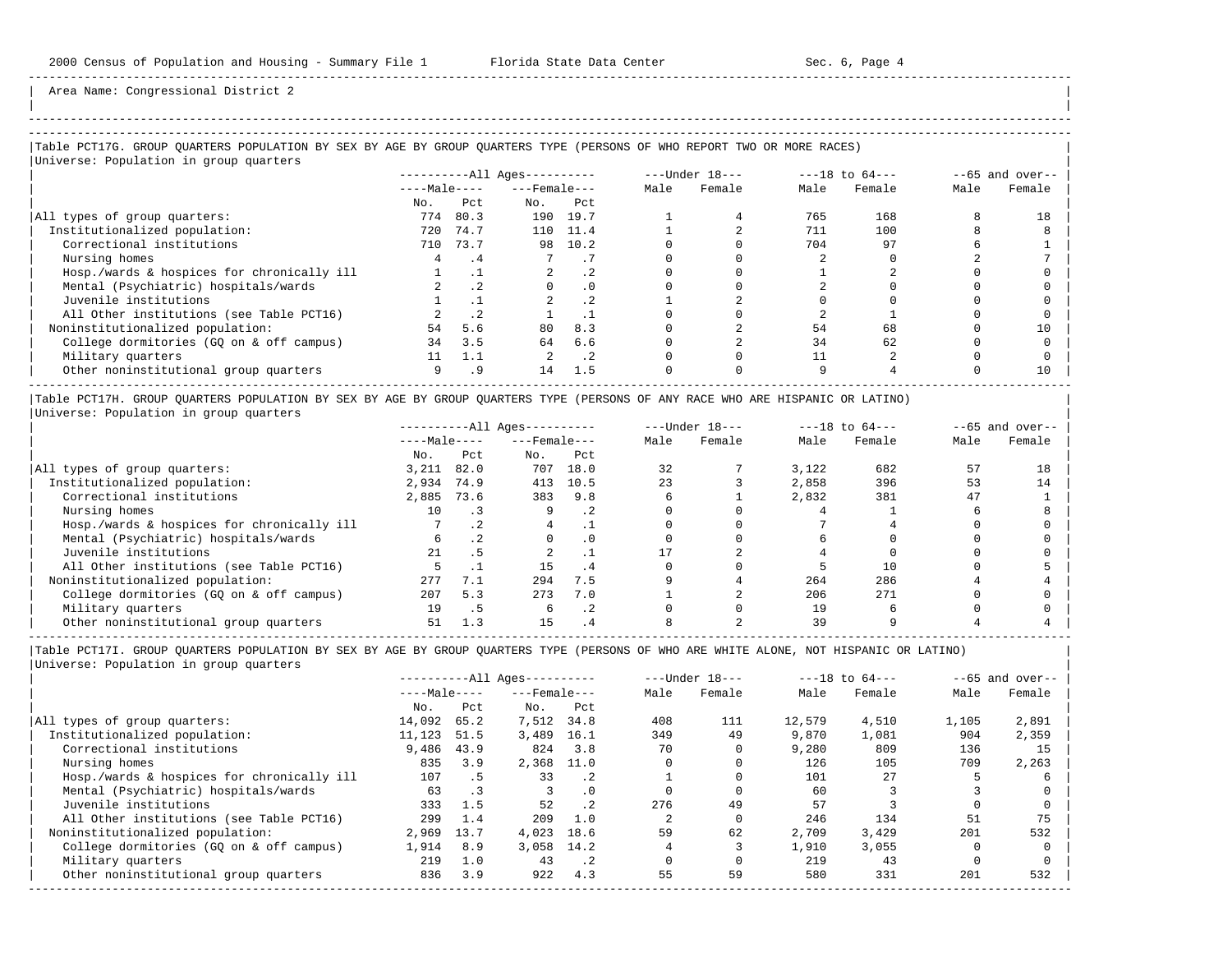Area Name: Congressional District 2

## Table PCT17G. GROUP QUARTERS POPULATION BY SEX BY AGE BY GROUP QUARTERS TYPE (PERSONS OF WHO REPORT TWO OR MORE RACES)

Universe: Population in group quarters

| | All Ages | | | | Under 18 | | 18 to 64 | | 65 and over | |
|---|---|---|---|---|---|---|---|---|---|---|
| | Male | | Female | | | | | | | |
| | No. | Pct | No. | Pct | Male | Female | Male | Female | Male | Female |
| All types of group quarters: | 774 | 80.3 | 190 | 19.7 | 1 | 4 | 765 | 168 | 8 | 18 |
| Institutionalized population: | 720 | 74.7 | 110 | 11.4 | 1 | 2 | 711 | 100 | 8 | 8 |
| Correctional institutions | 710 | 73.7 | 98 | 10.2 | 0 | 0 | 704 | 97 | 6 | 1 |
| Nursing homes | 4 | .4 | 7 | .7 | 0 | 0 | 2 | 0 | 2 | 7 |
| Hosp./wards & hospices for chronically ill | 1 | .1 | 2 | .2 | 0 | 0 | 1 | 2 | 0 | 0 |
| Mental (Psychiatric) hospitals/wards | 2 | .2 | 0 | .0 | 0 | 0 | 2 | 0 | 0 | 0 |
| Juvenile institutions | 1 | .1 | 2 | .2 | 1 | 2 | 0 | 0 | 0 | 0 |
| All Other institutions (see Table PCT16) | 2 | .2 | 1 | .1 | 0 | 0 | 2 | 1 | 0 | 0 |
| Noninstitutionalized population: | 54 | 5.6 | 80 | 8.3 | 0 | 2 | 54 | 68 | 0 | 10 |
| College dormitories (GQ on & off campus) | 34 | 3.5 | 64 | 6.6 | 0 | 2 | 34 | 62 | 0 | 0 |
| Military quarters | 11 | 1.1 | 2 | .2 | 0 | 0 | 11 | 2 | 0 | 0 |
| Other noninstitutional group quarters | 9 | .9 | 14 | 1.5 | 0 | 0 | 9 | 4 | 0 | 10 |

## Table PCT17H. GROUP QUARTERS POPULATION BY SEX BY AGE BY GROUP QUARTERS TYPE (PERSONS OF ANY RACE WHO ARE HISPANIC OR LATINO)

Universe: Population in group quarters

| | All Ages | | | | Under 18 | | 18 to 64 | | 65 and over | |
|---|---|---|---|---|---|---|---|---|---|---|
| | Male | | Female | | | | | | | |
| | No. | Pct | No. | Pct | Male | Female | Male | Female | Male | Female |
| All types of group quarters: | 3,211 | 82.0 | 707 | 18.0 | 32 | 7 | 3,122 | 682 | 57 | 18 |
| Institutionalized population: | 2,934 | 74.9 | 413 | 10.5 | 23 | 3 | 2,858 | 396 | 53 | 14 |
| Correctional institutions | 2,885 | 73.6 | 383 | 9.8 | 6 | 1 | 2,832 | 381 | 47 | 1 |
| Nursing homes | 10 | .3 | 9 | .2 | 0 | 0 | 4 | 1 | 6 | 8 |
| Hosp./wards & hospices for chronically ill | 7 | .2 | 4 | .1 | 0 | 0 | 7 | 4 | 0 | 0 |
| Mental (Psychiatric) hospitals/wards | 6 | .2 | 0 | .0 | 0 | 0 | 6 | 0 | 0 | 0 |
| Juvenile institutions | 21 | .5 | 2 | .1 | 17 | 2 | 4 | 0 | 0 | 0 |
| All Other institutions (see Table PCT16) | 5 | .1 | 15 | .4 | 0 | 0 | 5 | 10 | 0 | 5 |
| Noninstitutionalized population: | 277 | 7.1 | 294 | 7.5 | 9 | 4 | 264 | 286 | 4 | 4 |
| College dormitories (GQ on & off campus) | 207 | 5.3 | 273 | 7.0 | 1 | 2 | 206 | 271 | 0 | 0 |
| Military quarters | 19 | .5 | 6 | .2 | 0 | 0 | 19 | 6 | 0 | 0 |
| Other noninstitutional group quarters | 51 | 1.3 | 15 | .4 | 8 | 2 | 39 | 9 | 4 | 4 |

## Table PCT17I. GROUP QUARTERS POPULATION BY SEX BY AGE BY GROUP QUARTERS TYPE (PERSONS OF WHO ARE WHITE ALONE, NOT HISPANIC OR LATINO)

Universe: Population in group quarters

| | All Ages | | | | Under 18 | | 18 to 64 | | 65 and over | |
|---|---|---|---|---|---|---|---|---|---|---|
| | Male | | Female | | | | | | | |
| | No. | Pct | No. | Pct | Male | Female | Male | Female | Male | Female |
| All types of group quarters: | 14,092 | 65.2 | 7,512 | 34.8 | 408 | 111 | 12,579 | 4,510 | 1,105 | 2,891 |
| Institutionalized population: | 11,123 | 51.5 | 3,489 | 16.1 | 349 | 49 | 9,870 | 1,081 | 904 | 2,359 |
| Correctional institutions | 9,486 | 43.9 | 824 | 3.8 | 70 | 0 | 9,280 | 809 | 136 | 15 |
| Nursing homes | 835 | 3.9 | 2,368 | 11.0 | 0 | 0 | 126 | 105 | 709 | 2,263 |
| Hosp./wards & hospices for chronically ill | 107 | .5 | 33 | .2 | 1 | 0 | 101 | 27 | 5 | 6 |
| Mental (Psychiatric) hospitals/wards | 63 | .3 | 3 | .0 | 0 | 0 | 60 | 3 | 3 | 0 |
| Juvenile institutions | 333 | 1.5 | 52 | .2 | 276 | 49 | 57 | 3 | 0 | 0 |
| All Other institutions (see Table PCT16) | 299 | 1.4 | 209 | 1.0 | 2 | 0 | 246 | 134 | 51 | 75 |
| Noninstitutionalized population: | 2,969 | 13.7 | 4,023 | 18.6 | 59 | 62 | 2,709 | 3,429 | 201 | 532 |
| College dormitories (GQ on & off campus) | 1,914 | 8.9 | 3,058 | 14.2 | 4 | 3 | 1,910 | 3,055 | 0 | 0 |
| Military quarters | 219 | 1.0 | 43 | .2 | 0 | 0 | 219 | 43 | 0 | 0 |
| Other noninstitutional group quarters | 836 | 3.9 | 922 | 4.3 | 55 | 59 | 580 | 331 | 201 | 532 |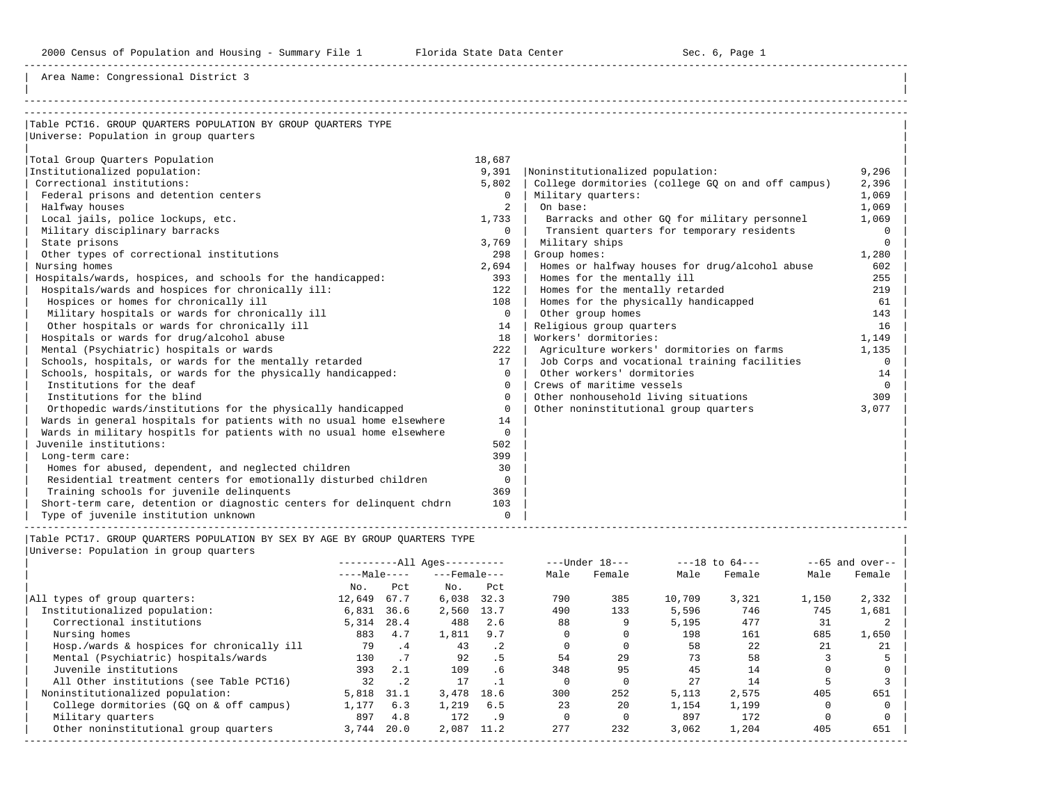Area Name: Congressional District 3

## Table PCT16. GROUP QUARTERS POPULATION BY GROUP QUARTERS TYPE

Universe: Population in group quarters

| Category | Number |
|---|---|
| Total Group Quarters Population | 18,687 |
| Institutionalized population: | 9,391 |
| Correctional institutions: | 5,802 |
| Federal prisons and detention centers | 0 |
| Halfway houses | 2 |
| Local jails, police lockups, etc. | 1,733 |
| Military disciplinary barracks | 0 |
| State prisons | 3,769 |
| Other types of correctional institutions | 298 |
| Nursing homes | 2,694 |
| Hospitals/wards, hospices, and schools for the handicapped: | 393 |
| Hospitals/wards and hospices for chronically ill: | 122 |
| Hospices or homes for chronically ill | 108 |
| Military hospitals or wards for chronically ill | 0 |
| Other hospitals or wards for chronically ill | 14 |
| Hospitals or wards for drug/alcohol abuse | 18 |
| Mental (Psychiatric) hospitals or wards | 222 |
| Schools, hospitals, or wards for the mentally retarded | 17 |
| Schools, hospitals, or wards for the physically handicapped: | 0 |
| Institutions for the deaf | 0 |
| Institutions for the blind | 0 |
| Orthopedic wards/institutions for the physically handicapped | 0 |
| Wards in general hospitals for patients with no usual home elsewhere | 14 |
| Wards in military hospitls for patients with no usual home elsewhere | 0 |
| Juvenile institutions: | 502 |
| Long-term care: | 399 |
| Homes for abused, dependent, and neglected children | 30 |
| Residential treatment centers for emotionally disturbed children | 0 |
| Training schools for juvenile delinquents | 369 |
| Short-term care, detention or diagnostic centers for delinquent chdrn | 103 |
| Type of juvenile institution unknown | 0 |
| Noninstitutionalized population: | 9,296 |
| College dormitories (college GQ on and off campus) | 2,396 |
| Military quarters: | 1,069 |
| On base: | 1,069 |
| Barracks and other GQ for military personnel | 1,069 |
| Transient quarters for temporary residents | 0 |
| Military ships | 0 |
| Group homes: | 1,280 |
| Homes or halfway houses for drug/alcohol abuse | 602 |
| Homes for the mentally ill | 255 |
| Homes for the mentally retarded | 219 |
| Homes for the physically handicapped | 61 |
| Other group homes | 143 |
| Religious group quarters | 16 |
| Workers' dormitories: | 1,149 |
| Agriculture workers' dormitories on farms | 1,135 |
| Job Corps and vocational training facilities | 0 |
| Other workers' dormitories | 14 |
| Crews of maritime vessels | 0 |
| Other nonhousehold living situations | 309 |
| Other noninstitutional group quarters | 3,077 |

## Table PCT17. GROUP QUARTERS POPULATION BY SEX BY AGE BY GROUP QUARTERS TYPE

Universe: Population in group quarters

| | All Ages | | | | Under 18 | | 18 to 64 | | 65 and over | |
|---|---|---|---|---|---|---|---|---|---|---|
| | Male | | Female | | | | | | | |
| | No. | Pct | No. | Pct | Male | Female | Male | Female | Male | Female |
| All types of group quarters: | 12,649 | 67.7 | 6,038 | 32.3 | 790 | 385 | 10,709 | 3,321 | 1,150 | 2,332 |
| Institutionalized population: | 6,831 | 36.6 | 2,560 | 13.7 | 490 | 133 | 5,596 | 746 | 745 | 1,681 |
| Correctional institutions | 5,314 | 28.4 | 488 | 2.6 | 88 | 9 | 5,195 | 477 | 31 | 2 |
| Nursing homes | 883 | 4.7 | 1,811 | 9.7 | 0 | 0 | 198 | 161 | 685 | 1,650 |
| Hosp./wards & hospices for chronically ill | 79 | .4 | 43 | .2 | 0 | 0 | 58 | 22 | 21 | 21 |
| Mental (Psychiatric) hospitals/wards | 130 | .7 | 92 | .5 | 54 | 29 | 73 | 58 | 3 | 5 |
| Juvenile institutions | 393 | 2.1 | 109 | .6 | 348 | 95 | 45 | 14 | 0 | 0 |
| All Other institutions (see Table PCT16) | 32 | .2 | 17 | .1 | 0 | 0 | 27 | 14 | 5 | 3 |
| Noninstitutionalized population: | 5,818 | 31.1 | 3,478 | 18.6 | 300 | 252 | 5,113 | 2,575 | 405 | 651 |
| College dormitories (GQ on & off campus) | 1,177 | 6.3 | 1,219 | 6.5 | 23 | 20 | 1,154 | 1,199 | 0 | 0 |
| Military quarters | 897 | 4.8 | 172 | .9 | 0 | 0 | 897 | 172 | 0 | 0 |
| Other noninstitutional group quarters | 3,744 | 20.0 | 2,087 | 11.2 | 277 | 232 | 3,062 | 1,204 | 405 | 651 |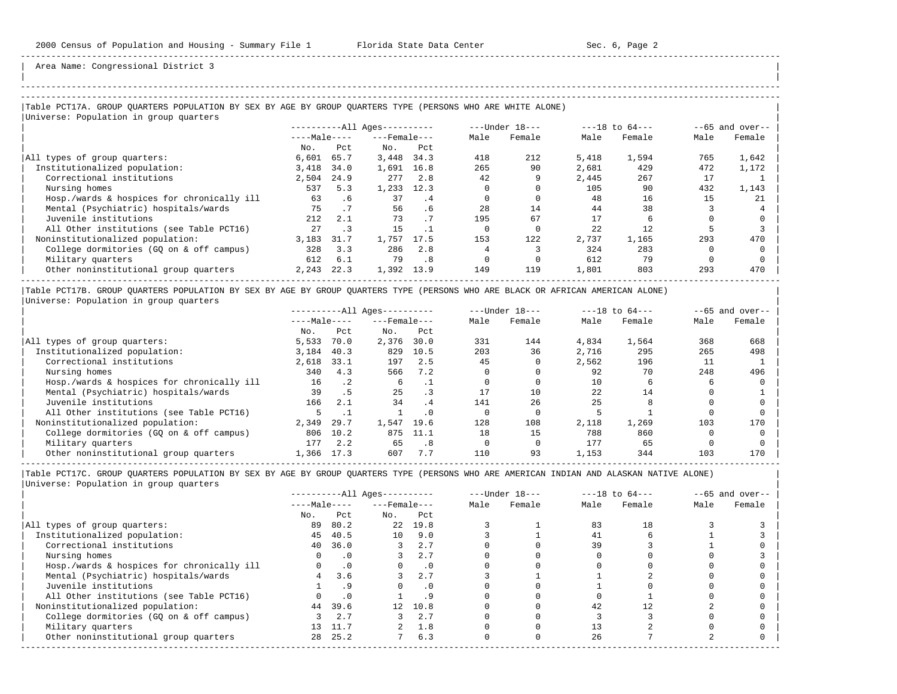Area Name: Congressional District 3

## Table PCT17A. GROUP QUARTERS POPULATION BY SEX BY AGE BY GROUP QUARTERS TYPE (PERSONS WHO ARE WHITE ALONE)

Universe: Population in group quarters

| | All Ages Male No. | All Ages Male Pct | All Ages Female No. | All Ages Female Pct | Under 18 Male | Under 18 Female | 18 to 64 Male | 18 to 64 Female | 65 and over Male | 65 and over Female |
|---|---|---|---|---|---|---|---|---|---|---|
| All types of group quarters: | 6,601 | 65.7 | 3,448 | 34.3 | 418 | 212 | 5,418 | 1,594 | 765 | 1,642 |
| Institutionalized population: | 3,418 | 34.0 | 1,691 | 16.8 | 265 | 90 | 2,681 | 429 | 472 | 1,172 |
| Correctional institutions | 2,504 | 24.9 | 277 | 2.8 | 42 | 9 | 2,445 | 267 | 17 | 1 |
| Nursing homes | 537 | 5.3 | 1,233 | 12.3 | 0 | 0 | 105 | 90 | 432 | 1,143 |
| Hosp./wards & hospices for chronically ill | 63 | .6 | 37 | .4 | 0 | 0 | 48 | 16 | 15 | 21 |
| Mental (Psychiatric) hospitals/wards | 75 | .7 | 56 | .6 | 28 | 14 | 44 | 38 | 3 | 4 |
| Juvenile institutions | 212 | 2.1 | 73 | .7 | 195 | 67 | 17 | 6 | 0 | 0 |
| All Other institutions (see Table PCT16) | 27 | .3 | 15 | .1 | 0 | 0 | 22 | 12 | 5 | 3 |
| Noninstitutionalized population: | 3,183 | 31.7 | 1,757 | 17.5 | 153 | 122 | 2,737 | 1,165 | 293 | 470 |
| College dormitories (GQ on & off campus) | 328 | 3.3 | 286 | 2.8 | 4 | 3 | 324 | 283 | 0 | 0 |
| Military quarters | 612 | 6.1 | 79 | .8 | 0 | 0 | 612 | 79 | 0 | 0 |
| Other noninstitutional group quarters | 2,243 | 22.3 | 1,392 | 13.9 | 149 | 119 | 1,801 | 803 | 293 | 470 |

## Table PCT17B. GROUP QUARTERS POPULATION BY SEX BY AGE BY GROUP QUARTERS TYPE (PERSONS WHO ARE BLACK OR AFRICAN AMERICAN ALONE)

Universe: Population in group quarters

| | All Ages Male No. | All Ages Male Pct | All Ages Female No. | All Ages Female Pct | Under 18 Male | Under 18 Female | 18 to 64 Male | 18 to 64 Female | 65 and over Male | 65 and over Female |
|---|---|---|---|---|---|---|---|---|---|---|
| All types of group quarters: | 5,533 | 70.0 | 2,376 | 30.0 | 331 | 144 | 4,834 | 1,564 | 368 | 668 |
| Institutionalized population: | 3,184 | 40.3 | 829 | 10.5 | 203 | 36 | 2,716 | 295 | 265 | 498 |
| Correctional institutions | 2,618 | 33.1 | 197 | 2.5 | 45 | 0 | 2,562 | 196 | 11 | 1 |
| Nursing homes | 340 | 4.3 | 566 | 7.2 | 0 | 0 | 92 | 70 | 248 | 496 |
| Hosp./wards & hospices for chronically ill | 16 | .2 | 6 | .1 | 0 | 0 | 10 | 6 | 6 | 0 |
| Mental (Psychiatric) hospitals/wards | 39 | .5 | 25 | .3 | 17 | 10 | 22 | 14 | 0 | 1 |
| Juvenile institutions | 166 | 2.1 | 34 | .4 | 141 | 26 | 25 | 8 | 0 | 0 |
| All Other institutions (see Table PCT16) | 5 | .1 | 1 | .0 | 0 | 0 | 5 | 1 | 0 | 0 |
| Noninstitutionalized population: | 2,349 | 29.7 | 1,547 | 19.6 | 128 | 108 | 2,118 | 1,269 | 103 | 170 |
| College dormitories (GQ on & off campus) | 806 | 10.2 | 875 | 11.1 | 18 | 15 | 788 | 860 | 0 | 0 |
| Military quarters | 177 | 2.2 | 65 | .8 | 0 | 0 | 177 | 65 | 0 | 0 |
| Other noninstitutional group quarters | 1,366 | 17.3 | 607 | 7.7 | 110 | 93 | 1,153 | 344 | 103 | 170 |

## Table PCT17C. GROUP QUARTERS POPULATION BY SEX BY AGE BY GROUP QUARTERS TYPE (PERSONS WHO ARE AMERICAN INDIAN AND ALASKAN NATIVE ALONE)

Universe: Population in group quarters

| | All Ages Male No. | All Ages Male Pct | All Ages Female No. | All Ages Female Pct | Under 18 Male | Under 18 Female | 18 to 64 Male | 18 to 64 Female | 65 and over Male | 65 and over Female |
|---|---|---|---|---|---|---|---|---|---|---|
| All types of group quarters: | 89 | 80.2 | 22 | 19.8 | 3 | 1 | 83 | 18 | 3 | 3 |
| Institutionalized population: | 45 | 40.5 | 10 | 9.0 | 3 | 1 | 41 | 6 | 1 | 3 |
| Correctional institutions | 40 | 36.0 | 3 | 2.7 | 0 | 0 | 39 | 3 | 1 | 0 |
| Nursing homes | 0 | .0 | 3 | 2.7 | 0 | 0 | 0 | 0 | 0 | 3 |
| Hosp./wards & hospices for chronically ill | 0 | .0 | 0 | .0 | 0 | 0 | 0 | 0 | 0 | 0 |
| Mental (Psychiatric) hospitals/wards | 4 | 3.6 | 3 | 2.7 | 3 | 1 | 1 | 2 | 0 | 0 |
| Juvenile institutions | 1 | .9 | 0 | .0 | 0 | 0 | 1 | 0 | 0 | 0 |
| All Other institutions (see Table PCT16) | 0 | .0 | 1 | .9 | 0 | 0 | 0 | 1 | 0 | 0 |
| Noninstitutionalized population: | 44 | 39.6 | 12 | 10.8 | 0 | 0 | 42 | 12 | 2 | 0 |
| College dormitories (GQ on & off campus) | 3 | 2.7 | 3 | 2.7 | 0 | 0 | 3 | 3 | 0 | 0 |
| Military quarters | 13 | 11.7 | 2 | 1.8 | 0 | 0 | 13 | 2 | 0 | 0 |
| Other noninstitutional group quarters | 28 | 25.2 | 7 | 6.3 | 0 | 0 | 26 | 7 | 2 | 0 |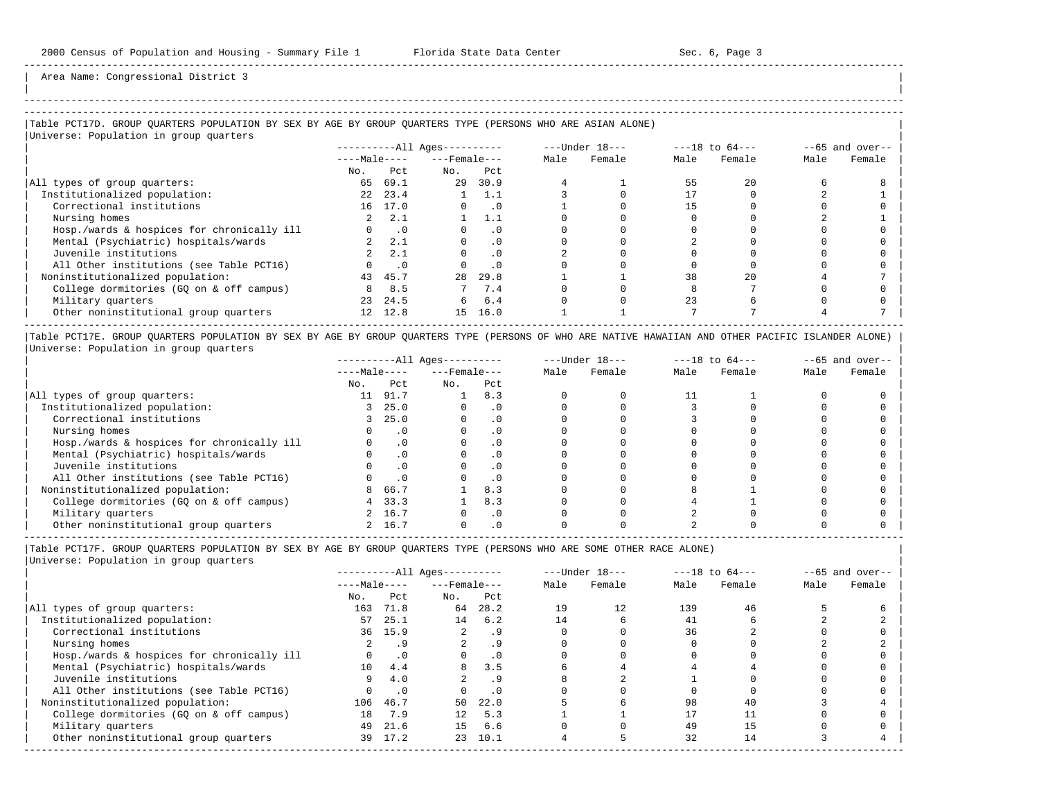Area Name: Congressional District 3

Table PCT17D. GROUP QUARTERS POPULATION BY SEX BY AGE BY GROUP QUARTERS TYPE (PERSONS WHO ARE ASIAN ALONE)
Universe: Population in group quarters

| | All Ages | | | | Under 18 | | 18 to 64 | | 65 and over | |
|---|---|---|---|---|---|---|---|---|---|---|
| | Male | | Female | | | | | | | |
| | No. | Pct | No. | Pct | Male | Female | Male | Female | Male | Female |
| All types of group quarters: | 65 | 69.1 | 29 | 30.9 | 4 | 1 | 55 | 20 | 6 | 8 |
| Institutionalized population: | 22 | 23.4 | 1 | 1.1 | 3 | 0 | 17 | 0 | 2 | 1 |
| Correctional institutions | 16 | 17.0 | 0 | .0 | 1 | 0 | 15 | 0 | 0 | 0 |
| Nursing homes | 2 | 2.1 | 1 | 1.1 | 0 | 0 | 0 | 0 | 2 | 1 |
| Hosp./wards & hospices for chronically ill | 0 | .0 | 0 | .0 | 0 | 0 | 0 | 0 | 0 | 0 |
| Mental (Psychiatric) hospitals/wards | 2 | 2.1 | 0 | .0 | 0 | 0 | 2 | 0 | 0 | 0 |
| Juvenile institutions | 2 | 2.1 | 0 | .0 | 2 | 0 | 0 | 0 | 0 | 0 |
| All Other institutions (see Table PCT16) | 0 | .0 | 0 | .0 | 0 | 0 | 0 | 0 | 0 | 0 |
| Noninstitutionalized population: | 43 | 45.7 | 28 | 29.8 | 1 | 1 | 38 | 20 | 4 | 7 |
| College dormitories (GQ on & off campus) | 8 | 8.5 | 7 | 7.4 | 0 | 0 | 8 | 7 | 0 | 0 |
| Military quarters | 23 | 24.5 | 6 | 6.4 | 0 | 0 | 23 | 6 | 0 | 0 |
| Other noninstitutional group quarters | 12 | 12.8 | 15 | 16.0 | 1 | 1 | 7 | 7 | 4 | 7 |

Table PCT17E. GROUP QUARTERS POPULATION BY SEX BY AGE BY GROUP QUARTERS TYPE (PERSONS OF WHO ARE NATIVE HAWAIIAN AND OTHER PACIFIC ISLANDER ALONE)
Universe: Population in group quarters

| | All Ages | | | | Under 18 | | 18 to 64 | | 65 and over | |
|---|---|---|---|---|---|---|---|---|---|---|
| | Male | | Female | | | | | | | |
| | No. | Pct | No. | Pct | Male | Female | Male | Female | Male | Female |
| All types of group quarters: | 11 | 91.7 | 1 | 8.3 | 0 | 0 | 11 | 1 | 0 | 0 |
| Institutionalized population: | 3 | 25.0 | 0 | .0 | 0 | 0 | 3 | 0 | 0 | 0 |
| Correctional institutions | 3 | 25.0 | 0 | .0 | 0 | 0 | 3 | 0 | 0 | 0 |
| Nursing homes | 0 | .0 | 0 | .0 | 0 | 0 | 0 | 0 | 0 | 0 |
| Hosp./wards & hospices for chronically ill | 0 | .0 | 0 | .0 | 0 | 0 | 0 | 0 | 0 | 0 |
| Mental (Psychiatric) hospitals/wards | 0 | .0 | 0 | .0 | 0 | 0 | 0 | 0 | 0 | 0 |
| Juvenile institutions | 0 | .0 | 0 | .0 | 0 | 0 | 0 | 0 | 0 | 0 |
| All Other institutions (see Table PCT16) | 0 | .0 | 0 | .0 | 0 | 0 | 0 | 0 | 0 | 0 |
| Noninstitutionalized population: | 8 | 66.7 | 1 | 8.3 | 0 | 0 | 8 | 1 | 0 | 0 |
| College dormitories (GQ on & off campus) | 4 | 33.3 | 1 | 8.3 | 0 | 0 | 4 | 1 | 0 | 0 |
| Military quarters | 2 | 16.7 | 0 | .0 | 0 | 0 | 2 | 0 | 0 | 0 |
| Other noninstitutional group quarters | 2 | 16.7 | 0 | .0 | 0 | 0 | 2 | 0 | 0 | 0 |

Table PCT17F. GROUP QUARTERS POPULATION BY SEX BY AGE BY GROUP QUARTERS TYPE (PERSONS WHO ARE SOME OTHER RACE ALONE)
Universe: Population in group quarters

| | All Ages | | | | Under 18 | | 18 to 64 | | 65 and over | |
|---|---|---|---|---|---|---|---|---|---|---|
| | Male | | Female | | | | | | | |
| | No. | Pct | No. | Pct | Male | Female | Male | Female | Male | Female |
| All types of group quarters: | 163 | 71.8 | 64 | 28.2 | 19 | 12 | 139 | 46 | 5 | 6 |
| Institutionalized population: | 57 | 25.1 | 14 | 6.2 | 14 | 6 | 41 | 6 | 2 | 2 |
| Correctional institutions | 36 | 15.9 | 2 | .9 | 0 | 0 | 36 | 2 | 0 | 0 |
| Nursing homes | 2 | .9 | 2 | .9 | 0 | 0 | 0 | 0 | 2 | 2 |
| Hosp./wards & hospices for chronically ill | 0 | .0 | 0 | .0 | 0 | 0 | 0 | 0 | 0 | 0 |
| Mental (Psychiatric) hospitals/wards | 10 | 4.4 | 8 | 3.5 | 6 | 4 | 4 | 4 | 0 | 0 |
| Juvenile institutions | 9 | 4.0 | 2 | .9 | 8 | 2 | 1 | 0 | 0 | 0 |
| All Other institutions (see Table PCT16) | 0 | .0 | 0 | .0 | 0 | 0 | 0 | 0 | 0 | 0 |
| Noninstitutionalized population: | 106 | 46.7 | 50 | 22.0 | 5 | 6 | 98 | 40 | 3 | 4 |
| College dormitories (GQ on & off campus) | 18 | 7.9 | 12 | 5.3 | 1 | 1 | 17 | 11 | 0 | 0 |
| Military quarters | 49 | 21.6 | 15 | 6.6 | 0 | 0 | 49 | 15 | 0 | 0 |
| Other noninstitutional group quarters | 39 | 17.2 | 23 | 10.1 | 4 | 5 | 32 | 14 | 3 | 4 |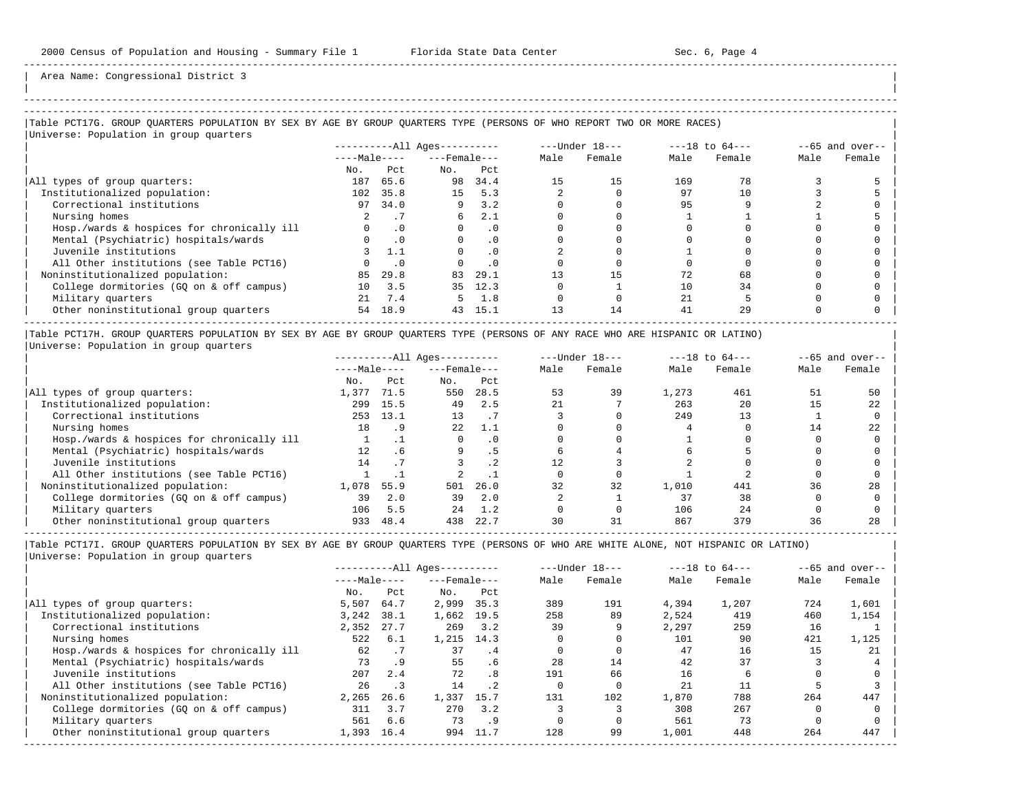Area Name: Congressional District 3

### Table PCT17G. GROUP QUARTERS POPULATION BY SEX BY AGE BY GROUP QUARTERS TYPE (PERSONS OF WHO REPORT TWO OR MORE RACES)

Universe: Population in group quarters

| | All Ages | | | | Under 18 | | 18 to 64 | | 65 and over | |
|---|---|---|---|---|---|---|---|---|---|---|
| | Male | | Female | | | | | | | |
| | No. | Pct | No. | Pct | Male | Female | Male | Female | Male | Female |
| All types of group quarters: | 187 | 65.6 | 98 | 34.4 | 15 | 15 | 169 | 78 | 3 | 5 |
| Institutionalized population: | 102 | 35.8 | 15 | 5.3 | 2 | 0 | 97 | 10 | 3 | 5 |
| Correctional institutions | 97 | 34.0 | 9 | 3.2 | 0 | 0 | 95 | 9 | 2 | 0 |
| Nursing homes | 2 | .7 | 6 | 2.1 | 0 | 0 | 1 | 1 | 1 | 5 |
| Hosp./wards & hospices for chronically ill | 0 | .0 | 0 | .0 | 0 | 0 | 0 | 0 | 0 | 0 |
| Mental (Psychiatric) hospitals/wards | 0 | .0 | 0 | .0 | 0 | 0 | 0 | 0 | 0 | 0 |
| Juvenile institutions | 3 | 1.1 | 0 | .0 | 2 | 0 | 1 | 0 | 0 | 0 |
| All Other institutions (see Table PCT16) | 0 | .0 | 0 | .0 | 0 | 0 | 0 | 0 | 0 | 0 |
| Noninstitutionalized population: | 85 | 29.8 | 83 | 29.1 | 13 | 15 | 72 | 68 | 0 | 0 |
| College dormitories (GQ on & off campus) | 10 | 3.5 | 35 | 12.3 | 0 | 1 | 10 | 34 | 0 | 0 |
| Military quarters | 21 | 7.4 | 5 | 1.8 | 0 | 0 | 21 | 5 | 0 | 0 |
| Other noninstitutional group quarters | 54 | 18.9 | 43 | 15.1 | 13 | 14 | 41 | 29 | 0 | 0 |

### Table PCT17H. GROUP QUARTERS POPULATION BY SEX BY AGE BY GROUP QUARTERS TYPE (PERSONS OF ANY RACE WHO ARE HISPANIC OR LATINO)

Universe: Population in group quarters

| | All Ages | | | | Under 18 | | 18 to 64 | | 65 and over | |
|---|---|---|---|---|---|---|---|---|---|---|
| | Male | | Female | | | | | | | |
| | No. | Pct | No. | Pct | Male | Female | Male | Female | Male | Female |
| All types of group quarters: | 1,377 | 71.5 | 550 | 28.5 | 53 | 39 | 1,273 | 461 | 51 | 50 |
| Institutionalized population: | 299 | 15.5 | 49 | 2.5 | 21 | 7 | 263 | 20 | 15 | 22 |
| Correctional institutions | 253 | 13.1 | 13 | .7 | 3 | 0 | 249 | 13 | 1 | 0 |
| Nursing homes | 18 | .9 | 22 | 1.1 | 0 | 0 | 4 | 0 | 14 | 22 |
| Hosp./wards & hospices for chronically ill | 1 | .1 | 0 | .0 | 0 | 0 | 1 | 0 | 0 | 0 |
| Mental (Psychiatric) hospitals/wards | 12 | .6 | 9 | .5 | 6 | 4 | 6 | 5 | 0 | 0 |
| Juvenile institutions | 14 | .7 | 3 | .2 | 12 | 3 | 2 | 0 | 0 | 0 |
| All Other institutions (see Table PCT16) | 1 | .1 | 2 | .1 | 0 | 0 | 1 | 2 | 0 | 0 |
| Noninstitutionalized population: | 1,078 | 55.9 | 501 | 26.0 | 32 | 32 | 1,010 | 441 | 36 | 28 |
| College dormitories (GQ on & off campus) | 39 | 2.0 | 39 | 2.0 | 2 | 1 | 37 | 38 | 0 | 0 |
| Military quarters | 106 | 5.5 | 24 | 1.2 | 0 | 0 | 106 | 24 | 0 | 0 |
| Other noninstitutional group quarters | 933 | 48.4 | 438 | 22.7 | 30 | 31 | 867 | 379 | 36 | 28 |

### Table PCT17I. GROUP QUARTERS POPULATION BY SEX BY AGE BY GROUP QUARTERS TYPE (PERSONS OF WHO ARE WHITE ALONE, NOT HISPANIC OR LATINO)

Universe: Population in group quarters

| | All Ages | | | | Under 18 | | 18 to 64 | | 65 and over | |
|---|---|---|---|---|---|---|---|---|---|---|
| | Male | | Female | | | | | | | |
| | No. | Pct | No. | Pct | Male | Female | Male | Female | Male | Female |
| All types of group quarters: | 5,507 | 64.7 | 2,999 | 35.3 | 389 | 191 | 4,394 | 1,207 | 724 | 1,601 |
| Institutionalized population: | 3,242 | 38.1 | 1,662 | 19.5 | 258 | 89 | 2,524 | 419 | 460 | 1,154 |
| Correctional institutions | 2,352 | 27.7 | 269 | 3.2 | 39 | 9 | 2,297 | 259 | 16 | 1 |
| Nursing homes | 522 | 6.1 | 1,215 | 14.3 | 0 | 0 | 101 | 90 | 421 | 1,125 |
| Hosp./wards & hospices for chronically ill | 62 | .7 | 37 | .4 | 0 | 0 | 47 | 16 | 15 | 21 |
| Mental (Psychiatric) hospitals/wards | 73 | .9 | 55 | .6 | 28 | 14 | 42 | 37 | 3 | 4 |
| Juvenile institutions | 207 | 2.4 | 72 | .8 | 191 | 66 | 16 | 6 | 0 | 0 |
| All Other institutions (see Table PCT16) | 26 | .3 | 14 | .2 | 0 | 0 | 21 | 11 | 5 | 3 |
| Noninstitutionalized population: | 2,265 | 26.6 | 1,337 | 15.7 | 131 | 102 | 1,870 | 788 | 264 | 447 |
| College dormitories (GQ on & off campus) | 311 | 3.7 | 270 | 3.2 | 3 | 3 | 308 | 267 | 0 | 0 |
| Military quarters | 561 | 6.6 | 73 | .9 | 0 | 0 | 561 | 73 | 0 | 0 |
| Other noninstitutional group quarters | 1,393 | 16.4 | 994 | 11.7 | 128 | 99 | 1,001 | 448 | 264 | 447 |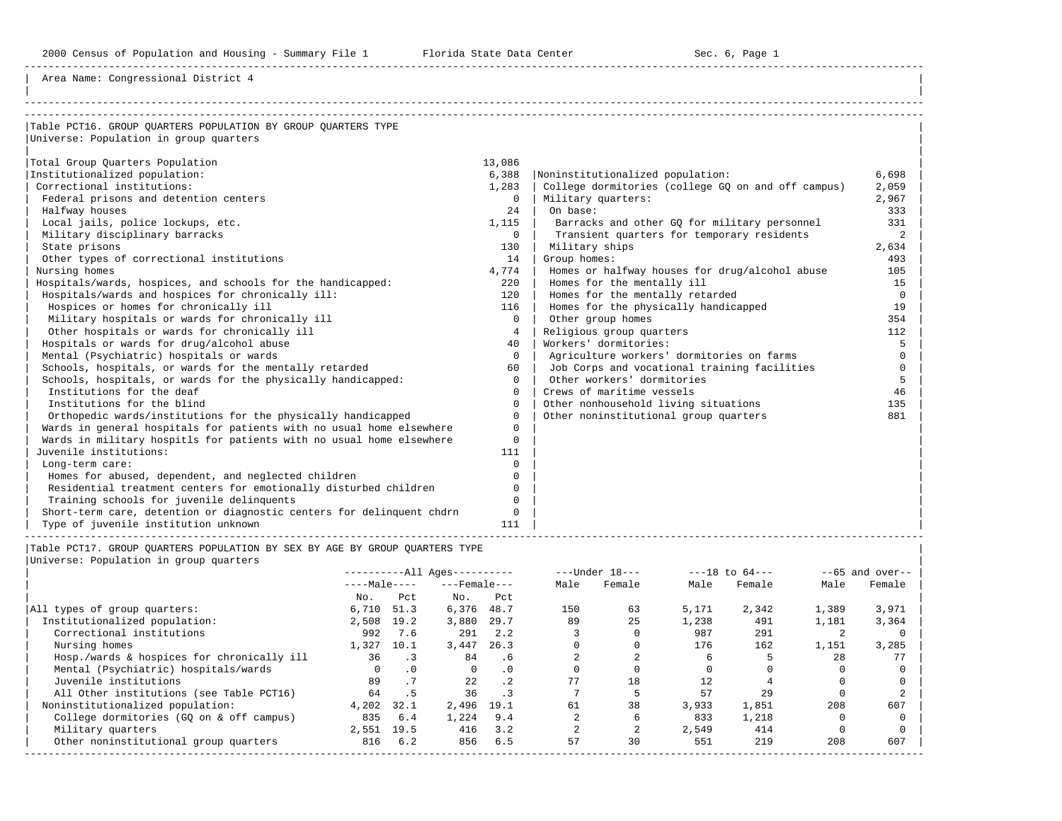Area Name: Congressional District 4

## Table PCT16. GROUP QUARTERS POPULATION BY GROUP QUARTERS TYPE

Universe: Population in group quarters

| Category | Number |
|---|---|
| Total Group Quarters Population | 13,086 |
| Institutionalized population: | 6,388 |
| Correctional institutions: | 1,283 |
| Federal prisons and detention centers | 0 |
| Halfway houses | 24 |
| Local jails, police lockups, etc. | 1,115 |
| Military disciplinary barracks | 0 |
| State prisons | 130 |
| Other types of correctional institutions | 14 |
| Nursing homes | 4,774 |
| Hospitals/wards, hospices, and schools for the handicapped: | 220 |
| Hospitals/wards and hospices for chronically ill: | 120 |
| Hospices or homes for chronically ill | 116 |
| Military hospitals or wards for chronically ill | 0 |
| Other hospitals or wards for chronically ill | 4 |
| Hospitals or wards for drug/alcohol abuse | 40 |
| Mental (Psychiatric) hospitals or wards | 0 |
| Schools, hospitals, or wards for the mentally retarded | 60 |
| Schools, hospitals, or wards for the physically handicapped: | 0 |
| Institutions for the deaf | 0 |
| Institutions for the blind | 0 |
| Orthopedic wards/institutions for the physically handicapped | 0 |
| Wards in general hospitals for patients with no usual home elsewhere | 0 |
| Wards in military hospitls for patients with no usual home elsewhere | 0 |
| Juvenile institutions: | 111 |
| Long-term care: | 0 |
| Homes for abused, dependent, and neglected children | 0 |
| Residential treatment centers for emotionally disturbed children | 0 |
| Training schools for juvenile delinquents | 0 |
| Short-term care, detention or diagnostic centers for delinquent chdrn | 0 |
| Type of juvenile institution unknown | 111 |
| Noninstitutionalized population: | 6,698 |
| College dormitories (college GQ on and off campus) | 2,059 |
| Military quarters: | 2,967 |
| On base: | 333 |
| Barracks and other GQ for military personnel | 331 |
| Transient quarters for temporary residents | 2 |
| Military ships | 2,634 |
| Group homes: | 493 |
| Homes or halfway houses for drug/alcohol abuse | 105 |
| Homes for the mentally ill | 15 |
| Homes for the mentally retarded | 0 |
| Homes for the physically handicapped | 19 |
| Other group homes | 354 |
| Religious group quarters | 112 |
| Workers' dormitories: | 5 |
| Agriculture workers' dormitories on farms | 0 |
| Job Corps and vocational training facilities | 0 |
| Other workers' dormitories | 5 |
| Crews of maritime vessels | 46 |
| Other nonhousehold living situations | 135 |
| Other noninstitutional group quarters | 881 |

## Table PCT17. GROUP QUARTERS POPULATION BY SEX BY AGE BY GROUP QUARTERS TYPE

Universe: Population in group quarters

| | All Ages | | | | Under 18 | | 18 to 64 | | 65 and over | |
|---|---|---|---|---|---|---|---|---|---|---|
| | Male | | Female | | | | | | | |
| | No. | Pct | No. | Pct | Male | Female | Male | Female | Male | Female |
| All types of group quarters: | 6,710 | 51.3 | 6,376 | 48.7 | 150 | 63 | 5,171 | 2,342 | 1,389 | 3,971 |
| Institutionalized population: | 2,508 | 19.2 | 3,880 | 29.7 | 89 | 25 | 1,238 | 491 | 1,181 | 3,364 |
| Correctional institutions | 992 | 7.6 | 291 | 2.2 | 3 | 0 | 987 | 291 | 2 | 0 |
| Nursing homes | 1,327 | 10.1 | 3,447 | 26.3 | 0 | 0 | 176 | 162 | 1,151 | 3,285 |
| Hosp./wards & hospices for chronically ill | 36 | .3 | 84 | .6 | 2 | 2 | 6 | 5 | 28 | 77 |
| Mental (Psychiatric) hospitals/wards | 0 | .0 | 0 | .0 | 0 | 0 | 0 | 0 | 0 | 0 |
| Juvenile institutions | 89 | .7 | 22 | .2 | 77 | 18 | 12 | 4 | 0 | 0 |
| All Other institutions (see Table PCT16) | 64 | .5 | 36 | .3 | 7 | 5 | 57 | 29 | 0 | 2 |
| Noninstitutionalized population: | 4,202 | 32.1 | 2,496 | 19.1 | 61 | 38 | 3,933 | 1,851 | 208 | 607 |
| College dormitories (GQ on & off campus) | 835 | 6.4 | 1,224 | 9.4 | 2 | 6 | 833 | 1,218 | 0 | 0 |
| Military quarters | 2,551 | 19.5 | 416 | 3.2 | 2 | 2 | 2,549 | 414 | 0 | 0 |
| Other noninstitutional group quarters | 816 | 6.2 | 856 | 6.5 | 57 | 30 | 551 | 219 | 208 | 607 |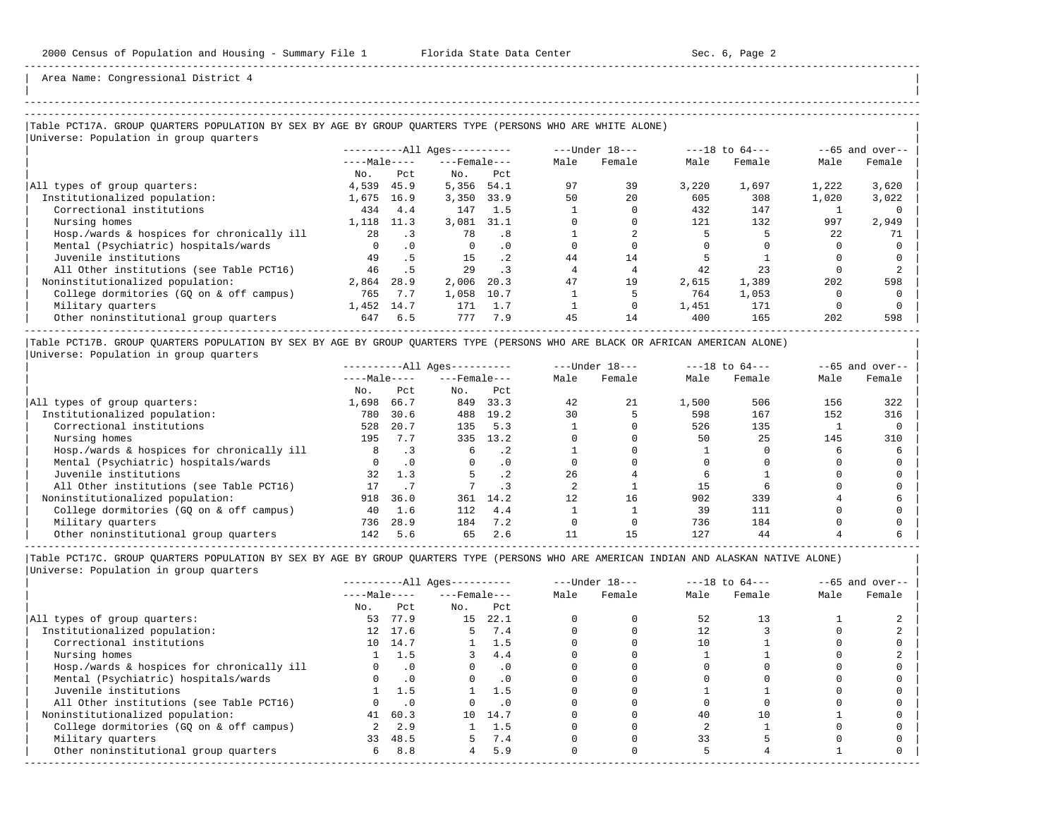Area Name: Congressional District 4

## Table PCT17A. GROUP QUARTERS POPULATION BY SEX BY AGE BY GROUP QUARTERS TYPE (PERSONS WHO ARE WHITE ALONE)

Universe: Population in group quarters

| | All Ages: Male No. | All Ages: Male Pct | All Ages: Female No. | All Ages: Female Pct | Under 18: Male | Under 18: Female | 18 to 64: Male | 18 to 64: Female | 65 and over: Male | 65 and over: Female |
|---|---|---|---|---|---|---|---|---|---|---|
| All types of group quarters: | 4,539 | 45.9 | 5,356 | 54.1 | 97 | 39 | 3,220 | 1,697 | 1,222 | 3,620 |
| Institutionalized population: | 1,675 | 16.9 | 3,350 | 33.9 | 50 | 20 | 605 | 308 | 1,020 | 3,022 |
| Correctional institutions | 434 | 4.4 | 147 | 1.5 | 1 | 0 | 432 | 147 | 1 | 0 |
| Nursing homes | 1,118 | 11.3 | 3,081 | 31.1 | 0 | 0 | 121 | 132 | 997 | 2,949 |
| Hosp./wards & hospices for chronically ill | 28 | .3 | 78 | .8 | 1 | 2 | 5 | 5 | 22 | 71 |
| Mental (Psychiatric) hospitals/wards | 0 | .0 | 0 | .0 | 0 | 0 | 0 | 0 | 0 | 0 |
| Juvenile institutions | 49 | .5 | 15 | .2 | 44 | 14 | 5 | 1 | 0 | 0 |
| All Other institutions (see Table PCT16) | 46 | .5 | 29 | .3 | 4 | 4 | 42 | 23 | 0 | 2 |
| Noninstitutionalized population: | 2,864 | 28.9 | 2,006 | 20.3 | 47 | 19 | 2,615 | 1,389 | 202 | 598 |
| College dormitories (GQ on & off campus) | 765 | 7.7 | 1,058 | 10.7 | 1 | 5 | 764 | 1,053 | 0 | 0 |
| Military quarters | 1,452 | 14.7 | 171 | 1.7 | 1 | 0 | 1,451 | 171 | 0 | 0 |
| Other noninstitutional group quarters | 647 | 6.5 | 777 | 7.9 | 45 | 14 | 400 | 165 | 202 | 598 |

## Table PCT17B. GROUP QUARTERS POPULATION BY SEX BY AGE BY GROUP QUARTERS TYPE (PERSONS WHO ARE BLACK OR AFRICAN AMERICAN ALONE)

Universe: Population in group quarters

| | All Ages: Male No. | All Ages: Male Pct | All Ages: Female No. | All Ages: Female Pct | Under 18: Male | Under 18: Female | 18 to 64: Male | 18 to 64: Female | 65 and over: Male | 65 and over: Female |
|---|---|---|---|---|---|---|---|---|---|---|
| All types of group quarters: | 1,698 | 66.7 | 849 | 33.3 | 42 | 21 | 1,500 | 506 | 156 | 322 |
| Institutionalized population: | 780 | 30.6 | 488 | 19.2 | 30 | 5 | 598 | 167 | 152 | 316 |
| Correctional institutions | 528 | 20.7 | 135 | 5.3 | 1 | 0 | 526 | 135 | 1 | 0 |
| Nursing homes | 195 | 7.7 | 335 | 13.2 | 0 | 0 | 50 | 25 | 145 | 310 |
| Hosp./wards & hospices for chronically ill | 8 | .3 | 6 | .2 | 1 | 0 | 1 | 0 | 6 | 6 |
| Mental (Psychiatric) hospitals/wards | 0 | .0 | 0 | .0 | 0 | 0 | 0 | 0 | 0 | 0 |
| Juvenile institutions | 32 | 1.3 | 5 | .2 | 26 | 4 | 6 | 1 | 0 | 0 |
| All Other institutions (see Table PCT16) | 17 | .7 | 7 | .3 | 2 | 1 | 15 | 6 | 0 | 0 |
| Noninstitutionalized population: | 918 | 36.0 | 361 | 14.2 | 12 | 16 | 902 | 339 | 4 | 6 |
| College dormitories (GQ on & off campus) | 40 | 1.6 | 112 | 4.4 | 1 | 1 | 39 | 111 | 0 | 0 |
| Military quarters | 736 | 28.9 | 184 | 7.2 | 0 | 0 | 736 | 184 | 0 | 0 |
| Other noninstitutional group quarters | 142 | 5.6 | 65 | 2.6 | 11 | 15 | 127 | 44 | 4 | 6 |

## Table PCT17C. GROUP QUARTERS POPULATION BY SEX BY AGE BY GROUP QUARTERS TYPE (PERSONS WHO ARE AMERICAN INDIAN AND ALASKAN NATIVE ALONE)

Universe: Population in group quarters

| | All Ages: Male No. | All Ages: Male Pct | All Ages: Female No. | All Ages: Female Pct | Under 18: Male | Under 18: Female | 18 to 64: Male | 18 to 64: Female | 65 and over: Male | 65 and over: Female |
|---|---|---|---|---|---|---|---|---|---|---|
| All types of group quarters: | 53 | 77.9 | 15 | 22.1 | 0 | 0 | 52 | 13 | 1 | 2 |
| Institutionalized population: | 12 | 17.6 | 5 | 7.4 | 0 | 0 | 12 | 3 | 0 | 2 |
| Correctional institutions | 10 | 14.7 | 1 | 1.5 | 0 | 0 | 10 | 1 | 0 | 0 |
| Nursing homes | 1 | 1.5 | 3 | 4.4 | 0 | 0 | 1 | 1 | 0 | 2 |
| Hosp./wards & hospices for chronically ill | 0 | .0 | 0 | .0 | 0 | 0 | 0 | 0 | 0 | 0 |
| Mental (Psychiatric) hospitals/wards | 0 | .0 | 0 | .0 | 0 | 0 | 0 | 0 | 0 | 0 |
| Juvenile institutions | 1 | 1.5 | 1 | 1.5 | 0 | 0 | 1 | 1 | 0 | 0 |
| All Other institutions (see Table PCT16) | 0 | .0 | 0 | .0 | 0 | 0 | 0 | 0 | 0 | 0 |
| Noninstitutionalized population: | 41 | 60.3 | 10 | 14.7 | 0 | 0 | 40 | 10 | 1 | 0 |
| College dormitories (GQ on & off campus) | 2 | 2.9 | 1 | 1.5 | 0 | 0 | 2 | 1 | 0 | 0 |
| Military quarters | 33 | 48.5 | 5 | 7.4 | 0 | 0 | 33 | 5 | 0 | 0 |
| Other noninstitutional group quarters | 6 | 8.8 | 4 | 5.9 | 0 | 0 | 5 | 4 | 1 | 0 |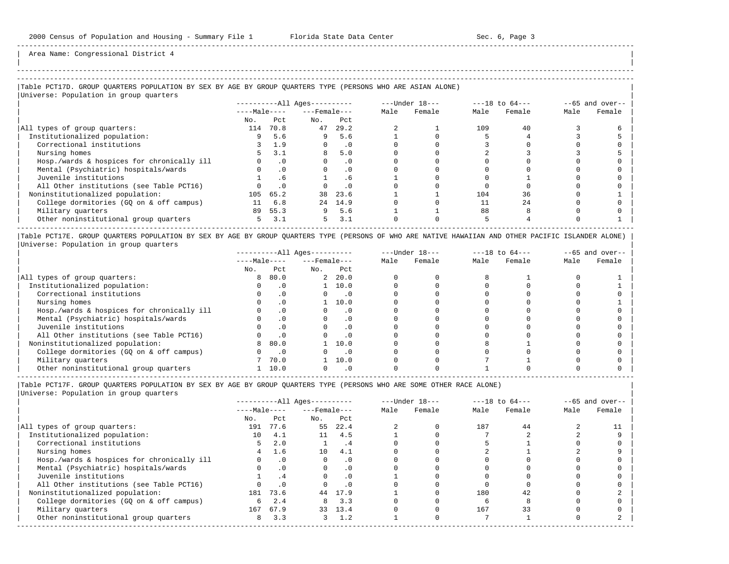Area Name: Congressional District 4

### Table PCT17D. GROUP QUARTERS POPULATION BY SEX BY AGE BY GROUP QUARTERS TYPE (PERSONS WHO ARE ASIAN ALONE)

Universe: Population in group quarters

| | All Ages | | | | Under 18 | | 18 to 64 | | 65 and over | |
|---|---|---|---|---|---|---|---|---|---|---|
| | Male | | Female | | | | | | | |
| | No. | Pct | No. | Pct | Male | Female | Male | Female | Male | Female |
| All types of group quarters: | 114 | 70.8 | 47 | 29.2 | 2 | 1 | 109 | 40 | 3 | 6 |
| Institutionalized population: | 9 | 5.6 | 9 | 5.6 | 1 | 0 | 5 | 4 | 3 | 5 |
| Correctional institutions | 3 | 1.9 | 0 | .0 | 0 | 0 | 3 | 0 | 0 | 0 |
| Nursing homes | 5 | 3.1 | 8 | 5.0 | 0 | 0 | 2 | 3 | 3 | 5 |
| Hosp./wards & hospices for chronically ill | 0 | .0 | 0 | .0 | 0 | 0 | 0 | 0 | 0 | 0 |
| Mental (Psychiatric) hospitals/wards | 0 | .0 | 0 | .0 | 0 | 0 | 0 | 0 | 0 | 0 |
| Juvenile institutions | 1 | .6 | 1 | .6 | 1 | 0 | 0 | 1 | 0 | 0 |
| All Other institutions (see Table PCT16) | 0 | .0 | 0 | .0 | 0 | 0 | 0 | 0 | 0 | 0 |
| Noninstitutionalized population: | 105 | 65.2 | 38 | 23.6 | 1 | 1 | 104 | 36 | 0 | 1 |
| College dormitories (GQ on & off campus) | 11 | 6.8 | 24 | 14.9 | 0 | 0 | 11 | 24 | 0 | 0 |
| Military quarters | 89 | 55.3 | 9 | 5.6 | 1 | 1 | 88 | 8 | 0 | 0 |
| Other noninstitutional group quarters | 5 | 3.1 | 5 | 3.1 | 0 | 0 | 5 | 4 | 0 | 1 |

### Table PCT17E. GROUP QUARTERS POPULATION BY SEX BY AGE BY GROUP QUARTERS TYPE (PERSONS OF WHO ARE NATIVE HAWAIIAN AND OTHER PACIFIC ISLANDER ALONE)

Universe: Population in group quarters

| | All Ages | | | | Under 18 | | 18 to 64 | | 65 and over | |
|---|---|---|---|---|---|---|---|---|---|---|
| | Male | | Female | | | | | | | |
| | No. | Pct | No. | Pct | Male | Female | Male | Female | Male | Female |
| All types of group quarters: | 8 | 80.0 | 2 | 20.0 | 0 | 0 | 8 | 1 | 0 | 1 |
| Institutionalized population: | 0 | .0 | 1 | 10.0 | 0 | 0 | 0 | 0 | 0 | 1 |
| Correctional institutions | 0 | .0 | 0 | .0 | 0 | 0 | 0 | 0 | 0 | 0 |
| Nursing homes | 0 | .0 | 1 | 10.0 | 0 | 0 | 0 | 0 | 0 | 1 |
| Hosp./wards & hospices for chronically ill | 0 | .0 | 0 | .0 | 0 | 0 | 0 | 0 | 0 | 0 |
| Mental (Psychiatric) hospitals/wards | 0 | .0 | 0 | .0 | 0 | 0 | 0 | 0 | 0 | 0 |
| Juvenile institutions | 0 | .0 | 0 | .0 | 0 | 0 | 0 | 0 | 0 | 0 |
| All Other institutions (see Table PCT16) | 0 | .0 | 0 | .0 | 0 | 0 | 0 | 0 | 0 | 0 |
| Noninstitutionalized population: | 8 | 80.0 | 1 | 10.0 | 0 | 0 | 8 | 1 | 0 | 0 |
| College dormitories (GQ on & off campus) | 0 | .0 | 0 | .0 | 0 | 0 | 0 | 0 | 0 | 0 |
| Military quarters | 7 | 70.0 | 1 | 10.0 | 0 | 0 | 7 | 1 | 0 | 0 |
| Other noninstitutional group quarters | 1 | 10.0 | 0 | .0 | 0 | 0 | 1 | 0 | 0 | 0 |

### Table PCT17F. GROUP QUARTERS POPULATION BY SEX BY AGE BY GROUP QUARTERS TYPE (PERSONS WHO ARE SOME OTHER RACE ALONE)

Universe: Population in group quarters

| | All Ages | | | | Under 18 | | 18 to 64 | | 65 and over | |
|---|---|---|---|---|---|---|---|---|---|---|
| | Male | | Female | | | | | | | |
| | No. | Pct | No. | Pct | Male | Female | Male | Female | Male | Female |
| All types of group quarters: | 191 | 77.6 | 55 | 22.4 | 2 | 0 | 187 | 44 | 2 | 11 |
| Institutionalized population: | 10 | 4.1 | 11 | 4.5 | 1 | 0 | 7 | 2 | 2 | 9 |
| Correctional institutions | 5 | 2.0 | 1 | .4 | 0 | 0 | 5 | 1 | 0 | 0 |
| Nursing homes | 4 | 1.6 | 10 | 4.1 | 0 | 0 | 2 | 1 | 2 | 9 |
| Hosp./wards & hospices for chronically ill | 0 | .0 | 0 | .0 | 0 | 0 | 0 | 0 | 0 | 0 |
| Mental (Psychiatric) hospitals/wards | 0 | .0 | 0 | .0 | 0 | 0 | 0 | 0 | 0 | 0 |
| Juvenile institutions | 1 | .4 | 0 | .0 | 1 | 0 | 0 | 0 | 0 | 0 |
| All Other institutions (see Table PCT16) | 0 | .0 | 0 | .0 | 0 | 0 | 0 | 0 | 0 | 0 |
| Noninstitutionalized population: | 181 | 73.6 | 44 | 17.9 | 1 | 0 | 180 | 42 | 0 | 2 |
| College dormitories (GQ on & off campus) | 6 | 2.4 | 8 | 3.3 | 0 | 0 | 6 | 8 | 0 | 0 |
| Military quarters | 167 | 67.9 | 33 | 13.4 | 0 | 0 | 167 | 33 | 0 | 0 |
| Other noninstitutional group quarters | 8 | 3.3 | 3 | 1.2 | 1 | 0 | 7 | 1 | 0 | 2 |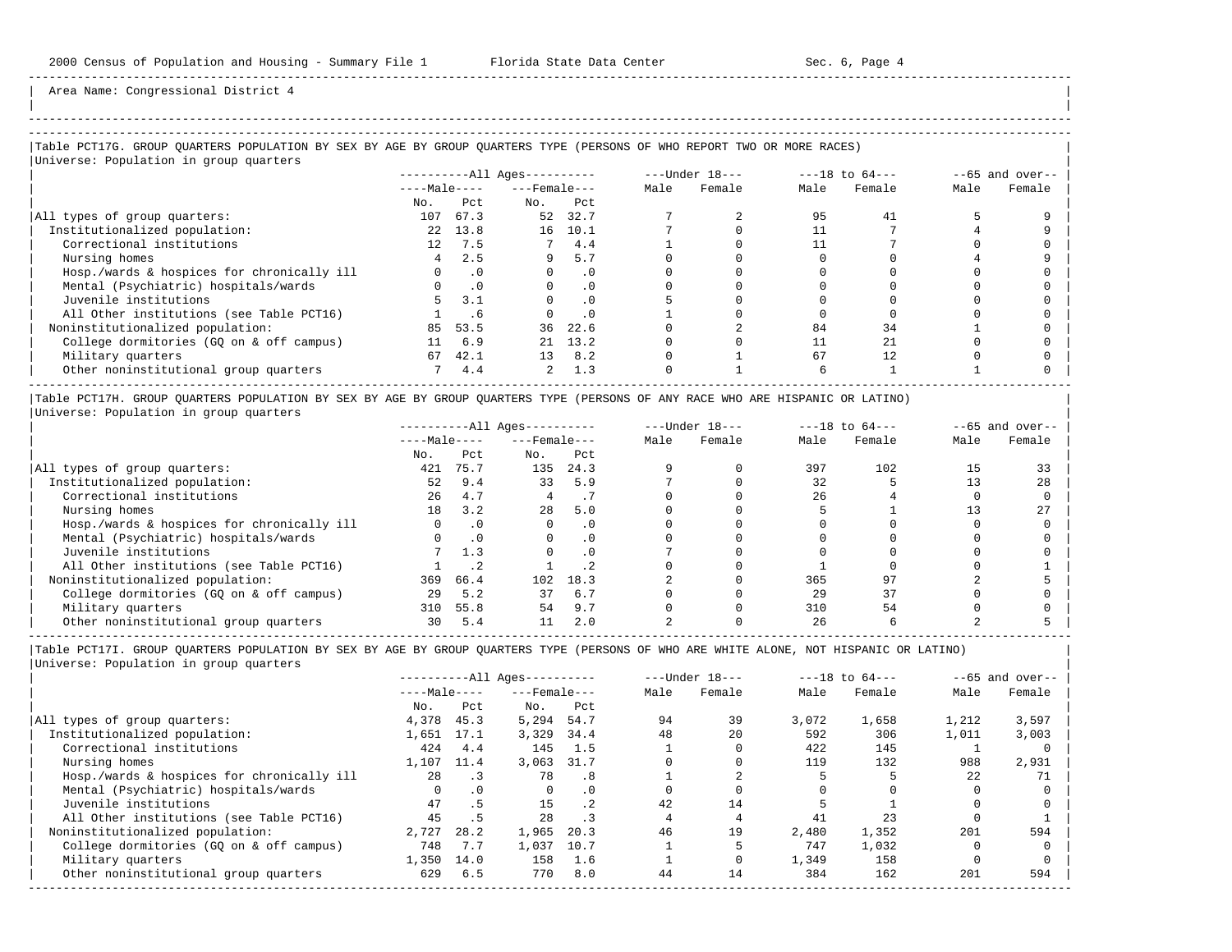Area Name: Congressional District 4

## Table PCT17G. GROUP QUARTERS POPULATION BY SEX BY AGE BY GROUP QUARTERS TYPE (PERSONS OF WHO REPORT TWO OR MORE RACES)

Universe: Population in group quarters

| | All Ages: Male No. | All Ages: Male Pct | All Ages: Female No. | All Ages: Female Pct | Under 18: Male | Under 18: Female | 18 to 64: Male | 18 to 64: Female | 65 and over: Male | 65 and over: Female |
|---|---|---|---|---|---|---|---|---|---|---|
| All types of group quarters: | 107 | 67.3 | 52 | 32.7 | 7 | 2 | 95 | 41 | 5 | 9 |
| Institutionalized population: | 22 | 13.8 | 16 | 10.1 | 7 | 0 | 11 | 7 | 4 | 9 |
| Correctional institutions | 12 | 7.5 | 7 | 4.4 | 1 | 0 | 11 | 7 | 0 | 0 |
| Nursing homes | 4 | 2.5 | 9 | 5.7 | 0 | 0 | 0 | 0 | 4 | 9 |
| Hosp./wards & hospices for chronically ill | 0 | .0 | 0 | .0 | 0 | 0 | 0 | 0 | 0 | 0 |
| Mental (Psychiatric) hospitals/wards | 0 | .0 | 0 | .0 | 0 | 0 | 0 | 0 | 0 | 0 |
| Juvenile institutions | 5 | 3.1 | 0 | .0 | 5 | 0 | 0 | 0 | 0 | 0 |
| All Other institutions (see Table PCT16) | 1 | .6 | 0 | .0 | 1 | 0 | 0 | 0 | 0 | 0 |
| Noninstitutionalized population: | 85 | 53.5 | 36 | 22.6 | 0 | 2 | 84 | 34 | 1 | 0 |
| College dormitories (GQ on & off campus) | 11 | 6.9 | 21 | 13.2 | 0 | 0 | 11 | 21 | 0 | 0 |
| Military quarters | 67 | 42.1 | 13 | 8.2 | 0 | 1 | 67 | 12 | 0 | 0 |
| Other noninstitutional group quarters | 7 | 4.4 | 2 | 1.3 | 0 | 1 | 6 | 1 | 1 | 0 |

## Table PCT17H. GROUP QUARTERS POPULATION BY SEX BY AGE BY GROUP QUARTERS TYPE (PERSONS OF ANY RACE WHO ARE HISPANIC OR LATINO)

Universe: Population in group quarters

| | All Ages: Male No. | All Ages: Male Pct | All Ages: Female No. | All Ages: Female Pct | Under 18: Male | Under 18: Female | 18 to 64: Male | 18 to 64: Female | 65 and over: Male | 65 and over: Female |
|---|---|---|---|---|---|---|---|---|---|---|
| All types of group quarters: | 421 | 75.7 | 135 | 24.3 | 9 | 0 | 397 | 102 | 15 | 33 |
| Institutionalized population: | 52 | 9.4 | 33 | 5.9 | 7 | 0 | 32 | 5 | 13 | 28 |
| Correctional institutions | 26 | 4.7 | 4 | .7 | 0 | 0 | 26 | 4 | 0 | 0 |
| Nursing homes | 18 | 3.2 | 28 | 5.0 | 0 | 0 | 5 | 1 | 13 | 27 |
| Hosp./wards & hospices for chronically ill | 0 | .0 | 0 | .0 | 0 | 0 | 0 | 0 | 0 | 0 |
| Mental (Psychiatric) hospitals/wards | 0 | .0 | 0 | .0 | 0 | 0 | 0 | 0 | 0 | 0 |
| Juvenile institutions | 7 | 1.3 | 0 | .0 | 7 | 0 | 0 | 0 | 0 | 0 |
| All Other institutions (see Table PCT16) | 1 | .2 | 1 | .2 | 0 | 0 | 1 | 0 | 0 | 1 |
| Noninstitutionalized population: | 369 | 66.4 | 102 | 18.3 | 2 | 0 | 365 | 97 | 2 | 5 |
| College dormitories (GQ on & off campus) | 29 | 5.2 | 37 | 6.7 | 0 | 0 | 29 | 37 | 0 | 0 |
| Military quarters | 310 | 55.8 | 54 | 9.7 | 0 | 0 | 310 | 54 | 0 | 0 |
| Other noninstitutional group quarters | 30 | 5.4 | 11 | 2.0 | 2 | 0 | 26 | 6 | 2 | 5 |

## Table PCT17I. GROUP QUARTERS POPULATION BY SEX BY AGE BY GROUP QUARTERS TYPE (PERSONS OF WHO ARE WHITE ALONE, NOT HISPANIC OR LATINO)

Universe: Population in group quarters

| | All Ages: Male No. | All Ages: Male Pct | All Ages: Female No. | All Ages: Female Pct | Under 18: Male | Under 18: Female | 18 to 64: Male | 18 to 64: Female | 65 and over: Male | 65 and over: Female |
|---|---|---|---|---|---|---|---|---|---|---|
| All types of group quarters: | 4,378 | 45.3 | 5,294 | 54.7 | 94 | 39 | 3,072 | 1,658 | 1,212 | 3,597 |
| Institutionalized population: | 1,651 | 17.1 | 3,329 | 34.4 | 48 | 20 | 592 | 306 | 1,011 | 3,003 |
| Correctional institutions | 424 | 4.4 | 145 | 1.5 | 1 | 0 | 422 | 145 | 1 | 0 |
| Nursing homes | 1,107 | 11.4 | 3,063 | 31.7 | 0 | 0 | 119 | 132 | 988 | 2,931 |
| Hosp./wards & hospices for chronically ill | 28 | .3 | 78 | .8 | 1 | 2 | 5 | 5 | 22 | 71 |
| Mental (Psychiatric) hospitals/wards | 0 | .0 | 0 | .0 | 0 | 0 | 0 | 0 | 0 | 0 |
| Juvenile institutions | 47 | .5 | 15 | .2 | 42 | 14 | 5 | 1 | 0 | 0 |
| All Other institutions (see Table PCT16) | 45 | .5 | 28 | .3 | 4 | 4 | 41 | 23 | 0 | 1 |
| Noninstitutionalized population: | 2,727 | 28.2 | 1,965 | 20.3 | 46 | 19 | 2,480 | 1,352 | 201 | 594 |
| College dormitories (GQ on & off campus) | 748 | 7.7 | 1,037 | 10.7 | 1 | 5 | 747 | 1,032 | 0 | 0 |
| Military quarters | 1,350 | 14.0 | 158 | 1.6 | 1 | 0 | 1,349 | 158 | 0 | 0 |
| Other noninstitutional group quarters | 629 | 6.5 | 770 | 8.0 | 44 | 14 | 384 | 162 | 201 | 594 |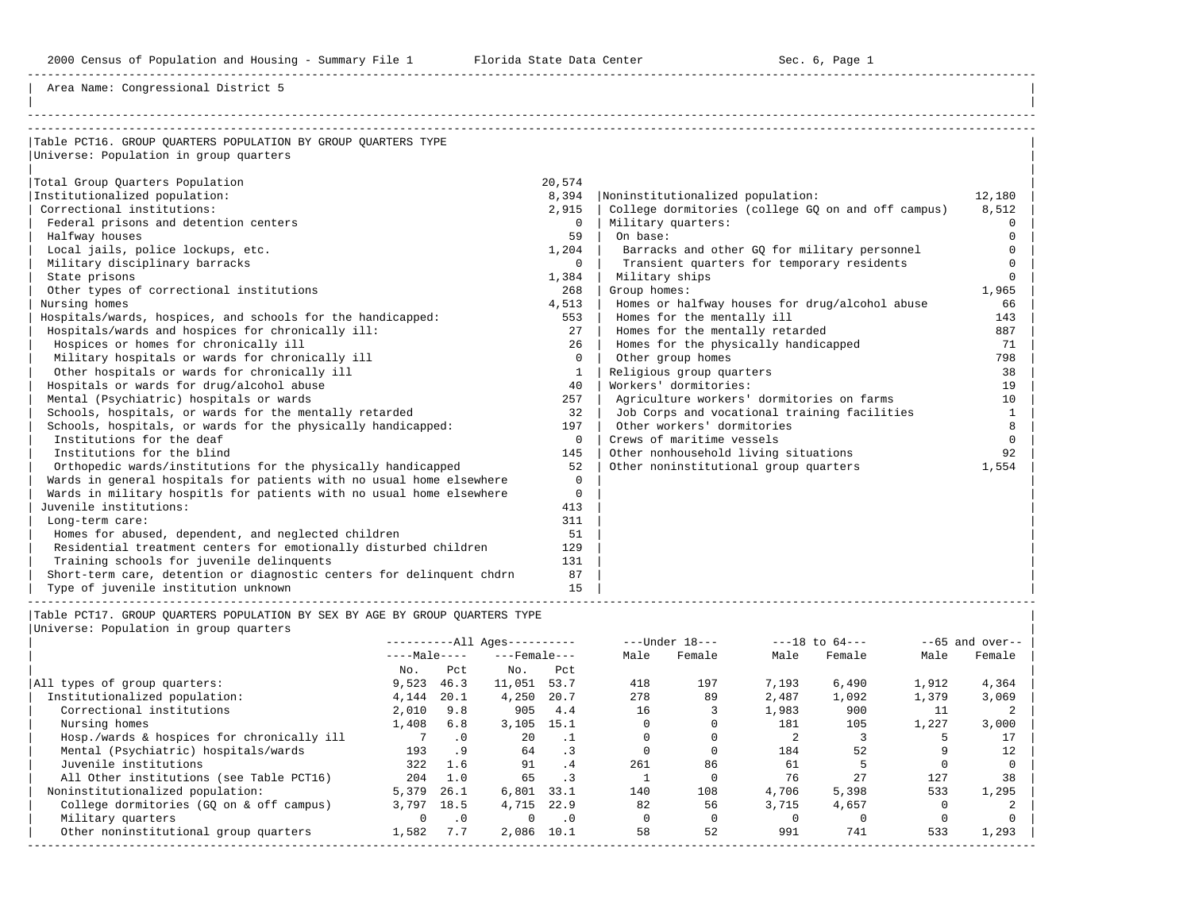Area Name: Congressional District 5

## Table PCT16. GROUP QUARTERS POPULATION BY GROUP QUARTERS TYPE

Universe: Population in group quarters

| Category | Value |
|---|---|
| Total Group Quarters Population | 20,574 |
| Institutionalized population: | 8,394 |
| Correctional institutions: | 2,915 |
| Federal prisons and detention centers | 0 |
| Halfway houses | 59 |
| Local jails, police lockups, etc. | 1,204 |
| Military disciplinary barracks | 0 |
| State prisons | 1,384 |
| Other types of correctional institutions | 268 |
| Nursing homes | 4,513 |
| Hospitals/wards, hospices, and schools for the handicapped: | 553 |
| Hospitals/wards and hospices for chronically ill: | 27 |
| Hospices or homes for chronically ill | 26 |
| Military hospitals or wards for chronically ill | 0 |
| Other hospitals or wards for chronically ill | 1 |
| Hospitals or wards for drug/alcohol abuse | 40 |
| Mental (Psychiatric) hospitals or wards | 257 |
| Schools, hospitals, or wards for the mentally retarded | 32 |
| Schools, hospitals, or wards for the physically handicapped: | 197 |
| Institutions for the deaf | 0 |
| Institutions for the blind | 145 |
| Orthopedic wards/institutions for the physically handicapped | 52 |
| Wards in general hospitals for patients with no usual home elsewhere | 0 |
| Wards in military hospitls for patients with no usual home elsewhere | 0 |
| Juvenile institutions: | 413 |
| Long-term care: | 311 |
| Homes for abused, dependent, and neglected children | 51 |
| Residential treatment centers for emotionally disturbed children | 129 |
| Training schools for juvenile delinquents | 131 |
| Short-term care, detention or diagnostic centers for delinquent chdrn | 87 |
| Type of juvenile institution unknown | 15 |
| Noninstitutionalized population: | 12,180 |
| College dormitories (college GQ on and off campus) | 8,512 |
| Military quarters: | 0 |
| On base: | 0 |
| Barracks and other GQ for military personnel | 0 |
| Transient quarters for temporary residents | 0 |
| Military ships | 0 |
| Group homes: | 1,965 |
| Homes or halfway houses for drug/alcohol abuse | 66 |
| Homes for the mentally ill | 143 |
| Homes for the mentally retarded | 887 |
| Homes for the physically handicapped | 71 |
| Other group homes | 798 |
| Religious group quarters | 38 |
| Workers' dormitories: | 19 |
| Agriculture workers' dormitories on farms | 10 |
| Job Corps and vocational training facilities | 1 |
| Other workers' dormitories | 8 |
| Crews of maritime vessels | 0 |
| Other nonhousehold living situations | 92 |
| Other noninstitutional group quarters | 1,554 |

## Table PCT17. GROUP QUARTERS POPULATION BY SEX BY AGE BY GROUP QUARTERS TYPE

Universe: Population in group quarters

| | All Ages Male No. | All Ages Male Pct | All Ages Female No. | All Ages Female Pct | Under 18 Male | Under 18 Female | 18 to 64 Male | 18 to 64 Female | 65 and over Male | 65 and over Female |
|---|---|---|---|---|---|---|---|---|---|---|
| All types of group quarters: | 9,523 | 46.3 | 11,051 | 53.7 | 418 | 197 | 7,193 | 6,490 | 1,912 | 4,364 |
| Institutionalized population: | 4,144 | 20.1 | 4,250 | 20.7 | 278 | 89 | 2,487 | 1,092 | 1,379 | 3,069 |
| Correctional institutions | 2,010 | 9.8 | 905 | 4.4 | 16 | 3 | 1,983 | 900 | 11 | 2 |
| Nursing homes | 1,408 | 6.8 | 3,105 | 15.1 | 0 | 0 | 181 | 105 | 1,227 | 3,000 |
| Hosp./wards & hospices for chronically ill | 7 | .0 | 20 | .1 | 0 | 0 | 2 | 3 | 5 | 17 |
| Mental (Psychiatric) hospitals/wards | 193 | .9 | 64 | .3 | 0 | 0 | 184 | 52 | 9 | 12 |
| Juvenile institutions | 322 | 1.6 | 91 | .4 | 261 | 86 | 61 | 5 | 0 | 0 |
| All Other institutions (see Table PCT16) | 204 | 1.0 | 65 | .3 | 1 | 0 | 76 | 27 | 127 | 38 |
| Noninstitutionalized population: | 5,379 | 26.1 | 6,801 | 33.1 | 140 | 108 | 4,706 | 5,398 | 533 | 1,295 |
| College dormitories (GQ on & off campus) | 3,797 | 18.5 | 4,715 | 22.9 | 82 | 56 | 3,715 | 4,657 | 0 | 2 |
| Military quarters | 0 | .0 | 0 | .0 | 0 | 0 | 0 | 0 | 0 | 0 |
| Other noninstitutional group quarters | 1,582 | 7.7 | 2,086 | 10.1 | 58 | 52 | 991 | 741 | 533 | 1,293 |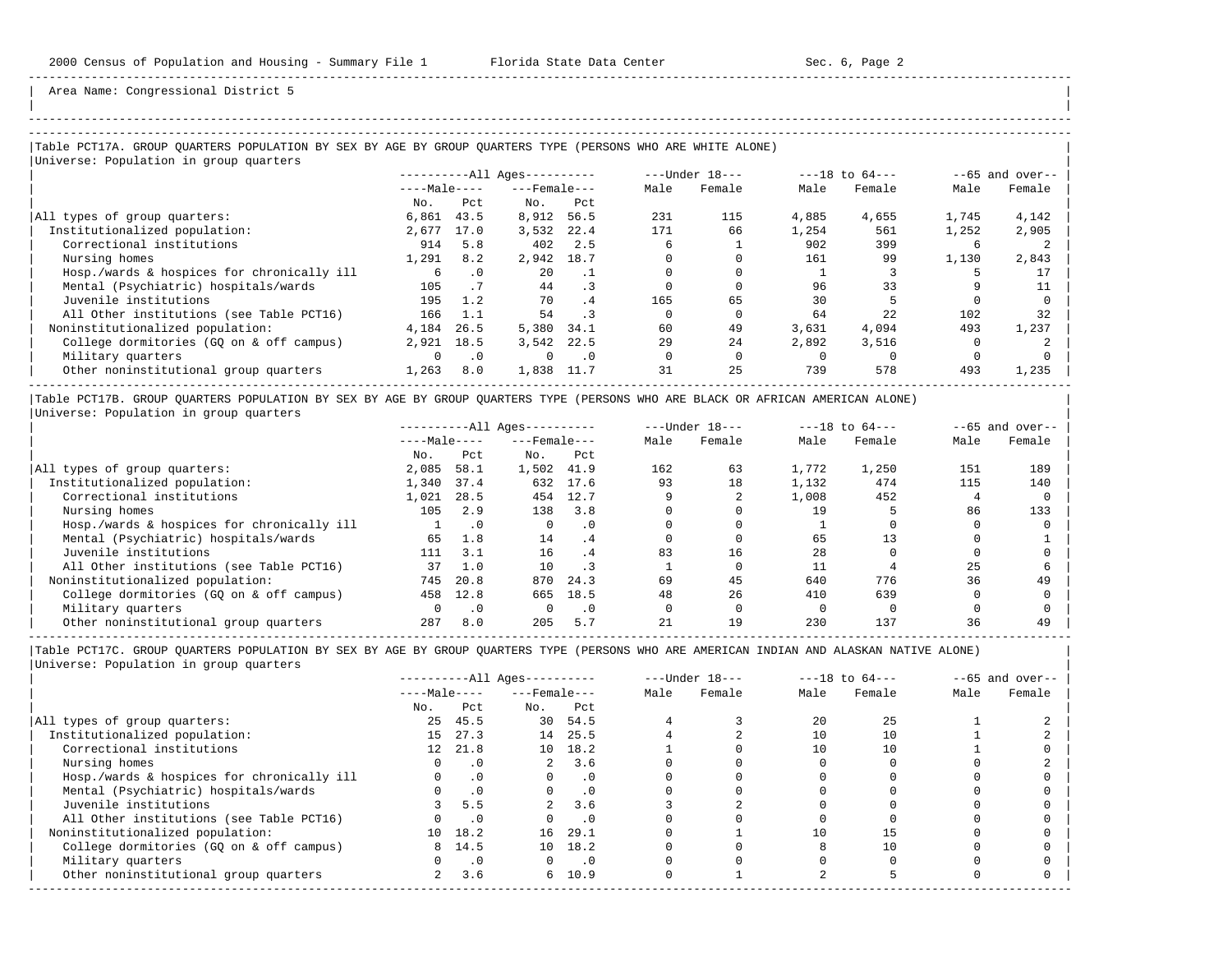Area Name: Congressional District 5

## Table PCT17A. GROUP QUARTERS POPULATION BY SEX BY AGE BY GROUP QUARTERS TYPE (PERSONS WHO ARE WHITE ALONE)

Universe: Population in group quarters

| | All Ages | | | | Under 18 | | 18 to 64 | | 65 and over | |
|---|---|---|---|---|---|---|---|---|---|---|
| | Male | | Female | | | | | | | |
| | No. | Pct | No. | Pct | Male | Female | Male | Female | Male | Female |
| All types of group quarters: | 6,861 | 43.5 | 8,912 | 56.5 | 231 | 115 | 4,885 | 4,655 | 1,745 | 4,142 |
| Institutionalized population: | 2,677 | 17.0 | 3,532 | 22.4 | 171 | 66 | 1,254 | 561 | 1,252 | 2,905 |
| Correctional institutions | 914 | 5.8 | 402 | 2.5 | 6 | 1 | 902 | 399 | 6 | 2 |
| Nursing homes | 1,291 | 8.2 | 2,942 | 18.7 | 0 | 0 | 161 | 99 | 1,130 | 2,843 |
| Hosp./wards & hospices for chronically ill | 6 | .0 | 20 | .1 | 0 | 0 | 1 | 3 | 5 | 17 |
| Mental (Psychiatric) hospitals/wards | 105 | .7 | 44 | .3 | 0 | 0 | 96 | 33 | 9 | 11 |
| Juvenile institutions | 195 | 1.2 | 70 | .4 | 165 | 65 | 30 | 5 | 0 | 0 |
| All Other institutions (see Table PCT16) | 166 | 1.1 | 54 | .3 | 0 | 0 | 64 | 22 | 102 | 32 |
| Noninstitutionalized population: | 4,184 | 26.5 | 5,380 | 34.1 | 60 | 49 | 3,631 | 4,094 | 493 | 1,237 |
| College dormitories (GQ on & off campus) | 2,921 | 18.5 | 3,542 | 22.5 | 29 | 24 | 2,892 | 3,516 | 0 | 2 |
| Military quarters | 0 | .0 | 0 | .0 | 0 | 0 | 0 | 0 | 0 | 0 |
| Other noninstitutional group quarters | 1,263 | 8.0 | 1,838 | 11.7 | 31 | 25 | 739 | 578 | 493 | 1,235 |

## Table PCT17B. GROUP QUARTERS POPULATION BY SEX BY AGE BY GROUP QUARTERS TYPE (PERSONS WHO ARE BLACK OR AFRICAN AMERICAN ALONE)

Universe: Population in group quarters

| | All Ages | | | | Under 18 | | 18 to 64 | | 65 and over | |
|---|---|---|---|---|---|---|---|---|---|---|
| | Male | | Female | | | | | | | |
| | No. | Pct | No. | Pct | Male | Female | Male | Female | Male | Female |
| All types of group quarters: | 2,085 | 58.1 | 1,502 | 41.9 | 162 | 63 | 1,772 | 1,250 | 151 | 189 |
| Institutionalized population: | 1,340 | 37.4 | 632 | 17.6 | 93 | 18 | 1,132 | 474 | 115 | 140 |
| Correctional institutions | 1,021 | 28.5 | 454 | 12.7 | 9 | 2 | 1,008 | 452 | 4 | 0 |
| Nursing homes | 105 | 2.9 | 138 | 3.8 | 0 | 0 | 19 | 5 | 86 | 133 |
| Hosp./wards & hospices for chronically ill | 1 | .0 | 0 | .0 | 0 | 0 | 1 | 0 | 0 | 0 |
| Mental (Psychiatric) hospitals/wards | 65 | 1.8 | 14 | .4 | 0 | 0 | 65 | 13 | 0 | 1 |
| Juvenile institutions | 111 | 3.1 | 16 | .4 | 83 | 16 | 28 | 0 | 0 | 0 |
| All Other institutions (see Table PCT16) | 37 | 1.0 | 10 | .3 | 1 | 0 | 11 | 4 | 25 | 6 |
| Noninstitutionalized population: | 745 | 20.8 | 870 | 24.3 | 69 | 45 | 640 | 776 | 36 | 49 |
| College dormitories (GQ on & off campus) | 458 | 12.8 | 665 | 18.5 | 48 | 26 | 410 | 639 | 0 | 0 |
| Military quarters | 0 | .0 | 0 | .0 | 0 | 0 | 0 | 0 | 0 | 0 |
| Other noninstitutional group quarters | 287 | 8.0 | 205 | 5.7 | 21 | 19 | 230 | 137 | 36 | 49 |

## Table PCT17C. GROUP QUARTERS POPULATION BY SEX BY AGE BY GROUP QUARTERS TYPE (PERSONS WHO ARE AMERICAN INDIAN AND ALASKAN NATIVE ALONE)

Universe: Population in group quarters

| | All Ages | | | | Under 18 | | 18 to 64 | | 65 and over | |
|---|---|---|---|---|---|---|---|---|---|---|
| | Male | | Female | | | | | | | |
| | No. | Pct | No. | Pct | Male | Female | Male | Female | Male | Female |
| All types of group quarters: | 25 | 45.5 | 30 | 54.5 | 4 | 3 | 20 | 25 | 1 | 2 |
| Institutionalized population: | 15 | 27.3 | 14 | 25.5 | 4 | 2 | 10 | 10 | 1 | 2 |
| Correctional institutions | 12 | 21.8 | 10 | 18.2 | 1 | 0 | 10 | 10 | 1 | 0 |
| Nursing homes | 0 | .0 | 2 | 3.6 | 0 | 0 | 0 | 0 | 0 | 2 |
| Hosp./wards & hospices for chronically ill | 0 | .0 | 0 | .0 | 0 | 0 | 0 | 0 | 0 | 0 |
| Mental (Psychiatric) hospitals/wards | 0 | .0 | 0 | .0 | 0 | 0 | 0 | 0 | 0 | 0 |
| Juvenile institutions | 3 | 5.5 | 2 | 3.6 | 3 | 2 | 0 | 0 | 0 | 0 |
| All Other institutions (see Table PCT16) | 0 | .0 | 0 | .0 | 0 | 0 | 0 | 0 | 0 | 0 |
| Noninstitutionalized population: | 10 | 18.2 | 16 | 29.1 | 0 | 1 | 10 | 15 | 0 | 0 |
| College dormitories (GQ on & off campus) | 8 | 14.5 | 10 | 18.2 | 0 | 0 | 8 | 10 | 0 | 0 |
| Military quarters | 0 | .0 | 0 | .0 | 0 | 0 | 0 | 0 | 0 | 0 |
| Other noninstitutional group quarters | 2 | 3.6 | 6 | 10.9 | 0 | 1 | 2 | 5 | 0 | 0 |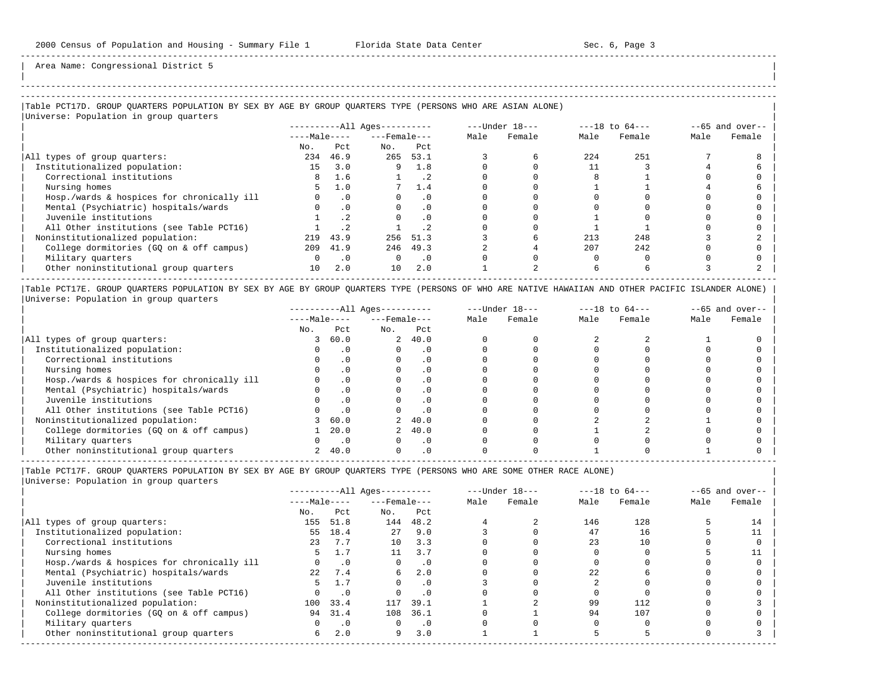Area Name: Congressional District 5

## Table PCT17D. GROUP QUARTERS POPULATION BY SEX BY AGE BY GROUP QUARTERS TYPE (PERSONS WHO ARE ASIAN ALONE)

Universe: Population in group quarters

| | All Ages | | | | Under 18 | | 18 to 64 | | 65 and over | |
|---|---|---|---|---|---|---|---|---|---|---|
| | Male | | Female | | | | | | | |
| | No. | Pct | No. | Pct | Male | Female | Male | Female | Male | Female |
| All types of group quarters: | 234 | 46.9 | 265 | 53.1 | 3 | 6 | 224 | 251 | 7 | 8 |
| Institutionalized population: | 15 | 3.0 | 9 | 1.8 | 0 | 0 | 11 | 3 | 4 | 6 |
| Correctional institutions | 8 | 1.6 | 1 | .2 | 0 | 0 | 8 | 1 | 0 | 0 |
| Nursing homes | 5 | 1.0 | 7 | 1.4 | 0 | 0 | 1 | 1 | 4 | 6 |
| Hosp./wards & hospices for chronically ill | 0 | .0 | 0 | .0 | 0 | 0 | 0 | 0 | 0 | 0 |
| Mental (Psychiatric) hospitals/wards | 0 | .0 | 0 | .0 | 0 | 0 | 0 | 0 | 0 | 0 |
| Juvenile institutions | 1 | .2 | 0 | .0 | 0 | 0 | 1 | 0 | 0 | 0 |
| All Other institutions (see Table PCT16) | 1 | .2 | 1 | .2 | 0 | 0 | 1 | 1 | 0 | 0 |
| Noninstitutionalized population: | 219 | 43.9 | 256 | 51.3 | 3 | 6 | 213 | 248 | 3 | 2 |
| College dormitories (GQ on & off campus) | 209 | 41.9 | 246 | 49.3 | 2 | 4 | 207 | 242 | 0 | 0 |
| Military quarters | 0 | .0 | 0 | .0 | 0 | 0 | 0 | 0 | 0 | 0 |
| Other noninstitutional group quarters | 10 | 2.0 | 10 | 2.0 | 1 | 2 | 6 | 6 | 3 | 2 |

## Table PCT17E. GROUP QUARTERS POPULATION BY SEX BY AGE BY GROUP QUARTERS TYPE (PERSONS OF WHO ARE NATIVE HAWAIIAN AND OTHER PACIFIC ISLANDER ALONE)

Universe: Population in group quarters

| | All Ages | | | | Under 18 | | 18 to 64 | | 65 and over | |
|---|---|---|---|---|---|---|---|---|---|---|
| | Male | | Female | | | | | | | |
| | No. | Pct | No. | Pct | Male | Female | Male | Female | Male | Female |
| All types of group quarters: | 3 | 60.0 | 2 | 40.0 | 0 | 0 | 2 | 2 | 1 | 0 |
| Institutionalized population: | 0 | .0 | 0 | .0 | 0 | 0 | 0 | 0 | 0 | 0 |
| Correctional institutions | 0 | .0 | 0 | .0 | 0 | 0 | 0 | 0 | 0 | 0 |
| Nursing homes | 0 | .0 | 0 | .0 | 0 | 0 | 0 | 0 | 0 | 0 |
| Hosp./wards & hospices for chronically ill | 0 | .0 | 0 | .0 | 0 | 0 | 0 | 0 | 0 | 0 |
| Mental (Psychiatric) hospitals/wards | 0 | .0 | 0 | .0 | 0 | 0 | 0 | 0 | 0 | 0 |
| Juvenile institutions | 0 | .0 | 0 | .0 | 0 | 0 | 0 | 0 | 0 | 0 |
| All Other institutions (see Table PCT16) | 0 | .0 | 0 | .0 | 0 | 0 | 0 | 0 | 0 | 0 |
| Noninstitutionalized population: | 3 | 60.0 | 2 | 40.0 | 0 | 0 | 2 | 2 | 1 | 0 |
| College dormitories (GQ on & off campus) | 1 | 20.0 | 2 | 40.0 | 0 | 0 | 1 | 2 | 0 | 0 |
| Military quarters | 0 | .0 | 0 | .0 | 0 | 0 | 0 | 0 | 0 | 0 |
| Other noninstitutional group quarters | 2 | 40.0 | 0 | .0 | 0 | 0 | 1 | 0 | 1 | 0 |

## Table PCT17F. GROUP QUARTERS POPULATION BY SEX BY AGE BY GROUP QUARTERS TYPE (PERSONS WHO ARE SOME OTHER RACE ALONE)

Universe: Population in group quarters

| | All Ages | | | | Under 18 | | 18 to 64 | | 65 and over | |
|---|---|---|---|---|---|---|---|---|---|---|
| | Male | | Female | | | | | | | |
| | No. | Pct | No. | Pct | Male | Female | Male | Female | Male | Female |
| All types of group quarters: | 155 | 51.8 | 144 | 48.2 | 4 | 2 | 146 | 128 | 5 | 14 |
| Institutionalized population: | 55 | 18.4 | 27 | 9.0 | 3 | 0 | 47 | 16 | 5 | 11 |
| Correctional institutions | 23 | 7.7 | 10 | 3.3 | 0 | 0 | 23 | 10 | 0 | 0 |
| Nursing homes | 5 | 1.7 | 11 | 3.7 | 0 | 0 | 0 | 0 | 5 | 11 |
| Hosp./wards & hospices for chronically ill | 0 | .0 | 0 | .0 | 0 | 0 | 0 | 0 | 0 | 0 |
| Mental (Psychiatric) hospitals/wards | 22 | 7.4 | 6 | 2.0 | 0 | 0 | 22 | 6 | 0 | 0 |
| Juvenile institutions | 5 | 1.7 | 0 | .0 | 3 | 0 | 2 | 0 | 0 | 0 |
| All Other institutions (see Table PCT16) | 0 | .0 | 0 | .0 | 0 | 0 | 0 | 0 | 0 | 0 |
| Noninstitutionalized population: | 100 | 33.4 | 117 | 39.1 | 1 | 2 | 99 | 112 | 0 | 3 |
| College dormitories (GQ on & off campus) | 94 | 31.4 | 108 | 36.1 | 0 | 1 | 94 | 107 | 0 | 0 |
| Military quarters | 0 | .0 | 0 | .0 | 0 | 0 | 0 | 0 | 0 | 0 |
| Other noninstitutional group quarters | 6 | 2.0 | 9 | 3.0 | 1 | 1 | 5 | 5 | 0 | 3 |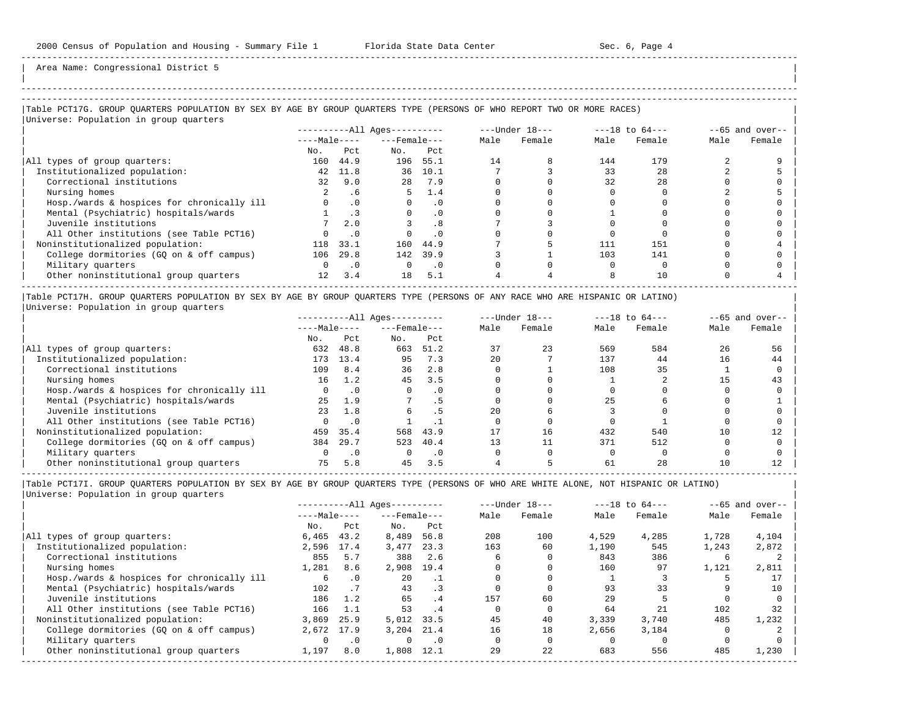Area Name: Congressional District 5

## Table PCT17G. GROUP QUARTERS POPULATION BY SEX BY AGE BY GROUP QUARTERS TYPE (PERSONS OF WHO REPORT TWO OR MORE RACES)

Universe: Population in group quarters

| | All Ages | | | | Under 18 | | 18 to 64 | | 65 and over | |
|---|---|---|---|---|---|---|---|---|---|---|
| | Male | | Female | | | | | | | |
| | No. | Pct | No. | Pct | Male | Female | Male | Female | Male | Female |
| All types of group quarters: | 160 | 44.9 | 196 | 55.1 | 14 | 8 | 144 | 179 | 2 | 9 |
| Institutionalized population: | 42 | 11.8 | 36 | 10.1 | 7 | 3 | 33 | 28 | 2 | 5 |
| Correctional institutions | 32 | 9.0 | 28 | 7.9 | 0 | 0 | 32 | 28 | 0 | 0 |
| Nursing homes | 2 | .6 | 5 | 1.4 | 0 | 0 | 0 | 0 | 2 | 5 |
| Hosp./wards & hospices for chronically ill | 0 | .0 | 0 | .0 | 0 | 0 | 0 | 0 | 0 | 0 |
| Mental (Psychiatric) hospitals/wards | 1 | .3 | 0 | .0 | 0 | 0 | 1 | 0 | 0 | 0 |
| Juvenile institutions | 7 | 2.0 | 3 | .8 | 7 | 3 | 0 | 0 | 0 | 0 |
| All Other institutions (see Table PCT16) | 0 | .0 | 0 | .0 | 0 | 0 | 0 | 0 | 0 | 0 |
| Noninstitutionalized population: | 118 | 33.1 | 160 | 44.9 | 7 | 5 | 111 | 151 | 0 | 4 |
| College dormitories (GQ on & off campus) | 106 | 29.8 | 142 | 39.9 | 3 | 1 | 103 | 141 | 0 | 0 |
| Military quarters | 0 | .0 | 0 | .0 | 0 | 0 | 0 | 0 | 0 | 0 |
| Other noninstitutional group quarters | 12 | 3.4 | 18 | 5.1 | 4 | 4 | 8 | 10 | 0 | 4 |

## Table PCT17H. GROUP QUARTERS POPULATION BY SEX BY AGE BY GROUP QUARTERS TYPE (PERSONS OF ANY RACE WHO ARE HISPANIC OR LATINO)

Universe: Population in group quarters

| | All Ages | | | | Under 18 | | 18 to 64 | | 65 and over | |
|---|---|---|---|---|---|---|---|---|---|---|
| | Male | | Female | | | | | | | |
| | No. | Pct | No. | Pct | Male | Female | Male | Female | Male | Female |
| All types of group quarters: | 632 | 48.8 | 663 | 51.2 | 37 | 23 | 569 | 584 | 26 | 56 |
| Institutionalized population: | 173 | 13.4 | 95 | 7.3 | 20 | 7 | 137 | 44 | 16 | 44 |
| Correctional institutions | 109 | 8.4 | 36 | 2.8 | 0 | 1 | 108 | 35 | 1 | 0 |
| Nursing homes | 16 | 1.2 | 45 | 3.5 | 0 | 0 | 1 | 2 | 15 | 43 |
| Hosp./wards & hospices for chronically ill | 0 | .0 | 0 | .0 | 0 | 0 | 0 | 0 | 0 | 0 |
| Mental (Psychiatric) hospitals/wards | 25 | 1.9 | 7 | .5 | 0 | 0 | 25 | 6 | 0 | 1 |
| Juvenile institutions | 23 | 1.8 | 6 | .5 | 20 | 6 | 3 | 0 | 0 | 0 |
| All Other institutions (see Table PCT16) | 0 | .0 | 1 | .1 | 0 | 0 | 0 | 1 | 0 | 0 |
| Noninstitutionalized population: | 459 | 35.4 | 568 | 43.9 | 17 | 16 | 432 | 540 | 10 | 12 |
| College dormitories (GQ on & off campus) | 384 | 29.7 | 523 | 40.4 | 13 | 11 | 371 | 512 | 0 | 0 |
| Military quarters | 0 | .0 | 0 | .0 | 0 | 0 | 0 | 0 | 0 | 0 |
| Other noninstitutional group quarters | 75 | 5.8 | 45 | 3.5 | 4 | 5 | 61 | 28 | 10 | 12 |

## Table PCT17I. GROUP QUARTERS POPULATION BY SEX BY AGE BY GROUP QUARTERS TYPE (PERSONS OF WHO ARE WHITE ALONE, NOT HISPANIC OR LATINO)

Universe: Population in group quarters

| | All Ages | | | | Under 18 | | 18 to 64 | | 65 and over | |
|---|---|---|---|---|---|---|---|---|---|---|
| | Male | | Female | | | | | | | |
| | No. | Pct | No. | Pct | Male | Female | Male | Female | Male | Female |
| All types of group quarters: | 6,465 | 43.2 | 8,489 | 56.8 | 208 | 100 | 4,529 | 4,285 | 1,728 | 4,104 |
| Institutionalized population: | 2,596 | 17.4 | 3,477 | 23.3 | 163 | 60 | 1,190 | 545 | 1,243 | 2,872 |
| Correctional institutions | 855 | 5.7 | 388 | 2.6 | 6 | 0 | 843 | 386 | 6 | 2 |
| Nursing homes | 1,281 | 8.6 | 2,908 | 19.4 | 0 | 0 | 160 | 97 | 1,121 | 2,811 |
| Hosp./wards & hospices for chronically ill | 6 | .0 | 20 | .1 | 0 | 0 | 1 | 3 | 5 | 17 |
| Mental (Psychiatric) hospitals/wards | 102 | .7 | 43 | .3 | 0 | 0 | 93 | 33 | 9 | 10 |
| Juvenile institutions | 186 | 1.2 | 65 | .4 | 157 | 60 | 29 | 5 | 0 | 0 |
| All Other institutions (see Table PCT16) | 166 | 1.1 | 53 | .4 | 0 | 0 | 64 | 21 | 102 | 32 |
| Noninstitutionalized population: | 3,869 | 25.9 | 5,012 | 33.5 | 45 | 40 | 3,339 | 3,740 | 485 | 1,232 |
| College dormitories (GQ on & off campus) | 2,672 | 17.9 | 3,204 | 21.4 | 16 | 18 | 2,656 | 3,184 | 0 | 2 |
| Military quarters | 0 | .0 | 0 | .0 | 0 | 0 | 0 | 0 | 0 | 0 |
| Other noninstitutional group quarters | 1,197 | 8.0 | 1,808 | 12.1 | 29 | 22 | 683 | 556 | 485 | 1,230 |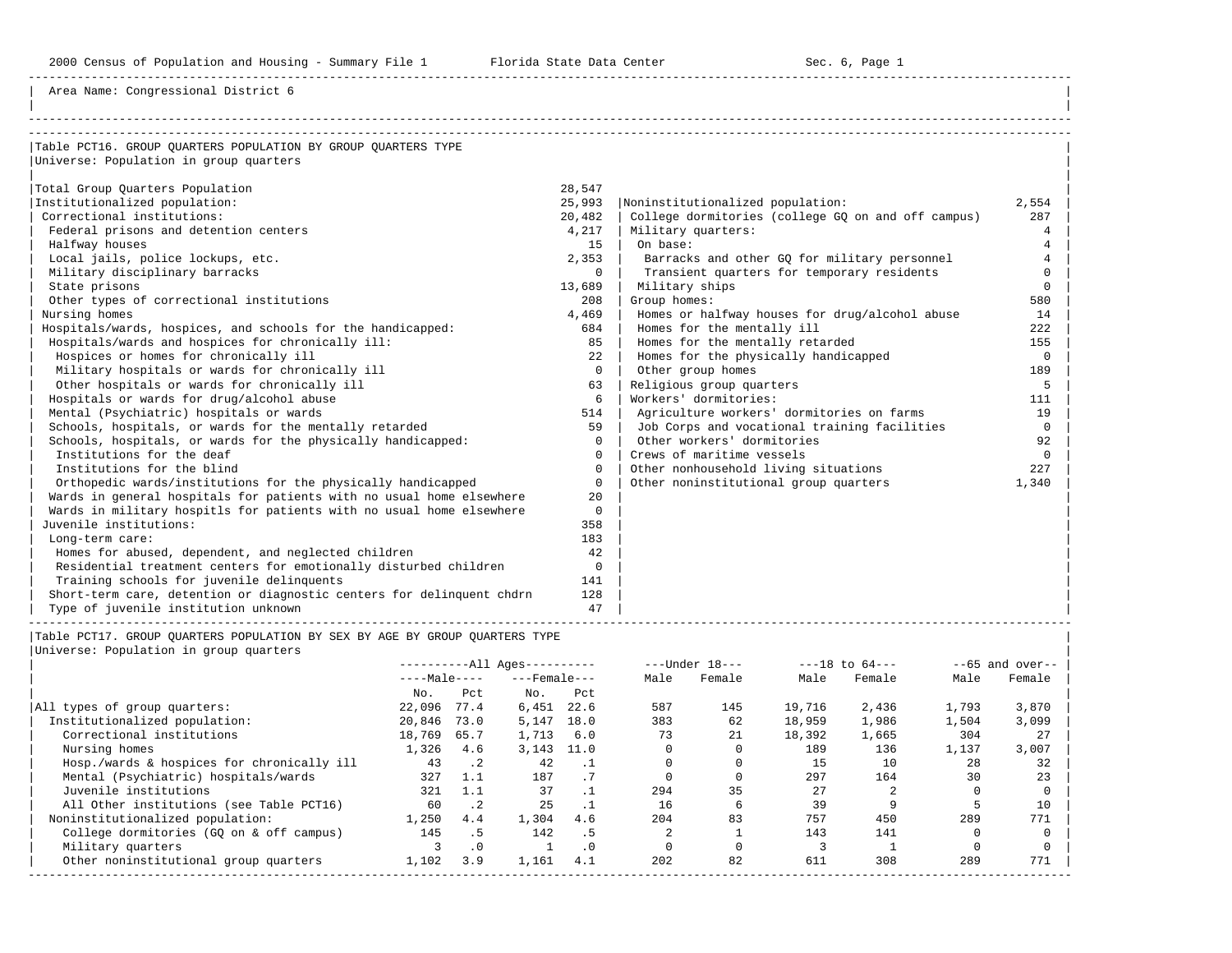Area Name: Congressional District 6

## Table PCT16. GROUP QUARTERS POPULATION BY GROUP QUARTERS TYPE

Universe: Population in group quarters

| Category | Number |
|---|---|
| Total Group Quarters Population | 28,547 |
| Institutionalized population: | 25,993 |
| Correctional institutions: | 20,482 |
| Federal prisons and detention centers | 4,217 |
| Halfway houses | 15 |
| Local jails, police lockups, etc. | 2,353 |
| Military disciplinary barracks | 0 |
| State prisons | 13,689 |
| Other types of correctional institutions | 208 |
| Nursing homes | 4,469 |
| Hospitals/wards, hospices, and schools for the handicapped: | 684 |
| Hospitals/wards and hospices for chronically ill: | 85 |
| Hospices or homes for chronically ill | 22 |
| Military hospitals or wards for chronically ill | 0 |
| Other hospitals or wards for chronically ill | 63 |
| Hospitals or wards for drug/alcohol abuse | 6 |
| Mental (Psychiatric) hospitals or wards | 514 |
| Schools, hospitals, or wards for the mentally retarded | 59 |
| Schools, hospitals, or wards for the physically handicapped: | 0 |
| Institutions for the deaf | 0 |
| Institutions for the blind | 0 |
| Orthopedic wards/institutions for the physically handicapped | 0 |
| Wards in general hospitals for patients with no usual home elsewhere | 20 |
| Wards in military hospitls for patients with no usual home elsewhere | 0 |
| Juvenile institutions: | 358 |
| Long-term care: | 183 |
| Homes for abused, dependent, and neglected children | 42 |
| Residential treatment centers for emotionally disturbed children | 0 |
| Training schools for juvenile delinquents | 141 |
| Short-term care, detention or diagnostic centers for delinquent chdrn | 128 |
| Type of juvenile institution unknown | 47 |
| Noninstitutionalized population: | 2,554 |
| College dormitories (college GQ on and off campus) | 287 |
| Military quarters: | 4 |
| On base: | 4 |
| Barracks and other GQ for military personnel | 4 |
| Transient quarters for temporary residents | 0 |
| Military ships | 0 |
| Group homes: | 580 |
| Homes or halfway houses for drug/alcohol abuse | 14 |
| Homes for the mentally ill | 222 |
| Homes for the mentally retarded | 155 |
| Homes for the physically handicapped | 0 |
| Other group homes | 189 |
| Religious group quarters | 5 |
| Workers' dormitories: | 111 |
| Agriculture workers' dormitories on farms | 19 |
| Job Corps and vocational training facilities | 0 |
| Other workers' dormitories | 92 |
| Crews of maritime vessels | 0 |
| Other nonhousehold living situations | 227 |
| Other noninstitutional group quarters | 1,340 |

## Table PCT17. GROUP QUARTERS POPULATION BY SEX BY AGE BY GROUP QUARTERS TYPE

Universe: Population in group quarters

| | All Ages Male No. | All Ages Male Pct | All Ages Female No. | All Ages Female Pct | Under 18 Male | Under 18 Female | 18 to 64 Male | 18 to 64 Female | 65 and over Male | 65 and over Female |
|---|---|---|---|---|---|---|---|---|---|---|
| All types of group quarters: | 22,096 | 77.4 | 6,451 | 22.6 | 587 | 145 | 19,716 | 2,436 | 1,793 | 3,870 |
| Institutionalized population: | 20,846 | 73.0 | 5,147 | 18.0 | 383 | 62 | 18,959 | 1,986 | 1,504 | 3,099 |
| Correctional institutions | 18,769 | 65.7 | 1,713 | 6.0 | 73 | 21 | 18,392 | 1,665 | 304 | 27 |
| Nursing homes | 1,326 | 4.6 | 3,143 | 11.0 | 0 | 0 | 189 | 136 | 1,137 | 3,007 |
| Hosp./wards & hospices for chronically ill | 43 | .2 | 42 | .1 | 0 | 0 | 15 | 10 | 28 | 32 |
| Mental (Psychiatric) hospitals/wards | 327 | 1.1 | 187 | .7 | 0 | 0 | 297 | 164 | 30 | 23 |
| Juvenile institutions | 321 | 1.1 | 37 | .1 | 294 | 35 | 27 | 2 | 0 | 0 |
| All Other institutions (see Table PCT16) | 60 | .2 | 25 | .1 | 16 | 6 | 39 | 9 | 5 | 10 |
| Noninstitutionalized population: | 1,250 | 4.4 | 1,304 | 4.6 | 204 | 83 | 757 | 450 | 289 | 771 |
| College dormitories (GQ on & off campus) | 145 | .5 | 142 | .5 | 2 | 1 | 143 | 141 | 0 | 0 |
| Military quarters | 3 | .0 | 1 | .0 | 0 | 0 | 3 | 1 | 0 | 0 |
| Other noninstitutional group quarters | 1,102 | 3.9 | 1,161 | 4.1 | 202 | 82 | 611 | 308 | 289 | 771 |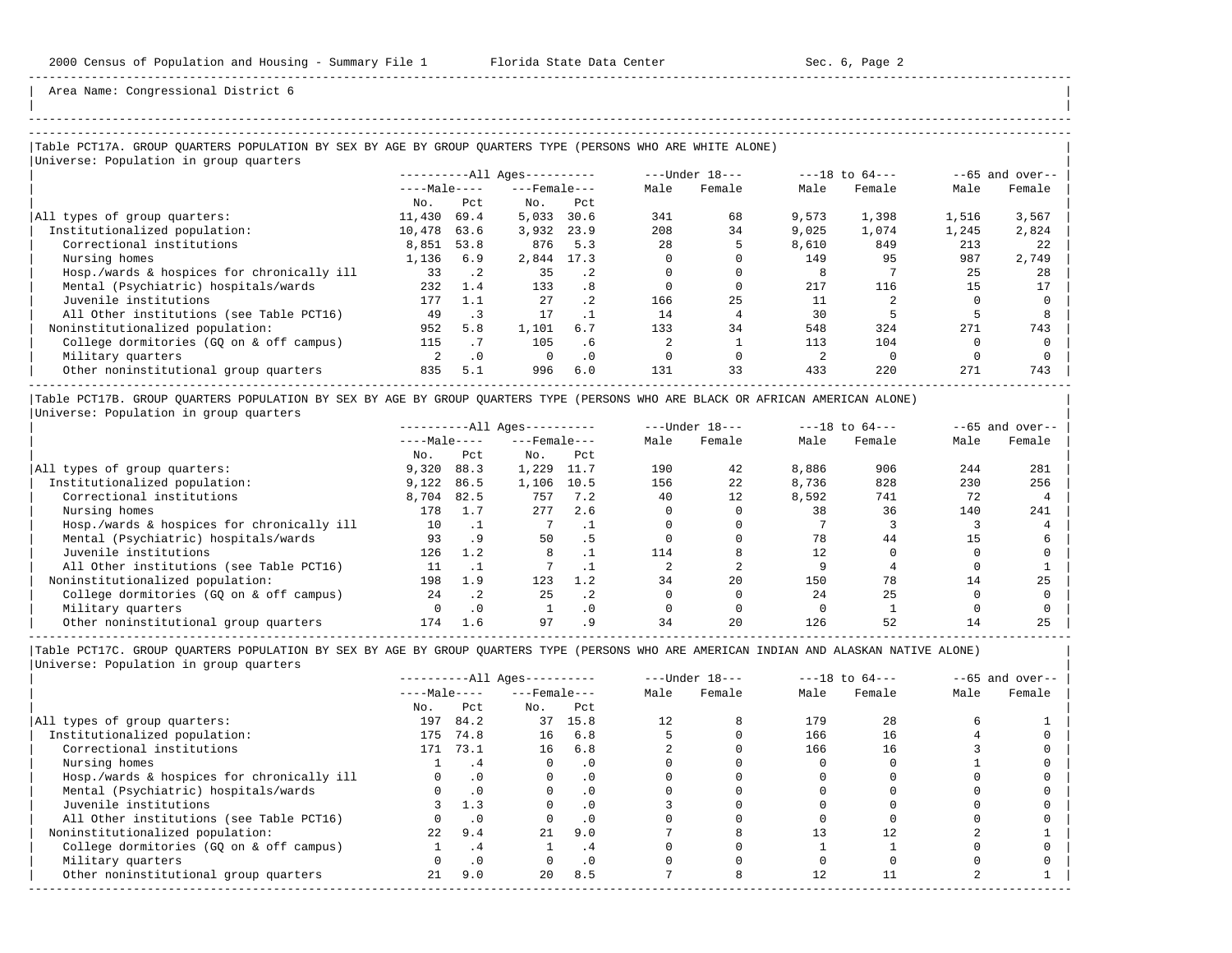Area Name: Congressional District 6

## Table PCT17A. GROUP QUARTERS POPULATION BY SEX BY AGE BY GROUP QUARTERS TYPE (PERSONS WHO ARE WHITE ALONE)

Universe: Population in group quarters

| | All Ages Male No. | All Ages Male Pct | All Ages Female No. | All Ages Female Pct | Under 18 Male | Under 18 Female | 18 to 64 Male | 18 to 64 Female | 65 and over Male | 65 and over Female |
|---|---|---|---|---|---|---|---|---|---|---|
| All types of group quarters: | 11,430 | 69.4 | 5,033 | 30.6 | 341 | 68 | 9,573 | 1,398 | 1,516 | 3,567 |
| Institutionalized population: | 10,478 | 63.6 | 3,932 | 23.9 | 208 | 34 | 9,025 | 1,074 | 1,245 | 2,824 |
| Correctional institutions | 8,851 | 53.8 | 876 | 5.3 | 28 | 5 | 8,610 | 849 | 213 | 22 |
| Nursing homes | 1,136 | 6.9 | 2,844 | 17.3 | 0 | 0 | 149 | 95 | 987 | 2,749 |
| Hosp./wards & hospices for chronically ill | 33 | .2 | 35 | .2 | 0 | 0 | 8 | 7 | 25 | 28 |
| Mental (Psychiatric) hospitals/wards | 232 | 1.4 | 133 | .8 | 0 | 0 | 217 | 116 | 15 | 17 |
| Juvenile institutions | 177 | 1.1 | 27 | .2 | 166 | 25 | 11 | 2 | 0 | 0 |
| All Other institutions (see Table PCT16) | 49 | .3 | 17 | .1 | 14 | 4 | 30 | 5 | 5 | 8 |
| Noninstitutionalized population: | 952 | 5.8 | 1,101 | 6.7 | 133 | 34 | 548 | 324 | 271 | 743 |
| College dormitories (GQ on & off campus) | 115 | .7 | 105 | .6 | 2 | 1 | 113 | 104 | 0 | 0 |
| Military quarters | 2 | .0 | 0 | .0 | 0 | 0 | 2 | 0 | 0 | 0 |
| Other noninstitutional group quarters | 835 | 5.1 | 996 | 6.0 | 131 | 33 | 433 | 220 | 271 | 743 |

## Table PCT17B. GROUP QUARTERS POPULATION BY SEX BY AGE BY GROUP QUARTERS TYPE (PERSONS WHO ARE BLACK OR AFRICAN AMERICAN ALONE)

Universe: Population in group quarters

| | All Ages Male No. | All Ages Male Pct | All Ages Female No. | All Ages Female Pct | Under 18 Male | Under 18 Female | 18 to 64 Male | 18 to 64 Female | 65 and over Male | 65 and over Female |
|---|---|---|---|---|---|---|---|---|---|---|
| All types of group quarters: | 9,320 | 88.3 | 1,229 | 11.7 | 190 | 42 | 8,886 | 906 | 244 | 281 |
| Institutionalized population: | 9,122 | 86.5 | 1,106 | 10.5 | 156 | 22 | 8,736 | 828 | 230 | 256 |
| Correctional institutions | 8,704 | 82.5 | 757 | 7.2 | 40 | 12 | 8,592 | 741 | 72 | 4 |
| Nursing homes | 178 | 1.7 | 277 | 2.6 | 0 | 0 | 38 | 36 | 140 | 241 |
| Hosp./wards & hospices for chronically ill | 10 | .1 | 7 | .1 | 0 | 0 | 7 | 3 | 3 | 4 |
| Mental (Psychiatric) hospitals/wards | 93 | .9 | 50 | .5 | 0 | 0 | 78 | 44 | 15 | 6 |
| Juvenile institutions | 126 | 1.2 | 8 | .1 | 114 | 8 | 12 | 0 | 0 | 0 |
| All Other institutions (see Table PCT16) | 11 | .1 | 7 | .1 | 2 | 2 | 9 | 4 | 0 | 1 |
| Noninstitutionalized population: | 198 | 1.9 | 123 | 1.2 | 34 | 20 | 150 | 78 | 14 | 25 |
| College dormitories (GQ on & off campus) | 24 | .2 | 25 | .2 | 0 | 0 | 24 | 25 | 0 | 0 |
| Military quarters | 0 | .0 | 1 | .0 | 0 | 0 | 0 | 1 | 0 | 0 |
| Other noninstitutional group quarters | 174 | 1.6 | 97 | .9 | 34 | 20 | 126 | 52 | 14 | 25 |

## Table PCT17C. GROUP QUARTERS POPULATION BY SEX BY AGE BY GROUP QUARTERS TYPE (PERSONS WHO ARE AMERICAN INDIAN AND ALASKAN NATIVE ALONE)

Universe: Population in group quarters

| | All Ages Male No. | All Ages Male Pct | All Ages Female No. | All Ages Female Pct | Under 18 Male | Under 18 Female | 18 to 64 Male | 18 to 64 Female | 65 and over Male | 65 and over Female |
|---|---|---|---|---|---|---|---|---|---|---|
| All types of group quarters: | 197 | 84.2 | 37 | 15.8 | 12 | 8 | 179 | 28 | 6 | 1 |
| Institutionalized population: | 175 | 74.8 | 16 | 6.8 | 5 | 0 | 166 | 16 | 4 | 0 |
| Correctional institutions | 171 | 73.1 | 16 | 6.8 | 2 | 0 | 166 | 16 | 3 | 0 |
| Nursing homes | 1 | .4 | 0 | .0 | 0 | 0 | 0 | 0 | 1 | 0 |
| Hosp./wards & hospices for chronically ill | 0 | .0 | 0 | .0 | 0 | 0 | 0 | 0 | 0 | 0 |
| Mental (Psychiatric) hospitals/wards | 0 | .0 | 0 | .0 | 0 | 0 | 0 | 0 | 0 | 0 |
| Juvenile institutions | 3 | 1.3 | 0 | .0 | 3 | 0 | 0 | 0 | 0 | 0 |
| All Other institutions (see Table PCT16) | 0 | .0 | 0 | .0 | 0 | 0 | 0 | 0 | 0 | 0 |
| Noninstitutionalized population: | 22 | 9.4 | 21 | 9.0 | 7 | 8 | 13 | 12 | 2 | 1 |
| College dormitories (GQ on & off campus) | 1 | .4 | 1 | .4 | 0 | 0 | 1 | 1 | 0 | 0 |
| Military quarters | 0 | .0 | 0 | .0 | 0 | 0 | 0 | 0 | 0 | 0 |
| Other noninstitutional group quarters | 21 | 9.0 | 20 | 8.5 | 7 | 8 | 12 | 11 | 2 | 1 |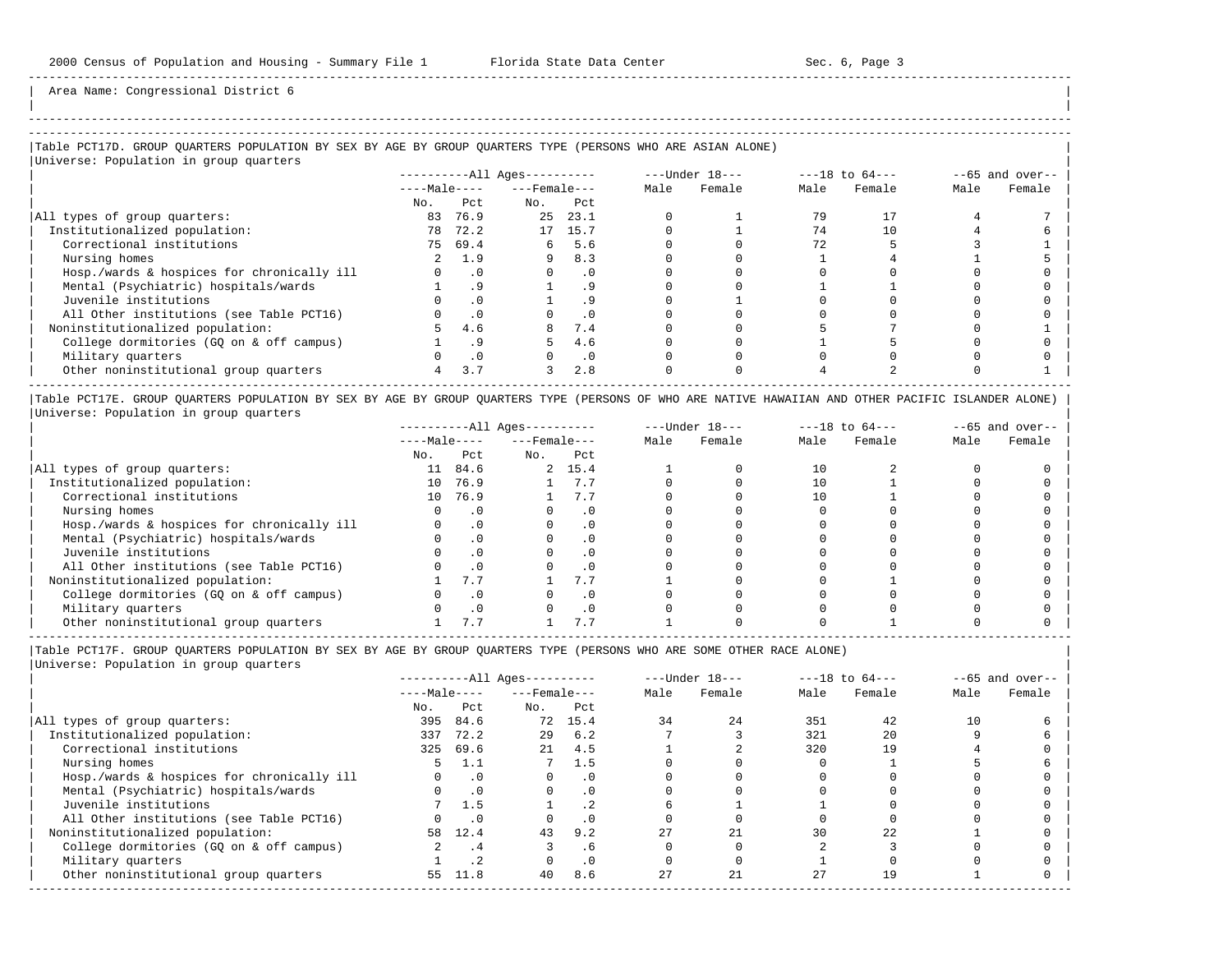Area Name: Congressional District 6

### Table PCT17D. GROUP QUARTERS POPULATION BY SEX BY AGE BY GROUP QUARTERS TYPE (PERSONS WHO ARE ASIAN ALONE)

Universe: Population in group quarters

| | All Ages Male No. | All Ages Male Pct | All Ages Female No. | All Ages Female Pct | Under 18 Male | Under 18 Female | 18 to 64 Male | 18 to 64 Female | 65 and over Male | 65 and over Female |
|---|---|---|---|---|---|---|---|---|---|---|
| All types of group quarters: | 83 | 76.9 | 25 | 23.1 | 0 | 1 | 79 | 17 | 4 | 7 |
| Institutionalized population: | 78 | 72.2 | 17 | 15.7 | 0 | 1 | 74 | 10 | 4 | 6 |
| Correctional institutions | 75 | 69.4 | 6 | 5.6 | 0 | 0 | 72 | 5 | 3 | 1 |
| Nursing homes | 2 | 1.9 | 9 | 8.3 | 0 | 0 | 1 | 4 | 1 | 5 |
| Hosp./wards & hospices for chronically ill | 0 | .0 | 0 | .0 | 0 | 0 | 0 | 0 | 0 | 0 |
| Mental (Psychiatric) hospitals/wards | 1 | .9 | 1 | .9 | 0 | 0 | 1 | 1 | 0 | 0 |
| Juvenile institutions | 0 | .0 | 1 | .9 | 0 | 1 | 0 | 0 | 0 | 0 |
| All Other institutions (see Table PCT16) | 0 | .0 | 0 | .0 | 0 | 0 | 0 | 0 | 0 | 0 |
| Noninstitutionalized population: | 5 | 4.6 | 8 | 7.4 | 0 | 0 | 5 | 7 | 0 | 1 |
| College dormitories (GQ on & off campus) | 1 | .9 | 5 | 4.6 | 0 | 0 | 1 | 5 | 0 | 0 |
| Military quarters | 0 | .0 | 0 | .0 | 0 | 0 | 0 | 0 | 0 | 0 |
| Other noninstitutional group quarters | 4 | 3.7 | 3 | 2.8 | 0 | 0 | 4 | 2 | 0 | 1 |

### Table PCT17E. GROUP QUARTERS POPULATION BY SEX BY AGE BY GROUP QUARTERS TYPE (PERSONS OF WHO ARE NATIVE HAWAIIAN AND OTHER PACIFIC ISLANDER ALONE)

Universe: Population in group quarters

| | All Ages Male No. | All Ages Male Pct | All Ages Female No. | All Ages Female Pct | Under 18 Male | Under 18 Female | 18 to 64 Male | 18 to 64 Female | 65 and over Male | 65 and over Female |
|---|---|---|---|---|---|---|---|---|---|---|
| All types of group quarters: | 11 | 84.6 | 2 | 15.4 | 1 | 0 | 10 | 2 | 0 | 0 |
| Institutionalized population: | 10 | 76.9 | 1 | 7.7 | 0 | 0 | 10 | 1 | 0 | 0 |
| Correctional institutions | 10 | 76.9 | 1 | 7.7 | 0 | 0 | 10 | 1 | 0 | 0 |
| Nursing homes | 0 | .0 | 0 | .0 | 0 | 0 | 0 | 0 | 0 | 0 |
| Hosp./wards & hospices for chronically ill | 0 | .0 | 0 | .0 | 0 | 0 | 0 | 0 | 0 | 0 |
| Mental (Psychiatric) hospitals/wards | 0 | .0 | 0 | .0 | 0 | 0 | 0 | 0 | 0 | 0 |
| Juvenile institutions | 0 | .0 | 0 | .0 | 0 | 0 | 0 | 0 | 0 | 0 |
| All Other institutions (see Table PCT16) | 0 | .0 | 0 | .0 | 0 | 0 | 0 | 0 | 0 | 0 |
| Noninstitutionalized population: | 1 | 7.7 | 1 | 7.7 | 1 | 0 | 0 | 1 | 0 | 0 |
| College dormitories (GQ on & off campus) | 0 | .0 | 0 | .0 | 0 | 0 | 0 | 0 | 0 | 0 |
| Military quarters | 0 | .0 | 0 | .0 | 0 | 0 | 0 | 0 | 0 | 0 |
| Other noninstitutional group quarters | 1 | 7.7 | 1 | 7.7 | 1 | 0 | 0 | 1 | 0 | 0 |

### Table PCT17F. GROUP QUARTERS POPULATION BY SEX BY AGE BY GROUP QUARTERS TYPE (PERSONS WHO ARE SOME OTHER RACE ALONE)

Universe: Population in group quarters

| | All Ages Male No. | All Ages Male Pct | All Ages Female No. | All Ages Female Pct | Under 18 Male | Under 18 Female | 18 to 64 Male | 18 to 64 Female | 65 and over Male | 65 and over Female |
|---|---|---|---|---|---|---|---|---|---|---|
| All types of group quarters: | 395 | 84.6 | 72 | 15.4 | 34 | 24 | 351 | 42 | 10 | 6 |
| Institutionalized population: | 337 | 72.2 | 29 | 6.2 | 7 | 3 | 321 | 20 | 9 | 6 |
| Correctional institutions | 325 | 69.6 | 21 | 4.5 | 1 | 2 | 320 | 19 | 4 | 0 |
| Nursing homes | 5 | 1.1 | 7 | 1.5 | 0 | 0 | 0 | 1 | 5 | 6 |
| Hosp./wards & hospices for chronically ill | 0 | .0 | 0 | .0 | 0 | 0 | 0 | 0 | 0 | 0 |
| Mental (Psychiatric) hospitals/wards | 0 | .0 | 0 | .0 | 0 | 0 | 0 | 0 | 0 | 0 |
| Juvenile institutions | 7 | 1.5 | 1 | .2 | 6 | 1 | 1 | 0 | 0 | 0 |
| All Other institutions (see Table PCT16) | 0 | .0 | 0 | .0 | 0 | 0 | 0 | 0 | 0 | 0 |
| Noninstitutionalized population: | 58 | 12.4 | 43 | 9.2 | 27 | 21 | 30 | 22 | 1 | 0 |
| College dormitories (GQ on & off campus) | 2 | .4 | 3 | .6 | 0 | 0 | 2 | 3 | 0 | 0 |
| Military quarters | 1 | .2 | 0 | .0 | 0 | 0 | 1 | 0 | 0 | 0 |
| Other noninstitutional group quarters | 55 | 11.8 | 40 | 8.6 | 27 | 21 | 27 | 19 | 1 | 0 |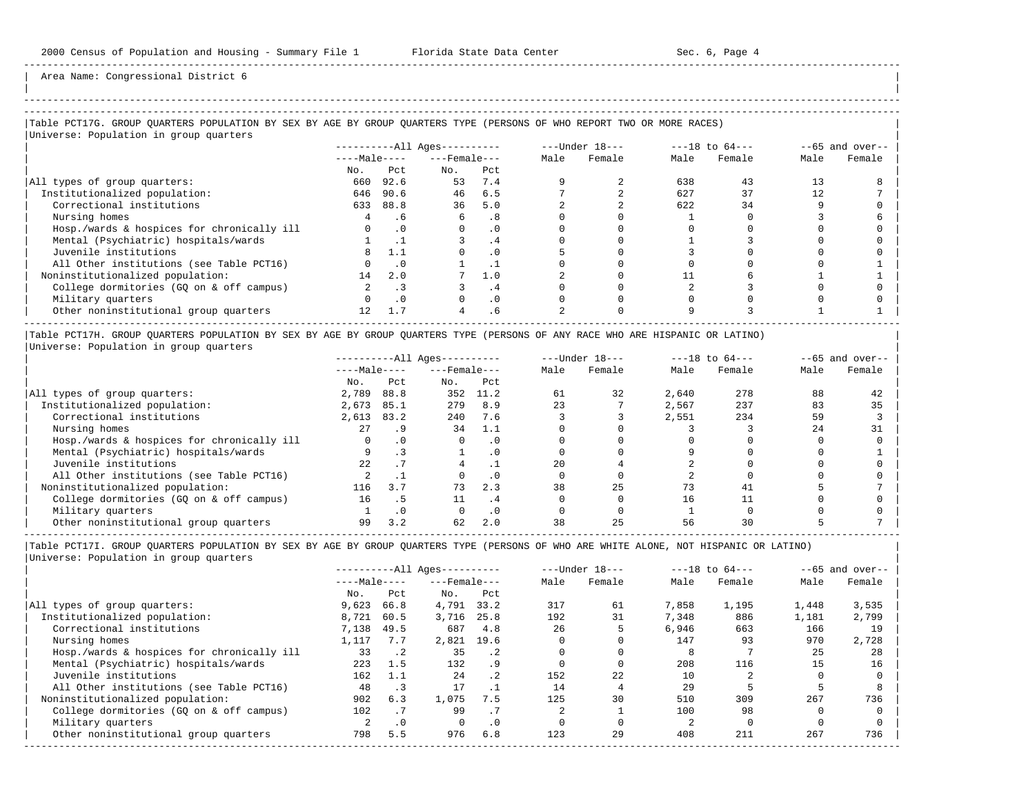Area Name: Congressional District 6

### Table PCT17G. GROUP QUARTERS POPULATION BY SEX BY AGE BY GROUP QUARTERS TYPE (PERSONS OF WHO REPORT TWO OR MORE RACES)

Universe: Population in group quarters

| | All Ages | | | | Under 18 | | 18 to 64 | | 65 and over | |
|---|---|---|---|---|---|---|---|---|---|---|
| | Male | | Female | | | | | | | |
| | No. | Pct | No. | Pct | Male | Female | Male | Female | Male | Female |
| All types of group quarters: | 660 | 92.6 | 53 | 7.4 | 9 | 2 | 638 | 43 | 13 | 8 |
| Institutionalized population: | 646 | 90.6 | 46 | 6.5 | 7 | 2 | 627 | 37 | 12 | 7 |
| Correctional institutions | 633 | 88.8 | 36 | 5.0 | 2 | 2 | 622 | 34 | 9 | 0 |
| Nursing homes | 4 | .6 | 6 | .8 | 0 | 0 | 1 | 0 | 3 | 6 |
| Hosp./wards & hospices for chronically ill | 0 | .0 | 0 | .0 | 0 | 0 | 0 | 0 | 0 | 0 |
| Mental (Psychiatric) hospitals/wards | 1 | .1 | 3 | .4 | 0 | 0 | 1 | 3 | 0 | 0 |
| Juvenile institutions | 8 | 1.1 | 0 | .0 | 5 | 0 | 3 | 0 | 0 | 0 |
| All Other institutions (see Table PCT16) | 0 | .0 | 1 | .1 | 0 | 0 | 0 | 0 | 0 | 1 |
| Noninstitutionalized population: | 14 | 2.0 | 7 | 1.0 | 2 | 0 | 11 | 6 | 1 | 1 |
| College dormitories (GQ on & off campus) | 2 | .3 | 3 | .4 | 0 | 0 | 2 | 3 | 0 | 0 |
| Military quarters | 0 | .0 | 0 | .0 | 0 | 0 | 0 | 0 | 0 | 0 |
| Other noninstitutional group quarters | 12 | 1.7 | 4 | .6 | 2 | 0 | 9 | 3 | 1 | 1 |

### Table PCT17H. GROUP QUARTERS POPULATION BY SEX BY AGE BY GROUP QUARTERS TYPE (PERSONS OF ANY RACE WHO ARE HISPANIC OR LATINO)

Universe: Population in group quarters

| | All Ages | | | | Under 18 | | 18 to 64 | | 65 and over | |
|---|---|---|---|---|---|---|---|---|---|---|
| | Male | | Female | | | | | | | |
| | No. | Pct | No. | Pct | Male | Female | Male | Female | Male | Female |
| All types of group quarters: | 2,789 | 88.8 | 352 | 11.2 | 61 | 32 | 2,640 | 278 | 88 | 42 |
| Institutionalized population: | 2,673 | 85.1 | 279 | 8.9 | 23 | 7 | 2,567 | 237 | 83 | 35 |
| Correctional institutions | 2,613 | 83.2 | 240 | 7.6 | 3 | 3 | 2,551 | 234 | 59 | 3 |
| Nursing homes | 27 | .9 | 34 | 1.1 | 0 | 0 | 3 | 3 | 24 | 31 |
| Hosp./wards & hospices for chronically ill | 0 | .0 | 0 | .0 | 0 | 0 | 0 | 0 | 0 | 0 |
| Mental (Psychiatric) hospitals/wards | 9 | .3 | 1 | .0 | 0 | 0 | 9 | 0 | 0 | 1 |
| Juvenile institutions | 22 | .7 | 4 | .1 | 20 | 4 | 2 | 0 | 0 | 0 |
| All Other institutions (see Table PCT16) | 2 | .1 | 0 | .0 | 0 | 0 | 2 | 0 | 0 | 0 |
| Noninstitutionalized population: | 116 | 3.7 | 73 | 2.3 | 38 | 25 | 73 | 41 | 5 | 7 |
| College dormitories (GQ on & off campus) | 16 | .5 | 11 | .4 | 0 | 0 | 16 | 11 | 0 | 0 |
| Military quarters | 1 | .0 | 0 | .0 | 0 | 0 | 1 | 0 | 0 | 0 |
| Other noninstitutional group quarters | 99 | 3.2 | 62 | 2.0 | 38 | 25 | 56 | 30 | 5 | 7 |

### Table PCT17I. GROUP QUARTERS POPULATION BY SEX BY AGE BY GROUP QUARTERS TYPE (PERSONS OF WHO ARE WHITE ALONE, NOT HISPANIC OR LATINO)

Universe: Population in group quarters

| | All Ages | | | | Under 18 | | 18 to 64 | | 65 and over | |
|---|---|---|---|---|---|---|---|---|---|---|
| | Male | | Female | | | | | | | |
| | No. | Pct | No. | Pct | Male | Female | Male | Female | Male | Female |
| All types of group quarters: | 9,623 | 66.8 | 4,791 | 33.2 | 317 | 61 | 7,858 | 1,195 | 1,448 | 3,535 |
| Institutionalized population: | 8,721 | 60.5 | 3,716 | 25.8 | 192 | 31 | 7,348 | 886 | 1,181 | 2,799 |
| Correctional institutions | 7,138 | 49.5 | 687 | 4.8 | 26 | 5 | 6,946 | 663 | 166 | 19 |
| Nursing homes | 1,117 | 7.7 | 2,821 | 19.6 | 0 | 0 | 147 | 93 | 970 | 2,728 |
| Hosp./wards & hospices for chronically ill | 33 | .2 | 35 | .2 | 0 | 0 | 8 | 7 | 25 | 28 |
| Mental (Psychiatric) hospitals/wards | 223 | 1.5 | 132 | .9 | 0 | 0 | 208 | 116 | 15 | 16 |
| Juvenile institutions | 162 | 1.1 | 24 | .2 | 152 | 22 | 10 | 2 | 0 | 0 |
| All Other institutions (see Table PCT16) | 48 | .3 | 17 | .1 | 14 | 4 | 29 | 5 | 5 | 8 |
| Noninstitutionalized population: | 902 | 6.3 | 1,075 | 7.5 | 125 | 30 | 510 | 309 | 267 | 736 |
| College dormitories (GQ on & off campus) | 102 | .7 | 99 | .7 | 2 | 1 | 100 | 98 | 0 | 0 |
| Military quarters | 2 | .0 | 0 | .0 | 0 | 0 | 2 | 0 | 0 | 0 |
| Other noninstitutional group quarters | 798 | 5.5 | 976 | 6.8 | 123 | 29 | 408 | 211 | 267 | 736 |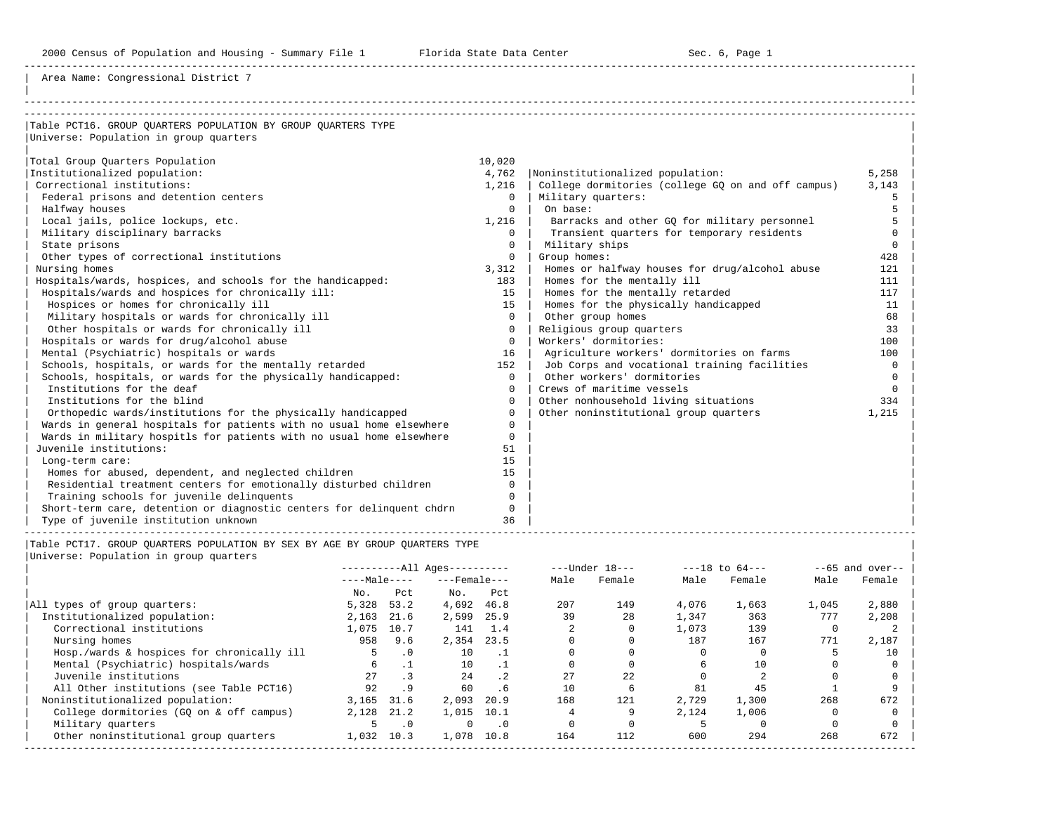Area Name: Congressional District 7

## Table PCT16. GROUP QUARTERS POPULATION BY GROUP QUARTERS TYPE

Universe: Population in group quarters

| Category | Number |
|---|---|
| Total Group Quarters Population | 10,020 |
| Institutionalized population: | 4,762 |
| Correctional institutions: | 1,216 |
| Federal prisons and detention centers | 0 |
| Halfway houses | 0 |
| Local jails, police lockups, etc. | 1,216 |
| Military disciplinary barracks | 0 |
| State prisons | 0 |
| Other types of correctional institutions | 0 |
| Nursing homes | 3,312 |
| Hospitals/wards, hospices, and schools for the handicapped: | 183 |
| Hospitals/wards and hospices for chronically ill: | 15 |
| Hospices or homes for chronically ill | 15 |
| Military hospitals or wards for chronically ill | 0 |
| Other hospitals or wards for chronically ill | 0 |
| Hospitals or wards for drug/alcohol abuse | 0 |
| Mental (Psychiatric) hospitals or wards | 16 |
| Schools, hospitals, or wards for the mentally retarded | 152 |
| Schools, hospitals, or wards for the physically handicapped: | 0 |
| Institutions for the deaf | 0 |
| Institutions for the blind | 0 |
| Orthopedic wards/institutions for the physically handicapped | 0 |
| Wards in general hospitals for patients with no usual home elsewhere | 0 |
| Wards in military hospitls for patients with no usual home elsewhere | 0 |
| Juvenile institutions: | 51 |
| Long-term care: | 15 |
| Homes for abused, dependent, and neglected children | 15 |
| Residential treatment centers for emotionally disturbed children | 0 |
| Training schools for juvenile delinquents | 0 |
| Short-term care, detention or diagnostic centers for delinquent chdrn | 0 |
| Type of juvenile institution unknown | 36 |
| Noninstitutionalized population: | 5,258 |
| College dormitories (college GQ on and off campus) | 3,143 |
| Military quarters: | 5 |
| On base: | 5 |
| Barracks and other GQ for military personnel | 5 |
| Transient quarters for temporary residents | 0 |
| Military ships | 0 |
| Group homes: | 428 |
| Homes or halfway houses for drug/alcohol abuse | 121 |
| Homes for the mentally ill | 111 |
| Homes for the mentally retarded | 117 |
| Homes for the physically handicapped | 11 |
| Other group homes | 68 |
| Religious group quarters | 33 |
| Workers' dormitories: | 100 |
| Agriculture workers' dormitories on farms | 100 |
| Job Corps and vocational training facilities | 0 |
| Other workers' dormitories | 0 |
| Crews of maritime vessels | 0 |
| Other nonhousehold living situations | 334 |
| Other noninstitutional group quarters | 1,215 |

## Table PCT17. GROUP QUARTERS POPULATION BY SEX BY AGE BY GROUP QUARTERS TYPE

Universe: Population in group quarters

| | All Ages Male No. | All Ages Male Pct | All Ages Female No. | All Ages Female Pct | Under 18 Male | Under 18 Female | 18 to 64 Male | 18 to 64 Female | 65 and over Male | 65 and over Female |
|---|---|---|---|---|---|---|---|---|---|---|
| All types of group quarters: | 5,328 | 53.2 | 4,692 | 46.8 | 207 | 149 | 4,076 | 1,663 | 1,045 | 2,880 |
| Institutionalized population: | 2,163 | 21.6 | 2,599 | 25.9 | 39 | 28 | 1,347 | 363 | 777 | 2,208 |
| Correctional institutions | 1,075 | 10.7 | 141 | 1.4 | 2 | 0 | 1,073 | 139 | 0 | 2 |
| Nursing homes | 958 | 9.6 | 2,354 | 23.5 | 0 | 0 | 187 | 167 | 771 | 2,187 |
| Hosp./wards & hospices for chronically ill | 5 | .0 | 10 | .1 | 0 | 0 | 0 | 0 | 5 | 10 |
| Mental (Psychiatric) hospitals/wards | 6 | .1 | 10 | .1 | 0 | 0 | 6 | 10 | 0 | 0 |
| Juvenile institutions | 27 | .3 | 24 | .2 | 27 | 22 | 0 | 2 | 0 | 0 |
| All Other institutions (see Table PCT16) | 92 | .9 | 60 | .6 | 10 | 6 | 81 | 45 | 1 | 9 |
| Noninstitutionalized population: | 3,165 | 31.6 | 2,093 | 20.9 | 168 | 121 | 2,729 | 1,300 | 268 | 672 |
| College dormitories (GQ on & off campus) | 2,128 | 21.2 | 1,015 | 10.1 | 4 | 9 | 2,124 | 1,006 | 0 | 0 |
| Military quarters | 5 | .0 | 0 | .0 | 0 | 0 | 5 | 0 | 0 | 0 |
| Other noninstitutional group quarters | 1,032 | 10.3 | 1,078 | 10.8 | 164 | 112 | 600 | 294 | 268 | 672 |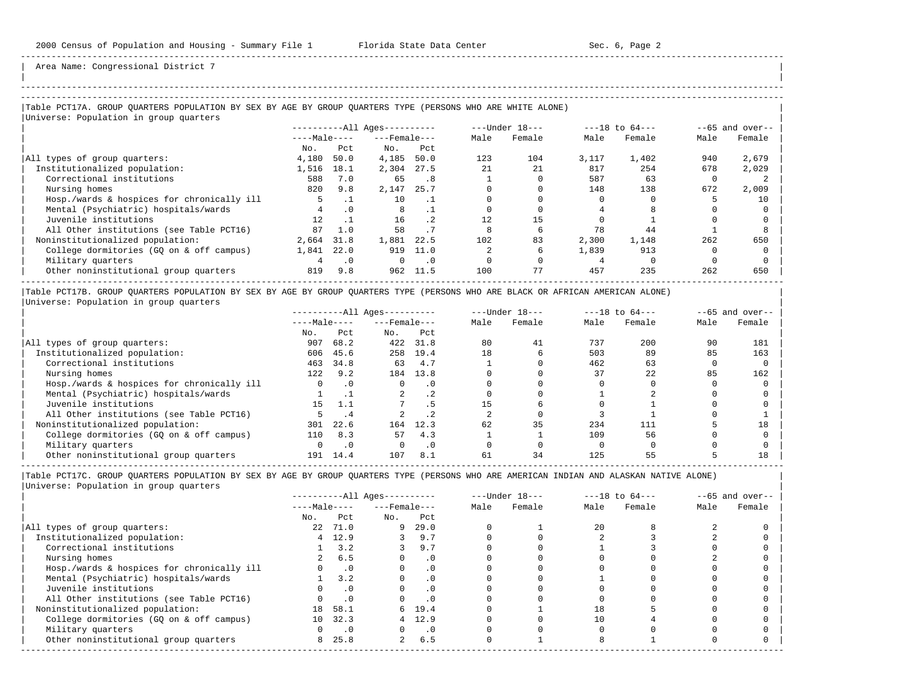Area Name: Congressional District 7

Table PCT17A. GROUP QUARTERS POPULATION BY SEX BY AGE BY GROUP QUARTERS TYPE (PERSONS WHO ARE WHITE ALONE)

Universe: Population in group quarters

| | All Ages | | | | Under 18 | | 18 to 64 | | 65 and over | |
|---|---|---|---|---|---|---|---|---|---|---|
| | Male | | Female | | | | | | | |
| | No. | Pct | No. | Pct | Male | Female | Male | Female | Male | Female |
| All types of group quarters: | 4,180 | 50.0 | 4,185 | 50.0 | 123 | 104 | 3,117 | 1,402 | 940 | 2,679 |
| Institutionalized population: | 1,516 | 18.1 | 2,304 | 27.5 | 21 | 21 | 817 | 254 | 678 | 2,029 |
| Correctional institutions | 588 | 7.0 | 65 | .8 | 1 | 0 | 587 | 63 | 0 | 2 |
| Nursing homes | 820 | 9.8 | 2,147 | 25.7 | 0 | 0 | 148 | 138 | 672 | 2,009 |
| Hosp./wards & hospices for chronically ill | 5 | .1 | 10 | .1 | 0 | 0 | 0 | 0 | 5 | 10 |
| Mental (Psychiatric) hospitals/wards | 4 | .0 | 8 | .1 | 0 | 0 | 4 | 8 | 0 | 0 |
| Juvenile institutions | 12 | .1 | 16 | .2 | 12 | 15 | 0 | 1 | 0 | 0 |
| All Other institutions (see Table PCT16) | 87 | 1.0 | 58 | .7 | 8 | 6 | 78 | 44 | 1 | 8 |
| Noninstitutionalized population: | 2,664 | 31.8 | 1,881 | 22.5 | 102 | 83 | 2,300 | 1,148 | 262 | 650 |
| College dormitories (GQ on & off campus) | 1,841 | 22.0 | 919 | 11.0 | 2 | 6 | 1,839 | 913 | 0 | 0 |
| Military quarters | 4 | .0 | 0 | .0 | 0 | 0 | 4 | 0 | 0 | 0 |
| Other noninstitutional group quarters | 819 | 9.8 | 962 | 11.5 | 100 | 77 | 457 | 235 | 262 | 650 |

Table PCT17B. GROUP QUARTERS POPULATION BY SEX BY AGE BY GROUP QUARTERS TYPE (PERSONS WHO ARE BLACK OR AFRICAN AMERICAN ALONE)

Universe: Population in group quarters

| | All Ages | | | | Under 18 | | 18 to 64 | | 65 and over | |
|---|---|---|---|---|---|---|---|---|---|---|
| | Male | | Female | | | | | | | |
| | No. | Pct | No. | Pct | Male | Female | Male | Female | Male | Female |
| All types of group quarters: | 907 | 68.2 | 422 | 31.8 | 80 | 41 | 737 | 200 | 90 | 181 |
| Institutionalized population: | 606 | 45.6 | 258 | 19.4 | 18 | 6 | 503 | 89 | 85 | 163 |
| Correctional institutions | 463 | 34.8 | 63 | 4.7 | 1 | 0 | 462 | 63 | 0 | 0 |
| Nursing homes | 122 | 9.2 | 184 | 13.8 | 0 | 0 | 37 | 22 | 85 | 162 |
| Hosp./wards & hospices for chronically ill | 0 | .0 | 0 | .0 | 0 | 0 | 0 | 0 | 0 | 0 |
| Mental (Psychiatric) hospitals/wards | 1 | .1 | 2 | .2 | 0 | 0 | 1 | 2 | 0 | 0 |
| Juvenile institutions | 15 | 1.1 | 7 | .5 | 15 | 6 | 0 | 1 | 0 | 0 |
| All Other institutions (see Table PCT16) | 5 | .4 | 2 | .2 | 2 | 0 | 3 | 1 | 0 | 1 |
| Noninstitutionalized population: | 301 | 22.6 | 164 | 12.3 | 62 | 35 | 234 | 111 | 5 | 18 |
| College dormitories (GQ on & off campus) | 110 | 8.3 | 57 | 4.3 | 1 | 1 | 109 | 56 | 0 | 0 |
| Military quarters | 0 | .0 | 0 | .0 | 0 | 0 | 0 | 0 | 0 | 0 |
| Other noninstitutional group quarters | 191 | 14.4 | 107 | 8.1 | 61 | 34 | 125 | 55 | 5 | 18 |

Table PCT17C. GROUP QUARTERS POPULATION BY SEX BY AGE BY GROUP QUARTERS TYPE (PERSONS WHO ARE AMERICAN INDIAN AND ALASKAN NATIVE ALONE)

Universe: Population in group quarters

| | All Ages | | | | Under 18 | | 18 to 64 | | 65 and over | |
|---|---|---|---|---|---|---|---|---|---|---|
| | Male | | Female | | | | | | | |
| | No. | Pct | No. | Pct | Male | Female | Male | Female | Male | Female |
| All types of group quarters: | 22 | 71.0 | 9 | 29.0 | 0 | 1 | 20 | 8 | 2 | 0 |
| Institutionalized population: | 4 | 12.9 | 3 | 9.7 | 0 | 0 | 2 | 3 | 2 | 0 |
| Correctional institutions | 1 | 3.2 | 3 | 9.7 | 0 | 0 | 1 | 3 | 0 | 0 |
| Nursing homes | 2 | 6.5 | 0 | .0 | 0 | 0 | 0 | 0 | 2 | 0 |
| Hosp./wards & hospices for chronically ill | 0 | .0 | 0 | .0 | 0 | 0 | 0 | 0 | 0 | 0 |
| Mental (Psychiatric) hospitals/wards | 1 | 3.2 | 0 | .0 | 0 | 0 | 1 | 0 | 0 | 0 |
| Juvenile institutions | 0 | .0 | 0 | .0 | 0 | 0 | 0 | 0 | 0 | 0 |
| All Other institutions (see Table PCT16) | 0 | .0 | 0 | .0 | 0 | 0 | 0 | 0 | 0 | 0 |
| Noninstitutionalized population: | 18 | 58.1 | 6 | 19.4 | 0 | 1 | 18 | 5 | 0 | 0 |
| College dormitories (GQ on & off campus) | 10 | 32.3 | 4 | 12.9 | 0 | 0 | 10 | 4 | 0 | 0 |
| Military quarters | 0 | .0 | 0 | .0 | 0 | 0 | 0 | 0 | 0 | 0 |
| Other noninstitutional group quarters | 8 | 25.8 | 2 | 6.5 | 0 | 1 | 8 | 1 | 0 | 0 |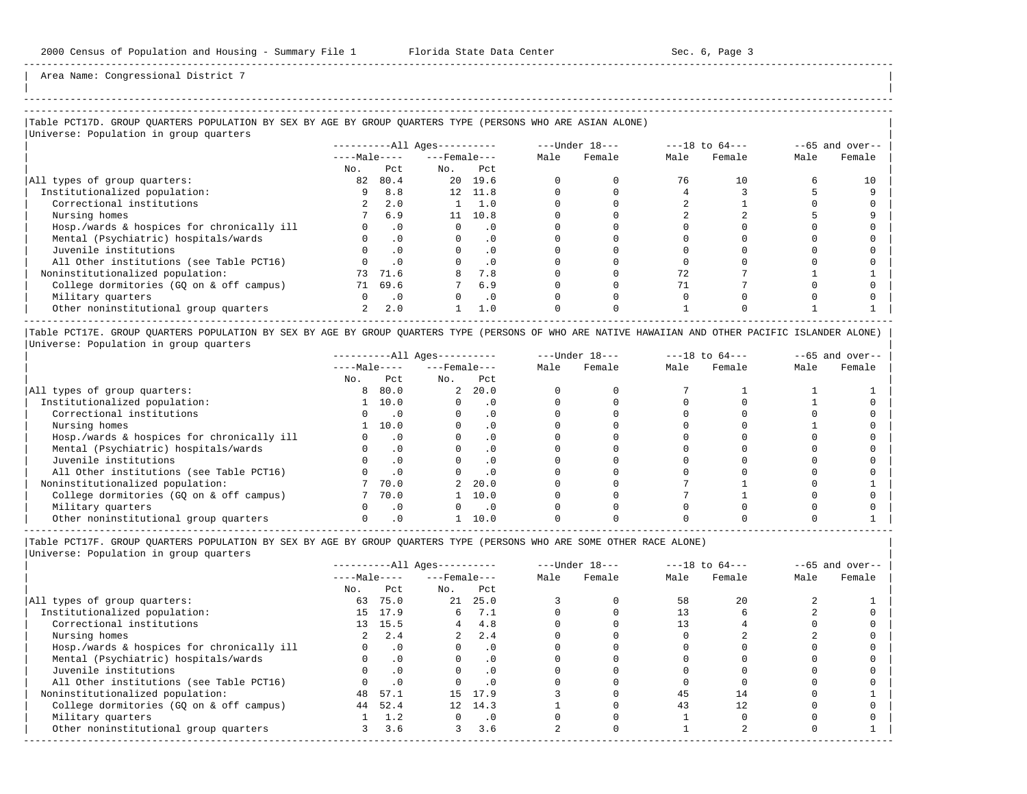Area Name: Congressional District 7

### Table PCT17D. GROUP QUARTERS POPULATION BY SEX BY AGE BY GROUP QUARTERS TYPE (PERSONS WHO ARE ASIAN ALONE)

Universe: Population in group quarters

| | All Ages | | | | Under 18 | | 18 to 64 | | 65 and over | |
|---|---|---|---|---|---|---|---|---|---|---|
| | Male | | Female | | | | | | | |
| | No. | Pct | No. | Pct | Male | Female | Male | Female | Male | Female |
| All types of group quarters: | 82 | 80.4 | 20 | 19.6 | 0 | 0 | 76 | 10 | 6 | 10 |
| Institutionalized population: | 9 | 8.8 | 12 | 11.8 | 0 | 0 | 4 | 3 | 5 | 9 |
| Correctional institutions | 2 | 2.0 | 1 | 1.0 | 0 | 0 | 2 | 1 | 0 | 0 |
| Nursing homes | 7 | 6.9 | 11 | 10.8 | 0 | 0 | 2 | 2 | 5 | 9 |
| Hosp./wards & hospices for chronically ill | 0 | .0 | 0 | .0 | 0 | 0 | 0 | 0 | 0 | 0 |
| Mental (Psychiatric) hospitals/wards | 0 | .0 | 0 | .0 | 0 | 0 | 0 | 0 | 0 | 0 |
| Juvenile institutions | 0 | .0 | 0 | .0 | 0 | 0 | 0 | 0 | 0 | 0 |
| All Other institutions (see Table PCT16) | 0 | .0 | 0 | .0 | 0 | 0 | 0 | 0 | 0 | 0 |
| Noninstitutionalized population: | 73 | 71.6 | 8 | 7.8 | 0 | 0 | 72 | 7 | 1 | 1 |
| College dormitories (GQ on & off campus) | 71 | 69.6 | 7 | 6.9 | 0 | 0 | 71 | 7 | 0 | 0 |
| Military quarters | 0 | .0 | 0 | .0 | 0 | 0 | 0 | 0 | 0 | 0 |
| Other noninstitutional group quarters | 2 | 2.0 | 1 | 1.0 | 0 | 0 | 1 | 0 | 1 | 1 |

### Table PCT17E. GROUP QUARTERS POPULATION BY SEX BY AGE BY GROUP QUARTERS TYPE (PERSONS OF WHO ARE NATIVE HAWAIIAN AND OTHER PACIFIC ISLANDER ALONE)

Universe: Population in group quarters

| | All Ages | | | | Under 18 | | 18 to 64 | | 65 and over | |
|---|---|---|---|---|---|---|---|---|---|---|
| | Male | | Female | | | | | | | |
| | No. | Pct | No. | Pct | Male | Female | Male | Female | Male | Female |
| All types of group quarters: | 8 | 80.0 | 2 | 20.0 | 0 | 0 | 7 | 1 | 1 | 1 |
| Institutionalized population: | 1 | 10.0 | 0 | .0 | 0 | 0 | 0 | 0 | 1 | 0 |
| Correctional institutions | 0 | .0 | 0 | .0 | 0 | 0 | 0 | 0 | 0 | 0 |
| Nursing homes | 1 | 10.0 | 0 | .0 | 0 | 0 | 0 | 0 | 1 | 0 |
| Hosp./wards & hospices for chronically ill | 0 | .0 | 0 | .0 | 0 | 0 | 0 | 0 | 0 | 0 |
| Mental (Psychiatric) hospitals/wards | 0 | .0 | 0 | .0 | 0 | 0 | 0 | 0 | 0 | 0 |
| Juvenile institutions | 0 | .0 | 0 | .0 | 0 | 0 | 0 | 0 | 0 | 0 |
| All Other institutions (see Table PCT16) | 0 | .0 | 0 | .0 | 0 | 0 | 0 | 0 | 0 | 0 |
| Noninstitutionalized population: | 7 | 70.0 | 2 | 20.0 | 0 | 0 | 7 | 1 | 0 | 1 |
| College dormitories (GQ on & off campus) | 7 | 70.0 | 1 | 10.0 | 0 | 0 | 7 | 1 | 0 | 0 |
| Military quarters | 0 | .0 | 0 | .0 | 0 | 0 | 0 | 0 | 0 | 0 |
| Other noninstitutional group quarters | 0 | .0 | 1 | 10.0 | 0 | 0 | 0 | 0 | 0 | 1 |

### Table PCT17F. GROUP QUARTERS POPULATION BY SEX BY AGE BY GROUP QUARTERS TYPE (PERSONS WHO ARE SOME OTHER RACE ALONE)

Universe: Population in group quarters

| | All Ages | | | | Under 18 | | 18 to 64 | | 65 and over | |
|---|---|---|---|---|---|---|---|---|---|---|
| | Male | | Female | | | | | | | |
| | No. | Pct | No. | Pct | Male | Female | Male | Female | Male | Female |
| All types of group quarters: | 63 | 75.0 | 21 | 25.0 | 3 | 0 | 58 | 20 | 2 | 1 |
| Institutionalized population: | 15 | 17.9 | 6 | 7.1 | 0 | 0 | 13 | 6 | 2 | 0 |
| Correctional institutions | 13 | 15.5 | 4 | 4.8 | 0 | 0 | 13 | 4 | 0 | 0 |
| Nursing homes | 2 | 2.4 | 2 | 2.4 | 0 | 0 | 0 | 2 | 2 | 0 |
| Hosp./wards & hospices for chronically ill | 0 | .0 | 0 | .0 | 0 | 0 | 0 | 0 | 0 | 0 |
| Mental (Psychiatric) hospitals/wards | 0 | .0 | 0 | .0 | 0 | 0 | 0 | 0 | 0 | 0 |
| Juvenile institutions | 0 | .0 | 0 | .0 | 0 | 0 | 0 | 0 | 0 | 0 |
| All Other institutions (see Table PCT16) | 0 | .0 | 0 | .0 | 0 | 0 | 0 | 0 | 0 | 0 |
| Noninstitutionalized population: | 48 | 57.1 | 15 | 17.9 | 3 | 0 | 45 | 14 | 0 | 1 |
| College dormitories (GQ on & off campus) | 44 | 52.4 | 12 | 14.3 | 1 | 0 | 43 | 12 | 0 | 0 |
| Military quarters | 1 | 1.2 | 0 | .0 | 0 | 0 | 1 | 0 | 0 | 0 |
| Other noninstitutional group quarters | 3 | 3.6 | 3 | 3.6 | 2 | 0 | 1 | 2 | 0 | 1 |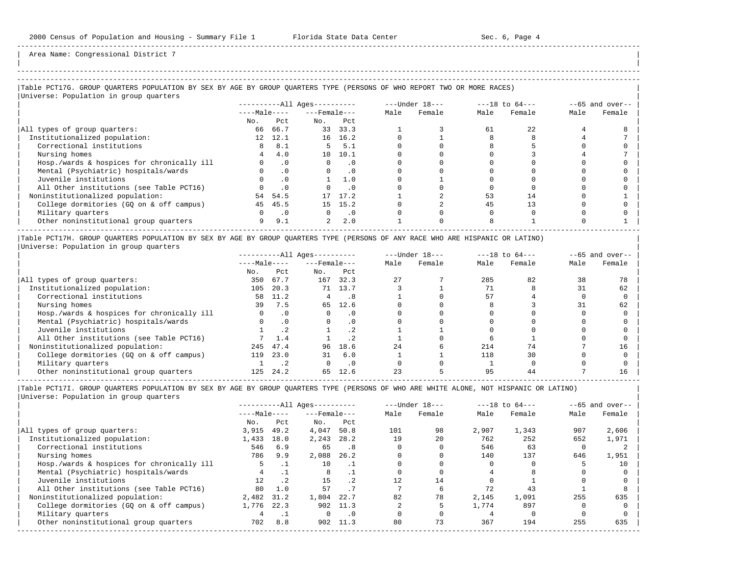Area Name: Congressional District 7

## Table PCT17G. GROUP QUARTERS POPULATION BY SEX BY AGE BY GROUP QUARTERS TYPE (PERSONS OF WHO REPORT TWO OR MORE RACES)

Universe: Population in group quarters

| | All Ages: Male No. | All Ages: Male Pct | All Ages: Female No. | All Ages: Female Pct | Under 18: Male | Under 18: Female | 18 to 64: Male | 18 to 64: Female | 65 and over: Male | 65 and over: Female |
|---|---|---|---|---|---|---|---|---|---|---|
| All types of group quarters: | 66 | 66.7 | 33 | 33.3 | 1 | 3 | 61 | 22 | 4 | 8 |
| Institutionalized population: | 12 | 12.1 | 16 | 16.2 | 0 | 1 | 8 | 8 | 4 | 7 |
| Correctional institutions | 8 | 8.1 | 5 | 5.1 | 0 | 0 | 8 | 5 | 0 | 0 |
| Nursing homes | 4 | 4.0 | 10 | 10.1 | 0 | 0 | 0 | 3 | 4 | 7 |
| Hosp./wards & hospices for chronically ill | 0 | .0 | 0 | .0 | 0 | 0 | 0 | 0 | 0 | 0 |
| Mental (Psychiatric) hospitals/wards | 0 | .0 | 0 | .0 | 0 | 0 | 0 | 0 | 0 | 0 |
| Juvenile institutions | 0 | .0 | 1 | 1.0 | 0 | 1 | 0 | 0 | 0 | 0 |
| All Other institutions (see Table PCT16) | 0 | .0 | 0 | .0 | 0 | 0 | 0 | 0 | 0 | 0 |
| Noninstitutionalized population: | 54 | 54.5 | 17 | 17.2 | 1 | 2 | 53 | 14 | 0 | 1 |
| College dormitories (GQ on & off campus) | 45 | 45.5 | 15 | 15.2 | 0 | 2 | 45 | 13 | 0 | 0 |
| Military quarters | 0 | .0 | 0 | .0 | 0 | 0 | 0 | 0 | 0 | 0 |
| Other noninstitutional group quarters | 9 | 9.1 | 2 | 2.0 | 1 | 0 | 8 | 1 | 0 | 1 |

## Table PCT17H. GROUP QUARTERS POPULATION BY SEX BY AGE BY GROUP QUARTERS TYPE (PERSONS OF ANY RACE WHO ARE HISPANIC OR LATINO)

Universe: Population in group quarters

| | All Ages: Male No. | All Ages: Male Pct | All Ages: Female No. | All Ages: Female Pct | Under 18: Male | Under 18: Female | 18 to 64: Male | 18 to 64: Female | 65 and over: Male | 65 and over: Female |
|---|---|---|---|---|---|---|---|---|---|---|
| All types of group quarters: | 350 | 67.7 | 167 | 32.3 | 27 | 7 | 285 | 82 | 38 | 78 |
| Institutionalized population: | 105 | 20.3 | 71 | 13.7 | 3 | 1 | 71 | 8 | 31 | 62 |
| Correctional institutions | 58 | 11.2 | 4 | .8 | 1 | 0 | 57 | 4 | 0 | 0 |
| Nursing homes | 39 | 7.5 | 65 | 12.6 | 0 | 0 | 8 | 3 | 31 | 62 |
| Hosp./wards & hospices for chronically ill | 0 | .0 | 0 | .0 | 0 | 0 | 0 | 0 | 0 | 0 |
| Mental (Psychiatric) hospitals/wards | 0 | .0 | 0 | .0 | 0 | 0 | 0 | 0 | 0 | 0 |
| Juvenile institutions | 1 | .2 | 1 | .2 | 1 | 1 | 0 | 0 | 0 | 0 |
| All Other institutions (see Table PCT16) | 7 | 1.4 | 1 | .2 | 1 | 0 | 6 | 1 | 0 | 0 |
| Noninstitutionalized population: | 245 | 47.4 | 96 | 18.6 | 24 | 6 | 214 | 74 | 7 | 16 |
| College dormitories (GQ on & off campus) | 119 | 23.0 | 31 | 6.0 | 1 | 1 | 118 | 30 | 0 | 0 |
| Military quarters | 1 | .2 | 0 | .0 | 0 | 0 | 1 | 0 | 0 | 0 |
| Other noninstitutional group quarters | 125 | 24.2 | 65 | 12.6 | 23 | 5 | 95 | 44 | 7 | 16 |

## Table PCT17I. GROUP QUARTERS POPULATION BY SEX BY AGE BY GROUP QUARTERS TYPE (PERSONS OF WHO ARE WHITE ALONE, NOT HISPANIC OR LATINO)

Universe: Population in group quarters

| | All Ages: Male No. | All Ages: Male Pct | All Ages: Female No. | All Ages: Female Pct | Under 18: Male | Under 18: Female | 18 to 64: Male | 18 to 64: Female | 65 and over: Male | 65 and over: Female |
|---|---|---|---|---|---|---|---|---|---|---|
| All types of group quarters: | 3,915 | 49.2 | 4,047 | 50.8 | 101 | 98 | 2,907 | 1,343 | 907 | 2,606 |
| Institutionalized population: | 1,433 | 18.0 | 2,243 | 28.2 | 19 | 20 | 762 | 252 | 652 | 1,971 |
| Correctional institutions | 546 | 6.9 | 65 | .8 | 0 | 0 | 546 | 63 | 0 | 2 |
| Nursing homes | 786 | 9.9 | 2,088 | 26.2 | 0 | 0 | 140 | 137 | 646 | 1,951 |
| Hosp./wards & hospices for chronically ill | 5 | .1 | 10 | .1 | 0 | 0 | 0 | 0 | 5 | 10 |
| Mental (Psychiatric) hospitals/wards | 4 | .1 | 8 | .1 | 0 | 0 | 4 | 8 | 0 | 0 |
| Juvenile institutions | 12 | .2 | 15 | .2 | 12 | 14 | 0 | 1 | 0 | 0 |
| All Other institutions (see Table PCT16) | 80 | 1.0 | 57 | .7 | 7 | 6 | 72 | 43 | 1 | 8 |
| Noninstitutionalized population: | 2,482 | 31.2 | 1,804 | 22.7 | 82 | 78 | 2,145 | 1,091 | 255 | 635 |
| College dormitories (GQ on & off campus) | 1,776 | 22.3 | 902 | 11.3 | 2 | 5 | 1,774 | 897 | 0 | 0 |
| Military quarters | 4 | .1 | 0 | .0 | 0 | 0 | 4 | 0 | 0 | 0 |
| Other noninstitutional group quarters | 702 | 8.8 | 902 | 11.3 | 80 | 73 | 367 | 194 | 255 | 635 |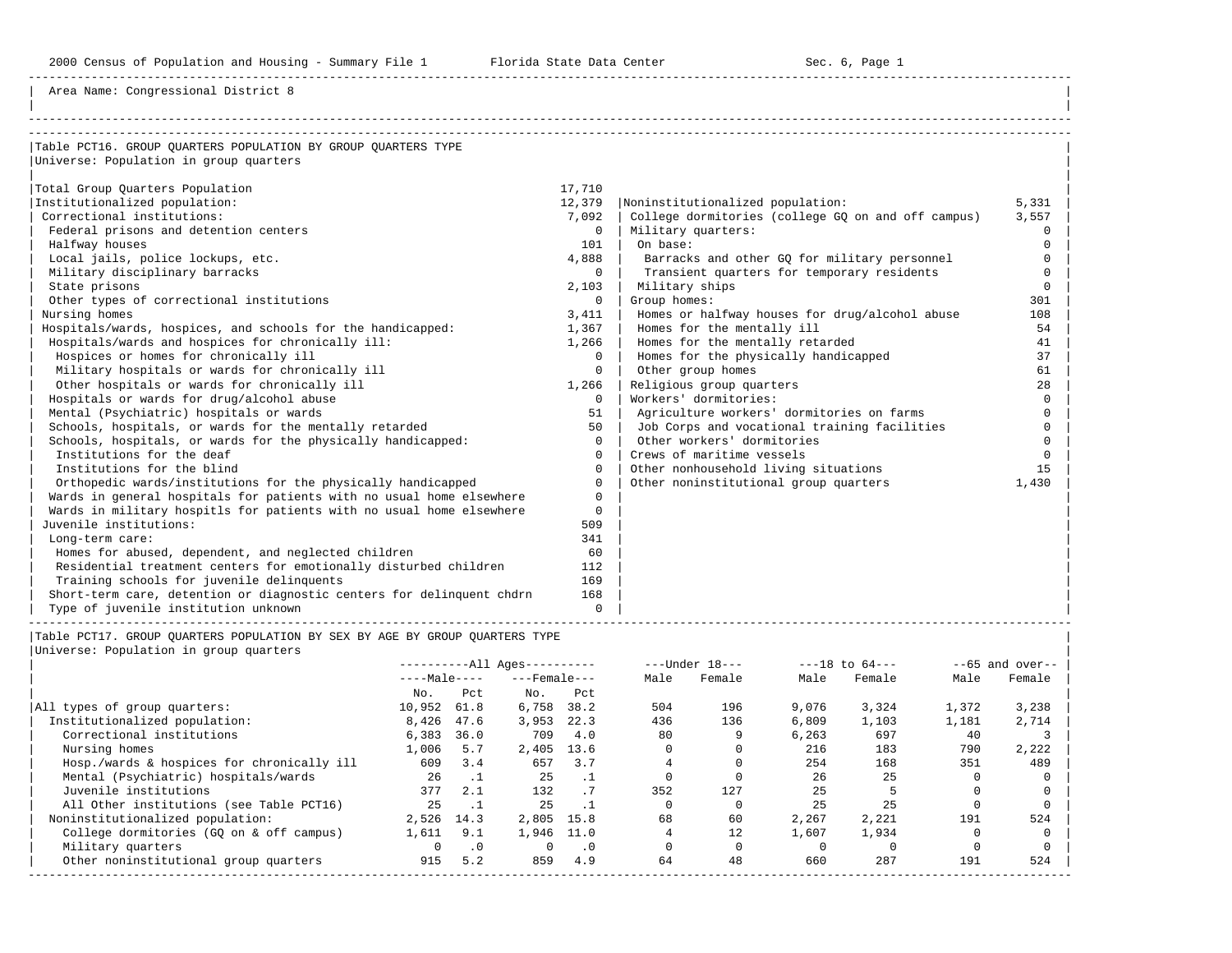Area Name: Congressional District 8

## Table PCT16. GROUP QUARTERS POPULATION BY GROUP QUARTERS TYPE

Universe: Population in group quarters

| Institutionalized | | Noninstitutionalized | |
|---|---|---|---|
| Total Group Quarters Population | 17,710 | | |
| Institutionalized population: | 12,379 | Noninstitutionalized population: | 5,331 |
| Correctional institutions: | 7,092 | College dormitories (college GQ on and off campus) | 3,557 |
| Federal prisons and detention centers | 0 | Military quarters: | 0 |
| Halfway houses | 101 | On base: | 0 |
| Local jails, police lockups, etc. | 4,888 | Barracks and other GQ for military personnel | 0 |
| Military disciplinary barracks | 0 | Transient quarters for temporary residents | 0 |
| State prisons | 2,103 | Military ships | 0 |
| Other types of correctional institutions | 0 | Group homes: | 301 |
| Nursing homes | 3,411 | Homes or halfway houses for drug/alcohol abuse | 108 |
| Hospitals/wards, hospices, and schools for the handicapped: | 1,367 | Homes for the mentally ill | 54 |
| Hospitals/wards and hospices for chronically ill: | 1,266 | Homes for the mentally retarded | 41 |
| Hospices or homes for chronically ill | 0 | Homes for the physically handicapped | 37 |
| Military hospitals or wards for chronically ill | 0 | Other group homes | 61 |
| Other hospitals or wards for chronically ill | 1,266 | Religious group quarters | 28 |
| Hospitals or wards for drug/alcohol abuse | 0 | Workers' dormitories: | 0 |
| Mental (Psychiatric) hospitals or wards | 51 | Agriculture workers' dormitories on farms | 0 |
| Schools, hospitals, or wards for the mentally retarded | 50 | Job Corps and vocational training facilities | 0 |
| Schools, hospitals, or wards for the physically handicapped: | 0 | Other workers' dormitories | 0 |
| Institutions for the deaf | 0 | Crews of maritime vessels | 0 |
| Institutions for the blind | 0 | Other nonhousehold living situations | 15 |
| Orthopedic wards/institutions for the physically handicapped | 0 | Other noninstitutional group quarters | 1,430 |
| Wards in general hospitals for patients with no usual home elsewhere | 0 | | |
| Wards in military hospitls for patients with no usual home elsewhere | 0 | | |
| Juvenile institutions: | 509 | | |
| Long-term care: | 341 | | |
| Homes for abused, dependent, and neglected children | 60 | | |
| Residential treatment centers for emotionally disturbed children | 112 | | |
| Training schools for juvenile delinquents | 169 | | |
| Short-term care, detention or diagnostic centers for delinquent chdrn | 168 | | |
| Type of juvenile institution unknown | 0 | | |

## Table PCT17. GROUP QUARTERS POPULATION BY SEX BY AGE BY GROUP QUARTERS TYPE

Universe: Population in group quarters

| | All Ages Male No. | All Ages Male Pct | All Ages Female No. | All Ages Female Pct | Under 18 Male | Under 18 Female | 18 to 64 Male | 18 to 64 Female | 65 and over Male | 65 and over Female |
|---|---|---|---|---|---|---|---|---|---|---|
| All types of group quarters: | 10,952 | 61.8 | 6,758 | 38.2 | 504 | 196 | 9,076 | 3,324 | 1,372 | 3,238 |
| Institutionalized population: | 8,426 | 47.6 | 3,953 | 22.3 | 436 | 136 | 6,809 | 1,103 | 1,181 | 2,714 |
| Correctional institutions | 6,383 | 36.0 | 709 | 4.0 | 80 | 9 | 6,263 | 697 | 40 | 3 |
| Nursing homes | 1,006 | 5.7 | 2,405 | 13.6 | 0 | 0 | 216 | 183 | 790 | 2,222 |
| Hosp./wards & hospices for chronically ill | 609 | 3.4 | 657 | 3.7 | 4 | 0 | 254 | 168 | 351 | 489 |
| Mental (Psychiatric) hospitals/wards | 26 | .1 | 25 | .1 | 0 | 0 | 26 | 25 | 0 | 0 |
| Juvenile institutions | 377 | 2.1 | 132 | .7 | 352 | 127 | 25 | 5 | 0 | 0 |
| All Other institutions (see Table PCT16) | 25 | .1 | 25 | .1 | 0 | 0 | 25 | 25 | 0 | 0 |
| Noninstitutionalized population: | 2,526 | 14.3 | 2,805 | 15.8 | 68 | 60 | 2,267 | 2,221 | 191 | 524 |
| College dormitories (GQ on & off campus) | 1,611 | 9.1 | 1,946 | 11.0 | 4 | 12 | 1,607 | 1,934 | 0 | 0 |
| Military quarters | 0 | .0 | 0 | .0 | 0 | 0 | 0 | 0 | 0 | 0 |
| Other noninstitutional group quarters | 915 | 5.2 | 859 | 4.9 | 64 | 48 | 660 | 287 | 191 | 524 |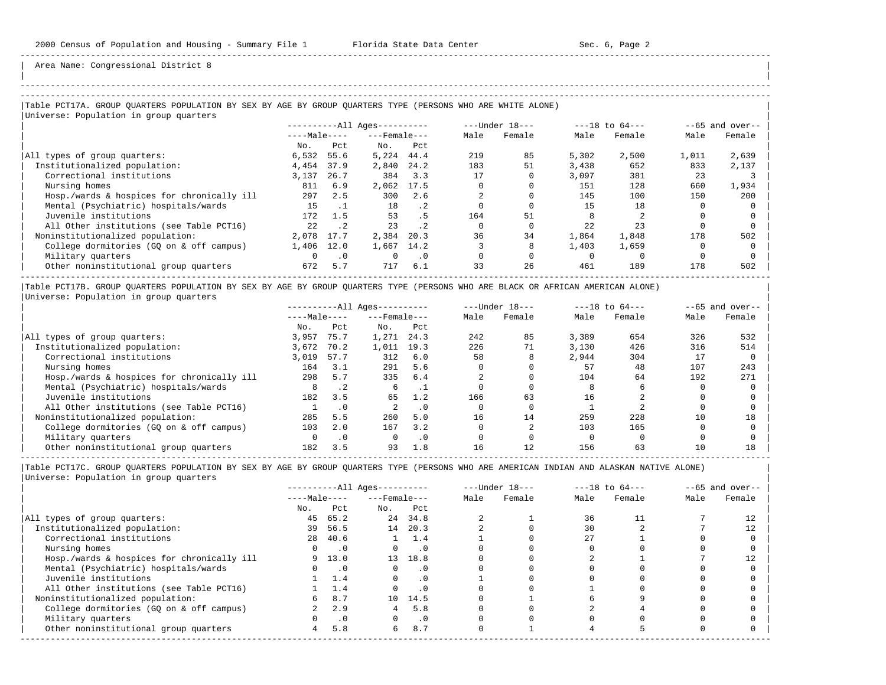Area Name: Congressional District 8

## Table PCT17A. GROUP QUARTERS POPULATION BY SEX BY AGE BY GROUP QUARTERS TYPE (PERSONS WHO ARE WHITE ALONE)

Universe: Population in group quarters

| | All Ages | | | | Under 18 | | 18 to 64 | | 65 and over | |
|---|---|---|---|---|---|---|---|---|---|---|
| | Male | | Female | | | | | | | |
| | No. | Pct | No. | Pct | Male | Female | Male | Female | Male | Female |
| All types of group quarters: | 6,532 | 55.6 | 5,224 | 44.4 | 219 | 85 | 5,302 | 2,500 | 1,011 | 2,639 |
| Institutionalized population: | 4,454 | 37.9 | 2,840 | 24.2 | 183 | 51 | 3,438 | 652 | 833 | 2,137 |
| Correctional institutions | 3,137 | 26.7 | 384 | 3.3 | 17 | 0 | 3,097 | 381 | 23 | 3 |
| Nursing homes | 811 | 6.9 | 2,062 | 17.5 | 0 | 0 | 151 | 128 | 660 | 1,934 |
| Hosp./wards & hospices for chronically ill | 297 | 2.5 | 300 | 2.6 | 2 | 0 | 145 | 100 | 150 | 200 |
| Mental (Psychiatric) hospitals/wards | 15 | .1 | 18 | .2 | 0 | 0 | 15 | 18 | 0 | 0 |
| Juvenile institutions | 172 | 1.5 | 53 | .5 | 164 | 51 | 8 | 2 | 0 | 0 |
| All Other institutions (see Table PCT16) | 22 | .2 | 23 | .2 | 0 | 0 | 22 | 23 | 0 | 0 |
| Noninstitutionalized population: | 2,078 | 17.7 | 2,384 | 20.3 | 36 | 34 | 1,864 | 1,848 | 178 | 502 |
| College dormitories (GQ on & off campus) | 1,406 | 12.0 | 1,667 | 14.2 | 3 | 8 | 1,403 | 1,659 | 0 | 0 |
| Military quarters | 0 | .0 | 0 | .0 | 0 | 0 | 0 | 0 | 0 | 0 |
| Other noninstitutional group quarters | 672 | 5.7 | 717 | 6.1 | 33 | 26 | 461 | 189 | 178 | 502 |

## Table PCT17B. GROUP QUARTERS POPULATION BY SEX BY AGE BY GROUP QUARTERS TYPE (PERSONS WHO ARE BLACK OR AFRICAN AMERICAN ALONE)

Universe: Population in group quarters

| | All Ages | | | | Under 18 | | 18 to 64 | | 65 and over | |
|---|---|---|---|---|---|---|---|---|---|---|
| | Male | | Female | | | | | | | |
| | No. | Pct | No. | Pct | Male | Female | Male | Female | Male | Female |
| All types of group quarters: | 3,957 | 75.7 | 1,271 | 24.3 | 242 | 85 | 3,389 | 654 | 326 | 532 |
| Institutionalized population: | 3,672 | 70.2 | 1,011 | 19.3 | 226 | 71 | 3,130 | 426 | 316 | 514 |
| Correctional institutions | 3,019 | 57.7 | 312 | 6.0 | 58 | 8 | 2,944 | 304 | 17 | 0 |
| Nursing homes | 164 | 3.1 | 291 | 5.6 | 0 | 0 | 57 | 48 | 107 | 243 |
| Hosp./wards & hospices for chronically ill | 298 | 5.7 | 335 | 6.4 | 2 | 0 | 104 | 64 | 192 | 271 |
| Mental (Psychiatric) hospitals/wards | 8 | .2 | 6 | .1 | 0 | 0 | 8 | 6 | 0 | 0 |
| Juvenile institutions | 182 | 3.5 | 65 | 1.2 | 166 | 63 | 16 | 2 | 0 | 0 |
| All Other institutions (see Table PCT16) | 1 | .0 | 2 | .0 | 0 | 0 | 1 | 2 | 0 | 0 |
| Noninstitutionalized population: | 285 | 5.5 | 260 | 5.0 | 16 | 14 | 259 | 228 | 10 | 18 |
| College dormitories (GQ on & off campus) | 103 | 2.0 | 167 | 3.2 | 0 | 2 | 103 | 165 | 0 | 0 |
| Military quarters | 0 | .0 | 0 | .0 | 0 | 0 | 0 | 0 | 0 | 0 |
| Other noninstitutional group quarters | 182 | 3.5 | 93 | 1.8 | 16 | 12 | 156 | 63 | 10 | 18 |

## Table PCT17C. GROUP QUARTERS POPULATION BY SEX BY AGE BY GROUP QUARTERS TYPE (PERSONS WHO ARE AMERICAN INDIAN AND ALASKAN NATIVE ALONE)

Universe: Population in group quarters

| | All Ages | | | | Under 18 | | 18 to 64 | | 65 and over | |
|---|---|---|---|---|---|---|---|---|---|---|
| | Male | | Female | | | | | | | |
| | No. | Pct | No. | Pct | Male | Female | Male | Female | Male | Female |
| All types of group quarters: | 45 | 65.2 | 24 | 34.8 | 2 | 1 | 36 | 11 | 7 | 12 |
| Institutionalized population: | 39 | 56.5 | 14 | 20.3 | 2 | 0 | 30 | 2 | 7 | 12 |
| Correctional institutions | 28 | 40.6 | 1 | 1.4 | 1 | 0 | 27 | 1 | 0 | 0 |
| Nursing homes | 0 | .0 | 0 | .0 | 0 | 0 | 0 | 0 | 0 | 0 |
| Hosp./wards & hospices for chronically ill | 9 | 13.0 | 13 | 18.8 | 0 | 0 | 2 | 1 | 7 | 12 |
| Mental (Psychiatric) hospitals/wards | 0 | .0 | 0 | .0 | 0 | 0 | 0 | 0 | 0 | 0 |
| Juvenile institutions | 1 | 1.4 | 0 | .0 | 1 | 0 | 0 | 0 | 0 | 0 |
| All Other institutions (see Table PCT16) | 1 | 1.4 | 0 | .0 | 0 | 0 | 1 | 0 | 0 | 0 |
| Noninstitutionalized population: | 6 | 8.7 | 10 | 14.5 | 0 | 1 | 6 | 9 | 0 | 0 |
| College dormitories (GQ on & off campus) | 2 | 2.9 | 4 | 5.8 | 0 | 0 | 2 | 4 | 0 | 0 |
| Military quarters | 0 | .0 | 0 | .0 | 0 | 0 | 0 | 0 | 0 | 0 |
| Other noninstitutional group quarters | 4 | 5.8 | 6 | 8.7 | 0 | 1 | 4 | 5 | 0 | 0 |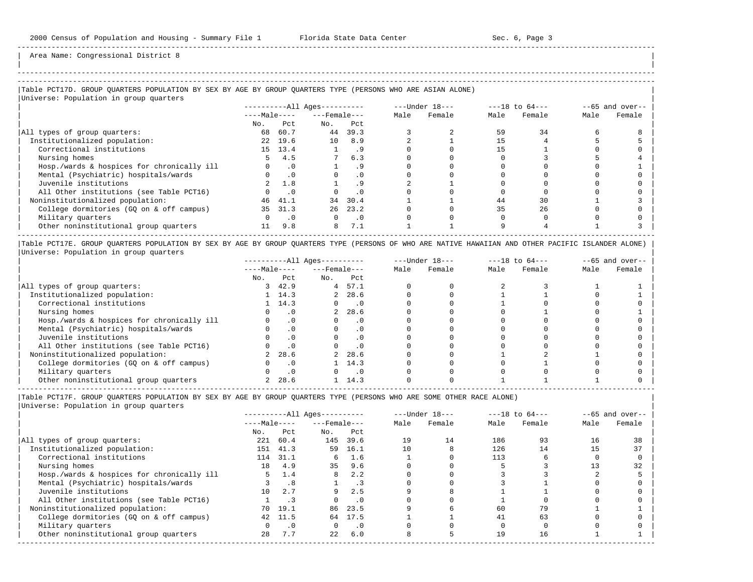Area Name: Congressional District 8

## Table PCT17D. GROUP QUARTERS POPULATION BY SEX BY AGE BY GROUP QUARTERS TYPE (PERSONS WHO ARE ASIAN ALONE)

Universe: Population in group quarters

| | All Ages | | | | Under 18 | | 18 to 64 | | 65 and over | |
|---|---|---|---|---|---|---|---|---|---|---|
| | Male | | Female | | | | | | | |
| | No. | Pct | No. | Pct | Male | Female | Male | Female | Male | Female |
| All types of group quarters: | 68 | 60.7 | 44 | 39.3 | 3 | 2 | 59 | 34 | 6 | 8 |
| Institutionalized population: | 22 | 19.6 | 10 | 8.9 | 2 | 1 | 15 | 4 | 5 | 5 |
| Correctional institutions | 15 | 13.4 | 1 | .9 | 0 | 0 | 15 | 1 | 0 | 0 |
| Nursing homes | 5 | 4.5 | 7 | 6.3 | 0 | 0 | 0 | 3 | 5 | 4 |
| Hosp./wards & hospices for chronically ill | 0 | .0 | 1 | .9 | 0 | 0 | 0 | 0 | 0 | 1 |
| Mental (Psychiatric) hospitals/wards | 0 | .0 | 0 | .0 | 0 | 0 | 0 | 0 | 0 | 0 |
| Juvenile institutions | 2 | 1.8 | 1 | .9 | 2 | 1 | 0 | 0 | 0 | 0 |
| All Other institutions (see Table PCT16) | 0 | .0 | 0 | .0 | 0 | 0 | 0 | 0 | 0 | 0 |
| Noninstitutionalized population: | 46 | 41.1 | 34 | 30.4 | 1 | 1 | 44 | 30 | 1 | 3 |
| College dormitories (GQ on & off campus) | 35 | 31.3 | 26 | 23.2 | 0 | 0 | 35 | 26 | 0 | 0 |
| Military quarters | 0 | .0 | 0 | .0 | 0 | 0 | 0 | 0 | 0 | 0 |
| Other noninstitutional group quarters | 11 | 9.8 | 8 | 7.1 | 1 | 1 | 9 | 4 | 1 | 3 |

## Table PCT17E. GROUP QUARTERS POPULATION BY SEX BY AGE BY GROUP QUARTERS TYPE (PERSONS OF WHO ARE NATIVE HAWAIIAN AND OTHER PACIFIC ISLANDER ALONE)

Universe: Population in group quarters

| | All Ages | | | | Under 18 | | 18 to 64 | | 65 and over | |
|---|---|---|---|---|---|---|---|---|---|---|
| | Male | | Female | | | | | | | |
| | No. | Pct | No. | Pct | Male | Female | Male | Female | Male | Female |
| All types of group quarters: | 3 | 42.9 | 4 | 57.1 | 0 | 0 | 2 | 3 | 1 | 1 |
| Institutionalized population: | 1 | 14.3 | 2 | 28.6 | 0 | 0 | 1 | 1 | 0 | 1 |
| Correctional institutions | 1 | 14.3 | 0 | .0 | 0 | 0 | 1 | 0 | 0 | 0 |
| Nursing homes | 0 | .0 | 2 | 28.6 | 0 | 0 | 0 | 1 | 0 | 1 |
| Hosp./wards & hospices for chronically ill | 0 | .0 | 0 | .0 | 0 | 0 | 0 | 0 | 0 | 0 |
| Mental (Psychiatric) hospitals/wards | 0 | .0 | 0 | .0 | 0 | 0 | 0 | 0 | 0 | 0 |
| Juvenile institutions | 0 | .0 | 0 | .0 | 0 | 0 | 0 | 0 | 0 | 0 |
| All Other institutions (see Table PCT16) | 0 | .0 | 0 | .0 | 0 | 0 | 0 | 0 | 0 | 0 |
| Noninstitutionalized population: | 2 | 28.6 | 2 | 28.6 | 0 | 0 | 1 | 2 | 1 | 0 |
| College dormitories (GQ on & off campus) | 0 | .0 | 1 | 14.3 | 0 | 0 | 0 | 1 | 0 | 0 |
| Military quarters | 0 | .0 | 0 | .0 | 0 | 0 | 0 | 0 | 0 | 0 |
| Other noninstitutional group quarters | 2 | 28.6 | 1 | 14.3 | 0 | 0 | 1 | 1 | 1 | 0 |

## Table PCT17F. GROUP QUARTERS POPULATION BY SEX BY AGE BY GROUP QUARTERS TYPE (PERSONS WHO ARE SOME OTHER RACE ALONE)

Universe: Population in group quarters

| | All Ages | | | | Under 18 | | 18 to 64 | | 65 and over | |
|---|---|---|---|---|---|---|---|---|---|---|
| | Male | | Female | | | | | | | |
| | No. | Pct | No. | Pct | Male | Female | Male | Female | Male | Female |
| All types of group quarters: | 221 | 60.4 | 145 | 39.6 | 19 | 14 | 186 | 93 | 16 | 38 |
| Institutionalized population: | 151 | 41.3 | 59 | 16.1 | 10 | 8 | 126 | 14 | 15 | 37 |
| Correctional institutions | 114 | 31.1 | 6 | 1.6 | 1 | 0 | 113 | 6 | 0 | 0 |
| Nursing homes | 18 | 4.9 | 35 | 9.6 | 0 | 0 | 5 | 3 | 13 | 32 |
| Hosp./wards & hospices for chronically ill | 5 | 1.4 | 8 | 2.2 | 0 | 0 | 3 | 3 | 2 | 5 |
| Mental (Psychiatric) hospitals/wards | 3 | .8 | 1 | .3 | 0 | 0 | 3 | 1 | 0 | 0 |
| Juvenile institutions | 10 | 2.7 | 9 | 2.5 | 9 | 8 | 1 | 1 | 0 | 0 |
| All Other institutions (see Table PCT16) | 1 | .3 | 0 | .0 | 0 | 0 | 1 | 0 | 0 | 0 |
| Noninstitutionalized population: | 70 | 19.1 | 86 | 23.5 | 9 | 6 | 60 | 79 | 1 | 1 |
| College dormitories (GQ on & off campus) | 42 | 11.5 | 64 | 17.5 | 1 | 1 | 41 | 63 | 0 | 0 |
| Military quarters | 0 | .0 | 0 | .0 | 0 | 0 | 0 | 0 | 0 | 0 |
| Other noninstitutional group quarters | 28 | 7.7 | 22 | 6.0 | 8 | 5 | 19 | 16 | 1 | 1 |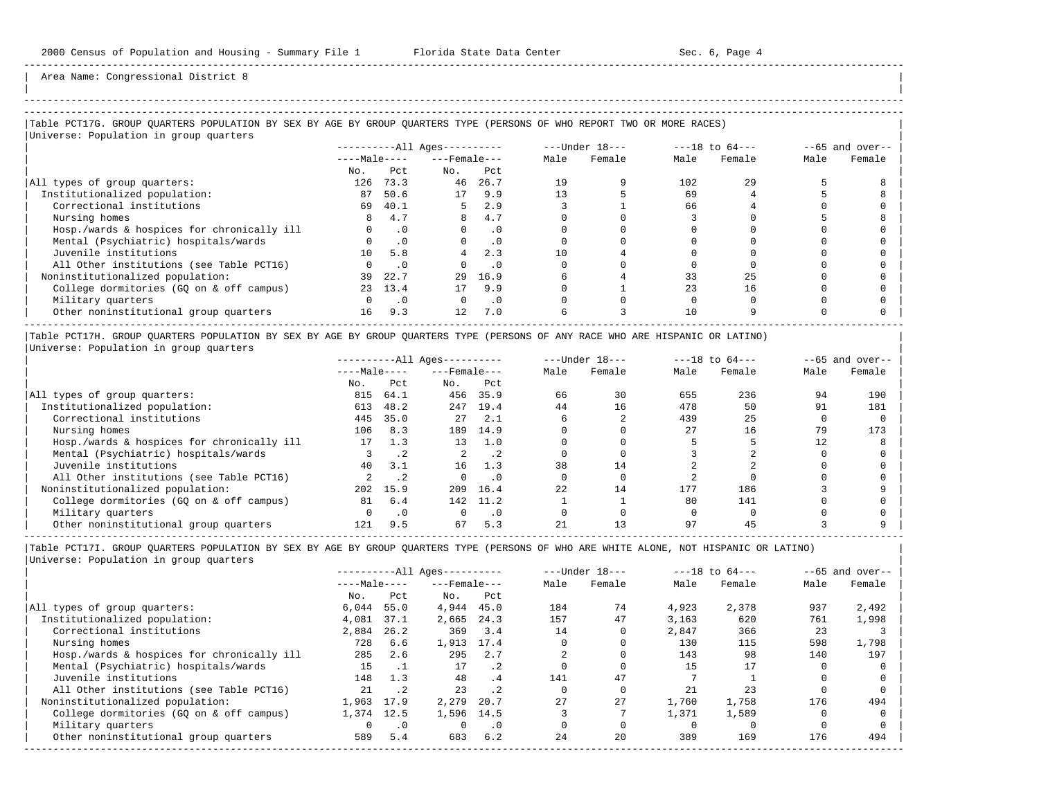Area Name: Congressional District 8

## Table PCT17G. GROUP QUARTERS POPULATION BY SEX BY AGE BY GROUP QUARTERS TYPE (PERSONS OF WHO REPORT TWO OR MORE RACES)

Universe: Population in group quarters

| | All Ages | | | | Under 18 | | 18 to 64 | | 65 and over | |
|---|---|---|---|---|---|---|---|---|---|---|
| | Male | | Female | | | | | | | |
| | No. | Pct | No. | Pct | Male | Female | Male | Female | Male | Female |
| All types of group quarters: | 126 | 73.3 | 46 | 26.7 | 19 | 9 | 102 | 29 | 5 | 8 |
| Institutionalized population: | 87 | 50.6 | 17 | 9.9 | 13 | 5 | 69 | 4 | 5 | 8 |
| Correctional institutions | 69 | 40.1 | 5 | 2.9 | 3 | 1 | 66 | 4 | 0 | 0 |
| Nursing homes | 8 | 4.7 | 8 | 4.7 | 0 | 0 | 3 | 0 | 5 | 8 |
| Hosp./wards & hospices for chronically ill | 0 | .0 | 0 | .0 | 0 | 0 | 0 | 0 | 0 | 0 |
| Mental (Psychiatric) hospitals/wards | 0 | .0 | 0 | .0 | 0 | 0 | 0 | 0 | 0 | 0 |
| Juvenile institutions | 10 | 5.8 | 4 | 2.3 | 10 | 4 | 0 | 0 | 0 | 0 |
| All Other institutions (see Table PCT16) | 0 | .0 | 0 | .0 | 0 | 0 | 0 | 0 | 0 | 0 |
| Noninstitutionalized population: | 39 | 22.7 | 29 | 16.9 | 6 | 4 | 33 | 25 | 0 | 0 |
| College dormitories (GQ on & off campus) | 23 | 13.4 | 17 | 9.9 | 0 | 1 | 23 | 16 | 0 | 0 |
| Military quarters | 0 | .0 | 0 | .0 | 0 | 0 | 0 | 0 | 0 | 0 |
| Other noninstitutional group quarters | 16 | 9.3 | 12 | 7.0 | 6 | 3 | 10 | 9 | 0 | 0 |

## Table PCT17H. GROUP QUARTERS POPULATION BY SEX BY AGE BY GROUP QUARTERS TYPE (PERSONS OF ANY RACE WHO ARE HISPANIC OR LATINO)

Universe: Population in group quarters

| | All Ages | | | | Under 18 | | 18 to 64 | | 65 and over | |
|---|---|---|---|---|---|---|---|---|---|---|
| | Male | | Female | | | | | | | |
| | No. | Pct | No. | Pct | Male | Female | Male | Female | Male | Female |
| All types of group quarters: | 815 | 64.1 | 456 | 35.9 | 66 | 30 | 655 | 236 | 94 | 190 |
| Institutionalized population: | 613 | 48.2 | 247 | 19.4 | 44 | 16 | 478 | 50 | 91 | 181 |
| Correctional institutions | 445 | 35.0 | 27 | 2.1 | 6 | 2 | 439 | 25 | 0 | 0 |
| Nursing homes | 106 | 8.3 | 189 | 14.9 | 0 | 0 | 27 | 16 | 79 | 173 |
| Hosp./wards & hospices for chronically ill | 17 | 1.3 | 13 | 1.0 | 0 | 0 | 5 | 5 | 12 | 8 |
| Mental (Psychiatric) hospitals/wards | 3 | .2 | 2 | .2 | 0 | 0 | 3 | 2 | 0 | 0 |
| Juvenile institutions | 40 | 3.1 | 16 | 1.3 | 38 | 14 | 2 | 2 | 0 | 0 |
| All Other institutions (see Table PCT16) | 2 | .2 | 0 | .0 | 0 | 0 | 2 | 0 | 0 | 0 |
| Noninstitutionalized population: | 202 | 15.9 | 209 | 16.4 | 22 | 14 | 177 | 186 | 3 | 9 |
| College dormitories (GQ on & off campus) | 81 | 6.4 | 142 | 11.2 | 1 | 1 | 80 | 141 | 0 | 0 |
| Military quarters | 0 | .0 | 0 | .0 | 0 | 0 | 0 | 0 | 0 | 0 |
| Other noninstitutional group quarters | 121 | 9.5 | 67 | 5.3 | 21 | 13 | 97 | 45 | 3 | 9 |

## Table PCT17I. GROUP QUARTERS POPULATION BY SEX BY AGE BY GROUP QUARTERS TYPE (PERSONS OF WHO ARE WHITE ALONE, NOT HISPANIC OR LATINO)

Universe: Population in group quarters

| | All Ages | | | | Under 18 | | 18 to 64 | | 65 and over | |
|---|---|---|---|---|---|---|---|---|---|---|
| | Male | | Female | | | | | | | |
| | No. | Pct | No. | Pct | Male | Female | Male | Female | Male | Female |
| All types of group quarters: | 6,044 | 55.0 | 4,944 | 45.0 | 184 | 74 | 4,923 | 2,378 | 937 | 2,492 |
| Institutionalized population: | 4,081 | 37.1 | 2,665 | 24.3 | 157 | 47 | 3,163 | 620 | 761 | 1,998 |
| Correctional institutions | 2,884 | 26.2 | 369 | 3.4 | 14 | 0 | 2,847 | 366 | 23 | 3 |
| Nursing homes | 728 | 6.6 | 1,913 | 17.4 | 0 | 0 | 130 | 115 | 598 | 1,798 |
| Hosp./wards & hospices for chronically ill | 285 | 2.6 | 295 | 2.7 | 2 | 0 | 143 | 98 | 140 | 197 |
| Mental (Psychiatric) hospitals/wards | 15 | .1 | 17 | .2 | 0 | 0 | 15 | 17 | 0 | 0 |
| Juvenile institutions | 148 | 1.3 | 48 | .4 | 141 | 47 | 7 | 1 | 0 | 0 |
| All Other institutions (see Table PCT16) | 21 | .2 | 23 | .2 | 0 | 0 | 21 | 23 | 0 | 0 |
| Noninstitutionalized population: | 1,963 | 17.9 | 2,279 | 20.7 | 27 | 27 | 1,760 | 1,758 | 176 | 494 |
| College dormitories (GQ on & off campus) | 1,374 | 12.5 | 1,596 | 14.5 | 3 | 7 | 1,371 | 1,589 | 0 | 0 |
| Military quarters | 0 | .0 | 0 | .0 | 0 | 0 | 0 | 0 | 0 | 0 |
| Other noninstitutional group quarters | 589 | 5.4 | 683 | 6.2 | 24 | 20 | 389 | 169 | 176 | 494 |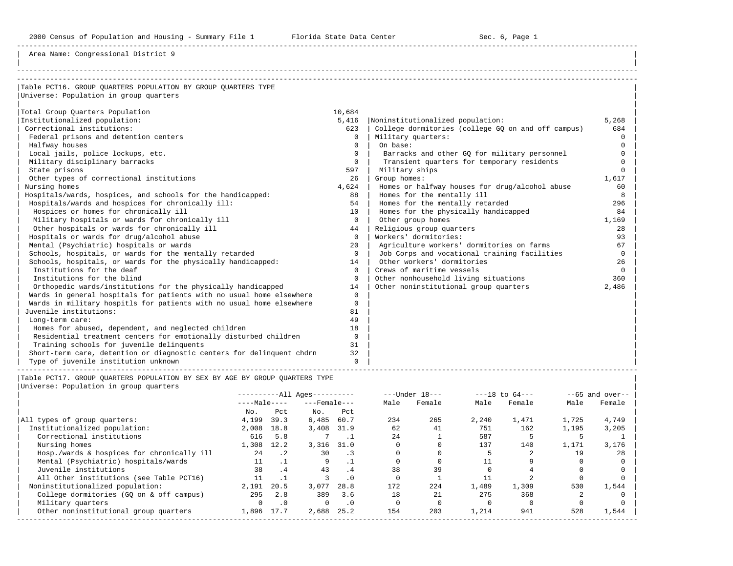Area Name: Congressional District 9

### Table PCT16. GROUP QUARTERS POPULATION BY GROUP QUARTERS TYPE

Universe: Population in group quarters

| Type | Number |
|---|---|
| Total Group Quarters Population | 10,684 |
| Institutionalized population: | 5,416 |
| Correctional institutions: | 623 |
| Federal prisons and detention centers | 0 |
| Halfway houses | 0 |
| Local jails, police lockups, etc. | 0 |
| Military disciplinary barracks | 0 |
| State prisons | 597 |
| Other types of correctional institutions | 26 |
| Nursing homes | 4,624 |
| Hospitals/wards, hospices, and schools for the handicapped: | 88 |
| Hospitals/wards and hospices for chronically ill: | 54 |
| Hospices or homes for chronically ill | 10 |
| Military hospitals or wards for chronically ill | 0 |
| Other hospitals or wards for chronically ill | 44 |
| Hospitals or wards for drug/alcohol abuse | 0 |
| Mental (Psychiatric) hospitals or wards | 20 |
| Schools, hospitals, or wards for the mentally retarded | 0 |
| Schools, hospitals, or wards for the physically handicapped: | 14 |
| Institutions for the deaf | 0 |
| Institutions for the blind | 0 |
| Orthopedic wards/institutions for the physically handicapped | 14 |
| Wards in general hospitals for patients with no usual home elsewhere | 0 |
| Wards in military hospitls for patients with no usual home elsewhere | 0 |
| Juvenile institutions: | 81 |
| Long-term care: | 49 |
| Homes for abused, dependent, and neglected children | 18 |
| Residential treatment centers for emotionally disturbed children | 0 |
| Training schools for juvenile delinquents | 31 |
| Short-term care, detention or diagnostic centers for delinquent chdrn | 32 |
| Type of juvenile institution unknown | 0 |
| Noninstitutionalized population: | 5,268 |
| College dormitories (college GQ on and off campus) | 684 |
| Military quarters: | 0 |
| On base: | 0 |
| Barracks and other GQ for military personnel | 0 |
| Transient quarters for temporary residents | 0 |
| Military ships | 0 |
| Group homes: | 1,617 |
| Homes or halfway houses for drug/alcohol abuse | 60 |
| Homes for the mentally ill | 8 |
| Homes for the mentally retarded | 296 |
| Homes for the physically handicapped | 84 |
| Other group homes | 1,169 |
| Religious group quarters | 28 |
| Workers' dormitories: | 93 |
| Agriculture workers' dormitories on farms | 67 |
| Job Corps and vocational training facilities | 0 |
| Other workers' dormitories | 26 |
| Crews of maritime vessels | 0 |
| Other nonhousehold living situations | 360 |
| Other noninstitutional group quarters | 2,486 |

### Table PCT17. GROUP QUARTERS POPULATION BY SEX BY AGE BY GROUP QUARTERS TYPE

Universe: Population in group quarters

| | All Ages Male No. | All Ages Male Pct | All Ages Female No. | All Ages Female Pct | Under 18 Male | Under 18 Female | 18 to 64 Male | 18 to 64 Female | 65 and over Male | 65 and over Female |
|---|---|---|---|---|---|---|---|---|---|---|
| All types of group quarters: | 4,199 | 39.3 | 6,485 | 60.7 | 234 | 265 | 2,240 | 1,471 | 1,725 | 4,749 |
| Institutionalized population: | 2,008 | 18.8 | 3,408 | 31.9 | 62 | 41 | 751 | 162 | 1,195 | 3,205 |
| Correctional institutions | 616 | 5.8 | 7 | .1 | 24 | 1 | 587 | 5 | 5 | 1 |
| Nursing homes | 1,308 | 12.2 | 3,316 | 31.0 | 0 | 0 | 137 | 140 | 1,171 | 3,176 |
| Hosp./wards & hospices for chronically ill | 24 | .2 | 30 | .3 | 0 | 0 | 5 | 2 | 19 | 28 |
| Mental (Psychiatric) hospitals/wards | 11 | .1 | 9 | .1 | 0 | 0 | 11 | 9 | 0 | 0 |
| Juvenile institutions | 38 | .4 | 43 | .4 | 38 | 39 | 0 | 4 | 0 | 0 |
| All Other institutions (see Table PCT16) | 11 | .1 | 3 | .0 | 0 | 1 | 11 | 2 | 0 | 0 |
| Noninstitutionalized population: | 2,191 | 20.5 | 3,077 | 28.8 | 172 | 224 | 1,489 | 1,309 | 530 | 1,544 |
| College dormitories (GQ on & off campus) | 295 | 2.8 | 389 | 3.6 | 18 | 21 | 275 | 368 | 2 | 0 |
| Military quarters | 0 | .0 | 0 | .0 | 0 | 0 | 0 | 0 | 0 | 0 |
| Other noninstitutional group quarters | 1,896 | 17.7 | 2,688 | 25.2 | 154 | 203 | 1,214 | 941 | 528 | 1,544 |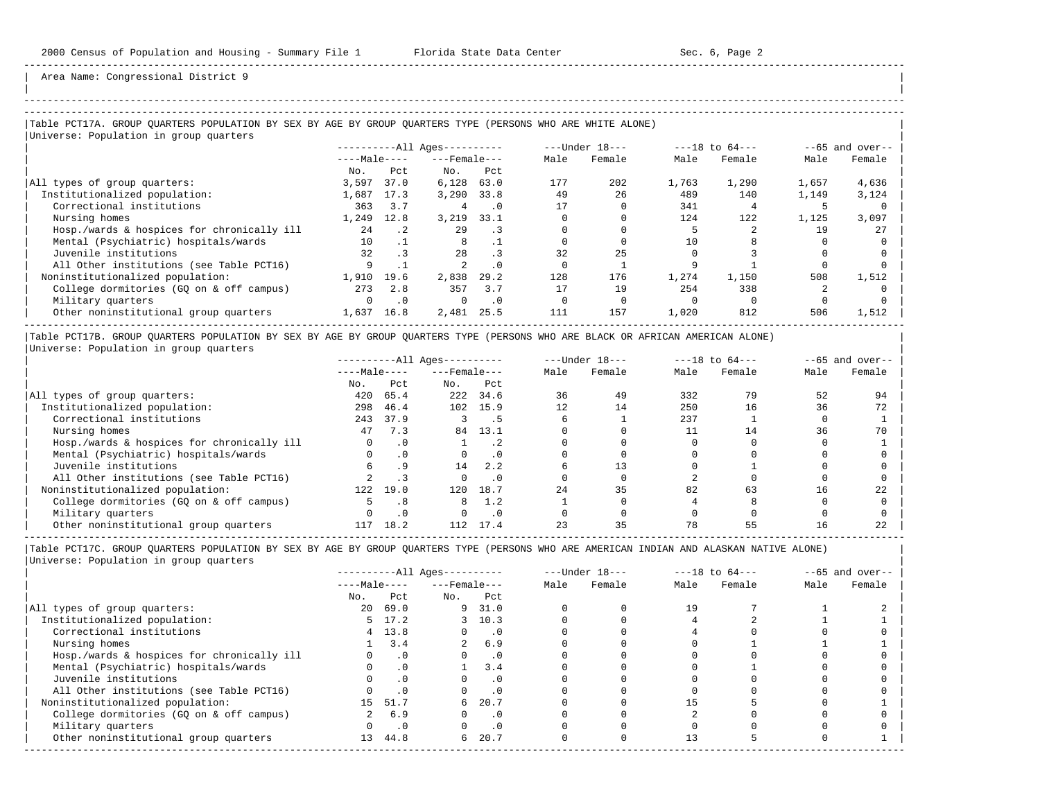Area Name: Congressional District 9

### Table PCT17A. GROUP QUARTERS POPULATION BY SEX BY AGE BY GROUP QUARTERS TYPE (PERSONS WHO ARE WHITE ALONE)

Universe: Population in group quarters

| | All Ages | | | | Under 18 | | 18 to 64 | | 65 and over | |
|---|---|---|---|---|---|---|---|---|---|---|
| | Male | | Female | | | | | | | |
| | No. | Pct | No. | Pct | Male | Female | Male | Female | Male | Female |
| All types of group quarters: | 3,597 | 37.0 | 6,128 | 63.0 | 177 | 202 | 1,763 | 1,290 | 1,657 | 4,636 |
| Institutionalized population: | 1,687 | 17.3 | 3,290 | 33.8 | 49 | 26 | 489 | 140 | 1,149 | 3,124 |
| Correctional institutions | 363 | 3.7 | 4 | .0 | 17 | 0 | 341 | 4 | 5 | 0 |
| Nursing homes | 1,249 | 12.8 | 3,219 | 33.1 | 0 | 0 | 124 | 122 | 1,125 | 3,097 |
| Hosp./wards & hospices for chronically ill | 24 | .2 | 29 | .3 | 0 | 0 | 5 | 2 | 19 | 27 |
| Mental (Psychiatric) hospitals/wards | 10 | .1 | 8 | .1 | 0 | 0 | 10 | 8 | 0 | 0 |
| Juvenile institutions | 32 | .3 | 28 | .3 | 32 | 25 | 0 | 3 | 0 | 0 |
| All Other institutions (see Table PCT16) | 9 | .1 | 2 | .0 | 0 | 1 | 9 | 1 | 0 | 0 |
| Noninstitutionalized population: | 1,910 | 19.6 | 2,838 | 29.2 | 128 | 176 | 1,274 | 1,150 | 508 | 1,512 |
| College dormitories (GQ on & off campus) | 273 | 2.8 | 357 | 3.7 | 17 | 19 | 254 | 338 | 2 | 0 |
| Military quarters | 0 | .0 | 0 | .0 | 0 | 0 | 0 | 0 | 0 | 0 |
| Other noninstitutional group quarters | 1,637 | 16.8 | 2,481 | 25.5 | 111 | 157 | 1,020 | 812 | 506 | 1,512 |

### Table PCT17B. GROUP QUARTERS POPULATION BY SEX BY AGE BY GROUP QUARTERS TYPE (PERSONS WHO ARE BLACK OR AFRICAN AMERICAN ALONE)

Universe: Population in group quarters

| | All Ages | | | | Under 18 | | 18 to 64 | | 65 and over | |
|---|---|---|---|---|---|---|---|---|---|---|
| | Male | | Female | | | | | | | |
| | No. | Pct | No. | Pct | Male | Female | Male | Female | Male | Female |
| All types of group quarters: | 420 | 65.4 | 222 | 34.6 | 36 | 49 | 332 | 79 | 52 | 94 |
| Institutionalized population: | 298 | 46.4 | 102 | 15.9 | 12 | 14 | 250 | 16 | 36 | 72 |
| Correctional institutions | 243 | 37.9 | 3 | .5 | 6 | 1 | 237 | 1 | 0 | 1 |
| Nursing homes | 47 | 7.3 | 84 | 13.1 | 0 | 0 | 11 | 14 | 36 | 70 |
| Hosp./wards & hospices for chronically ill | 0 | .0 | 1 | .2 | 0 | 0 | 0 | 0 | 0 | 1 |
| Mental (Psychiatric) hospitals/wards | 0 | .0 | 0 | .0 | 0 | 0 | 0 | 0 | 0 | 0 |
| Juvenile institutions | 6 | .9 | 14 | 2.2 | 6 | 13 | 0 | 1 | 0 | 0 |
| All Other institutions (see Table PCT16) | 2 | .3 | 0 | .0 | 0 | 0 | 2 | 0 | 0 | 0 |
| Noninstitutionalized population: | 122 | 19.0 | 120 | 18.7 | 24 | 35 | 82 | 63 | 16 | 22 |
| College dormitories (GQ on & off campus) | 5 | .8 | 8 | 1.2 | 1 | 0 | 4 | 8 | 0 | 0 |
| Military quarters | 0 | .0 | 0 | .0 | 0 | 0 | 0 | 0 | 0 | 0 |
| Other noninstitutional group quarters | 117 | 18.2 | 112 | 17.4 | 23 | 35 | 78 | 55 | 16 | 22 |

### Table PCT17C. GROUP QUARTERS POPULATION BY SEX BY AGE BY GROUP QUARTERS TYPE (PERSONS WHO ARE AMERICAN INDIAN AND ALASKAN NATIVE ALONE)

Universe: Population in group quarters

| | All Ages | | | | Under 18 | | 18 to 64 | | 65 and over | |
|---|---|---|---|---|---|---|---|---|---|---|
| | Male | | Female | | | | | | | |
| | No. | Pct | No. | Pct | Male | Female | Male | Female | Male | Female |
| All types of group quarters: | 20 | 69.0 | 9 | 31.0 | 0 | 0 | 19 | 7 | 1 | 2 |
| Institutionalized population: | 5 | 17.2 | 3 | 10.3 | 0 | 0 | 4 | 2 | 1 | 1 |
| Correctional institutions | 4 | 13.8 | 0 | .0 | 0 | 0 | 4 | 0 | 0 | 0 |
| Nursing homes | 1 | 3.4 | 2 | 6.9 | 0 | 0 | 0 | 1 | 1 | 1 |
| Hosp./wards & hospices for chronically ill | 0 | .0 | 0 | .0 | 0 | 0 | 0 | 0 | 0 | 0 |
| Mental (Psychiatric) hospitals/wards | 0 | .0 | 1 | 3.4 | 0 | 0 | 0 | 1 | 0 | 0 |
| Juvenile institutions | 0 | .0 | 0 | .0 | 0 | 0 | 0 | 0 | 0 | 0 |
| All Other institutions (see Table PCT16) | 0 | .0 | 0 | .0 | 0 | 0 | 0 | 0 | 0 | 0 |
| Noninstitutionalized population: | 15 | 51.7 | 6 | 20.7 | 0 | 0 | 15 | 5 | 0 | 1 |
| College dormitories (GQ on & off campus) | 2 | 6.9 | 0 | .0 | 0 | 0 | 2 | 0 | 0 | 0 |
| Military quarters | 0 | .0 | 0 | .0 | 0 | 0 | 0 | 0 | 0 | 0 |
| Other noninstitutional group quarters | 13 | 44.8 | 6 | 20.7 | 0 | 0 | 13 | 5 | 0 | 1 |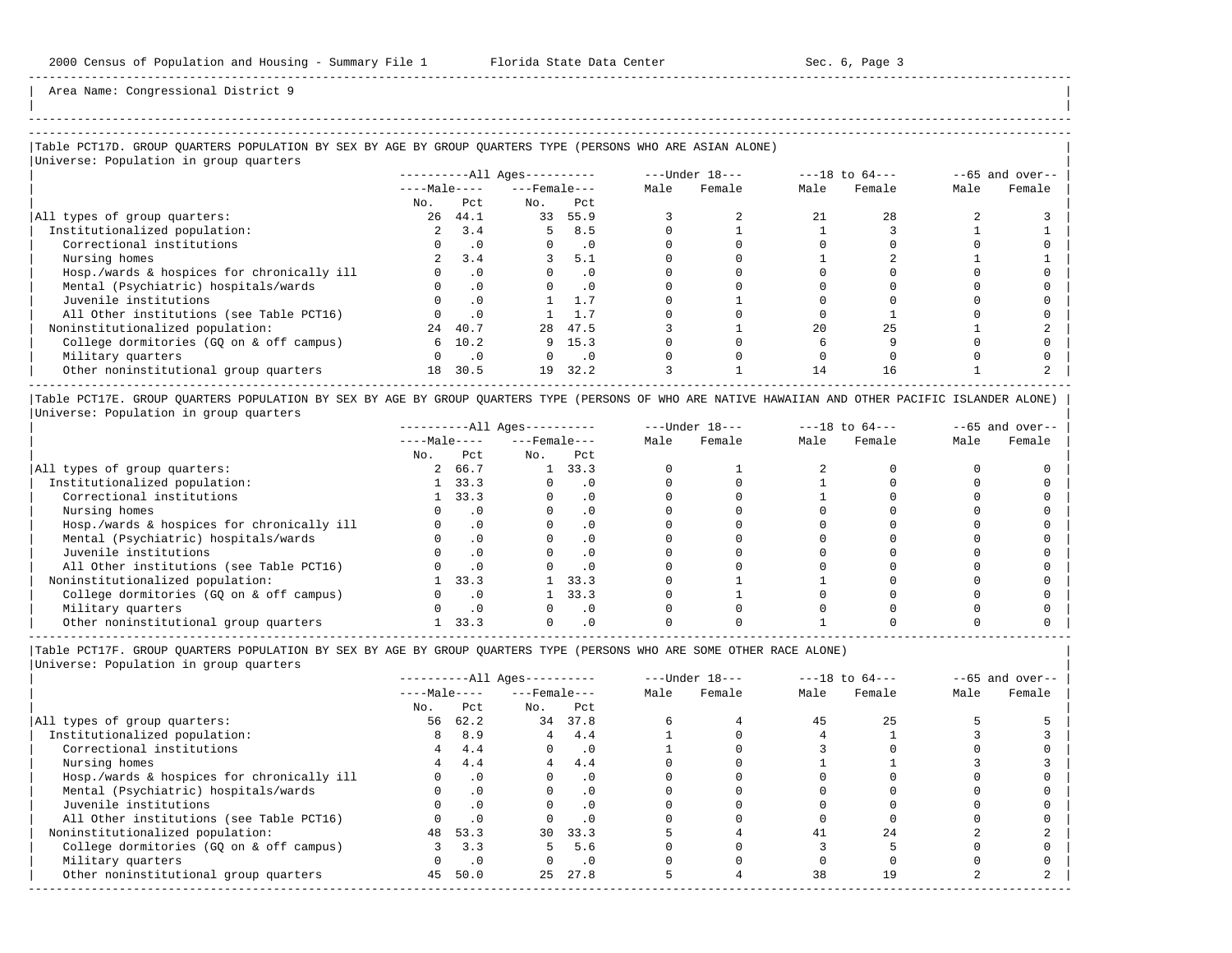Area Name: Congressional District 9

### Table PCT17D. GROUP QUARTERS POPULATION BY SEX BY AGE BY GROUP QUARTERS TYPE (PERSONS WHO ARE ASIAN ALONE)

Universe: Population in group quarters

| | All Ages | | | | Under 18 | | 18 to 64 | | 65 and over | |
|---|---|---|---|---|---|---|---|---|---|---|
| | Male | | Female | | | | | | | |
| | No. | Pct | No. | Pct | Male | Female | Male | Female | Male | Female |
| All types of group quarters: | 26 | 44.1 | 33 | 55.9 | 3 | 2 | 21 | 28 | 2 | 3 |
| Institutionalized population: | 2 | 3.4 | 5 | 8.5 | 0 | 1 | 1 | 3 | 1 | 1 |
| Correctional institutions | 0 | .0 | 0 | .0 | 0 | 0 | 0 | 0 | 0 | 0 |
| Nursing homes | 2 | 3.4 | 3 | 5.1 | 0 | 0 | 1 | 2 | 1 | 1 |
| Hosp./wards & hospices for chronically ill | 0 | .0 | 0 | .0 | 0 | 0 | 0 | 0 | 0 | 0 |
| Mental (Psychiatric) hospitals/wards | 0 | .0 | 0 | .0 | 0 | 0 | 0 | 0 | 0 | 0 |
| Juvenile institutions | 0 | .0 | 1 | 1.7 | 0 | 1 | 0 | 0 | 0 | 0 |
| All Other institutions (see Table PCT16) | 0 | .0 | 1 | 1.7 | 0 | 0 | 0 | 1 | 0 | 0 |
| Noninstitutionalized population: | 24 | 40.7 | 28 | 47.5 | 3 | 1 | 20 | 25 | 1 | 2 |
| College dormitories (GQ on & off campus) | 6 | 10.2 | 9 | 15.3 | 0 | 0 | 6 | 9 | 0 | 0 |
| Military quarters | 0 | .0 | 0 | .0 | 0 | 0 | 0 | 0 | 0 | 0 |
| Other noninstitutional group quarters | 18 | 30.5 | 19 | 32.2 | 3 | 1 | 14 | 16 | 1 | 2 |

### Table PCT17E. GROUP QUARTERS POPULATION BY SEX BY AGE BY GROUP QUARTERS TYPE (PERSONS OF WHO ARE NATIVE HAWAIIAN AND OTHER PACIFIC ISLANDER ALONE)

Universe: Population in group quarters

| | All Ages | | | | Under 18 | | 18 to 64 | | 65 and over | |
|---|---|---|---|---|---|---|---|---|---|---|
| | Male | | Female | | | | | | | |
| | No. | Pct | No. | Pct | Male | Female | Male | Female | Male | Female |
| All types of group quarters: | 2 | 66.7 | 1 | 33.3 | 0 | 1 | 2 | 0 | 0 | 0 |
| Institutionalized population: | 1 | 33.3 | 0 | .0 | 0 | 0 | 1 | 0 | 0 | 0 |
| Correctional institutions | 1 | 33.3 | 0 | .0 | 0 | 0 | 1 | 0 | 0 | 0 |
| Nursing homes | 0 | .0 | 0 | .0 | 0 | 0 | 0 | 0 | 0 | 0 |
| Hosp./wards & hospices for chronically ill | 0 | .0 | 0 | .0 | 0 | 0 | 0 | 0 | 0 | 0 |
| Mental (Psychiatric) hospitals/wards | 0 | .0 | 0 | .0 | 0 | 0 | 0 | 0 | 0 | 0 |
| Juvenile institutions | 0 | .0 | 0 | .0 | 0 | 0 | 0 | 0 | 0 | 0 |
| All Other institutions (see Table PCT16) | 0 | .0 | 0 | .0 | 0 | 0 | 0 | 0 | 0 | 0 |
| Noninstitutionalized population: | 1 | 33.3 | 1 | 33.3 | 0 | 1 | 1 | 0 | 0 | 0 |
| College dormitories (GQ on & off campus) | 0 | .0 | 1 | 33.3 | 0 | 1 | 0 | 0 | 0 | 0 |
| Military quarters | 0 | .0 | 0 | .0 | 0 | 0 | 0 | 0 | 0 | 0 |
| Other noninstitutional group quarters | 1 | 33.3 | 0 | .0 | 0 | 0 | 1 | 0 | 0 | 0 |

### Table PCT17F. GROUP QUARTERS POPULATION BY SEX BY AGE BY GROUP QUARTERS TYPE (PERSONS WHO ARE SOME OTHER RACE ALONE)

Universe: Population in group quarters

| | All Ages | | | | Under 18 | | 18 to 64 | | 65 and over | |
|---|---|---|---|---|---|---|---|---|---|---|
| | Male | | Female | | | | | | | |
| | No. | Pct | No. | Pct | Male | Female | Male | Female | Male | Female |
| All types of group quarters: | 56 | 62.2 | 34 | 37.8 | 6 | 4 | 45 | 25 | 5 | 5 |
| Institutionalized population: | 8 | 8.9 | 4 | 4.4 | 1 | 0 | 4 | 1 | 3 | 3 |
| Correctional institutions | 4 | 4.4 | 0 | .0 | 1 | 0 | 3 | 0 | 0 | 0 |
| Nursing homes | 4 | 4.4 | 4 | 4.4 | 0 | 0 | 1 | 1 | 3 | 3 |
| Hosp./wards & hospices for chronically ill | 0 | .0 | 0 | .0 | 0 | 0 | 0 | 0 | 0 | 0 |
| Mental (Psychiatric) hospitals/wards | 0 | .0 | 0 | .0 | 0 | 0 | 0 | 0 | 0 | 0 |
| Juvenile institutions | 0 | .0 | 0 | .0 | 0 | 0 | 0 | 0 | 0 | 0 |
| All Other institutions (see Table PCT16) | 0 | .0 | 0 | .0 | 0 | 0 | 0 | 0 | 0 | 0 |
| Noninstitutionalized population: | 48 | 53.3 | 30 | 33.3 | 5 | 4 | 41 | 24 | 2 | 2 |
| College dormitories (GQ on & off campus) | 3 | 3.3 | 5 | 5.6 | 0 | 0 | 3 | 5 | 0 | 0 |
| Military quarters | 0 | .0 | 0 | .0 | 0 | 0 | 0 | 0 | 0 | 0 |
| Other noninstitutional group quarters | 45 | 50.0 | 25 | 27.8 | 5 | 4 | 38 | 19 | 2 | 2 |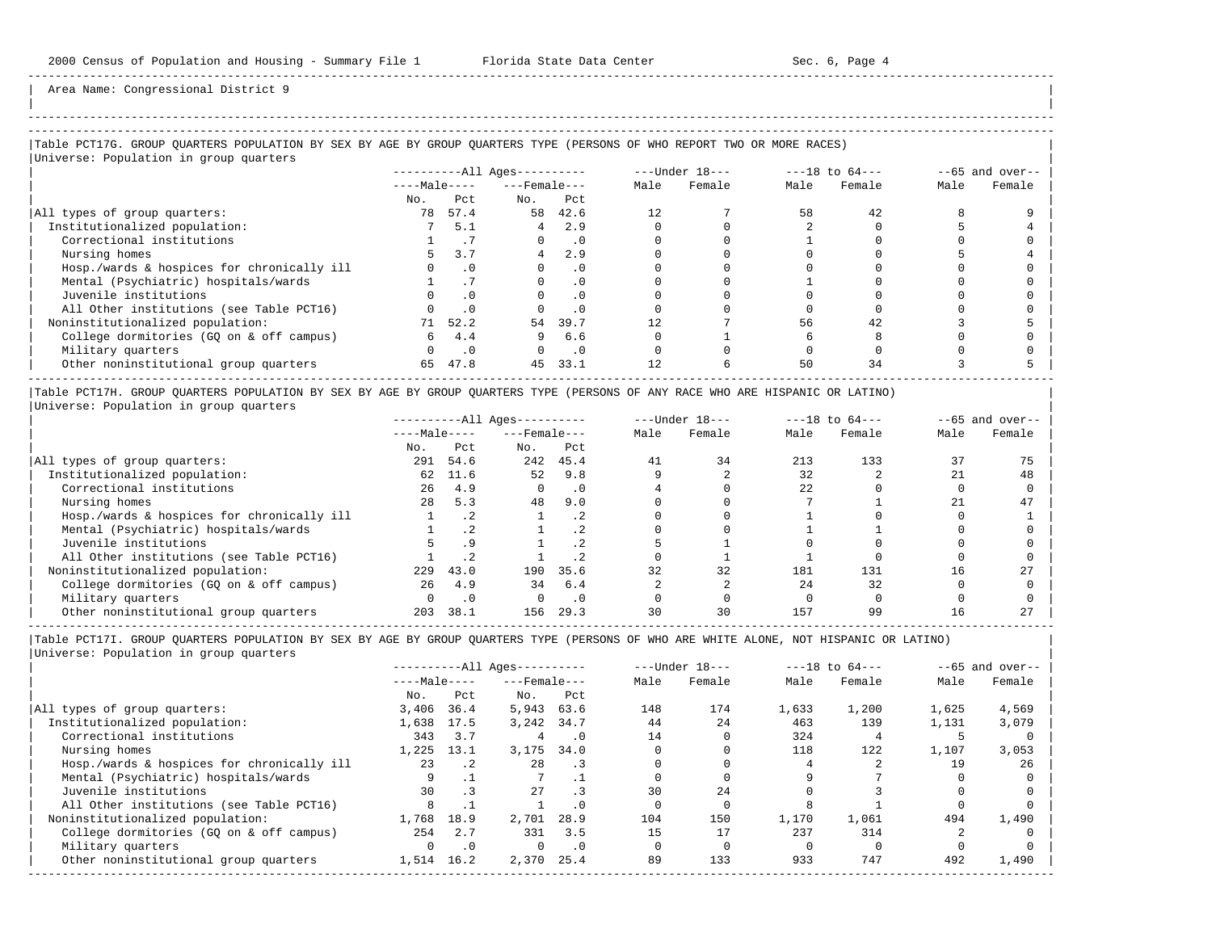Area Name: Congressional District 9

## Table PCT17G. GROUP QUARTERS POPULATION BY SEX BY AGE BY GROUP QUARTERS TYPE (PERSONS OF WHO REPORT TWO OR MORE RACES)

Universe: Population in group quarters

| | All Ages | | | | Under 18 | | 18 to 64 | | 65 and over | |
|---|---|---|---|---|---|---|---|---|---|---|
| | Male | | Female | | | | | | | |
| | No. | Pct | No. | Pct | Male | Female | Male | Female | Male | Female |
| All types of group quarters: | 78 | 57.4 | 58 | 42.6 | 12 | 7 | 58 | 42 | 8 | 9 |
| Institutionalized population: | 7 | 5.1 | 4 | 2.9 | 0 | 0 | 2 | 0 | 5 | 4 |
| Correctional institutions | 1 | .7 | 0 | .0 | 0 | 0 | 1 | 0 | 0 | 0 |
| Nursing homes | 5 | 3.7 | 4 | 2.9 | 0 | 0 | 0 | 0 | 5 | 4 |
| Hosp./wards & hospices for chronically ill | 0 | .0 | 0 | .0 | 0 | 0 | 0 | 0 | 0 | 0 |
| Mental (Psychiatric) hospitals/wards | 1 | .7 | 0 | .0 | 0 | 0 | 1 | 0 | 0 | 0 |
| Juvenile institutions | 0 | .0 | 0 | .0 | 0 | 0 | 0 | 0 | 0 | 0 |
| All Other institutions (see Table PCT16) | 0 | .0 | 0 | .0 | 0 | 0 | 0 | 0 | 0 | 0 |
| Noninstitutionalized population: | 71 | 52.2 | 54 | 39.7 | 12 | 7 | 56 | 42 | 3 | 5 |
| College dormitories (GQ on & off campus) | 6 | 4.4 | 9 | 6.6 | 0 | 1 | 6 | 8 | 0 | 0 |
| Military quarters | 0 | .0 | 0 | .0 | 0 | 0 | 0 | 0 | 0 | 0 |
| Other noninstitutional group quarters | 65 | 47.8 | 45 | 33.1 | 12 | 6 | 50 | 34 | 3 | 5 |

## Table PCT17H. GROUP QUARTERS POPULATION BY SEX BY AGE BY GROUP QUARTERS TYPE (PERSONS OF ANY RACE WHO ARE HISPANIC OR LATINO)

Universe: Population in group quarters

| | All Ages | | | | Under 18 | | 18 to 64 | | 65 and over | |
|---|---|---|---|---|---|---|---|---|---|---|
| | Male | | Female | | | | | | | |
| | No. | Pct | No. | Pct | Male | Female | Male | Female | Male | Female |
| All types of group quarters: | 291 | 54.6 | 242 | 45.4 | 41 | 34 | 213 | 133 | 37 | 75 |
| Institutionalized population: | 62 | 11.6 | 52 | 9.8 | 9 | 2 | 32 | 2 | 21 | 48 |
| Correctional institutions | 26 | 4.9 | 0 | .0 | 4 | 0 | 22 | 0 | 0 | 0 |
| Nursing homes | 28 | 5.3 | 48 | 9.0 | 0 | 0 | 7 | 1 | 21 | 47 |
| Hosp./wards & hospices for chronically ill | 1 | .2 | 1 | .2 | 0 | 0 | 1 | 0 | 0 | 1 |
| Mental (Psychiatric) hospitals/wards | 1 | .2 | 1 | .2 | 0 | 0 | 1 | 1 | 0 | 0 |
| Juvenile institutions | 5 | .9 | 1 | .2 | 5 | 1 | 0 | 0 | 0 | 0 |
| All Other institutions (see Table PCT16) | 1 | .2 | 1 | .2 | 0 | 1 | 1 | 0 | 0 | 0 |
| Noninstitutionalized population: | 229 | 43.0 | 190 | 35.6 | 32 | 32 | 181 | 131 | 16 | 27 |
| College dormitories (GQ on & off campus) | 26 | 4.9 | 34 | 6.4 | 2 | 2 | 24 | 32 | 0 | 0 |
| Military quarters | 0 | .0 | 0 | .0 | 0 | 0 | 0 | 0 | 0 | 0 |
| Other noninstitutional group quarters | 203 | 38.1 | 156 | 29.3 | 30 | 30 | 157 | 99 | 16 | 27 |

## Table PCT17I. GROUP QUARTERS POPULATION BY SEX BY AGE BY GROUP QUARTERS TYPE (PERSONS OF WHO ARE WHITE ALONE, NOT HISPANIC OR LATINO)

Universe: Population in group quarters

| | All Ages | | | | Under 18 | | 18 to 64 | | 65 and over | |
|---|---|---|---|---|---|---|---|---|---|---|
| | Male | | Female | | | | | | | |
| | No. | Pct | No. | Pct | Male | Female | Male | Female | Male | Female |
| All types of group quarters: | 3,406 | 36.4 | 5,943 | 63.6 | 148 | 174 | 1,633 | 1,200 | 1,625 | 4,569 |
| Institutionalized population: | 1,638 | 17.5 | 3,242 | 34.7 | 44 | 24 | 463 | 139 | 1,131 | 3,079 |
| Correctional institutions | 343 | 3.7 | 4 | .0 | 14 | 0 | 324 | 4 | 5 | 0 |
| Nursing homes | 1,225 | 13.1 | 3,175 | 34.0 | 0 | 0 | 118 | 122 | 1,107 | 3,053 |
| Hosp./wards & hospices for chronically ill | 23 | .2 | 28 | .3 | 0 | 0 | 4 | 2 | 19 | 26 |
| Mental (Psychiatric) hospitals/wards | 9 | .1 | 7 | .1 | 0 | 0 | 9 | 7 | 0 | 0 |
| Juvenile institutions | 30 | .3 | 27 | .3 | 30 | 24 | 0 | 3 | 0 | 0 |
| All Other institutions (see Table PCT16) | 8 | .1 | 1 | .0 | 0 | 0 | 8 | 1 | 0 | 0 |
| Noninstitutionalized population: | 1,768 | 18.9 | 2,701 | 28.9 | 104 | 150 | 1,170 | 1,061 | 494 | 1,490 |
| College dormitories (GQ on & off campus) | 254 | 2.7 | 331 | 3.5 | 15 | 17 | 237 | 314 | 2 | 0 |
| Military quarters | 0 | .0 | 0 | .0 | 0 | 0 | 0 | 0 | 0 | 0 |
| Other noninstitutional group quarters | 1,514 | 16.2 | 2,370 | 25.4 | 89 | 133 | 933 | 747 | 492 | 1,490 |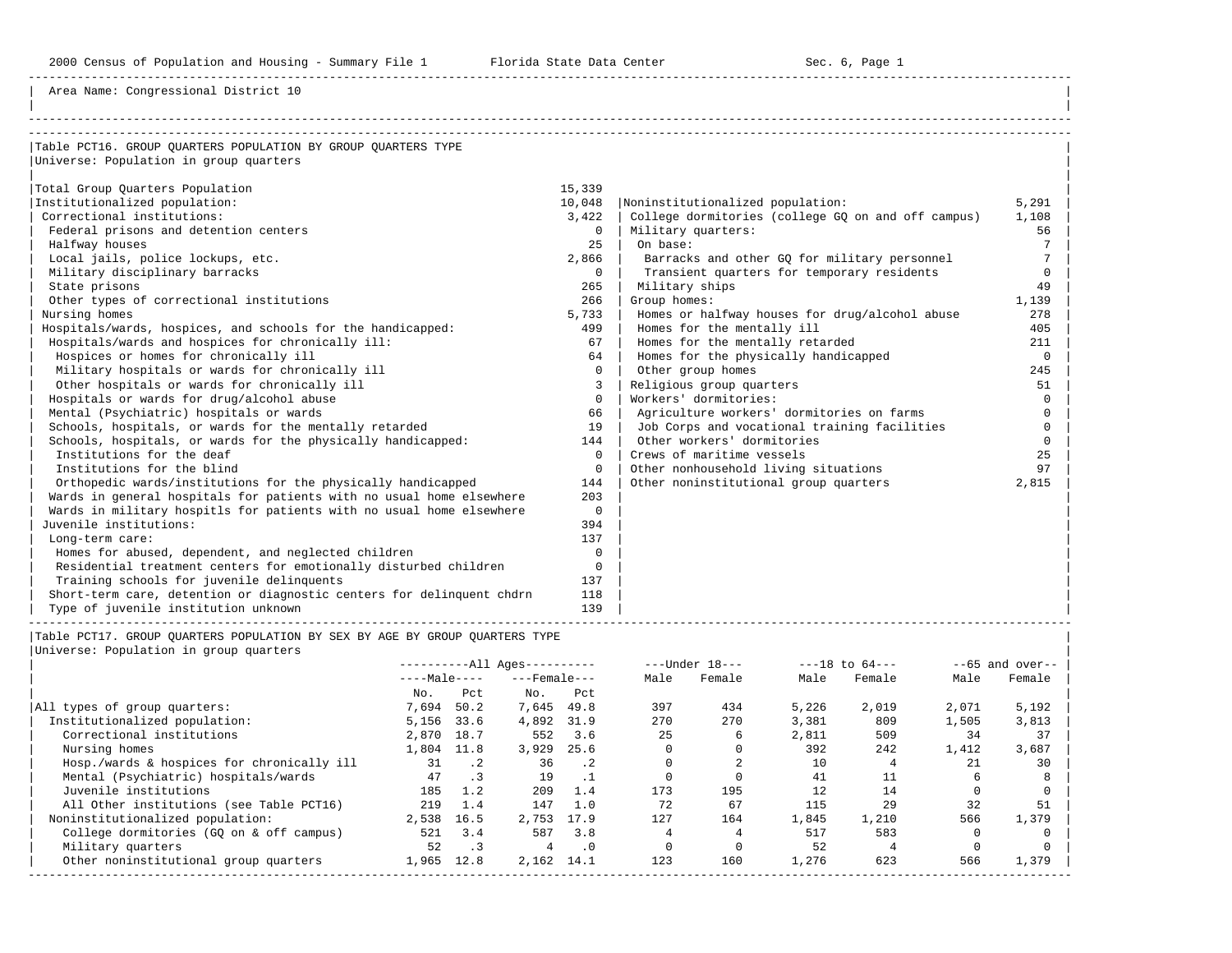Area Name: Congressional District 10

## Table PCT16. GROUP QUARTERS POPULATION BY GROUP QUARTERS TYPE

Universe: Population in group quarters

| Category | Number |
|---|---|
| Total Group Quarters Population | 15,339 |
| Institutionalized population: | 10,048 |
| Correctional institutions: | 3,422 |
| Federal prisons and detention centers | 0 |
| Halfway houses | 25 |
| Local jails, police lockups, etc. | 2,866 |
| Military disciplinary barracks | 0 |
| State prisons | 265 |
| Other types of correctional institutions | 266 |
| Nursing homes | 5,733 |
| Hospitals/wards, hospices, and schools for the handicapped: | 499 |
| Hospitals/wards and hospices for chronically ill: | 67 |
| Hospices or homes for chronically ill | 64 |
| Military hospitals or wards for chronically ill | 0 |
| Other hospitals or wards for chronically ill | 3 |
| Hospitals or wards for drug/alcohol abuse | 0 |
| Mental (Psychiatric) hospitals or wards | 66 |
| Schools, hospitals, or wards for the mentally retarded | 19 |
| Schools, hospitals, or wards for the physically handicapped: | 144 |
| Institutions for the deaf | 0 |
| Institutions for the blind | 0 |
| Orthopedic wards/institutions for the physically handicapped | 144 |
| Wards in general hospitals for patients with no usual home elsewhere | 203 |
| Wards in military hospitls for patients with no usual home elsewhere | 0 |
| Juvenile institutions: | 394 |
| Long-term care: | 137 |
| Homes for abused, dependent, and neglected children | 0 |
| Residential treatment centers for emotionally disturbed children | 0 |
| Training schools for juvenile delinquents | 137 |
| Short-term care, detention or diagnostic centers for delinquent chdrn | 118 |
| Type of juvenile institution unknown | 139 |
| Noninstitutionalized population: | 5,291 |
| College dormitories (college GQ on and off campus) | 1,108 |
| Military quarters: | 56 |
| On base: | 7 |
| Barracks and other GQ for military personnel | 7 |
| Transient quarters for temporary residents | 0 |
| Military ships | 49 |
| Group homes: | 1,139 |
| Homes or halfway houses for drug/alcohol abuse | 278 |
| Homes for the mentally ill | 405 |
| Homes for the mentally retarded | 211 |
| Homes for the physically handicapped | 0 |
| Other group homes | 245 |
| Religious group quarters | 51 |
| Workers' dormitories: | 0 |
| Agriculture workers' dormitories on farms | 0 |
| Job Corps and vocational training facilities | 0 |
| Other workers' dormitories | 0 |
| Crews of maritime vessels | 25 |
| Other nonhousehold living situations | 97 |
| Other noninstitutional group quarters | 2,815 |

## Table PCT17. GROUP QUARTERS POPULATION BY SEX BY AGE BY GROUP QUARTERS TYPE

Universe: Population in group quarters

| | All Ages | | | | Under 18 | | 18 to 64 | | 65 and over | |
|---|---|---|---|---|---|---|---|---|---|---|
| | Male | | Female | | | | | | | |
| | No. | Pct | No. | Pct | Male | Female | Male | Female | Male | Female |
| All types of group quarters: | 7,694 | 50.2 | 7,645 | 49.8 | 397 | 434 | 5,226 | 2,019 | 2,071 | 5,192 |
| Institutionalized population: | 5,156 | 33.6 | 4,892 | 31.9 | 270 | 270 | 3,381 | 809 | 1,505 | 3,813 |
| Correctional institutions | 2,870 | 18.7 | 552 | 3.6 | 25 | 6 | 2,811 | 509 | 34 | 37 |
| Nursing homes | 1,804 | 11.8 | 3,929 | 25.6 | 0 | 0 | 392 | 242 | 1,412 | 3,687 |
| Hosp./wards & hospices for chronically ill | 31 | .2 | 36 | .2 | 0 | 2 | 10 | 4 | 21 | 30 |
| Mental (Psychiatric) hospitals/wards | 47 | .3 | 19 | .1 | 0 | 0 | 41 | 11 | 6 | 8 |
| Juvenile institutions | 185 | 1.2 | 209 | 1.4 | 173 | 195 | 12 | 14 | 0 | 0 |
| All Other institutions (see Table PCT16) | 219 | 1.4 | 147 | 1.0 | 72 | 67 | 115 | 29 | 32 | 51 |
| Noninstitutionalized population: | 2,538 | 16.5 | 2,753 | 17.9 | 127 | 164 | 1,845 | 1,210 | 566 | 1,379 |
| College dormitories (GQ on & off campus) | 521 | 3.4 | 587 | 3.8 | 4 | 4 | 517 | 583 | 0 | 0 |
| Military quarters | 52 | .3 | 4 | .0 | 0 | 0 | 52 | 4 | 0 | 0 |
| Other noninstitutional group quarters | 1,965 | 12.8 | 2,162 | 14.1 | 123 | 160 | 1,276 | 623 | 566 | 1,379 |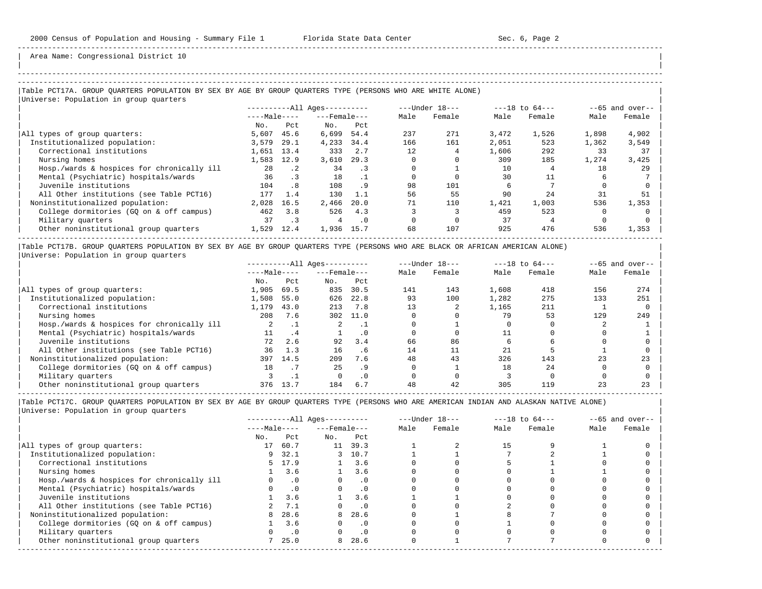Area Name: Congressional District 10

### Table PCT17A. GROUP QUARTERS POPULATION BY SEX BY AGE BY GROUP QUARTERS TYPE (PERSONS WHO ARE WHITE ALONE)

Universe: Population in group quarters

| | All Ages: Male No. | All Ages: Male Pct | All Ages: Female No. | All Ages: Female Pct | Under 18: Male | Under 18: Female | 18 to 64: Male | 18 to 64: Female | 65 and over: Male | 65 and over: Female |
|---|---|---|---|---|---|---|---|---|---|---|
| All types of group quarters: | 5,607 | 45.6 | 6,699 | 54.4 | 237 | 271 | 3,472 | 1,526 | 1,898 | 4,902 |
| Institutionalized population: | 3,579 | 29.1 | 4,233 | 34.4 | 166 | 161 | 2,051 | 523 | 1,362 | 3,549 |
| Correctional institutions | 1,651 | 13.4 | 333 | 2.7 | 12 | 4 | 1,606 | 292 | 33 | 37 |
| Nursing homes | 1,583 | 12.9 | 3,610 | 29.3 | 0 | 0 | 309 | 185 | 1,274 | 3,425 |
| Hosp./wards & hospices for chronically ill | 28 | .2 | 34 | .3 | 0 | 1 | 10 | 4 | 18 | 29 |
| Mental (Psychiatric) hospitals/wards | 36 | .3 | 18 | .1 | 0 | 0 | 30 | 11 | 6 | 7 |
| Juvenile institutions | 104 | .8 | 108 | .9 | 98 | 101 | 6 | 7 | 0 | 0 |
| All Other institutions (see Table PCT16) | 177 | 1.4 | 130 | 1.1 | 56 | 55 | 90 | 24 | 31 | 51 |
| Noninstitutionalized population: | 2,028 | 16.5 | 2,466 | 20.0 | 71 | 110 | 1,421 | 1,003 | 536 | 1,353 |
| College dormitories (GQ on & off campus) | 462 | 3.8 | 526 | 4.3 | 3 | 3 | 459 | 523 | 0 | 0 |
| Military quarters | 37 | .3 | 4 | .0 | 0 | 0 | 37 | 4 | 0 | 0 |
| Other noninstitutional group quarters | 1,529 | 12.4 | 1,936 | 15.7 | 68 | 107 | 925 | 476 | 536 | 1,353 |

### Table PCT17B. GROUP QUARTERS POPULATION BY SEX BY AGE BY GROUP QUARTERS TYPE (PERSONS WHO ARE BLACK OR AFRICAN AMERICAN ALONE)

Universe: Population in group quarters

| | All Ages: Male No. | All Ages: Male Pct | All Ages: Female No. | All Ages: Female Pct | Under 18: Male | Under 18: Female | 18 to 64: Male | 18 to 64: Female | 65 and over: Male | 65 and over: Female |
|---|---|---|---|---|---|---|---|---|---|---|
| All types of group quarters: | 1,905 | 69.5 | 835 | 30.5 | 141 | 143 | 1,608 | 418 | 156 | 274 |
| Institutionalized population: | 1,508 | 55.0 | 626 | 22.8 | 93 | 100 | 1,282 | 275 | 133 | 251 |
| Correctional institutions | 1,179 | 43.0 | 213 | 7.8 | 13 | 2 | 1,165 | 211 | 1 | 0 |
| Nursing homes | 208 | 7.6 | 302 | 11.0 | 0 | 0 | 79 | 53 | 129 | 249 |
| Hosp./wards & hospices for chronically ill | 2 | .1 | 2 | .1 | 0 | 1 | 0 | 0 | 2 | 1 |
| Mental (Psychiatric) hospitals/wards | 11 | .4 | 1 | .0 | 0 | 0 | 11 | 0 | 0 | 1 |
| Juvenile institutions | 72 | 2.6 | 92 | 3.4 | 66 | 86 | 6 | 6 | 0 | 0 |
| All Other institutions (see Table PCT16) | 36 | 1.3 | 16 | .6 | 14 | 11 | 21 | 5 | 1 | 0 |
| Noninstitutionalized population: | 397 | 14.5 | 209 | 7.6 | 48 | 43 | 326 | 143 | 23 | 23 |
| College dormitories (GQ on & off campus) | 18 | .7 | 25 | .9 | 0 | 1 | 18 | 24 | 0 | 0 |
| Military quarters | 3 | .1 | 0 | .0 | 0 | 0 | 3 | 0 | 0 | 0 |
| Other noninstitutional group quarters | 376 | 13.7 | 184 | 6.7 | 48 | 42 | 305 | 119 | 23 | 23 |

### Table PCT17C. GROUP QUARTERS POPULATION BY SEX BY AGE BY GROUP QUARTERS TYPE (PERSONS WHO ARE AMERICAN INDIAN AND ALASKAN NATIVE ALONE)

Universe: Population in group quarters

| | All Ages: Male No. | All Ages: Male Pct | All Ages: Female No. | All Ages: Female Pct | Under 18: Male | Under 18: Female | 18 to 64: Male | 18 to 64: Female | 65 and over: Male | 65 and over: Female |
|---|---|---|---|---|---|---|---|---|---|---|
| All types of group quarters: | 17 | 60.7 | 11 | 39.3 | 1 | 2 | 15 | 9 | 1 | 0 |
| Institutionalized population: | 9 | 32.1 | 3 | 10.7 | 1 | 1 | 7 | 2 | 1 | 0 |
| Correctional institutions | 5 | 17.9 | 1 | 3.6 | 0 | 0 | 5 | 1 | 0 | 0 |
| Nursing homes | 1 | 3.6 | 1 | 3.6 | 0 | 0 | 0 | 1 | 1 | 0 |
| Hosp./wards & hospices for chronically ill | 0 | .0 | 0 | .0 | 0 | 0 | 0 | 0 | 0 | 0 |
| Mental (Psychiatric) hospitals/wards | 0 | .0 | 0 | .0 | 0 | 0 | 0 | 0 | 0 | 0 |
| Juvenile institutions | 1 | 3.6 | 1 | 3.6 | 1 | 1 | 0 | 0 | 0 | 0 |
| All Other institutions (see Table PCT16) | 2 | 7.1 | 0 | .0 | 0 | 0 | 2 | 0 | 0 | 0 |
| Noninstitutionalized population: | 8 | 28.6 | 8 | 28.6 | 0 | 1 | 8 | 7 | 0 | 0 |
| College dormitories (GQ on & off campus) | 1 | 3.6 | 0 | .0 | 0 | 0 | 1 | 0 | 0 | 0 |
| Military quarters | 0 | .0 | 0 | .0 | 0 | 0 | 0 | 0 | 0 | 0 |
| Other noninstitutional group quarters | 7 | 25.0 | 8 | 28.6 | 0 | 1 | 7 | 7 | 0 | 0 |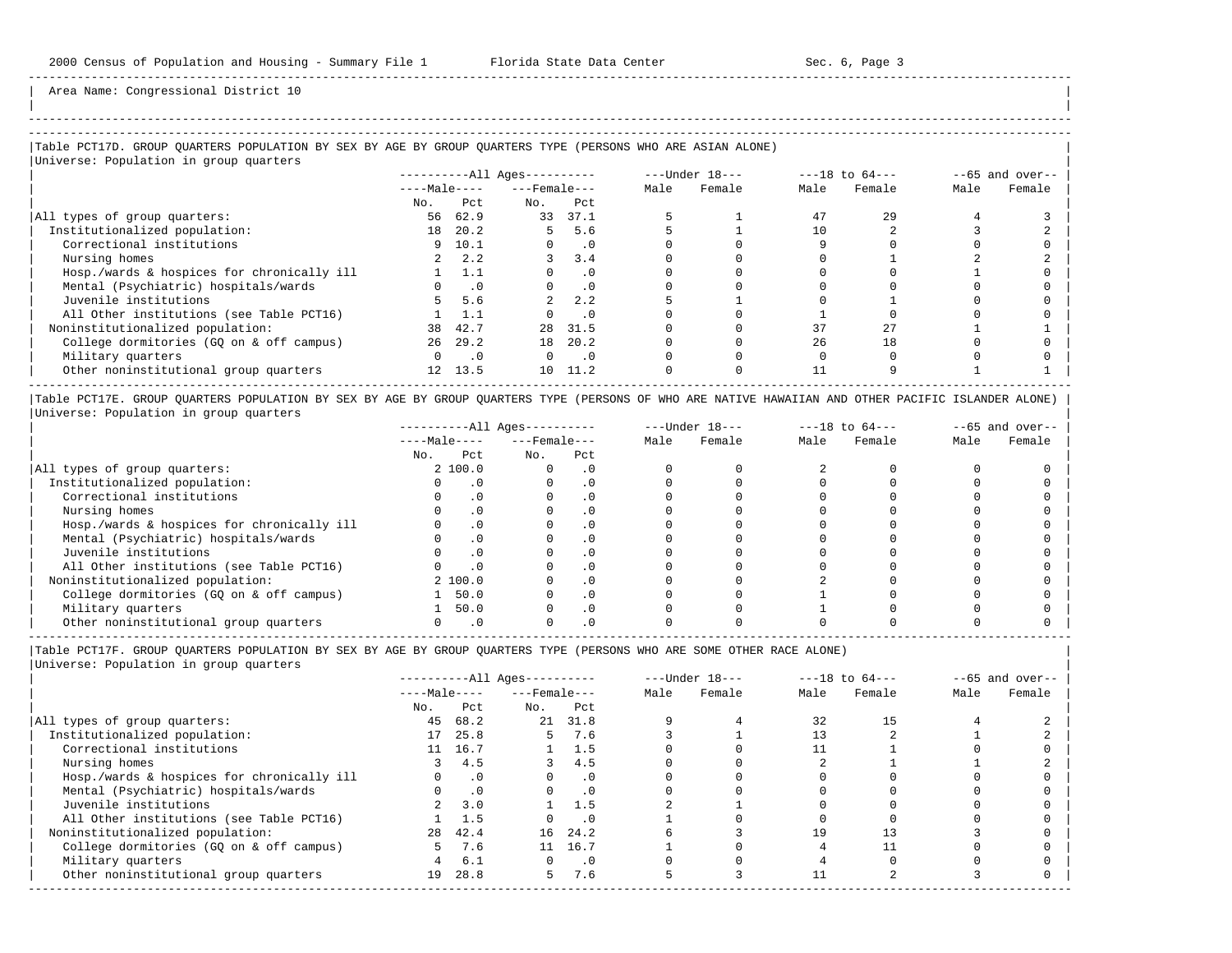Area Name: Congressional District 10

### Table PCT17D. GROUP QUARTERS POPULATION BY SEX BY AGE BY GROUP QUARTERS TYPE (PERSONS WHO ARE ASIAN ALONE)

Universe: Population in group quarters

| | All Ages | | | | Under 18 | | 18 to 64 | | 65 and over | |
|---|---|---|---|---|---|---|---|---|---|---|
| | Male | | Female | | | | | | | |
| | No. | Pct | No. | Pct | Male | Female | Male | Female | Male | Female |
| All types of group quarters: | 56 | 62.9 | 33 | 37.1 | 5 | 1 | 47 | 29 | 4 | 3 |
| Institutionalized population: | 18 | 20.2 | 5 | 5.6 | 5 | 1 | 10 | 2 | 3 | 2 |
| Correctional institutions | 9 | 10.1 | 0 | .0 | 0 | 0 | 9 | 0 | 0 | 0 |
| Nursing homes | 2 | 2.2 | 3 | 3.4 | 0 | 0 | 0 | 1 | 2 | 2 |
| Hosp./wards & hospices for chronically ill | 1 | 1.1 | 0 | .0 | 0 | 0 | 0 | 0 | 1 | 0 |
| Mental (Psychiatric) hospitals/wards | 0 | .0 | 0 | .0 | 0 | 0 | 0 | 0 | 0 | 0 |
| Juvenile institutions | 5 | 5.6 | 2 | 2.2 | 5 | 1 | 0 | 1 | 0 | 0 |
| All Other institutions (see Table PCT16) | 1 | 1.1 | 0 | .0 | 0 | 0 | 1 | 0 | 0 | 0 |
| Noninstitutionalized population: | 38 | 42.7 | 28 | 31.5 | 0 | 0 | 37 | 27 | 1 | 1 |
| College dormitories (GQ on & off campus) | 26 | 29.2 | 18 | 20.2 | 0 | 0 | 26 | 18 | 0 | 0 |
| Military quarters | 0 | .0 | 0 | .0 | 0 | 0 | 0 | 0 | 0 | 0 |
| Other noninstitutional group quarters | 12 | 13.5 | 10 | 11.2 | 0 | 0 | 11 | 9 | 1 | 1 |

### Table PCT17E. GROUP QUARTERS POPULATION BY SEX BY AGE BY GROUP QUARTERS TYPE (PERSONS OF WHO ARE NATIVE HAWAIIAN AND OTHER PACIFIC ISLANDER ALONE)

Universe: Population in group quarters

| | All Ages | | | | Under 18 | | 18 to 64 | | 65 and over | |
|---|---|---|---|---|---|---|---|---|---|---|
| | Male | | Female | | | | | | | |
| | No. | Pct | No. | Pct | Male | Female | Male | Female | Male | Female |
| All types of group quarters: | 2 | 100.0 | 0 | .0 | 0 | 0 | 2 | 0 | 0 | 0 |
| Institutionalized population: | 0 | .0 | 0 | .0 | 0 | 0 | 0 | 0 | 0 | 0 |
| Correctional institutions | 0 | .0 | 0 | .0 | 0 | 0 | 0 | 0 | 0 | 0 |
| Nursing homes | 0 | .0 | 0 | .0 | 0 | 0 | 0 | 0 | 0 | 0 |
| Hosp./wards & hospices for chronically ill | 0 | .0 | 0 | .0 | 0 | 0 | 0 | 0 | 0 | 0 |
| Mental (Psychiatric) hospitals/wards | 0 | .0 | 0 | .0 | 0 | 0 | 0 | 0 | 0 | 0 |
| Juvenile institutions | 0 | .0 | 0 | .0 | 0 | 0 | 0 | 0 | 0 | 0 |
| All Other institutions (see Table PCT16) | 0 | .0 | 0 | .0 | 0 | 0 | 0 | 0 | 0 | 0 |
| Noninstitutionalized population: | 2 | 100.0 | 0 | .0 | 0 | 0 | 2 | 0 | 0 | 0 |
| College dormitories (GQ on & off campus) | 1 | 50.0 | 0 | .0 | 0 | 0 | 1 | 0 | 0 | 0 |
| Military quarters | 1 | 50.0 | 0 | .0 | 0 | 0 | 1 | 0 | 0 | 0 |
| Other noninstitutional group quarters | 0 | .0 | 0 | .0 | 0 | 0 | 0 | 0 | 0 | 0 |

### Table PCT17F. GROUP QUARTERS POPULATION BY SEX BY AGE BY GROUP QUARTERS TYPE (PERSONS WHO ARE SOME OTHER RACE ALONE)

Universe: Population in group quarters

| | All Ages | | | | Under 18 | | 18 to 64 | | 65 and over | |
|---|---|---|---|---|---|---|---|---|---|---|
| | Male | | Female | | | | | | | |
| | No. | Pct | No. | Pct | Male | Female | Male | Female | Male | Female |
| All types of group quarters: | 45 | 68.2 | 21 | 31.8 | 9 | 4 | 32 | 15 | 4 | 2 |
| Institutionalized population: | 17 | 25.8 | 5 | 7.6 | 3 | 1 | 13 | 2 | 1 | 2 |
| Correctional institutions | 11 | 16.7 | 1 | 1.5 | 0 | 0 | 11 | 1 | 0 | 0 |
| Nursing homes | 3 | 4.5 | 3 | 4.5 | 0 | 0 | 2 | 1 | 1 | 2 |
| Hosp./wards & hospices for chronically ill | 0 | .0 | 0 | .0 | 0 | 0 | 0 | 0 | 0 | 0 |
| Mental (Psychiatric) hospitals/wards | 0 | .0 | 0 | .0 | 0 | 0 | 0 | 0 | 0 | 0 |
| Juvenile institutions | 2 | 3.0 | 1 | 1.5 | 2 | 1 | 0 | 0 | 0 | 0 |
| All Other institutions (see Table PCT16) | 1 | 1.5 | 0 | .0 | 1 | 0 | 0 | 0 | 0 | 0 |
| Noninstitutionalized population: | 28 | 42.4 | 16 | 24.2 | 6 | 3 | 19 | 13 | 3 | 0 |
| College dormitories (GQ on & off campus) | 5 | 7.6 | 11 | 16.7 | 1 | 0 | 4 | 11 | 0 | 0 |
| Military quarters | 4 | 6.1 | 0 | .0 | 0 | 0 | 4 | 0 | 0 | 0 |
| Other noninstitutional group quarters | 19 | 28.8 | 5 | 7.6 | 5 | 3 | 11 | 2 | 3 | 0 |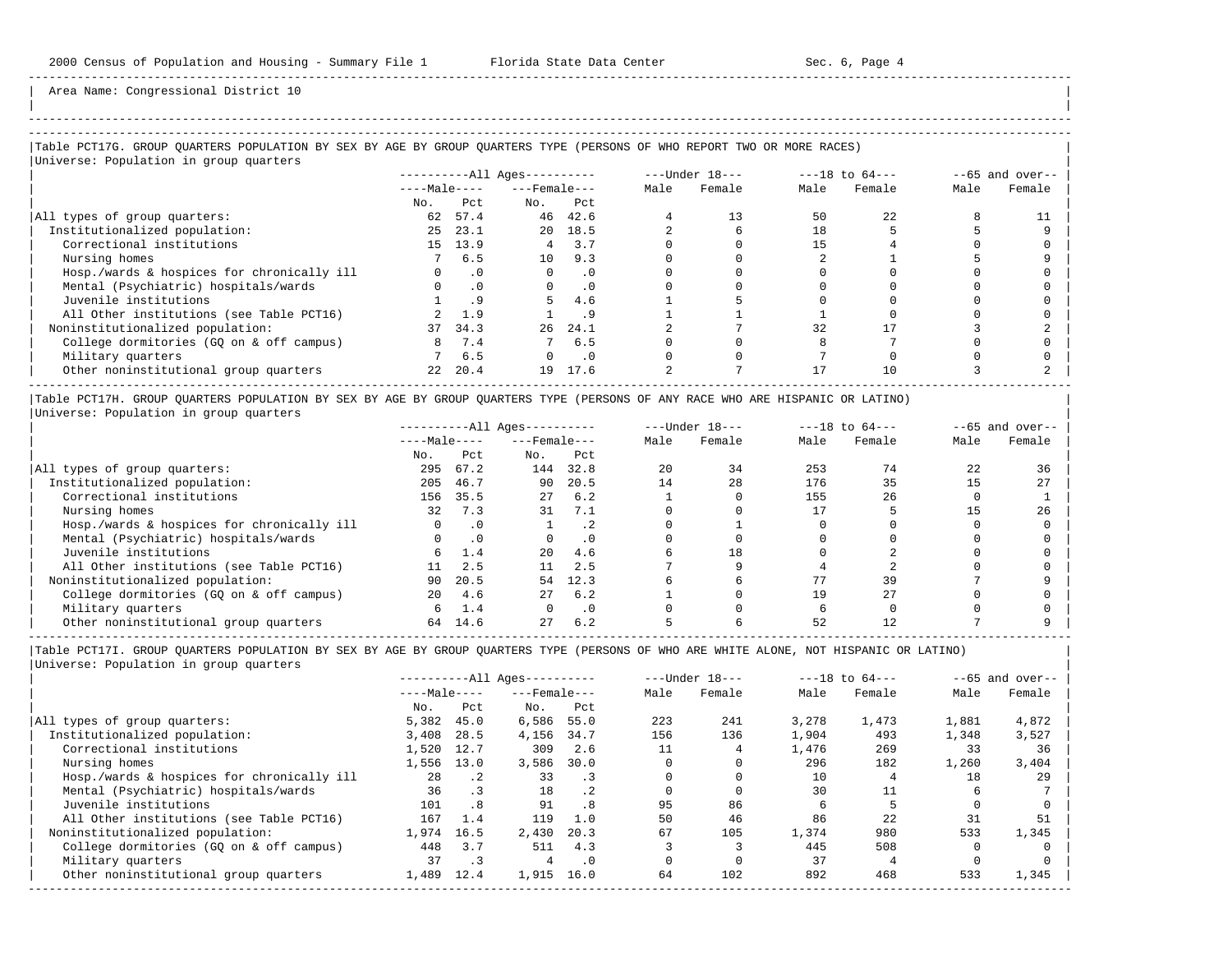Area Name: Congressional District 10

### Table PCT17G. GROUP QUARTERS POPULATION BY SEX BY AGE BY GROUP QUARTERS TYPE (PERSONS OF WHO REPORT TWO OR MORE RACES)

Universe: Population in group quarters

| | All Ages | | | | Under 18 | | 18 to 64 | | 65 and over | |
|---|---|---|---|---|---|---|---|---|---|---|
| | Male | | Female | | | | | | | |
| | No. | Pct | No. | Pct | Male | Female | Male | Female | Male | Female |
| All types of group quarters: | 62 | 57.4 | 46 | 42.6 | 4 | 13 | 50 | 22 | 8 | 11 |
| Institutionalized population: | 25 | 23.1 | 20 | 18.5 | 2 | 6 | 18 | 5 | 5 | 9 |
| Correctional institutions | 15 | 13.9 | 4 | 3.7 | 0 | 0 | 15 | 4 | 0 | 0 |
| Nursing homes | 7 | 6.5 | 10 | 9.3 | 0 | 0 | 2 | 1 | 5 | 9 |
| Hosp./wards & hospices for chronically ill | 0 | .0 | 0 | .0 | 0 | 0 | 0 | 0 | 0 | 0 |
| Mental (Psychiatric) hospitals/wards | 0 | .0 | 0 | .0 | 0 | 0 | 0 | 0 | 0 | 0 |
| Juvenile institutions | 1 | .9 | 5 | 4.6 | 1 | 5 | 0 | 0 | 0 | 0 |
| All Other institutions (see Table PCT16) | 2 | 1.9 | 1 | .9 | 1 | 1 | 1 | 0 | 0 | 0 |
| Noninstitutionalized population: | 37 | 34.3 | 26 | 24.1 | 2 | 7 | 32 | 17 | 3 | 2 |
| College dormitories (GQ on & off campus) | 8 | 7.4 | 7 | 6.5 | 0 | 0 | 8 | 7 | 0 | 0 |
| Military quarters | 7 | 6.5 | 0 | .0 | 0 | 0 | 7 | 0 | 0 | 0 |
| Other noninstitutional group quarters | 22 | 20.4 | 19 | 17.6 | 2 | 7 | 17 | 10 | 3 | 2 |

### Table PCT17H. GROUP QUARTERS POPULATION BY SEX BY AGE BY GROUP QUARTERS TYPE (PERSONS OF ANY RACE WHO ARE HISPANIC OR LATINO)

Universe: Population in group quarters

| | All Ages | | | | Under 18 | | 18 to 64 | | 65 and over | |
|---|---|---|---|---|---|---|---|---|---|---|
| | Male | | Female | | | | | | | |
| | No. | Pct | No. | Pct | Male | Female | Male | Female | Male | Female |
| All types of group quarters: | 295 | 67.2 | 144 | 32.8 | 20 | 34 | 253 | 74 | 22 | 36 |
| Institutionalized population: | 205 | 46.7 | 90 | 20.5 | 14 | 28 | 176 | 35 | 15 | 27 |
| Correctional institutions | 156 | 35.5 | 27 | 6.2 | 1 | 0 | 155 | 26 | 0 | 1 |
| Nursing homes | 32 | 7.3 | 31 | 7.1 | 0 | 0 | 17 | 5 | 15 | 26 |
| Hosp./wards & hospices for chronically ill | 0 | .0 | 1 | .2 | 0 | 1 | 0 | 0 | 0 | 0 |
| Mental (Psychiatric) hospitals/wards | 0 | .0 | 0 | .0 | 0 | 0 | 0 | 0 | 0 | 0 |
| Juvenile institutions | 6 | 1.4 | 20 | 4.6 | 6 | 18 | 0 | 2 | 0 | 0 |
| All Other institutions (see Table PCT16) | 11 | 2.5 | 11 | 2.5 | 7 | 9 | 4 | 2 | 0 | 0 |
| Noninstitutionalized population: | 90 | 20.5 | 54 | 12.3 | 6 | 6 | 77 | 39 | 7 | 9 |
| College dormitories (GQ on & off campus) | 20 | 4.6 | 27 | 6.2 | 1 | 0 | 19 | 27 | 0 | 0 |
| Military quarters | 6 | 1.4 | 0 | .0 | 0 | 0 | 6 | 0 | 0 | 0 |
| Other noninstitutional group quarters | 64 | 14.6 | 27 | 6.2 | 5 | 6 | 52 | 12 | 7 | 9 |

### Table PCT17I. GROUP QUARTERS POPULATION BY SEX BY AGE BY GROUP QUARTERS TYPE (PERSONS OF WHO ARE WHITE ALONE, NOT HISPANIC OR LATINO)

Universe: Population in group quarters

| | All Ages | | | | Under 18 | | 18 to 64 | | 65 and over | |
|---|---|---|---|---|---|---|---|---|---|---|
| | Male | | Female | | | | | | | |
| | No. | Pct | No. | Pct | Male | Female | Male | Female | Male | Female |
| All types of group quarters: | 5,382 | 45.0 | 6,586 | 55.0 | 223 | 241 | 3,278 | 1,473 | 1,881 | 4,872 |
| Institutionalized population: | 3,408 | 28.5 | 4,156 | 34.7 | 156 | 136 | 1,904 | 493 | 1,348 | 3,527 |
| Correctional institutions | 1,520 | 12.7 | 309 | 2.6 | 11 | 4 | 1,476 | 269 | 33 | 36 |
| Nursing homes | 1,556 | 13.0 | 3,586 | 30.0 | 0 | 0 | 296 | 182 | 1,260 | 3,404 |
| Hosp./wards & hospices for chronically ill | 28 | .2 | 33 | .3 | 0 | 0 | 10 | 4 | 18 | 29 |
| Mental (Psychiatric) hospitals/wards | 36 | .3 | 18 | .2 | 0 | 0 | 30 | 11 | 6 | 7 |
| Juvenile institutions | 101 | .8 | 91 | .8 | 95 | 86 | 6 | 5 | 0 | 0 |
| All Other institutions (see Table PCT16) | 167 | 1.4 | 119 | 1.0 | 50 | 46 | 86 | 22 | 31 | 51 |
| Noninstitutionalized population: | 1,974 | 16.5 | 2,430 | 20.3 | 67 | 105 | 1,374 | 980 | 533 | 1,345 |
| College dormitories (GQ on & off campus) | 448 | 3.7 | 511 | 4.3 | 3 | 3 | 445 | 508 | 0 | 0 |
| Military quarters | 37 | .3 | 4 | .0 | 0 | 0 | 37 | 4 | 0 | 0 |
| Other noninstitutional group quarters | 1,489 | 12.4 | 1,915 | 16.0 | 64 | 102 | 892 | 468 | 533 | 1,345 |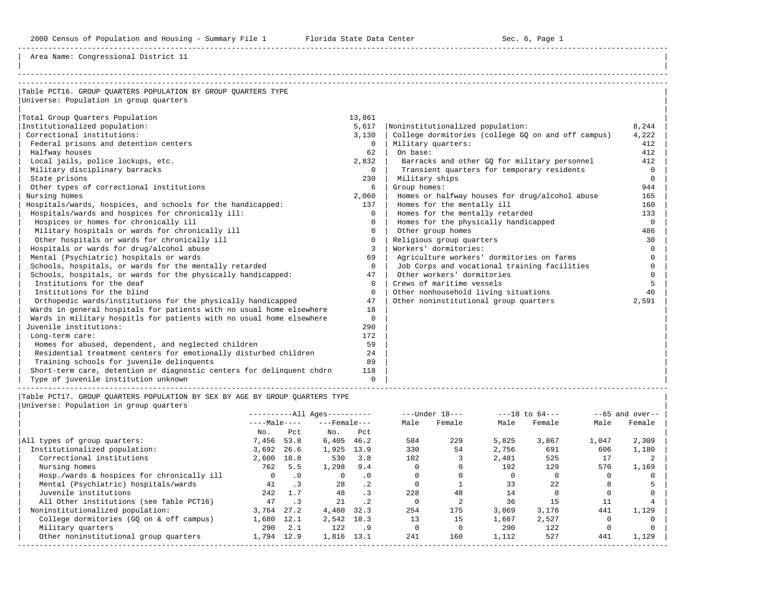Area Name: Congressional District 11

## Table PCT16. GROUP QUARTERS POPULATION BY GROUP QUARTERS TYPE

Universe: Population in group quarters

| Category | Number |
|---|---|
| Total Group Quarters Population | 13,861 |
| Institutionalized population: | 5,617 |
| Correctional institutions: | 3,130 |
| Federal prisons and detention centers | 0 |
| Halfway houses | 62 |
| Local jails, police lockups, etc. | 2,832 |
| Military disciplinary barracks | 0 |
| State prisons | 230 |
| Other types of correctional institutions | 6 |
| Nursing homes | 2,060 |
| Hospitals/wards, hospices, and schools for the handicapped: | 137 |
| Hospitals/wards and hospices for chronically ill: | 0 |
| Hospices or homes for chronically ill | 0 |
| Military hospitals or wards for chronically ill | 0 |
| Other hospitals or wards for chronically ill | 0 |
| Hospitals or wards for drug/alcohol abuse | 3 |
| Mental (Psychiatric) hospitals or wards | 69 |
| Schools, hospitals, or wards for the mentally retarded | 0 |
| Schools, hospitals, or wards for the physically handicapped: | 47 |
| Institutions for the deaf | 0 |
| Institutions for the blind | 0 |
| Orthopedic wards/institutions for the physically handicapped | 47 |
| Wards in general hospitals for patients with no usual home elsewhere | 18 |
| Wards in military hospitls for patients with no usual home elsewhere | 0 |
| Juvenile institutions: | 290 |
| Long-term care: | 172 |
| Homes for abused, dependent, and neglected children | 59 |
| Residential treatment centers for emotionally disturbed children | 24 |
| Training schools for juvenile delinquents | 89 |
| Short-term care, detention or diagnostic centers for delinquent chdrn | 118 |
| Type of juvenile institution unknown | 0 |
| Noninstitutionalized population: | 8,244 |
| College dormitories (college GQ on and off campus) | 4,222 |
| Military quarters: | 412 |
| On base: | 412 |
| Barracks and other GQ for military personnel | 412 |
| Transient quarters for temporary residents | 0 |
| Military ships | 0 |
| Group homes: | 944 |
| Homes or halfway houses for drug/alcohol abuse | 165 |
| Homes for the mentally ill | 160 |
| Homes for the mentally retarded | 133 |
| Homes for the physically handicapped | 0 |
| Other group homes | 486 |
| Religious group quarters | 30 |
| Workers' dormitories: | 0 |
| Agriculture workers' dormitories on farms | 0 |
| Job Corps and vocational training facilities | 0 |
| Other workers' dormitories | 0 |
| Crews of maritime vessels | 5 |
| Other nonhousehold living situations | 40 |
| Other noninstitutional group quarters | 2,591 |

## Table PCT17. GROUP QUARTERS POPULATION BY SEX BY AGE BY GROUP QUARTERS TYPE

Universe: Population in group quarters

| | All Ages Male No. | All Ages Male Pct | All Ages Female No. | All Ages Female Pct | Under 18 Male | Under 18 Female | 18 to 64 Male | 18 to 64 Female | 65 and over Male | 65 and over Female |
|---|---|---|---|---|---|---|---|---|---|---|
| All types of group quarters: | 7,456 | 53.8 | 6,405 | 46.2 | 584 | 229 | 5,825 | 3,867 | 1,047 | 2,309 |
| Institutionalized population: | 3,692 | 26.6 | 1,925 | 13.9 | 330 | 54 | 2,756 | 691 | 606 | 1,180 |
| Correctional institutions | 2,600 | 18.8 | 530 | 3.8 | 102 | 3 | 2,481 | 525 | 17 | 2 |
| Nursing homes | 762 | 5.5 | 1,298 | 9.4 | 0 | 0 | 192 | 129 | 570 | 1,169 |
| Hosp./wards & hospices for chronically ill | 0 | .0 | 0 | .0 | 0 | 0 | 0 | 0 | 0 | 0 |
| Mental (Psychiatric) hospitals/wards | 41 | .3 | 28 | .2 | 0 | 1 | 33 | 22 | 8 | 5 |
| Juvenile institutions | 242 | 1.7 | 48 | .3 | 228 | 48 | 14 | 0 | 0 | 0 |
| All Other institutions (see Table PCT16) | 47 | .3 | 21 | .2 | 0 | 2 | 36 | 15 | 11 | 4 |
| Noninstitutionalized population: | 3,764 | 27.2 | 4,480 | 32.3 | 254 | 175 | 3,069 | 3,176 | 441 | 1,129 |
| College dormitories (GQ on & off campus) | 1,680 | 12.1 | 2,542 | 18.3 | 13 | 15 | 1,667 | 2,527 | 0 | 0 |
| Military quarters | 290 | 2.1 | 122 | .9 | 0 | 0 | 290 | 122 | 0 | 0 |
| Other noninstitutional group quarters | 1,794 | 12.9 | 1,816 | 13.1 | 241 | 160 | 1,112 | 527 | 441 | 1,129 |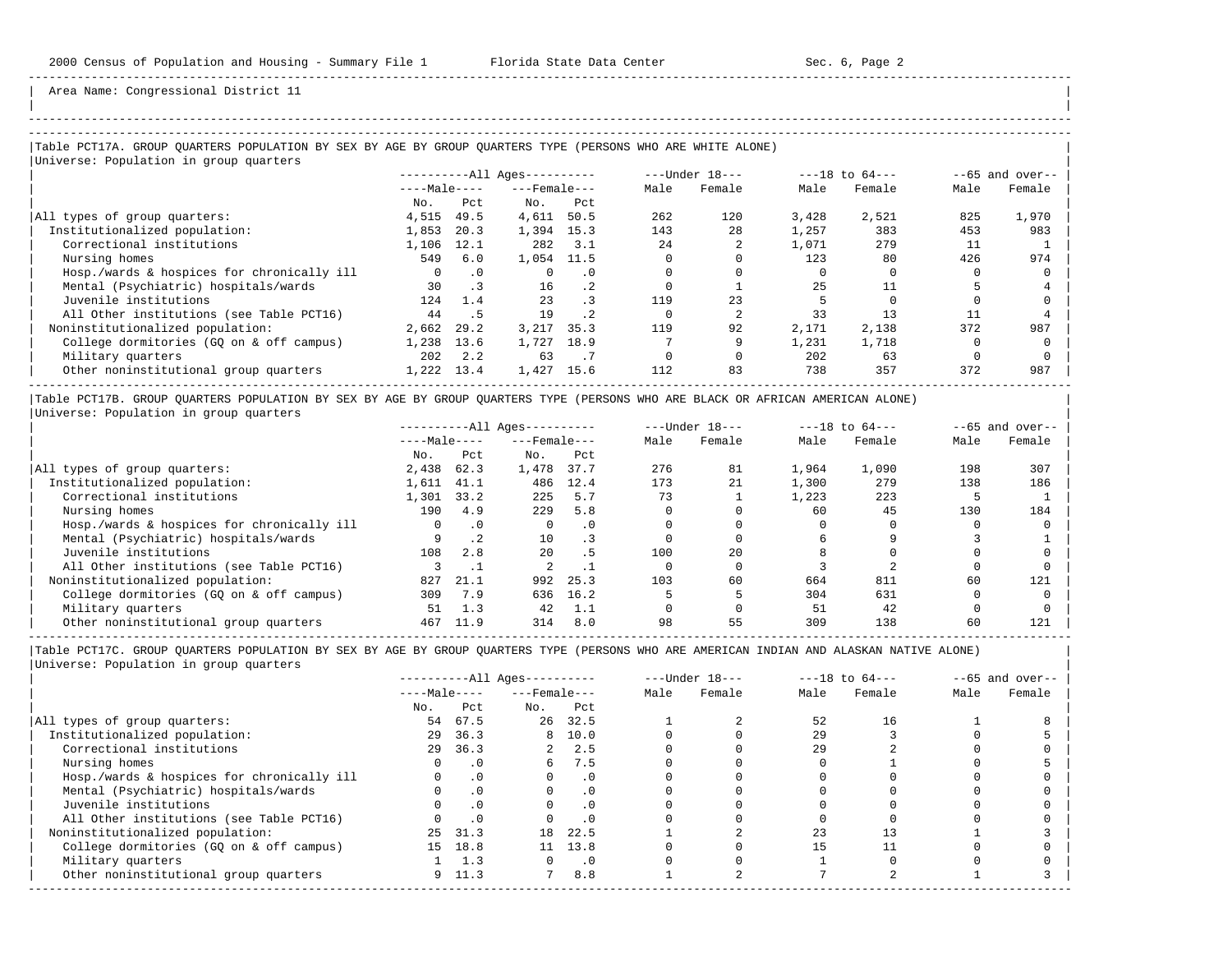Area Name: Congressional District 11

## Table PCT17A. GROUP QUARTERS POPULATION BY SEX BY AGE BY GROUP QUARTERS TYPE (PERSONS WHO ARE WHITE ALONE)

Universe: Population in group quarters

| | All Ages Male No. | All Ages Male Pct | All Ages Female No. | All Ages Female Pct | Under 18 Male | Under 18 Female | 18 to 64 Male | 18 to 64 Female | 65 and over Male | 65 and over Female |
|---|---|---|---|---|---|---|---|---|---|---|
| All types of group quarters: | 4,515 | 49.5 | 4,611 | 50.5 | 262 | 120 | 3,428 | 2,521 | 825 | 1,970 |
| Institutionalized population: | 1,853 | 20.3 | 1,394 | 15.3 | 143 | 28 | 1,257 | 383 | 453 | 983 |
| Correctional institutions | 1,106 | 12.1 | 282 | 3.1 | 24 | 2 | 1,071 | 279 | 11 | 1 |
| Nursing homes | 549 | 6.0 | 1,054 | 11.5 | 0 | 0 | 123 | 80 | 426 | 974 |
| Hosp./wards & hospices for chronically ill | 0 | .0 | 0 | .0 | 0 | 0 | 0 | 0 | 0 | 0 |
| Mental (Psychiatric) hospitals/wards | 30 | .3 | 16 | .2 | 0 | 1 | 25 | 11 | 5 | 4 |
| Juvenile institutions | 124 | 1.4 | 23 | .3 | 119 | 23 | 5 | 0 | 0 | 0 |
| All Other institutions (see Table PCT16) | 44 | .5 | 19 | .2 | 0 | 2 | 33 | 13 | 11 | 4 |
| Noninstitutionalized population: | 2,662 | 29.2 | 3,217 | 35.3 | 119 | 92 | 2,171 | 2,138 | 372 | 987 |
| College dormitories (GQ on & off campus) | 1,238 | 13.6 | 1,727 | 18.9 | 7 | 9 | 1,231 | 1,718 | 0 | 0 |
| Military quarters | 202 | 2.2 | 63 | .7 | 0 | 0 | 202 | 63 | 0 | 0 |
| Other noninstitutional group quarters | 1,222 | 13.4 | 1,427 | 15.6 | 112 | 83 | 738 | 357 | 372 | 987 |

## Table PCT17B. GROUP QUARTERS POPULATION BY SEX BY AGE BY GROUP QUARTERS TYPE (PERSONS WHO ARE BLACK OR AFRICAN AMERICAN ALONE)

Universe: Population in group quarters

| | All Ages Male No. | All Ages Male Pct | All Ages Female No. | All Ages Female Pct | Under 18 Male | Under 18 Female | 18 to 64 Male | 18 to 64 Female | 65 and over Male | 65 and over Female |
|---|---|---|---|---|---|---|---|---|---|---|
| All types of group quarters: | 2,438 | 62.3 | 1,478 | 37.7 | 276 | 81 | 1,964 | 1,090 | 198 | 307 |
| Institutionalized population: | 1,611 | 41.1 | 486 | 12.4 | 173 | 21 | 1,300 | 279 | 138 | 186 |
| Correctional institutions | 1,301 | 33.2 | 225 | 5.7 | 73 | 1 | 1,223 | 223 | 5 | 1 |
| Nursing homes | 190 | 4.9 | 229 | 5.8 | 0 | 0 | 60 | 45 | 130 | 184 |
| Hosp./wards & hospices for chronically ill | 0 | .0 | 0 | .0 | 0 | 0 | 0 | 0 | 0 | 0 |
| Mental (Psychiatric) hospitals/wards | 9 | .2 | 10 | .3 | 0 | 0 | 6 | 9 | 3 | 1 |
| Juvenile institutions | 108 | 2.8 | 20 | .5 | 100 | 20 | 8 | 0 | 0 | 0 |
| All Other institutions (see Table PCT16) | 3 | .1 | 2 | .1 | 0 | 0 | 3 | 2 | 0 | 0 |
| Noninstitutionalized population: | 827 | 21.1 | 992 | 25.3 | 103 | 60 | 664 | 811 | 60 | 121 |
| College dormitories (GQ on & off campus) | 309 | 7.9 | 636 | 16.2 | 5 | 5 | 304 | 631 | 0 | 0 |
| Military quarters | 51 | 1.3 | 42 | 1.1 | 0 | 0 | 51 | 42 | 0 | 0 |
| Other noninstitutional group quarters | 467 | 11.9 | 314 | 8.0 | 98 | 55 | 309 | 138 | 60 | 121 |

## Table PCT17C. GROUP QUARTERS POPULATION BY SEX BY AGE BY GROUP QUARTERS TYPE (PERSONS WHO ARE AMERICAN INDIAN AND ALASKAN NATIVE ALONE)

Universe: Population in group quarters

| | All Ages Male No. | All Ages Male Pct | All Ages Female No. | All Ages Female Pct | Under 18 Male | Under 18 Female | 18 to 64 Male | 18 to 64 Female | 65 and over Male | 65 and over Female |
|---|---|---|---|---|---|---|---|---|---|---|
| All types of group quarters: | 54 | 67.5 | 26 | 32.5 | 1 | 2 | 52 | 16 | 1 | 8 |
| Institutionalized population: | 29 | 36.3 | 8 | 10.0 | 0 | 0 | 29 | 3 | 0 | 5 |
| Correctional institutions | 29 | 36.3 | 2 | 2.5 | 0 | 0 | 29 | 2 | 0 | 0 |
| Nursing homes | 0 | .0 | 6 | 7.5 | 0 | 0 | 0 | 1 | 0 | 5 |
| Hosp./wards & hospices for chronically ill | 0 | .0 | 0 | .0 | 0 | 0 | 0 | 0 | 0 | 0 |
| Mental (Psychiatric) hospitals/wards | 0 | .0 | 0 | .0 | 0 | 0 | 0 | 0 | 0 | 0 |
| Juvenile institutions | 0 | .0 | 0 | .0 | 0 | 0 | 0 | 0 | 0 | 0 |
| All Other institutions (see Table PCT16) | 0 | .0 | 0 | .0 | 0 | 0 | 0 | 0 | 0 | 0 |
| Noninstitutionalized population: | 25 | 31.3 | 18 | 22.5 | 1 | 2 | 23 | 13 | 1 | 3 |
| College dormitories (GQ on & off campus) | 15 | 18.8 | 11 | 13.8 | 0 | 0 | 15 | 11 | 0 | 0 |
| Military quarters | 1 | 1.3 | 0 | .0 | 0 | 0 | 1 | 0 | 0 | 0 |
| Other noninstitutional group quarters | 9 | 11.3 | 7 | 8.8 | 1 | 2 | 7 | 2 | 1 | 3 |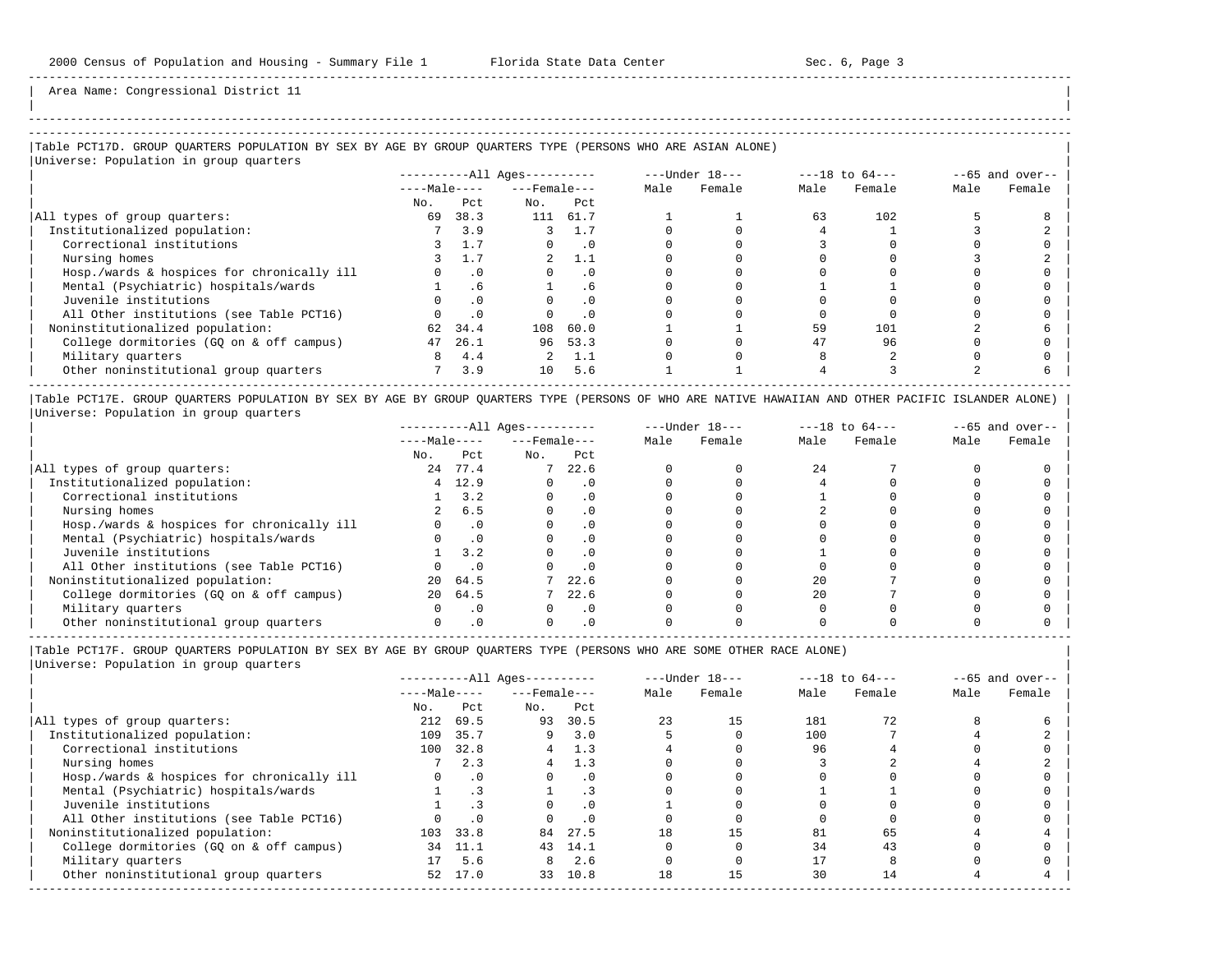Area Name: Congressional District 11

## Table PCT17D. GROUP QUARTERS POPULATION BY SEX BY AGE BY GROUP QUARTERS TYPE (PERSONS WHO ARE ASIAN ALONE)

Universe: Population in group quarters

| | All Ages | | | | Under 18 | | 18 to 64 | | 65 and over | |
|---|---|---|---|---|---|---|---|---|---|---|
| | Male | | Female | | | | | | | |
| | No. | Pct | No. | Pct | Male | Female | Male | Female | Male | Female |
| All types of group quarters: | 69 | 38.3 | 111 | 61.7 | 1 | 1 | 63 | 102 | 5 | 8 |
| Institutionalized population: | 7 | 3.9 | 3 | 1.7 | 0 | 0 | 4 | 1 | 3 | 2 |
| Correctional institutions | 3 | 1.7 | 0 | .0 | 0 | 0 | 3 | 0 | 0 | 0 |
| Nursing homes | 3 | 1.7 | 2 | 1.1 | 0 | 0 | 0 | 0 | 3 | 2 |
| Hosp./wards & hospices for chronically ill | 0 | .0 | 0 | .0 | 0 | 0 | 0 | 0 | 0 | 0 |
| Mental (Psychiatric) hospitals/wards | 1 | .6 | 1 | .6 | 0 | 0 | 1 | 1 | 0 | 0 |
| Juvenile institutions | 0 | .0 | 0 | .0 | 0 | 0 | 0 | 0 | 0 | 0 |
| All Other institutions (see Table PCT16) | 0 | .0 | 0 | .0 | 0 | 0 | 0 | 0 | 0 | 0 |
| Noninstitutionalized population: | 62 | 34.4 | 108 | 60.0 | 1 | 1 | 59 | 101 | 2 | 6 |
| College dormitories (GQ on & off campus) | 47 | 26.1 | 96 | 53.3 | 0 | 0 | 47 | 96 | 0 | 0 |
| Military quarters | 8 | 4.4 | 2 | 1.1 | 0 | 0 | 8 | 2 | 0 | 0 |
| Other noninstitutional group quarters | 7 | 3.9 | 10 | 5.6 | 1 | 1 | 4 | 3 | 2 | 6 |

## Table PCT17E. GROUP QUARTERS POPULATION BY SEX BY AGE BY GROUP QUARTERS TYPE (PERSONS OF WHO ARE NATIVE HAWAIIAN AND OTHER PACIFIC ISLANDER ALONE)

Universe: Population in group quarters

| | All Ages | | | | Under 18 | | 18 to 64 | | 65 and over | |
|---|---|---|---|---|---|---|---|---|---|---|
| | Male | | Female | | | | | | | |
| | No. | Pct | No. | Pct | Male | Female | Male | Female | Male | Female |
| All types of group quarters: | 24 | 77.4 | 7 | 22.6 | 0 | 0 | 24 | 7 | 0 | 0 |
| Institutionalized population: | 4 | 12.9 | 0 | .0 | 0 | 0 | 4 | 0 | 0 | 0 |
| Correctional institutions | 1 | 3.2 | 0 | .0 | 0 | 0 | 1 | 0 | 0 | 0 |
| Nursing homes | 2 | 6.5 | 0 | .0 | 0 | 0 | 2 | 0 | 0 | 0 |
| Hosp./wards & hospices for chronically ill | 0 | .0 | 0 | .0 | 0 | 0 | 0 | 0 | 0 | 0 |
| Mental (Psychiatric) hospitals/wards | 0 | .0 | 0 | .0 | 0 | 0 | 0 | 0 | 0 | 0 |
| Juvenile institutions | 1 | 3.2 | 0 | .0 | 0 | 0 | 1 | 0 | 0 | 0 |
| All Other institutions (see Table PCT16) | 0 | .0 | 0 | .0 | 0 | 0 | 0 | 0 | 0 | 0 |
| Noninstitutionalized population: | 20 | 64.5 | 7 | 22.6 | 0 | 0 | 20 | 7 | 0 | 0 |
| College dormitories (GQ on & off campus) | 20 | 64.5 | 7 | 22.6 | 0 | 0 | 20 | 7 | 0 | 0 |
| Military quarters | 0 | .0 | 0 | .0 | 0 | 0 | 0 | 0 | 0 | 0 |
| Other noninstitutional group quarters | 0 | .0 | 0 | .0 | 0 | 0 | 0 | 0 | 0 | 0 |

## Table PCT17F. GROUP QUARTERS POPULATION BY SEX BY AGE BY GROUP QUARTERS TYPE (PERSONS WHO ARE SOME OTHER RACE ALONE)

Universe: Population in group quarters

| | All Ages | | | | Under 18 | | 18 to 64 | | 65 and over | |
|---|---|---|---|---|---|---|---|---|---|---|
| | Male | | Female | | | | | | | |
| | No. | Pct | No. | Pct | Male | Female | Male | Female | Male | Female |
| All types of group quarters: | 212 | 69.5 | 93 | 30.5 | 23 | 15 | 181 | 72 | 8 | 6 |
| Institutionalized population: | 109 | 35.7 | 9 | 3.0 | 5 | 0 | 100 | 7 | 4 | 2 |
| Correctional institutions | 100 | 32.8 | 4 | 1.3 | 4 | 0 | 96 | 4 | 0 | 0 |
| Nursing homes | 7 | 2.3 | 4 | 1.3 | 0 | 0 | 3 | 2 | 4 | 2 |
| Hosp./wards & hospices for chronically ill | 0 | .0 | 0 | .0 | 0 | 0 | 0 | 0 | 0 | 0 |
| Mental (Psychiatric) hospitals/wards | 1 | .3 | 1 | .3 | 0 | 0 | 1 | 1 | 0 | 0 |
| Juvenile institutions | 1 | .3 | 0 | .0 | 1 | 0 | 0 | 0 | 0 | 0 |
| All Other institutions (see Table PCT16) | 0 | .0 | 0 | .0 | 0 | 0 | 0 | 0 | 0 | 0 |
| Noninstitutionalized population: | 103 | 33.8 | 84 | 27.5 | 18 | 15 | 81 | 65 | 4 | 4 |
| College dormitories (GQ on & off campus) | 34 | 11.1 | 43 | 14.1 | 0 | 0 | 34 | 43 | 0 | 0 |
| Military quarters | 17 | 5.6 | 8 | 2.6 | 0 | 0 | 17 | 8 | 0 | 0 |
| Other noninstitutional group quarters | 52 | 17.0 | 33 | 10.8 | 18 | 15 | 30 | 14 | 4 | 4 |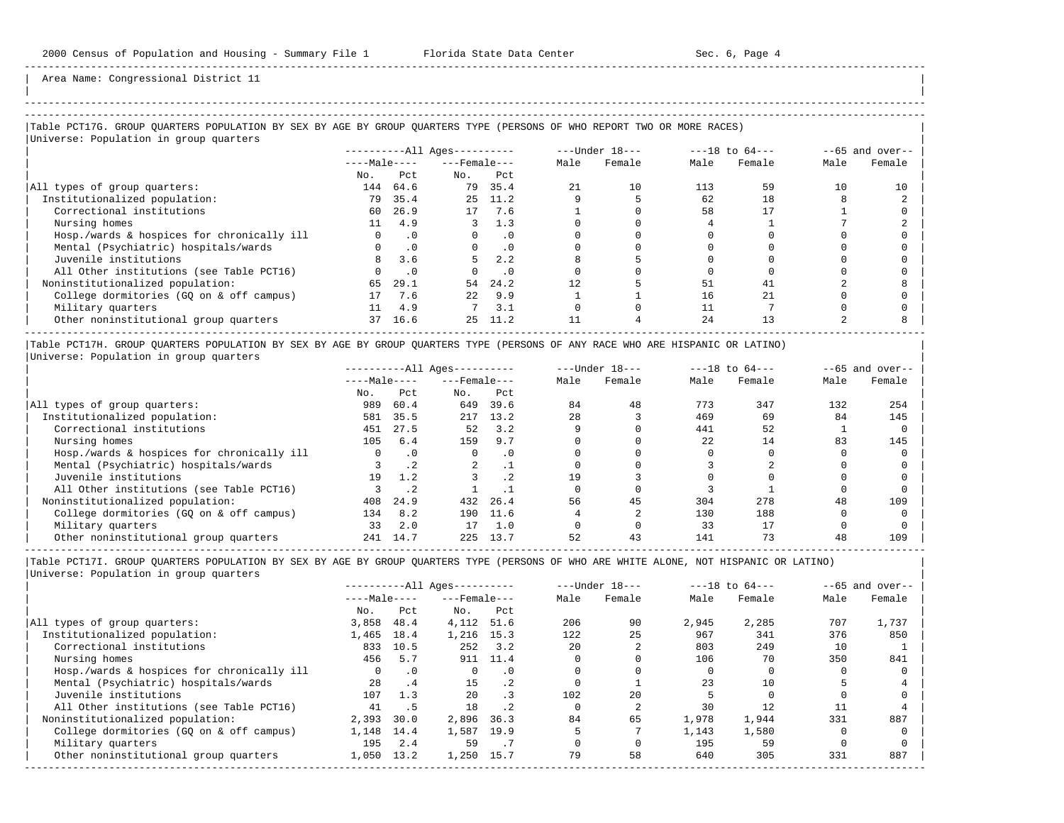Area Name: Congressional District 11

### Table PCT17G. GROUP QUARTERS POPULATION BY SEX BY AGE BY GROUP QUARTERS TYPE (PERSONS OF WHO REPORT TWO OR MORE RACES)

Universe: Population in group quarters

| | All Ages: Male No. | All Ages: Male Pct | All Ages: Female No. | All Ages: Female Pct | Under 18: Male | Under 18: Female | 18 to 64: Male | 18 to 64: Female | 65 and over: Male | 65 and over: Female |
|---|---|---|---|---|---|---|---|---|---|---|
| All types of group quarters: | 144 | 64.6 | 79 | 35.4 | 21 | 10 | 113 | 59 | 10 | 10 |
| Institutionalized population: | 79 | 35.4 | 25 | 11.2 | 9 | 5 | 62 | 18 | 8 | 2 |
| Correctional institutions | 60 | 26.9 | 17 | 7.6 | 1 | 0 | 58 | 17 | 1 | 0 |
| Nursing homes | 11 | 4.9 | 3 | 1.3 | 0 | 0 | 4 | 1 | 7 | 2 |
| Hosp./wards & hospices for chronically ill | 0 | .0 | 0 | .0 | 0 | 0 | 0 | 0 | 0 | 0 |
| Mental (Psychiatric) hospitals/wards | 0 | .0 | 0 | .0 | 0 | 0 | 0 | 0 | 0 | 0 |
| Juvenile institutions | 8 | 3.6 | 5 | 2.2 | 8 | 5 | 0 | 0 | 0 | 0 |
| All Other institutions (see Table PCT16) | 0 | .0 | 0 | .0 | 0 | 0 | 0 | 0 | 0 | 0 |
| Noninstitutionalized population: | 65 | 29.1 | 54 | 24.2 | 12 | 5 | 51 | 41 | 2 | 8 |
| College dormitories (GQ on & off campus) | 17 | 7.6 | 22 | 9.9 | 1 | 1 | 16 | 21 | 0 | 0 |
| Military quarters | 11 | 4.9 | 7 | 3.1 | 0 | 0 | 11 | 7 | 0 | 0 |
| Other noninstitutional group quarters | 37 | 16.6 | 25 | 11.2 | 11 | 4 | 24 | 13 | 2 | 8 |

### Table PCT17H. GROUP QUARTERS POPULATION BY SEX BY AGE BY GROUP QUARTERS TYPE (PERSONS OF ANY RACE WHO ARE HISPANIC OR LATINO)

Universe: Population in group quarters

| | All Ages: Male No. | All Ages: Male Pct | All Ages: Female No. | All Ages: Female Pct | Under 18: Male | Under 18: Female | 18 to 64: Male | 18 to 64: Female | 65 and over: Male | 65 and over: Female |
|---|---|---|---|---|---|---|---|---|---|---|
| All types of group quarters: | 989 | 60.4 | 649 | 39.6 | 84 | 48 | 773 | 347 | 132 | 254 |
| Institutionalized population: | 581 | 35.5 | 217 | 13.2 | 28 | 3 | 469 | 69 | 84 | 145 |
| Correctional institutions | 451 | 27.5 | 52 | 3.2 | 9 | 0 | 441 | 52 | 1 | 0 |
| Nursing homes | 105 | 6.4 | 159 | 9.7 | 0 | 0 | 22 | 14 | 83 | 145 |
| Hosp./wards & hospices for chronically ill | 0 | .0 | 0 | .0 | 0 | 0 | 0 | 0 | 0 | 0 |
| Mental (Psychiatric) hospitals/wards | 3 | .2 | 2 | .1 | 0 | 0 | 3 | 2 | 0 | 0 |
| Juvenile institutions | 19 | 1.2 | 3 | .2 | 19 | 3 | 0 | 0 | 0 | 0 |
| All Other institutions (see Table PCT16) | 3 | .2 | 1 | .1 | 0 | 0 | 3 | 1 | 0 | 0 |
| Noninstitutionalized population: | 408 | 24.9 | 432 | 26.4 | 56 | 45 | 304 | 278 | 48 | 109 |
| College dormitories (GQ on & off campus) | 134 | 8.2 | 190 | 11.6 | 4 | 2 | 130 | 188 | 0 | 0 |
| Military quarters | 33 | 2.0 | 17 | 1.0 | 0 | 0 | 33 | 17 | 0 | 0 |
| Other noninstitutional group quarters | 241 | 14.7 | 225 | 13.7 | 52 | 43 | 141 | 73 | 48 | 109 |

### Table PCT17I. GROUP QUARTERS POPULATION BY SEX BY AGE BY GROUP QUARTERS TYPE (PERSONS OF WHO ARE WHITE ALONE, NOT HISPANIC OR LATINO)

Universe: Population in group quarters

| | All Ages: Male No. | All Ages: Male Pct | All Ages: Female No. | All Ages: Female Pct | Under 18: Male | Under 18: Female | 18 to 64: Male | 18 to 64: Female | 65 and over: Male | 65 and over: Female |
|---|---|---|---|---|---|---|---|---|---|---|
| All types of group quarters: | 3,858 | 48.4 | 4,112 | 51.6 | 206 | 90 | 2,945 | 2,285 | 707 | 1,737 |
| Institutionalized population: | 1,465 | 18.4 | 1,216 | 15.3 | 122 | 25 | 967 | 341 | 376 | 850 |
| Correctional institutions | 833 | 10.5 | 252 | 3.2 | 20 | 2 | 803 | 249 | 10 | 1 |
| Nursing homes | 456 | 5.7 | 911 | 11.4 | 0 | 0 | 106 | 70 | 350 | 841 |
| Hosp./wards & hospices for chronically ill | 0 | .0 | 0 | .0 | 0 | 0 | 0 | 0 | 0 | 0 |
| Mental (Psychiatric) hospitals/wards | 28 | .4 | 15 | .2 | 0 | 1 | 23 | 10 | 5 | 4 |
| Juvenile institutions | 107 | 1.3 | 20 | .3 | 102 | 20 | 5 | 0 | 0 | 0 |
| All Other institutions (see Table PCT16) | 41 | .5 | 18 | .2 | 0 | 2 | 30 | 12 | 11 | 4 |
| Noninstitutionalized population: | 2,393 | 30.0 | 2,896 | 36.3 | 84 | 65 | 1,978 | 1,944 | 331 | 887 |
| College dormitories (GQ on & off campus) | 1,148 | 14.4 | 1,587 | 19.9 | 5 | 7 | 1,143 | 1,580 | 0 | 0 |
| Military quarters | 195 | 2.4 | 59 | .7 | 0 | 0 | 195 | 59 | 0 | 0 |
| Other noninstitutional group quarters | 1,050 | 13.2 | 1,250 | 15.7 | 79 | 58 | 640 | 305 | 331 | 887 |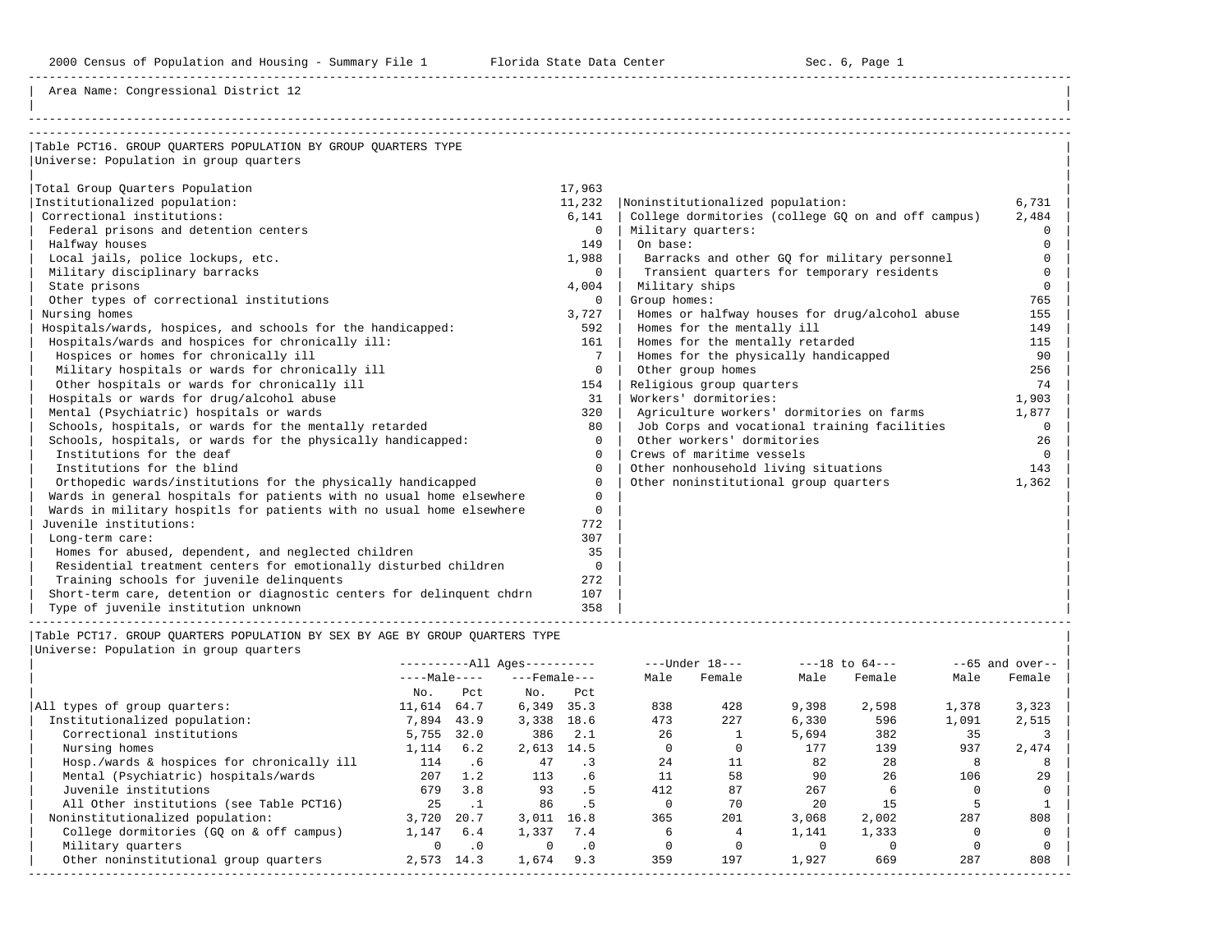Area Name: Congressional District 12

## Table PCT16. GROUP QUARTERS POPULATION BY GROUP QUARTERS TYPE

Universe: Population in group quarters

| Category | Number |
|---|---|
| Total Group Quarters Population | 17,963 |
| Institutionalized population: | 11,232 |
| Correctional institutions: | 6,141 |
| Federal prisons and detention centers | 0 |
| Halfway houses | 149 |
| Local jails, police lockups, etc. | 1,988 |
| Military disciplinary barracks | 0 |
| State prisons | 4,004 |
| Other types of correctional institutions | 0 |
| Nursing homes | 3,727 |
| Hospitals/wards, hospices, and schools for the handicapped: | 592 |
| Hospitals/wards and hospices for chronically ill: | 161 |
| Hospices or homes for chronically ill | 7 |
| Military hospitals or wards for chronically ill | 0 |
| Other hospitals or wards for chronically ill | 154 |
| Hospitals or wards for drug/alcohol abuse | 31 |
| Mental (Psychiatric) hospitals or wards | 320 |
| Schools, hospitals, or wards for the mentally retarded | 80 |
| Schools, hospitals, or wards for the physically handicapped: | 0 |
| Institutions for the deaf | 0 |
| Institutions for the blind | 0 |
| Orthopedic wards/institutions for the physically handicapped | 0 |
| Wards in general hospitals for patients with no usual home elsewhere | 0 |
| Wards in military hospitls for patients with no usual home elsewhere | 0 |
| Juvenile institutions: | 772 |
| Long-term care: | 307 |
| Homes for abused, dependent, and neglected children | 35 |
| Residential treatment centers for emotionally disturbed children | 0 |
| Training schools for juvenile delinquents | 272 |
| Short-term care, detention or diagnostic centers for delinquent chdrn | 107 |
| Type of juvenile institution unknown | 358 |
| Noninstitutionalized population: | 6,731 |
| College dormitories (college GQ on and off campus) | 2,484 |
| Military quarters: | 0 |
| On base: | 0 |
| Barracks and other GQ for military personnel | 0 |
| Transient quarters for temporary residents | 0 |
| Military ships | 0 |
| Group homes: | 765 |
| Homes or halfway houses for drug/alcohol abuse | 155 |
| Homes for the mentally ill | 149 |
| Homes for the mentally retarded | 115 |
| Homes for the physically handicapped | 90 |
| Other group homes | 256 |
| Religious group quarters | 74 |
| Workers' dormitories: | 1,903 |
| Agriculture workers' dormitories on farms | 1,877 |
| Job Corps and vocational training facilities | 0 |
| Other workers' dormitories | 26 |
| Crews of maritime vessels | 0 |
| Other nonhousehold living situations | 143 |
| Other noninstitutional group quarters | 1,362 |

## Table PCT17. GROUP QUARTERS POPULATION BY SEX BY AGE BY GROUP QUARTERS TYPE

Universe: Population in group quarters

| | All Ages | | | | Under 18 | | 18 to 64 | | 65 and over | |
|---|---|---|---|---|---|---|---|---|---|---|
| | Male | | Female | | | | | | | |
| | No. | Pct | No. | Pct | Male | Female | Male | Female | Male | Female |
| All types of group quarters: | 11,614 | 64.7 | 6,349 | 35.3 | 838 | 428 | 9,398 | 2,598 | 1,378 | 3,323 |
| Institutionalized population: | 7,894 | 43.9 | 3,338 | 18.6 | 473 | 227 | 6,330 | 596 | 1,091 | 2,515 |
| Correctional institutions | 5,755 | 32.0 | 386 | 2.1 | 26 | 1 | 5,694 | 382 | 35 | 3 |
| Nursing homes | 1,114 | 6.2 | 2,613 | 14.5 | 0 | 0 | 177 | 139 | 937 | 2,474 |
| Hosp./wards & hospices for chronically ill | 114 | .6 | 47 | .3 | 24 | 11 | 82 | 28 | 8 | 8 |
| Mental (Psychiatric) hospitals/wards | 207 | 1.2 | 113 | .6 | 11 | 58 | 90 | 26 | 106 | 29 |
| Juvenile institutions | 679 | 3.8 | 93 | .5 | 412 | 87 | 267 | 6 | 0 | 0 |
| All Other institutions (see Table PCT16) | 25 | .1 | 86 | .5 | 0 | 70 | 20 | 15 | 5 | 1 |
| Noninstitutionalized population: | 3,720 | 20.7 | 3,011 | 16.8 | 365 | 201 | 3,068 | 2,002 | 287 | 808 |
| College dormitories (GQ on & off campus) | 1,147 | 6.4 | 1,337 | 7.4 | 6 | 4 | 1,141 | 1,333 | 0 | 0 |
| Military quarters | 0 | .0 | 0 | .0 | 0 | 0 | 0 | 0 | 0 | 0 |
| Other noninstitutional group quarters | 2,573 | 14.3 | 1,674 | 9.3 | 359 | 197 | 1,927 | 669 | 287 | 808 |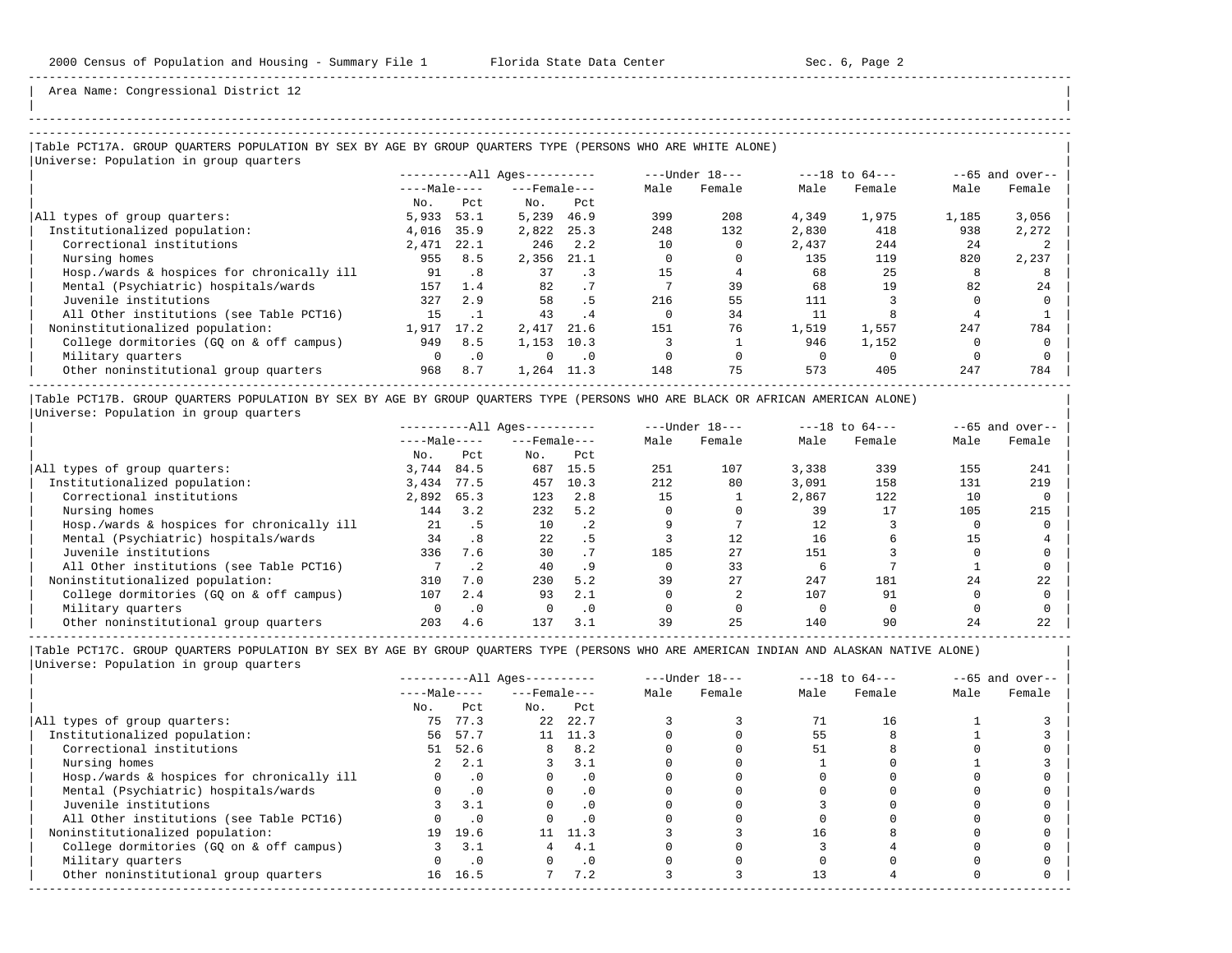Area Name: Congressional District 12

### Table PCT17A. GROUP QUARTERS POPULATION BY SEX BY AGE BY GROUP QUARTERS TYPE (PERSONS WHO ARE WHITE ALONE)

Universe: Population in group quarters

| | All Ages | | | | Under 18 | | 18 to 64 | | 65 and over | |
|---|---|---|---|---|---|---|---|---|---|---|
| | Male | | Female | | | | | | | |
| | No. | Pct | No. | Pct | Male | Female | Male | Female | Male | Female |
| All types of group quarters: | 5,933 | 53.1 | 5,239 | 46.9 | 399 | 208 | 4,349 | 1,975 | 1,185 | 3,056 |
| Institutionalized population: | 4,016 | 35.9 | 2,822 | 25.3 | 248 | 132 | 2,830 | 418 | 938 | 2,272 |
| Correctional institutions | 2,471 | 22.1 | 246 | 2.2 | 10 | 0 | 2,437 | 244 | 24 | 2 |
| Nursing homes | 955 | 8.5 | 2,356 | 21.1 | 0 | 0 | 135 | 119 | 820 | 2,237 |
| Hosp./wards & hospices for chronically ill | 91 | .8 | 37 | .3 | 15 | 4 | 68 | 25 | 8 | 8 |
| Mental (Psychiatric) hospitals/wards | 157 | 1.4 | 82 | .7 | 7 | 39 | 68 | 19 | 82 | 24 |
| Juvenile institutions | 327 | 2.9 | 58 | .5 | 216 | 55 | 111 | 3 | 0 | 0 |
| All Other institutions (see Table PCT16) | 15 | .1 | 43 | .4 | 0 | 34 | 11 | 8 | 4 | 1 |
| Noninstitutionalized population: | 1,917 | 17.2 | 2,417 | 21.6 | 151 | 76 | 1,519 | 1,557 | 247 | 784 |
| College dormitories (GQ on & off campus) | 949 | 8.5 | 1,153 | 10.3 | 3 | 1 | 946 | 1,152 | 0 | 0 |
| Military quarters | 0 | .0 | 0 | .0 | 0 | 0 | 0 | 0 | 0 | 0 |
| Other noninstitutional group quarters | 968 | 8.7 | 1,264 | 11.3 | 148 | 75 | 573 | 405 | 247 | 784 |

### Table PCT17B. GROUP QUARTERS POPULATION BY SEX BY AGE BY GROUP QUARTERS TYPE (PERSONS WHO ARE BLACK OR AFRICAN AMERICAN ALONE)

Universe: Population in group quarters

| | All Ages | | | | Under 18 | | 18 to 64 | | 65 and over | |
|---|---|---|---|---|---|---|---|---|---|---|
| | Male | | Female | | | | | | | |
| | No. | Pct | No. | Pct | Male | Female | Male | Female | Male | Female |
| All types of group quarters: | 3,744 | 84.5 | 687 | 15.5 | 251 | 107 | 3,338 | 339 | 155 | 241 |
| Institutionalized population: | 3,434 | 77.5 | 457 | 10.3 | 212 | 80 | 3,091 | 158 | 131 | 219 |
| Correctional institutions | 2,892 | 65.3 | 123 | 2.8 | 15 | 1 | 2,867 | 122 | 10 | 0 |
| Nursing homes | 144 | 3.2 | 232 | 5.2 | 0 | 0 | 39 | 17 | 105 | 215 |
| Hosp./wards & hospices for chronically ill | 21 | .5 | 10 | .2 | 9 | 7 | 12 | 3 | 0 | 0 |
| Mental (Psychiatric) hospitals/wards | 34 | .8 | 22 | .5 | 3 | 12 | 16 | 6 | 15 | 4 |
| Juvenile institutions | 336 | 7.6 | 30 | .7 | 185 | 27 | 151 | 3 | 0 | 0 |
| All Other institutions (see Table PCT16) | 7 | .2 | 40 | .9 | 0 | 33 | 6 | 7 | 1 | 0 |
| Noninstitutionalized population: | 310 | 7.0 | 230 | 5.2 | 39 | 27 | 247 | 181 | 24 | 22 |
| College dormitories (GQ on & off campus) | 107 | 2.4 | 93 | 2.1 | 0 | 2 | 107 | 91 | 0 | 0 |
| Military quarters | 0 | .0 | 0 | .0 | 0 | 0 | 0 | 0 | 0 | 0 |
| Other noninstitutional group quarters | 203 | 4.6 | 137 | 3.1 | 39 | 25 | 140 | 90 | 24 | 22 |

### Table PCT17C. GROUP QUARTERS POPULATION BY SEX BY AGE BY GROUP QUARTERS TYPE (PERSONS WHO ARE AMERICAN INDIAN AND ALASKAN NATIVE ALONE)

Universe: Population in group quarters

| | All Ages | | | | Under 18 | | 18 to 64 | | 65 and over | |
|---|---|---|---|---|---|---|---|---|---|---|
| | Male | | Female | | | | | | | |
| | No. | Pct | No. | Pct | Male | Female | Male | Female | Male | Female |
| All types of group quarters: | 75 | 77.3 | 22 | 22.7 | 3 | 3 | 71 | 16 | 1 | 3 |
| Institutionalized population: | 56 | 57.7 | 11 | 11.3 | 0 | 0 | 55 | 8 | 1 | 3 |
| Correctional institutions | 51 | 52.6 | 8 | 8.2 | 0 | 0 | 51 | 8 | 0 | 0 |
| Nursing homes | 2 | 2.1 | 3 | 3.1 | 0 | 0 | 1 | 0 | 1 | 3 |
| Hosp./wards & hospices for chronically ill | 0 | .0 | 0 | .0 | 0 | 0 | 0 | 0 | 0 | 0 |
| Mental (Psychiatric) hospitals/wards | 0 | .0 | 0 | .0 | 0 | 0 | 0 | 0 | 0 | 0 |
| Juvenile institutions | 3 | 3.1 | 0 | .0 | 0 | 0 | 3 | 0 | 0 | 0 |
| All Other institutions (see Table PCT16) | 0 | .0 | 0 | .0 | 0 | 0 | 0 | 0 | 0 | 0 |
| Noninstitutionalized population: | 19 | 19.6 | 11 | 11.3 | 3 | 3 | 16 | 8 | 0 | 0 |
| College dormitories (GQ on & off campus) | 3 | 3.1 | 4 | 4.1 | 0 | 0 | 3 | 4 | 0 | 0 |
| Military quarters | 0 | .0 | 0 | .0 | 0 | 0 | 0 | 0 | 0 | 0 |
| Other noninstitutional group quarters | 16 | 16.5 | 7 | 7.2 | 3 | 3 | 13 | 4 | 0 | 0 |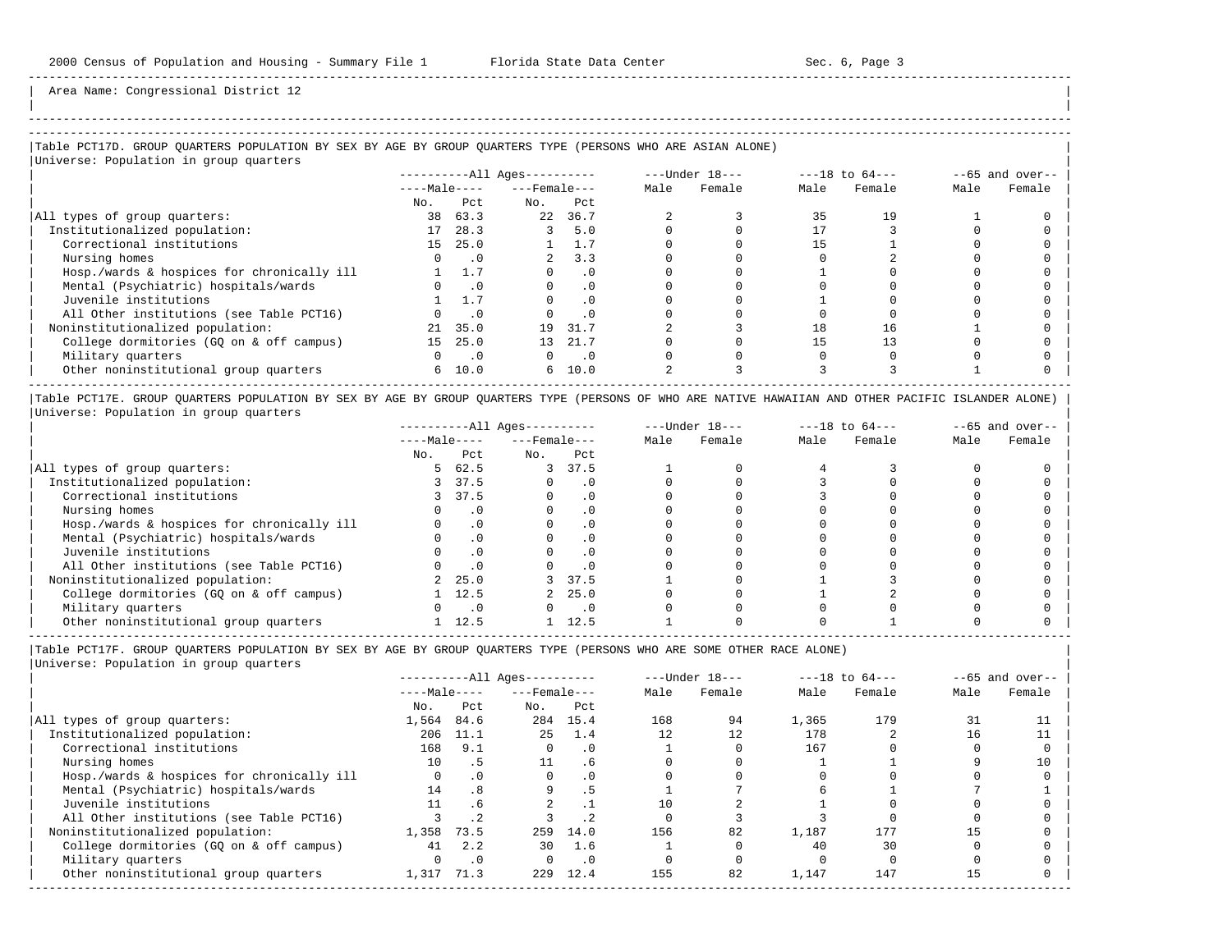Area Name: Congressional District 12

## Table PCT17D. GROUP QUARTERS POPULATION BY SEX BY AGE BY GROUP QUARTERS TYPE (PERSONS WHO ARE ASIAN ALONE)

Universe: Population in group quarters

| | All Ages: Male No. | All Ages: Male Pct | All Ages: Female No. | All Ages: Female Pct | Under 18: Male | Under 18: Female | 18 to 64: Male | 18 to 64: Female | 65 and over: Male | 65 and over: Female |
|---|---|---|---|---|---|---|---|---|---|---|
| All types of group quarters: | 38 | 63.3 | 22 | 36.7 | 2 | 3 | 35 | 19 | 1 | 0 |
| Institutionalized population: | 17 | 28.3 | 3 | 5.0 | 0 | 0 | 17 | 3 | 0 | 0 |
| Correctional institutions | 15 | 25.0 | 1 | 1.7 | 0 | 0 | 15 | 1 | 0 | 0 |
| Nursing homes | 0 | .0 | 2 | 3.3 | 0 | 0 | 0 | 2 | 0 | 0 |
| Hosp./wards & hospices for chronically ill | 1 | 1.7 | 0 | .0 | 0 | 0 | 1 | 0 | 0 | 0 |
| Mental (Psychiatric) hospitals/wards | 0 | .0 | 0 | .0 | 0 | 0 | 0 | 0 | 0 | 0 |
| Juvenile institutions | 1 | 1.7 | 0 | .0 | 0 | 0 | 1 | 0 | 0 | 0 |
| All Other institutions (see Table PCT16) | 0 | .0 | 0 | .0 | 0 | 0 | 0 | 0 | 0 | 0 |
| Noninstitutionalized population: | 21 | 35.0 | 19 | 31.7 | 2 | 3 | 18 | 16 | 1 | 0 |
| College dormitories (GQ on & off campus) | 15 | 25.0 | 13 | 21.7 | 0 | 0 | 15 | 13 | 0 | 0 |
| Military quarters | 0 | .0 | 0 | .0 | 0 | 0 | 0 | 0 | 0 | 0 |
| Other noninstitutional group quarters | 6 | 10.0 | 6 | 10.0 | 2 | 3 | 3 | 3 | 1 | 0 |

## Table PCT17E. GROUP QUARTERS POPULATION BY SEX BY AGE BY GROUP QUARTERS TYPE (PERSONS OF WHO ARE NATIVE HAWAIIAN AND OTHER PACIFIC ISLANDER ALONE)

Universe: Population in group quarters

| | All Ages: Male No. | All Ages: Male Pct | All Ages: Female No. | All Ages: Female Pct | Under 18: Male | Under 18: Female | 18 to 64: Male | 18 to 64: Female | 65 and over: Male | 65 and over: Female |
|---|---|---|---|---|---|---|---|---|---|---|
| All types of group quarters: | 5 | 62.5 | 3 | 37.5 | 1 | 0 | 4 | 3 | 0 | 0 |
| Institutionalized population: | 3 | 37.5 | 0 | .0 | 0 | 0 | 3 | 0 | 0 | 0 |
| Correctional institutions | 3 | 37.5 | 0 | .0 | 0 | 0 | 3 | 0 | 0 | 0 |
| Nursing homes | 0 | .0 | 0 | .0 | 0 | 0 | 0 | 0 | 0 | 0 |
| Hosp./wards & hospices for chronically ill | 0 | .0 | 0 | .0 | 0 | 0 | 0 | 0 | 0 | 0 |
| Mental (Psychiatric) hospitals/wards | 0 | .0 | 0 | .0 | 0 | 0 | 0 | 0 | 0 | 0 |
| Juvenile institutions | 0 | .0 | 0 | .0 | 0 | 0 | 0 | 0 | 0 | 0 |
| All Other institutions (see Table PCT16) | 0 | .0 | 0 | .0 | 0 | 0 | 0 | 0 | 0 | 0 |
| Noninstitutionalized population: | 2 | 25.0 | 3 | 37.5 | 1 | 0 | 1 | 3 | 0 | 0 |
| College dormitories (GQ on & off campus) | 1 | 12.5 | 2 | 25.0 | 0 | 0 | 1 | 2 | 0 | 0 |
| Military quarters | 0 | .0 | 0 | .0 | 0 | 0 | 0 | 0 | 0 | 0 |
| Other noninstitutional group quarters | 1 | 12.5 | 1 | 12.5 | 1 | 0 | 0 | 1 | 0 | 0 |

## Table PCT17F. GROUP QUARTERS POPULATION BY SEX BY AGE BY GROUP QUARTERS TYPE (PERSONS WHO ARE SOME OTHER RACE ALONE)

Universe: Population in group quarters

| | All Ages: Male No. | All Ages: Male Pct | All Ages: Female No. | All Ages: Female Pct | Under 18: Male | Under 18: Female | 18 to 64: Male | 18 to 64: Female | 65 and over: Male | 65 and over: Female |
|---|---|---|---|---|---|---|---|---|---|---|
| All types of group quarters: | 1,564 | 84.6 | 284 | 15.4 | 168 | 94 | 1,365 | 179 | 31 | 11 |
| Institutionalized population: | 206 | 11.1 | 25 | 1.4 | 12 | 12 | 178 | 2 | 16 | 11 |
| Correctional institutions | 168 | 9.1 | 0 | .0 | 1 | 0 | 167 | 0 | 0 | 0 |
| Nursing homes | 10 | .5 | 11 | .6 | 0 | 0 | 1 | 1 | 9 | 10 |
| Hosp./wards & hospices for chronically ill | 0 | .0 | 0 | .0 | 0 | 0 | 0 | 0 | 0 | 0 |
| Mental (Psychiatric) hospitals/wards | 14 | .8 | 9 | .5 | 1 | 7 | 6 | 1 | 7 | 1 |
| Juvenile institutions | 11 | .6 | 2 | .1 | 10 | 2 | 1 | 0 | 0 | 0 |
| All Other institutions (see Table PCT16) | 3 | .2 | 3 | .2 | 0 | 3 | 3 | 0 | 0 | 0 |
| Noninstitutionalized population: | 1,358 | 73.5 | 259 | 14.0 | 156 | 82 | 1,187 | 177 | 15 | 0 |
| College dormitories (GQ on & off campus) | 41 | 2.2 | 30 | 1.6 | 1 | 0 | 40 | 30 | 0 | 0 |
| Military quarters | 0 | .0 | 0 | .0 | 0 | 0 | 0 | 0 | 0 | 0 |
| Other noninstitutional group quarters | 1,317 | 71.3 | 229 | 12.4 | 155 | 82 | 1,147 | 147 | 15 | 0 |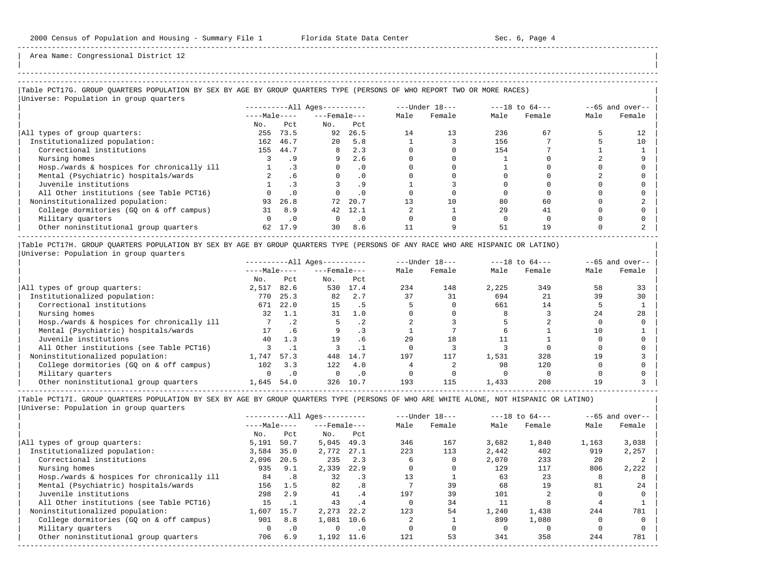Area Name: Congressional District 12

## Table PCT17G. GROUP QUARTERS POPULATION BY SEX BY AGE BY GROUP QUARTERS TYPE (PERSONS OF WHO REPORT TWO OR MORE RACES)

Universe: Population in group quarters

| | All Ages | | | | Under 18 | | 18 to 64 | | 65 and over | |
|---|---|---|---|---|---|---|---|---|---|---|
| | Male | | Female | | | | | | | |
| | No. | Pct | No. | Pct | Male | Female | Male | Female | Male | Female |
| All types of group quarters: | 255 | 73.5 | 92 | 26.5 | 14 | 13 | 236 | 67 | 5 | 12 |
| Institutionalized population: | 162 | 46.7 | 20 | 5.8 | 1 | 3 | 156 | 7 | 5 | 10 |
| Correctional institutions | 155 | 44.7 | 8 | 2.3 | 0 | 0 | 154 | 7 | 1 | 1 |
| Nursing homes | 3 | .9 | 9 | 2.6 | 0 | 0 | 1 | 0 | 2 | 9 |
| Hosp./wards & hospices for chronically ill | 1 | .3 | 0 | .0 | 0 | 0 | 1 | 0 | 0 | 0 |
| Mental (Psychiatric) hospitals/wards | 2 | .6 | 0 | .0 | 0 | 0 | 0 | 0 | 2 | 0 |
| Juvenile institutions | 1 | .3 | 3 | .9 | 1 | 3 | 0 | 0 | 0 | 0 |
| All Other institutions (see Table PCT16) | 0 | .0 | 0 | .0 | 0 | 0 | 0 | 0 | 0 | 0 |
| Noninstitutionalized population: | 93 | 26.8 | 72 | 20.7 | 13 | 10 | 80 | 60 | 0 | 2 |
| College dormitories (GQ on & off campus) | 31 | 8.9 | 42 | 12.1 | 2 | 1 | 29 | 41 | 0 | 0 |
| Military quarters | 0 | .0 | 0 | .0 | 0 | 0 | 0 | 0 | 0 | 0 |
| Other noninstitutional group quarters | 62 | 17.9 | 30 | 8.6 | 11 | 9 | 51 | 19 | 0 | 2 |

## Table PCT17H. GROUP QUARTERS POPULATION BY SEX BY AGE BY GROUP QUARTERS TYPE (PERSONS OF ANY RACE WHO ARE HISPANIC OR LATINO)

Universe: Population in group quarters

| | All Ages | | | | Under 18 | | 18 to 64 | | 65 and over | |
|---|---|---|---|---|---|---|---|---|---|---|
| | Male | | Female | | | | | | | |
| | No. | Pct | No. | Pct | Male | Female | Male | Female | Male | Female |
| All types of group quarters: | 2,517 | 82.6 | 530 | 17.4 | 234 | 148 | 2,225 | 349 | 58 | 33 |
| Institutionalized population: | 770 | 25.3 | 82 | 2.7 | 37 | 31 | 694 | 21 | 39 | 30 |
| Correctional institutions | 671 | 22.0 | 15 | .5 | 5 | 0 | 661 | 14 | 5 | 1 |
| Nursing homes | 32 | 1.1 | 31 | 1.0 | 0 | 0 | 8 | 3 | 24 | 28 |
| Hosp./wards & hospices for chronically ill | 7 | .2 | 5 | .2 | 2 | 3 | 5 | 2 | 0 | 0 |
| Mental (Psychiatric) hospitals/wards | 17 | .6 | 9 | .3 | 1 | 7 | 6 | 1 | 10 | 1 |
| Juvenile institutions | 40 | 1.3 | 19 | .6 | 29 | 18 | 11 | 1 | 0 | 0 |
| All Other institutions (see Table PCT16) | 3 | .1 | 3 | .1 | 0 | 3 | 3 | 0 | 0 | 0 |
| Noninstitutionalized population: | 1,747 | 57.3 | 448 | 14.7 | 197 | 117 | 1,531 | 328 | 19 | 3 |
| College dormitories (GQ on & off campus) | 102 | 3.3 | 122 | 4.0 | 4 | 2 | 98 | 120 | 0 | 0 |
| Military quarters | 0 | .0 | 0 | .0 | 0 | 0 | 0 | 0 | 0 | 0 |
| Other noninstitutional group quarters | 1,645 | 54.0 | 326 | 10.7 | 193 | 115 | 1,433 | 208 | 19 | 3 |

## Table PCT17I. GROUP QUARTERS POPULATION BY SEX BY AGE BY GROUP QUARTERS TYPE (PERSONS OF WHO ARE WHITE ALONE, NOT HISPANIC OR LATINO)

Universe: Population in group quarters

| | All Ages | | | | Under 18 | | 18 to 64 | | 65 and over | |
|---|---|---|---|---|---|---|---|---|---|---|
| | Male | | Female | | | | | | | |
| | No. | Pct | No. | Pct | Male | Female | Male | Female | Male | Female |
| All types of group quarters: | 5,191 | 50.7 | 5,045 | 49.3 | 346 | 167 | 3,682 | 1,840 | 1,163 | 3,038 |
| Institutionalized population: | 3,584 | 35.0 | 2,772 | 27.1 | 223 | 113 | 2,442 | 402 | 919 | 2,257 |
| Correctional institutions | 2,096 | 20.5 | 235 | 2.3 | 6 | 0 | 2,070 | 233 | 20 | 2 |
| Nursing homes | 935 | 9.1 | 2,339 | 22.9 | 0 | 0 | 129 | 117 | 806 | 2,222 |
| Hosp./wards & hospices for chronically ill | 84 | .8 | 32 | .3 | 13 | 1 | 63 | 23 | 8 | 8 |
| Mental (Psychiatric) hospitals/wards | 156 | 1.5 | 82 | .8 | 7 | 39 | 68 | 19 | 81 | 24 |
| Juvenile institutions | 298 | 2.9 | 41 | .4 | 197 | 39 | 101 | 2 | 0 | 0 |
| All Other institutions (see Table PCT16) | 15 | .1 | 43 | .4 | 0 | 34 | 11 | 8 | 4 | 1 |
| Noninstitutionalized population: | 1,607 | 15.7 | 2,273 | 22.2 | 123 | 54 | 1,240 | 1,438 | 244 | 781 |
| College dormitories (GQ on & off campus) | 901 | 8.8 | 1,081 | 10.6 | 2 | 1 | 899 | 1,080 | 0 | 0 |
| Military quarters | 0 | .0 | 0 | .0 | 0 | 0 | 0 | 0 | 0 | 0 |
| Other noninstitutional group quarters | 706 | 6.9 | 1,192 | 11.6 | 121 | 53 | 341 | 358 | 244 | 781 |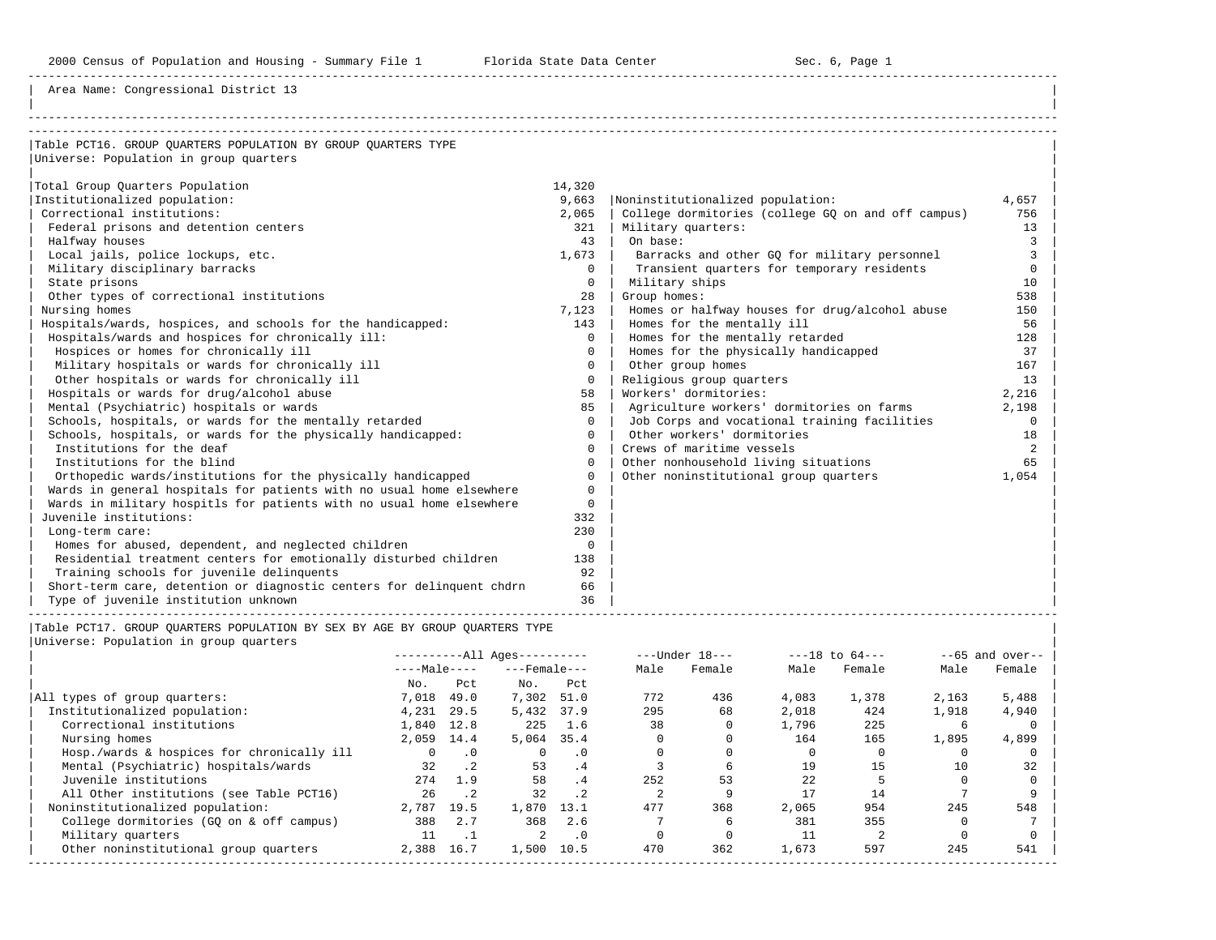Area Name: Congressional District 13

## Table PCT16. GROUP QUARTERS POPULATION BY GROUP QUARTERS TYPE

Universe: Population in group quarters

| Category | Number |
|---|---|
| Total Group Quarters Population | 14,320 |
| Institutionalized population: | 9,663 |
| Correctional institutions: | 2,065 |
| Federal prisons and detention centers | 321 |
| Halfway houses | 43 |
| Local jails, police lockups, etc. | 1,673 |
| Military disciplinary barracks | 0 |
| State prisons | 0 |
| Other types of correctional institutions | 28 |
| Nursing homes | 7,123 |
| Hospitals/wards, hospices, and schools for the handicapped: | 143 |
| Hospitals/wards and hospices for chronically ill: | 0 |
| Hospices or homes for chronically ill | 0 |
| Military hospitals or wards for chronically ill | 0 |
| Other hospitals or wards for chronically ill | 0 |
| Hospitals or wards for drug/alcohol abuse | 58 |
| Mental (Psychiatric) hospitals or wards | 85 |
| Schools, hospitals, or wards for the mentally retarded | 0 |
| Schools, hospitals, or wards for the physically handicapped: | 0 |
| Institutions for the deaf | 0 |
| Institutions for the blind | 0 |
| Orthopedic wards/institutions for the physically handicapped | 0 |
| Wards in general hospitals for patients with no usual home elsewhere | 0 |
| Wards in military hospitls for patients with no usual home elsewhere | 0 |
| Juvenile institutions: | 332 |
| Long-term care: | 230 |
| Homes for abused, dependent, and neglected children | 0 |
| Residential treatment centers for emotionally disturbed children | 138 |
| Training schools for juvenile delinquents | 92 |
| Short-term care, detention or diagnostic centers for delinquent chdrn | 66 |
| Type of juvenile institution unknown | 36 |
| Noninstitutionalized population: | 4,657 |
| College dormitories (college GQ on and off campus) | 756 |
| Military quarters: | 13 |
| On base: | 3 |
| Barracks and other GQ for military personnel | 3 |
| Transient quarters for temporary residents | 0 |
| Military ships | 10 |
| Group homes: | 538 |
| Homes or halfway houses for drug/alcohol abuse | 150 |
| Homes for the mentally ill | 56 |
| Homes for the mentally retarded | 128 |
| Homes for the physically handicapped | 37 |
| Other group homes | 167 |
| Religious group quarters | 13 |
| Workers' dormitories: | 2,216 |
| Agriculture workers' dormitories on farms | 2,198 |
| Job Corps and vocational training facilities | 0 |
| Other workers' dormitories | 18 |
| Crews of maritime vessels | 2 |
| Other nonhousehold living situations | 65 |
| Other noninstitutional group quarters | 1,054 |

## Table PCT17. GROUP QUARTERS POPULATION BY SEX BY AGE BY GROUP QUARTERS TYPE

Universe: Population in group quarters

| | All Ages | | | | Under 18 | | 18 to 64 | | 65 and over | |
|---|---|---|---|---|---|---|---|---|---|---|
| | Male | | Female | | | | | | | |
| | No. | Pct | No. | Pct | Male | Female | Male | Female | Male | Female |
| All types of group quarters: | 7,018 | 49.0 | 7,302 | 51.0 | 772 | 436 | 4,083 | 1,378 | 2,163 | 5,488 |
| Institutionalized population: | 4,231 | 29.5 | 5,432 | 37.9 | 295 | 68 | 2,018 | 424 | 1,918 | 4,940 |
| Correctional institutions | 1,840 | 12.8 | 225 | 1.6 | 38 | 0 | 1,796 | 225 | 6 | 0 |
| Nursing homes | 2,059 | 14.4 | 5,064 | 35.4 | 0 | 0 | 164 | 165 | 1,895 | 4,899 |
| Hosp./wards & hospices for chronically ill | 0 | .0 | 0 | .0 | 0 | 0 | 0 | 0 | 0 | 0 |
| Mental (Psychiatric) hospitals/wards | 32 | .2 | 53 | .4 | 3 | 6 | 19 | 15 | 10 | 32 |
| Juvenile institutions | 274 | 1.9 | 58 | .4 | 252 | 53 | 22 | 5 | 0 | 0 |
| All Other institutions (see Table PCT16) | 26 | .2 | 32 | .2 | 2 | 9 | 17 | 14 | 7 | 9 |
| Noninstitutionalized population: | 2,787 | 19.5 | 1,870 | 13.1 | 477 | 368 | 2,065 | 954 | 245 | 548 |
| College dormitories (GQ on & off campus) | 388 | 2.7 | 368 | 2.6 | 7 | 6 | 381 | 355 | 0 | 7 |
| Military quarters | 11 | .1 | 2 | .0 | 0 | 0 | 11 | 2 | 0 | 0 |
| Other noninstitutional group quarters | 2,388 | 16.7 | 1,500 | 10.5 | 470 | 362 | 1,673 | 597 | 245 | 541 |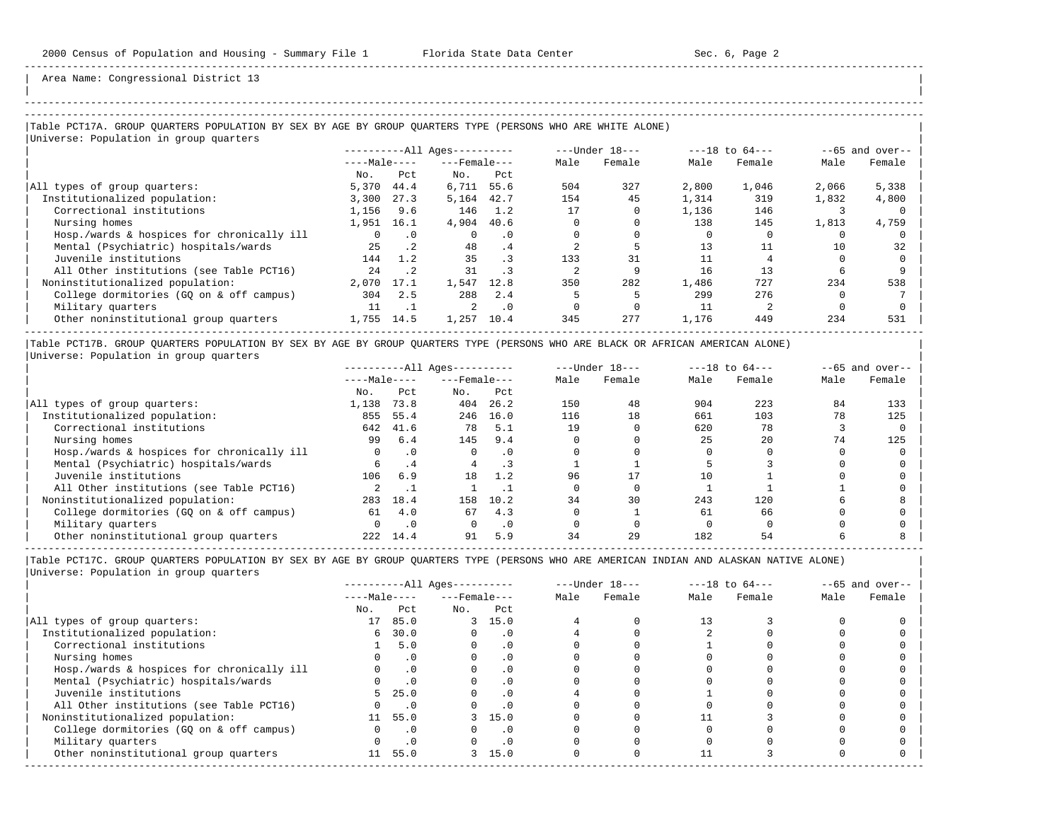Area Name: Congressional District 13

### Table PCT17A. GROUP QUARTERS POPULATION BY SEX BY AGE BY GROUP QUARTERS TYPE (PERSONS WHO ARE WHITE ALONE)

Universe: Population in group quarters

| | All Ages | | | | Under 18 | | 18 to 64 | | 65 and over | |
|---|---|---|---|---|---|---|---|---|---|---|
| | Male | | Female | | | | | | | |
| | No. | Pct | No. | Pct | Male | Female | Male | Female | Male | Female |
| All types of group quarters: | 5,370 | 44.4 | 6,711 | 55.6 | 504 | 327 | 2,800 | 1,046 | 2,066 | 5,338 |
| Institutionalized population: | 3,300 | 27.3 | 5,164 | 42.7 | 154 | 45 | 1,314 | 319 | 1,832 | 4,800 |
| Correctional institutions | 1,156 | 9.6 | 146 | 1.2 | 17 | 0 | 1,136 | 146 | 3 | 0 |
| Nursing homes | 1,951 | 16.1 | 4,904 | 40.6 | 0 | 0 | 138 | 145 | 1,813 | 4,759 |
| Hosp./wards & hospices for chronically ill | 0 | .0 | 0 | .0 | 0 | 0 | 0 | 0 | 0 | 0 |
| Mental (Psychiatric) hospitals/wards | 25 | .2 | 48 | .4 | 2 | 5 | 13 | 11 | 10 | 32 |
| Juvenile institutions | 144 | 1.2 | 35 | .3 | 133 | 31 | 11 | 4 | 0 | 0 |
| All Other institutions (see Table PCT16) | 24 | .2 | 31 | .3 | 2 | 9 | 16 | 13 | 6 | 9 |
| Noninstitutionalized population: | 2,070 | 17.1 | 1,547 | 12.8 | 350 | 282 | 1,486 | 727 | 234 | 538 |
| College dormitories (GQ on & off campus) | 304 | 2.5 | 288 | 2.4 | 5 | 5 | 299 | 276 | 0 | 7 |
| Military quarters | 11 | .1 | 2 | .0 | 0 | 0 | 11 | 2 | 0 | 0 |
| Other noninstitutional group quarters | 1,755 | 14.5 | 1,257 | 10.4 | 345 | 277 | 1,176 | 449 | 234 | 531 |

### Table PCT17B. GROUP QUARTERS POPULATION BY SEX BY AGE BY GROUP QUARTERS TYPE (PERSONS WHO ARE BLACK OR AFRICAN AMERICAN ALONE)

Universe: Population in group quarters

| | All Ages | | | | Under 18 | | 18 to 64 | | 65 and over | |
|---|---|---|---|---|---|---|---|---|---|---|
| | Male | | Female | | | | | | | |
| | No. | Pct | No. | Pct | Male | Female | Male | Female | Male | Female |
| All types of group quarters: | 1,138 | 73.8 | 404 | 26.2 | 150 | 48 | 904 | 223 | 84 | 133 |
| Institutionalized population: | 855 | 55.4 | 246 | 16.0 | 116 | 18 | 661 | 103 | 78 | 125 |
| Correctional institutions | 642 | 41.6 | 78 | 5.1 | 19 | 0 | 620 | 78 | 3 | 0 |
| Nursing homes | 99 | 6.4 | 145 | 9.4 | 0 | 0 | 25 | 20 | 74 | 125 |
| Hosp./wards & hospices for chronically ill | 0 | .0 | 0 | .0 | 0 | 0 | 0 | 0 | 0 | 0 |
| Mental (Psychiatric) hospitals/wards | 6 | .4 | 4 | .3 | 1 | 1 | 5 | 3 | 0 | 0 |
| Juvenile institutions | 106 | 6.9 | 18 | 1.2 | 96 | 17 | 10 | 1 | 0 | 0 |
| All Other institutions (see Table PCT16) | 2 | .1 | 1 | .1 | 0 | 0 | 1 | 1 | 1 | 0 |
| Noninstitutionalized population: | 283 | 18.4 | 158 | 10.2 | 34 | 30 | 243 | 120 | 6 | 8 |
| College dormitories (GQ on & off campus) | 61 | 4.0 | 67 | 4.3 | 0 | 1 | 61 | 66 | 0 | 0 |
| Military quarters | 0 | .0 | 0 | .0 | 0 | 0 | 0 | 0 | 0 | 0 |
| Other noninstitutional group quarters | 222 | 14.4 | 91 | 5.9 | 34 | 29 | 182 | 54 | 6 | 8 |

### Table PCT17C. GROUP QUARTERS POPULATION BY SEX BY AGE BY GROUP QUARTERS TYPE (PERSONS WHO ARE AMERICAN INDIAN AND ALASKAN NATIVE ALONE)

Universe: Population in group quarters

| | All Ages | | | | Under 18 | | 18 to 64 | | 65 and over | |
|---|---|---|---|---|---|---|---|---|---|---|
| | Male | | Female | | | | | | | |
| | No. | Pct | No. | Pct | Male | Female | Male | Female | Male | Female |
| All types of group quarters: | 17 | 85.0 | 3 | 15.0 | 4 | 0 | 13 | 3 | 0 | 0 |
| Institutionalized population: | 6 | 30.0 | 0 | .0 | 4 | 0 | 2 | 0 | 0 | 0 |
| Correctional institutions | 1 | 5.0 | 0 | .0 | 0 | 0 | 1 | 0 | 0 | 0 |
| Nursing homes | 0 | .0 | 0 | .0 | 0 | 0 | 0 | 0 | 0 | 0 |
| Hosp./wards & hospices for chronically ill | 0 | .0 | 0 | .0 | 0 | 0 | 0 | 0 | 0 | 0 |
| Mental (Psychiatric) hospitals/wards | 0 | .0 | 0 | .0 | 0 | 0 | 0 | 0 | 0 | 0 |
| Juvenile institutions | 5 | 25.0 | 0 | .0 | 4 | 0 | 1 | 0 | 0 | 0 |
| All Other institutions (see Table PCT16) | 0 | .0 | 0 | .0 | 0 | 0 | 0 | 0 | 0 | 0 |
| Noninstitutionalized population: | 11 | 55.0 | 3 | 15.0 | 0 | 0 | 11 | 3 | 0 | 0 |
| College dormitories (GQ on & off campus) | 0 | .0 | 0 | .0 | 0 | 0 | 0 | 0 | 0 | 0 |
| Military quarters | 0 | .0 | 0 | .0 | 0 | 0 | 0 | 0 | 0 | 0 |
| Other noninstitutional group quarters | 11 | 55.0 | 3 | 15.0 | 0 | 0 | 11 | 3 | 0 | 0 |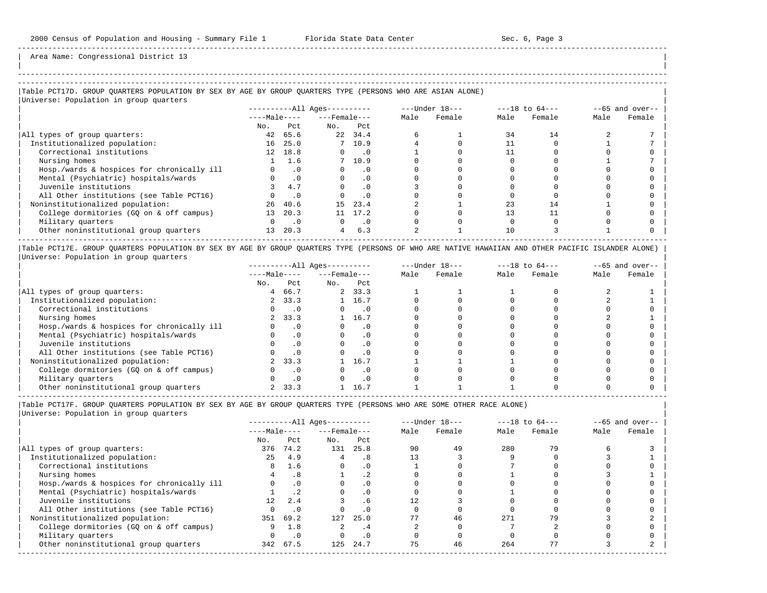Area Name: Congressional District 13

### Table PCT17D. GROUP QUARTERS POPULATION BY SEX BY AGE BY GROUP QUARTERS TYPE (PERSONS WHO ARE ASIAN ALONE)

Universe: Population in group quarters

| | All Ages | | | | Under 18 | | 18 to 64 | | 65 and over | |
|---|---|---|---|---|---|---|---|---|---|---|
| | Male | | Female | | | | | | | |
| | No. | Pct | No. | Pct | Male | Female | Male | Female | Male | Female |
| All types of group quarters: | 42 | 65.6 | 22 | 34.4 | 6 | 1 | 34 | 14 | 2 | 7 |
| Institutionalized population: | 16 | 25.0 | 7 | 10.9 | 4 | 0 | 11 | 0 | 1 | 7 |
| Correctional institutions | 12 | 18.8 | 0 | .0 | 1 | 0 | 11 | 0 | 0 | 0 |
| Nursing homes | 1 | 1.6 | 7 | 10.9 | 0 | 0 | 0 | 0 | 1 | 7 |
| Hosp./wards & hospices for chronically ill | 0 | .0 | 0 | .0 | 0 | 0 | 0 | 0 | 0 | 0 |
| Mental (Psychiatric) hospitals/wards | 0 | .0 | 0 | .0 | 0 | 0 | 0 | 0 | 0 | 0 |
| Juvenile institutions | 3 | 4.7 | 0 | .0 | 3 | 0 | 0 | 0 | 0 | 0 |
| All Other institutions (see Table PCT16) | 0 | .0 | 0 | .0 | 0 | 0 | 0 | 0 | 0 | 0 |
| Noninstitutionalized population: | 26 | 40.6 | 15 | 23.4 | 2 | 1 | 23 | 14 | 1 | 0 |
| College dormitories (GQ on & off campus) | 13 | 20.3 | 11 | 17.2 | 0 | 0 | 13 | 11 | 0 | 0 |
| Military quarters | 0 | .0 | 0 | .0 | 0 | 0 | 0 | 0 | 0 | 0 |
| Other noninstitutional group quarters | 13 | 20.3 | 4 | 6.3 | 2 | 1 | 10 | 3 | 1 | 0 |

### Table PCT17E. GROUP QUARTERS POPULATION BY SEX BY AGE BY GROUP QUARTERS TYPE (PERSONS OF WHO ARE NATIVE HAWAIIAN AND OTHER PACIFIC ISLANDER ALONE)

Universe: Population in group quarters

| | All Ages | | | | Under 18 | | 18 to 64 | | 65 and over | |
|---|---|---|---|---|---|---|---|---|---|---|
| | Male | | Female | | | | | | | |
| | No. | Pct | No. | Pct | Male | Female | Male | Female | Male | Female |
| All types of group quarters: | 4 | 66.7 | 2 | 33.3 | 1 | 1 | 1 | 0 | 2 | 1 |
| Institutionalized population: | 2 | 33.3 | 1 | 16.7 | 0 | 0 | 0 | 0 | 2 | 1 |
| Correctional institutions | 0 | .0 | 0 | .0 | 0 | 0 | 0 | 0 | 0 | 0 |
| Nursing homes | 2 | 33.3 | 1 | 16.7 | 0 | 0 | 0 | 0 | 2 | 1 |
| Hosp./wards & hospices for chronically ill | 0 | .0 | 0 | .0 | 0 | 0 | 0 | 0 | 0 | 0 |
| Mental (Psychiatric) hospitals/wards | 0 | .0 | 0 | .0 | 0 | 0 | 0 | 0 | 0 | 0 |
| Juvenile institutions | 0 | .0 | 0 | .0 | 0 | 0 | 0 | 0 | 0 | 0 |
| All Other institutions (see Table PCT16) | 0 | .0 | 0 | .0 | 0 | 0 | 0 | 0 | 0 | 0 |
| Noninstitutionalized population: | 2 | 33.3 | 1 | 16.7 | 1 | 1 | 1 | 0 | 0 | 0 |
| College dormitories (GQ on & off campus) | 0 | .0 | 0 | .0 | 0 | 0 | 0 | 0 | 0 | 0 |
| Military quarters | 0 | .0 | 0 | .0 | 0 | 0 | 0 | 0 | 0 | 0 |
| Other noninstitutional group quarters | 2 | 33.3 | 1 | 16.7 | 1 | 1 | 1 | 0 | 0 | 0 |

### Table PCT17F. GROUP QUARTERS POPULATION BY SEX BY AGE BY GROUP QUARTERS TYPE (PERSONS WHO ARE SOME OTHER RACE ALONE)

Universe: Population in group quarters

| | All Ages | | | | Under 18 | | 18 to 64 | | 65 and over | |
|---|---|---|---|---|---|---|---|---|---|---|
| | Male | | Female | | | | | | | |
| | No. | Pct | No. | Pct | Male | Female | Male | Female | Male | Female |
| All types of group quarters: | 376 | 74.2 | 131 | 25.8 | 90 | 49 | 280 | 79 | 6 | 3 |
| Institutionalized population: | 25 | 4.9 | 4 | .8 | 13 | 3 | 9 | 0 | 3 | 1 |
| Correctional institutions | 8 | 1.6 | 0 | .0 | 1 | 0 | 7 | 0 | 0 | 0 |
| Nursing homes | 4 | .8 | 1 | .2 | 0 | 0 | 1 | 0 | 3 | 1 |
| Hosp./wards & hospices for chronically ill | 0 | .0 | 0 | .0 | 0 | 0 | 0 | 0 | 0 | 0 |
| Mental (Psychiatric) hospitals/wards | 1 | .2 | 0 | .0 | 0 | 0 | 1 | 0 | 0 | 0 |
| Juvenile institutions | 12 | 2.4 | 3 | .6 | 12 | 3 | 0 | 0 | 0 | 0 |
| All Other institutions (see Table PCT16) | 0 | .0 | 0 | .0 | 0 | 0 | 0 | 0 | 0 | 0 |
| Noninstitutionalized population: | 351 | 69.2 | 127 | 25.0 | 77 | 46 | 271 | 79 | 3 | 2 |
| College dormitories (GQ on & off campus) | 9 | 1.8 | 2 | .4 | 2 | 0 | 7 | 2 | 0 | 0 |
| Military quarters | 0 | .0 | 0 | .0 | 0 | 0 | 0 | 0 | 0 | 0 |
| Other noninstitutional group quarters | 342 | 67.5 | 125 | 24.7 | 75 | 46 | 264 | 77 | 3 | 2 |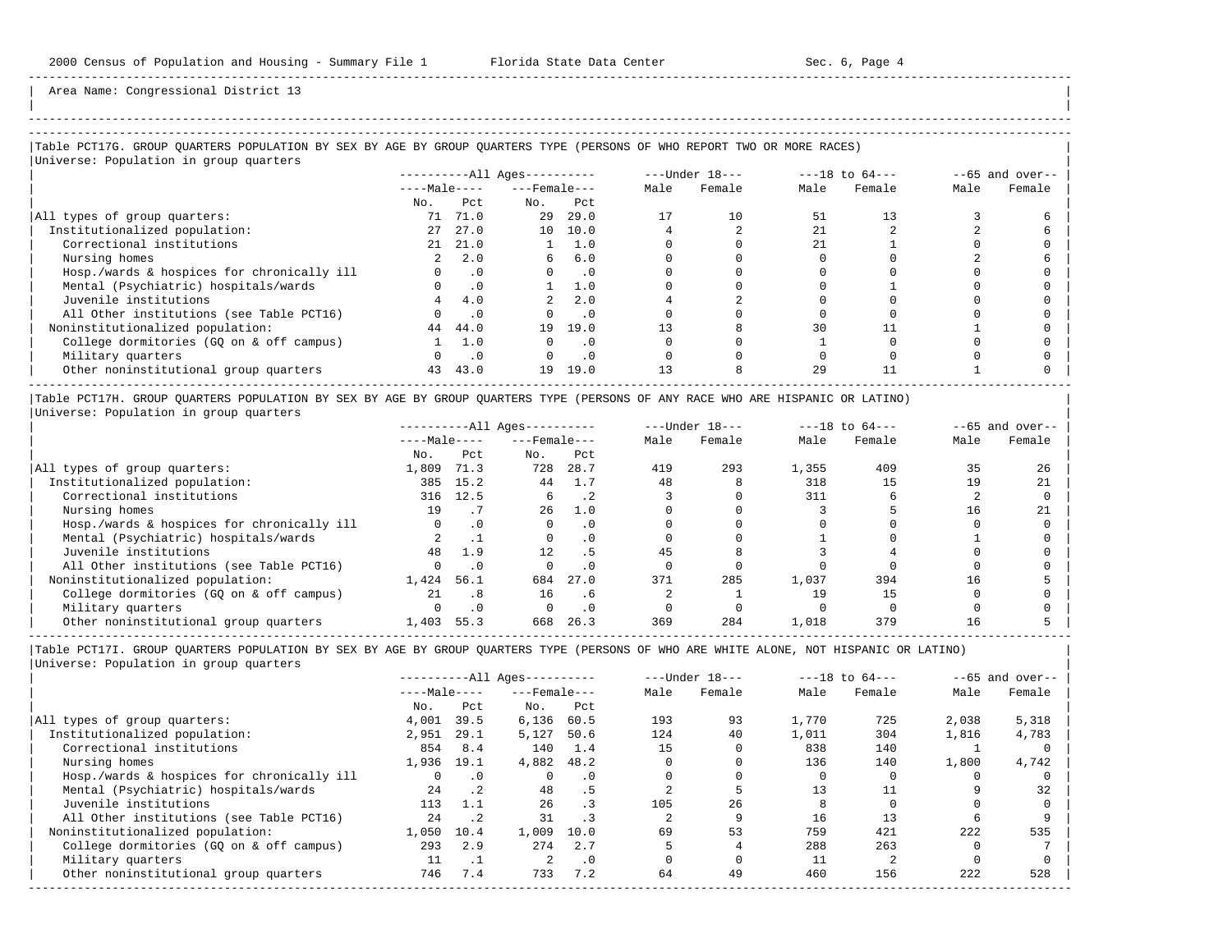Area Name: Congressional District 13

## Table PCT17G. GROUP QUARTERS POPULATION BY SEX BY AGE BY GROUP QUARTERS TYPE (PERSONS OF WHO REPORT TWO OR MORE RACES)

Universe: Population in group quarters

| | All Ages | | | | Under 18 | | 18 to 64 | | 65 and over | |
|---|---|---|---|---|---|---|---|---|---|---|
| | Male | | Female | | | | | | | |
| | No. | Pct | No. | Pct | Male | Female | Male | Female | Male | Female |
| All types of group quarters: | 71 | 71.0 | 29 | 29.0 | 17 | 10 | 51 | 13 | 3 | 6 |
| Institutionalized population: | 27 | 27.0 | 10 | 10.0 | 4 | 2 | 21 | 2 | 2 | 6 |
| Correctional institutions | 21 | 21.0 | 1 | 1.0 | 0 | 0 | 21 | 1 | 0 | 0 |
| Nursing homes | 2 | 2.0 | 6 | 6.0 | 0 | 0 | 0 | 0 | 2 | 6 |
| Hosp./wards & hospices for chronically ill | 0 | .0 | 0 | .0 | 0 | 0 | 0 | 0 | 0 | 0 |
| Mental (Psychiatric) hospitals/wards | 0 | .0 | 1 | 1.0 | 0 | 0 | 0 | 1 | 0 | 0 |
| Juvenile institutions | 4 | 4.0 | 2 | 2.0 | 4 | 2 | 0 | 0 | 0 | 0 |
| All Other institutions (see Table PCT16) | 0 | .0 | 0 | .0 | 0 | 0 | 0 | 0 | 0 | 0 |
| Noninstitutionalized population: | 44 | 44.0 | 19 | 19.0 | 13 | 8 | 30 | 11 | 1 | 0 |
| College dormitories (GQ on & off campus) | 1 | 1.0 | 0 | .0 | 0 | 0 | 1 | 0 | 0 | 0 |
| Military quarters | 0 | .0 | 0 | .0 | 0 | 0 | 0 | 0 | 0 | 0 |
| Other noninstitutional group quarters | 43 | 43.0 | 19 | 19.0 | 13 | 8 | 29 | 11 | 1 | 0 |

## Table PCT17H. GROUP QUARTERS POPULATION BY SEX BY AGE BY GROUP QUARTERS TYPE (PERSONS OF ANY RACE WHO ARE HISPANIC OR LATINO)

Universe: Population in group quarters

| | All Ages | | | | Under 18 | | 18 to 64 | | 65 and over | |
|---|---|---|---|---|---|---|---|---|---|---|
| | Male | | Female | | | | | | | |
| | No. | Pct | No. | Pct | Male | Female | Male | Female | Male | Female |
| All types of group quarters: | 1,809 | 71.3 | 728 | 28.7 | 419 | 293 | 1,355 | 409 | 35 | 26 |
| Institutionalized population: | 385 | 15.2 | 44 | 1.7 | 48 | 8 | 318 | 15 | 19 | 21 |
| Correctional institutions | 316 | 12.5 | 6 | .2 | 3 | 0 | 311 | 6 | 2 | 0 |
| Nursing homes | 19 | .7 | 26 | 1.0 | 0 | 0 | 3 | 5 | 16 | 21 |
| Hosp./wards & hospices for chronically ill | 0 | .0 | 0 | .0 | 0 | 0 | 0 | 0 | 0 | 0 |
| Mental (Psychiatric) hospitals/wards | 2 | .1 | 0 | .0 | 0 | 0 | 1 | 0 | 1 | 0 |
| Juvenile institutions | 48 | 1.9 | 12 | .5 | 45 | 8 | 3 | 4 | 0 | 0 |
| All Other institutions (see Table PCT16) | 0 | .0 | 0 | .0 | 0 | 0 | 0 | 0 | 0 | 0 |
| Noninstitutionalized population: | 1,424 | 56.1 | 684 | 27.0 | 371 | 285 | 1,037 | 394 | 16 | 5 |
| College dormitories (GQ on & off campus) | 21 | .8 | 16 | .6 | 2 | 1 | 19 | 15 | 0 | 0 |
| Military quarters | 0 | .0 | 0 | .0 | 0 | 0 | 0 | 0 | 0 | 0 |
| Other noninstitutional group quarters | 1,403 | 55.3 | 668 | 26.3 | 369 | 284 | 1,018 | 379 | 16 | 5 |

## Table PCT17I. GROUP QUARTERS POPULATION BY SEX BY AGE BY GROUP QUARTERS TYPE (PERSONS OF WHO ARE WHITE ALONE, NOT HISPANIC OR LATINO)

Universe: Population in group quarters

| | All Ages | | | | Under 18 | | 18 to 64 | | 65 and over | |
|---|---|---|---|---|---|---|---|---|---|---|
| | Male | | Female | | | | | | | |
| | No. | Pct | No. | Pct | Male | Female | Male | Female | Male | Female |
| All types of group quarters: | 4,001 | 39.5 | 6,136 | 60.5 | 193 | 93 | 1,770 | 725 | 2,038 | 5,318 |
| Institutionalized population: | 2,951 | 29.1 | 5,127 | 50.6 | 124 | 40 | 1,011 | 304 | 1,816 | 4,783 |
| Correctional institutions | 854 | 8.4 | 140 | 1.4 | 15 | 0 | 838 | 140 | 1 | 0 |
| Nursing homes | 1,936 | 19.1 | 4,882 | 48.2 | 0 | 0 | 136 | 140 | 1,800 | 4,742 |
| Hosp./wards & hospices for chronically ill | 0 | .0 | 0 | .0 | 0 | 0 | 0 | 0 | 0 | 0 |
| Mental (Psychiatric) hospitals/wards | 24 | .2 | 48 | .5 | 2 | 5 | 13 | 11 | 9 | 32 |
| Juvenile institutions | 113 | 1.1 | 26 | .3 | 105 | 26 | 8 | 0 | 0 | 0 |
| All Other institutions (see Table PCT16) | 24 | .2 | 31 | .3 | 2 | 9 | 16 | 13 | 6 | 9 |
| Noninstitutionalized population: | 1,050 | 10.4 | 1,009 | 10.0 | 69 | 53 | 759 | 421 | 222 | 535 |
| College dormitories (GQ on & off campus) | 293 | 2.9 | 274 | 2.7 | 5 | 4 | 288 | 263 | 0 | 7 |
| Military quarters | 11 | .1 | 2 | .0 | 0 | 0 | 11 | 2 | 0 | 0 |
| Other noninstitutional group quarters | 746 | 7.4 | 733 | 7.2 | 64 | 49 | 460 | 156 | 222 | 528 |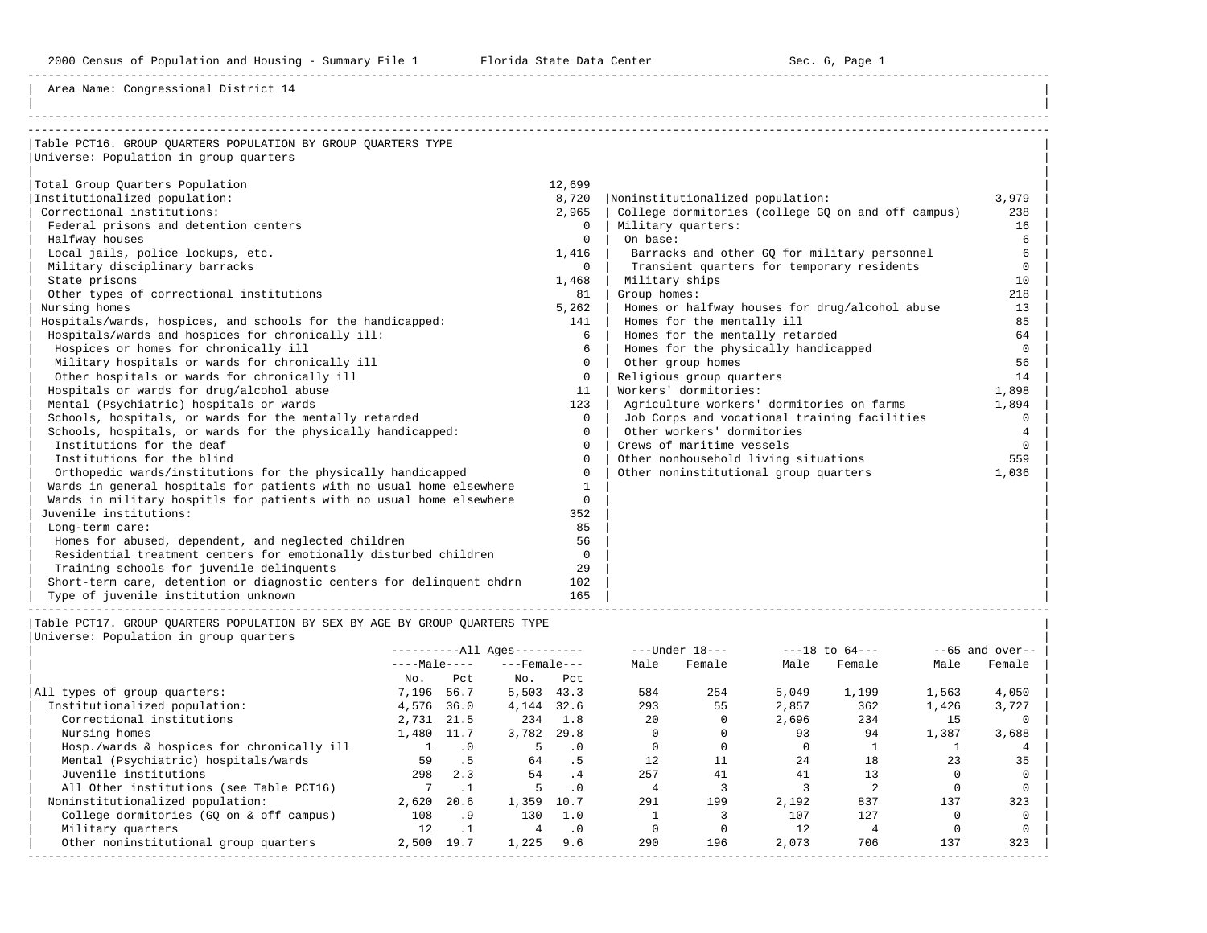Area Name: Congressional District 14

## Table PCT16. GROUP QUARTERS POPULATION BY GROUP QUARTERS TYPE

Universe: Population in group quarters

| Type | Number |
|---|---|
| Total Group Quarters Population | 12,699 |
| Institutionalized population: | 8,720 |
| Correctional institutions: | 2,965 |
| Federal prisons and detention centers | 0 |
| Halfway houses | 0 |
| Local jails, police lockups, etc. | 1,416 |
| Military disciplinary barracks | 0 |
| State prisons | 1,468 |
| Other types of correctional institutions | 81 |
| Nursing homes | 5,262 |
| Hospitals/wards, hospices, and schools for the handicapped: | 141 |
| Hospitals/wards and hospices for chronically ill: | 6 |
| Hospices or homes for chronically ill | 6 |
| Military hospitals or wards for chronically ill | 0 |
| Other hospitals or wards for chronically ill | 0 |
| Hospitals or wards for drug/alcohol abuse | 11 |
| Mental (Psychiatric) hospitals or wards | 123 |
| Schools, hospitals, or wards for the mentally retarded | 0 |
| Schools, hospitals, or wards for the physically handicapped: | 0 |
| Institutions for the deaf | 0 |
| Institutions for the blind | 0 |
| Orthopedic wards/institutions for the physically handicapped | 0 |
| Wards in general hospitals for patients with no usual home elsewhere | 1 |
| Wards in military hospitls for patients with no usual home elsewhere | 0 |
| Juvenile institutions: | 352 |
| Long-term care: | 85 |
| Homes for abused, dependent, and neglected children | 56 |
| Residential treatment centers for emotionally disturbed children | 0 |
| Training schools for juvenile delinquents | 29 |
| Short-term care, detention or diagnostic centers for delinquent chdrn | 102 |
| Type of juvenile institution unknown | 165 |
| Noninstitutionalized population: | 3,979 |
| College dormitories (college GQ on and off campus) | 238 |
| Military quarters: | 16 |
| On base: | 6 |
| Barracks and other GQ for military personnel | 6 |
| Transient quarters for temporary residents | 0 |
| Military ships | 10 |
| Group homes: | 218 |
| Homes or halfway houses for drug/alcohol abuse | 13 |
| Homes for the mentally ill | 85 |
| Homes for the mentally retarded | 64 |
| Homes for the physically handicapped | 0 |
| Other group homes | 56 |
| Religious group quarters | 14 |
| Workers' dormitories: | 1,898 |
| Agriculture workers' dormitories on farms | 1,894 |
| Job Corps and vocational training facilities | 0 |
| Other workers' dormitories | 4 |
| Crews of maritime vessels | 0 |
| Other nonhousehold living situations | 559 |
| Other noninstitutional group quarters | 1,036 |

## Table PCT17. GROUP QUARTERS POPULATION BY SEX BY AGE BY GROUP QUARTERS TYPE

Universe: Population in group quarters

| | All Ages | | | | Under 18 | | 18 to 64 | | 65 and over | |
|---|---|---|---|---|---|---|---|---|---|---|
| | Male | | Female | | | | | | | |
| | No. | Pct | No. | Pct | Male | Female | Male | Female | Male | Female |
| All types of group quarters: | 7,196 | 56.7 | 5,503 | 43.3 | 584 | 254 | 5,049 | 1,199 | 1,563 | 4,050 |
| Institutionalized population: | 4,576 | 36.0 | 4,144 | 32.6 | 293 | 55 | 2,857 | 362 | 1,426 | 3,727 |
| Correctional institutions | 2,731 | 21.5 | 234 | 1.8 | 20 | 0 | 2,696 | 234 | 15 | 0 |
| Nursing homes | 1,480 | 11.7 | 3,782 | 29.8 | 0 | 0 | 93 | 94 | 1,387 | 3,688 |
| Hosp./wards & hospices for chronically ill | 1 | .0 | 5 | .0 | 0 | 0 | 0 | 1 | 1 | 4 |
| Mental (Psychiatric) hospitals/wards | 59 | .5 | 64 | .5 | 12 | 11 | 24 | 18 | 23 | 35 |
| Juvenile institutions | 298 | 2.3 | 54 | .4 | 257 | 41 | 41 | 13 | 0 | 0 |
| All Other institutions (see Table PCT16) | 7 | .1 | 5 | .0 | 4 | 3 | 3 | 2 | 0 | 0 |
| Noninstitutionalized population: | 2,620 | 20.6 | 1,359 | 10.7 | 291 | 199 | 2,192 | 837 | 137 | 323 |
| College dormitories (GQ on & off campus) | 108 | .9 | 130 | 1.0 | 1 | 3 | 107 | 127 | 0 | 0 |
| Military quarters | 12 | .1 | 4 | .0 | 0 | 0 | 12 | 4 | 0 | 0 |
| Other noninstitutional group quarters | 2,500 | 19.7 | 1,225 | 9.6 | 290 | 196 | 2,073 | 706 | 137 | 323 |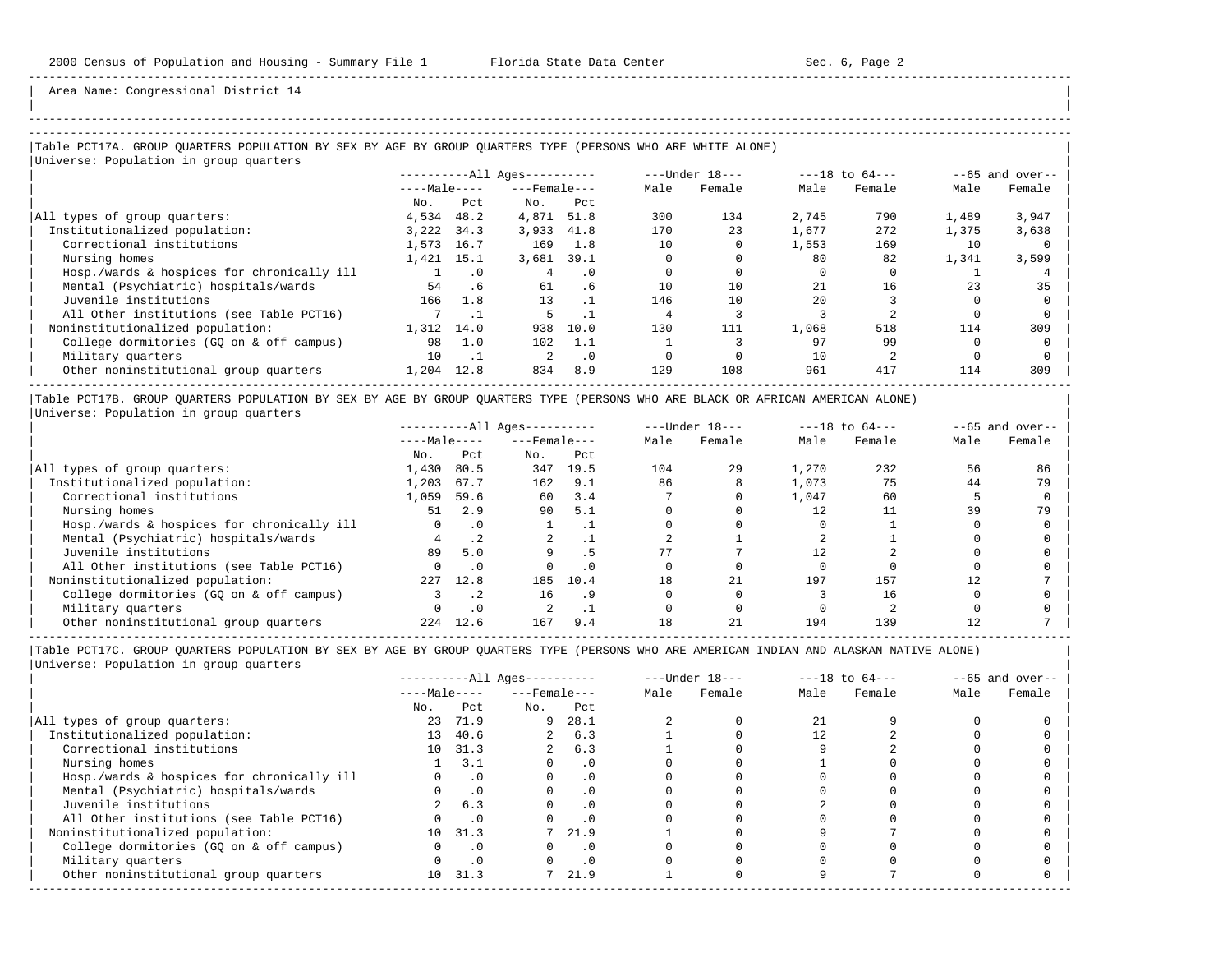Area Name: Congressional District 14

## Table PCT17A. GROUP QUARTERS POPULATION BY SEX BY AGE BY GROUP QUARTERS TYPE (PERSONS WHO ARE WHITE ALONE)

Universe: Population in group quarters

| | All Ages | | | | Under 18 | | 18 to 64 | | 65 and over | |
|---|---|---|---|---|---|---|---|---|---|---|
| | Male | | Female | | | | | | | |
| | No. | Pct | No. | Pct | Male | Female | Male | Female | Male | Female |
| All types of group quarters: | 4,534 | 48.2 | 4,871 | 51.8 | 300 | 134 | 2,745 | 790 | 1,489 | 3,947 |
| Institutionalized population: | 3,222 | 34.3 | 3,933 | 41.8 | 170 | 23 | 1,677 | 272 | 1,375 | 3,638 |
| Correctional institutions | 1,573 | 16.7 | 169 | 1.8 | 10 | 0 | 1,553 | 169 | 10 | 0 |
| Nursing homes | 1,421 | 15.1 | 3,681 | 39.1 | 0 | 0 | 80 | 82 | 1,341 | 3,599 |
| Hosp./wards & hospices for chronically ill | 1 | .0 | 4 | .0 | 0 | 0 | 0 | 0 | 1 | 4 |
| Mental (Psychiatric) hospitals/wards | 54 | .6 | 61 | .6 | 10 | 10 | 21 | 16 | 23 | 35 |
| Juvenile institutions | 166 | 1.8 | 13 | .1 | 146 | 10 | 20 | 3 | 0 | 0 |
| All Other institutions (see Table PCT16) | 7 | .1 | 5 | .1 | 4 | 3 | 3 | 2 | 0 | 0 |
| Noninstitutionalized population: | 1,312 | 14.0 | 938 | 10.0 | 130 | 111 | 1,068 | 518 | 114 | 309 |
| College dormitories (GQ on & off campus) | 98 | 1.0 | 102 | 1.1 | 1 | 3 | 97 | 99 | 0 | 0 |
| Military quarters | 10 | .1 | 2 | .0 | 0 | 0 | 10 | 2 | 0 | 0 |
| Other noninstitutional group quarters | 1,204 | 12.8 | 834 | 8.9 | 129 | 108 | 961 | 417 | 114 | 309 |

## Table PCT17B. GROUP QUARTERS POPULATION BY SEX BY AGE BY GROUP QUARTERS TYPE (PERSONS WHO ARE BLACK OR AFRICAN AMERICAN ALONE)

Universe: Population in group quarters

| | All Ages | | | | Under 18 | | 18 to 64 | | 65 and over | |
|---|---|---|---|---|---|---|---|---|---|---|
| | Male | | Female | | | | | | | |
| | No. | Pct | No. | Pct | Male | Female | Male | Female | Male | Female |
| All types of group quarters: | 1,430 | 80.5 | 347 | 19.5 | 104 | 29 | 1,270 | 232 | 56 | 86 |
| Institutionalized population: | 1,203 | 67.7 | 162 | 9.1 | 86 | 8 | 1,073 | 75 | 44 | 79 |
| Correctional institutions | 1,059 | 59.6 | 60 | 3.4 | 7 | 0 | 1,047 | 60 | 5 | 0 |
| Nursing homes | 51 | 2.9 | 90 | 5.1 | 0 | 0 | 12 | 11 | 39 | 79 |
| Hosp./wards & hospices for chronically ill | 0 | .0 | 1 | .1 | 0 | 0 | 0 | 1 | 0 | 0 |
| Mental (Psychiatric) hospitals/wards | 4 | .2 | 2 | .1 | 2 | 1 | 2 | 1 | 0 | 0 |
| Juvenile institutions | 89 | 5.0 | 9 | .5 | 77 | 7 | 12 | 2 | 0 | 0 |
| All Other institutions (see Table PCT16) | 0 | .0 | 0 | .0 | 0 | 0 | 0 | 0 | 0 | 0 |
| Noninstitutionalized population: | 227 | 12.8 | 185 | 10.4 | 18 | 21 | 197 | 157 | 12 | 7 |
| College dormitories (GQ on & off campus) | 3 | .2 | 16 | .9 | 0 | 0 | 3 | 16 | 0 | 0 |
| Military quarters | 0 | .0 | 2 | .1 | 0 | 0 | 0 | 2 | 0 | 0 |
| Other noninstitutional group quarters | 224 | 12.6 | 167 | 9.4 | 18 | 21 | 194 | 139 | 12 | 7 |

## Table PCT17C. GROUP QUARTERS POPULATION BY SEX BY AGE BY GROUP QUARTERS TYPE (PERSONS WHO ARE AMERICAN INDIAN AND ALASKAN NATIVE ALONE)

Universe: Population in group quarters

| | All Ages | | | | Under 18 | | 18 to 64 | | 65 and over | |
|---|---|---|---|---|---|---|---|---|---|---|
| | Male | | Female | | | | | | | |
| | No. | Pct | No. | Pct | Male | Female | Male | Female | Male | Female |
| All types of group quarters: | 23 | 71.9 | 9 | 28.1 | 2 | 0 | 21 | 9 | 0 | 0 |
| Institutionalized population: | 13 | 40.6 | 2 | 6.3 | 1 | 0 | 12 | 2 | 0 | 0 |
| Correctional institutions | 10 | 31.3 | 2 | 6.3 | 1 | 0 | 9 | 2 | 0 | 0 |
| Nursing homes | 1 | 3.1 | 0 | .0 | 0 | 0 | 1 | 0 | 0 | 0 |
| Hosp./wards & hospices for chronically ill | 0 | .0 | 0 | .0 | 0 | 0 | 0 | 0 | 0 | 0 |
| Mental (Psychiatric) hospitals/wards | 0 | .0 | 0 | .0 | 0 | 0 | 0 | 0 | 0 | 0 |
| Juvenile institutions | 2 | 6.3 | 0 | .0 | 0 | 0 | 2 | 0 | 0 | 0 |
| All Other institutions (see Table PCT16) | 0 | .0 | 0 | .0 | 0 | 0 | 0 | 0 | 0 | 0 |
| Noninstitutionalized population: | 10 | 31.3 | 7 | 21.9 | 1 | 0 | 9 | 7 | 0 | 0 |
| College dormitories (GQ on & off campus) | 0 | .0 | 0 | .0 | 0 | 0 | 0 | 0 | 0 | 0 |
| Military quarters | 0 | .0 | 0 | .0 | 0 | 0 | 0 | 0 | 0 | 0 |
| Other noninstitutional group quarters | 10 | 31.3 | 7 | 21.9 | 1 | 0 | 9 | 7 | 0 | 0 |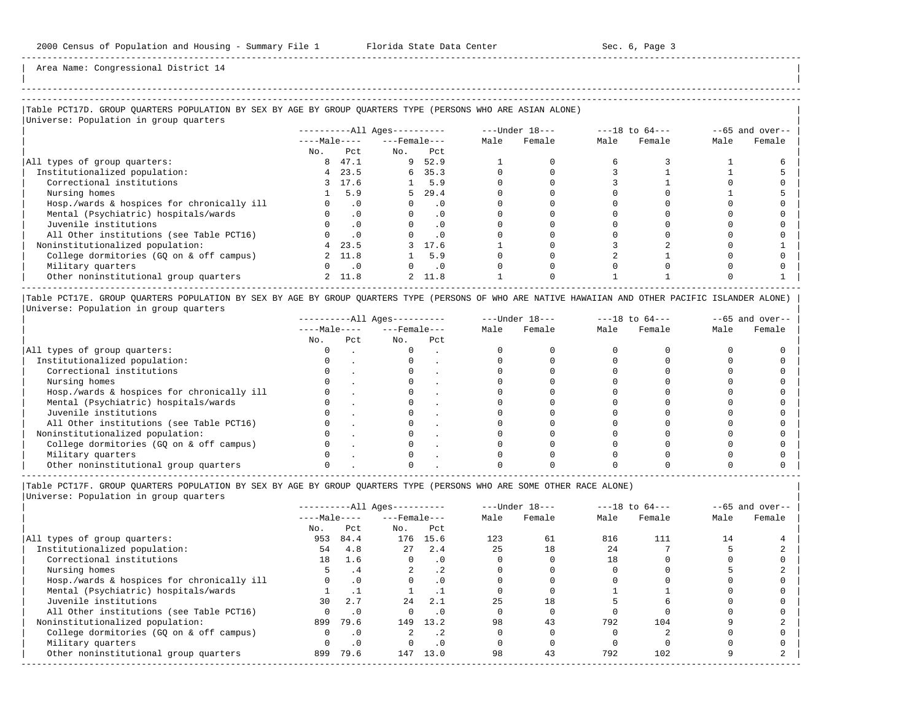Area Name: Congressional District 14

### Table PCT17D. GROUP QUARTERS POPULATION BY SEX BY AGE BY GROUP QUARTERS TYPE (PERSONS WHO ARE ASIAN ALONE)

Universe: Population in group quarters

| | All Ages | | | | Under 18 | | 18 to 64 | | 65 and over | |
|---|---|---|---|---|---|---|---|---|---|---|
| | Male | | Female | | | | | | | |
| | No. | Pct | No. | Pct | Male | Female | Male | Female | Male | Female |
| All types of group quarters: | 8 | 47.1 | 9 | 52.9 | 1 | 0 | 6 | 3 | 1 | 6 |
| Institutionalized population: | 4 | 23.5 | 6 | 35.3 | 0 | 0 | 3 | 1 | 1 | 5 |
| Correctional institutions | 3 | 17.6 | 1 | 5.9 | 0 | 0 | 3 | 1 | 0 | 0 |
| Nursing homes | 1 | 5.9 | 5 | 29.4 | 0 | 0 | 0 | 0 | 1 | 5 |
| Hosp./wards & hospices for chronically ill | 0 | .0 | 0 | .0 | 0 | 0 | 0 | 0 | 0 | 0 |
| Mental (Psychiatric) hospitals/wards | 0 | .0 | 0 | .0 | 0 | 0 | 0 | 0 | 0 | 0 |
| Juvenile institutions | 0 | .0 | 0 | .0 | 0 | 0 | 0 | 0 | 0 | 0 |
| All Other institutions (see Table PCT16) | 0 | .0 | 0 | .0 | 0 | 0 | 0 | 0 | 0 | 0 |
| Noninstitutionalized population: | 4 | 23.5 | 3 | 17.6 | 1 | 0 | 3 | 2 | 0 | 1 |
| College dormitories (GQ on & off campus) | 2 | 11.8 | 1 | 5.9 | 0 | 0 | 2 | 1 | 0 | 0 |
| Military quarters | 0 | .0 | 0 | .0 | 0 | 0 | 0 | 0 | 0 | 0 |
| Other noninstitutional group quarters | 2 | 11.8 | 2 | 11.8 | 1 | 0 | 1 | 1 | 0 | 1 |

### Table PCT17E. GROUP QUARTERS POPULATION BY SEX BY AGE BY GROUP QUARTERS TYPE (PERSONS OF WHO ARE NATIVE HAWAIIAN AND OTHER PACIFIC ISLANDER ALONE)

Universe: Population in group quarters

| | All Ages | | | | Under 18 | | 18 to 64 | | 65 and over | |
|---|---|---|---|---|---|---|---|---|---|---|
| | Male | | Female | | | | | | | |
| | No. | Pct | No. | Pct | Male | Female | Male | Female | Male | Female |
| All types of group quarters: | 0 | . | 0 | . | 0 | 0 | 0 | 0 | 0 | 0 |
| Institutionalized population: | 0 | . | 0 | . | 0 | 0 | 0 | 0 | 0 | 0 |
| Correctional institutions | 0 | . | 0 | . | 0 | 0 | 0 | 0 | 0 | 0 |
| Nursing homes | 0 | . | 0 | . | 0 | 0 | 0 | 0 | 0 | 0 |
| Hosp./wards & hospices for chronically ill | 0 | . | 0 | . | 0 | 0 | 0 | 0 | 0 | 0 |
| Mental (Psychiatric) hospitals/wards | 0 | . | 0 | . | 0 | 0 | 0 | 0 | 0 | 0 |
| Juvenile institutions | 0 | . | 0 | . | 0 | 0 | 0 | 0 | 0 | 0 |
| All Other institutions (see Table PCT16) | 0 | . | 0 | . | 0 | 0 | 0 | 0 | 0 | 0 |
| Noninstitutionalized population: | 0 | . | 0 | . | 0 | 0 | 0 | 0 | 0 | 0 |
| College dormitories (GQ on & off campus) | 0 | . | 0 | . | 0 | 0 | 0 | 0 | 0 | 0 |
| Military quarters | 0 | . | 0 | . | 0 | 0 | 0 | 0 | 0 | 0 |
| Other noninstitutional group quarters | 0 | . | 0 | . | 0 | 0 | 0 | 0 | 0 | 0 |

### Table PCT17F. GROUP QUARTERS POPULATION BY SEX BY AGE BY GROUP QUARTERS TYPE (PERSONS WHO ARE SOME OTHER RACE ALONE)

Universe: Population in group quarters

| | All Ages | | | | Under 18 | | 18 to 64 | | 65 and over | |
|---|---|---|---|---|---|---|---|---|---|---|
| | Male | | Female | | | | | | | |
| | No. | Pct | No. | Pct | Male | Female | Male | Female | Male | Female |
| All types of group quarters: | 953 | 84.4 | 176 | 15.6 | 123 | 61 | 816 | 111 | 14 | 4 |
| Institutionalized population: | 54 | 4.8 | 27 | 2.4 | 25 | 18 | 24 | 7 | 5 | 2 |
| Correctional institutions | 18 | 1.6 | 0 | .0 | 0 | 0 | 18 | 0 | 0 | 0 |
| Nursing homes | 5 | .4 | 2 | .2 | 0 | 0 | 0 | 0 | 5 | 2 |
| Hosp./wards & hospices for chronically ill | 0 | .0 | 0 | .0 | 0 | 0 | 0 | 0 | 0 | 0 |
| Mental (Psychiatric) hospitals/wards | 1 | .1 | 1 | .1 | 0 | 0 | 1 | 1 | 0 | 0 |
| Juvenile institutions | 30 | 2.7 | 24 | 2.1 | 25 | 18 | 5 | 6 | 0 | 0 |
| All Other institutions (see Table PCT16) | 0 | .0 | 0 | .0 | 0 | 0 | 0 | 0 | 0 | 0 |
| Noninstitutionalized population: | 899 | 79.6 | 149 | 13.2 | 98 | 43 | 792 | 104 | 9 | 2 |
| College dormitories (GQ on & off campus) | 0 | .0 | 2 | .2 | 0 | 0 | 0 | 2 | 0 | 0 |
| Military quarters | 0 | .0 | 0 | .0 | 0 | 0 | 0 | 0 | 0 | 0 |
| Other noninstitutional group quarters | 899 | 79.6 | 147 | 13.0 | 98 | 43 | 792 | 102 | 9 | 2 |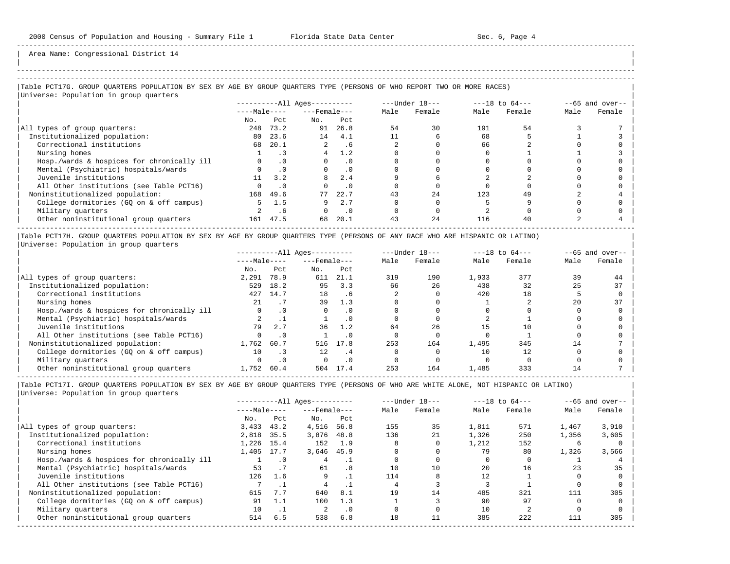Area Name: Congressional District 14

## Table PCT17G. GROUP QUARTERS POPULATION BY SEX BY AGE BY GROUP QUARTERS TYPE (PERSONS OF WHO REPORT TWO OR MORE RACES)

Universe: Population in group quarters

| | All Ages: Male No. | All Ages: Male Pct | All Ages: Female No. | All Ages: Female Pct | Under 18: Male | Under 18: Female | 18 to 64: Male | 18 to 64: Female | 65 and over: Male | 65 and over: Female |
|---|---|---|---|---|---|---|---|---|---|---|
| All types of group quarters: | 248 | 73.2 | 91 | 26.8 | 54 | 30 | 191 | 54 | 3 | 7 |
| Institutionalized population: | 80 | 23.6 | 14 | 4.1 | 11 | 6 | 68 | 5 | 1 | 3 |
| Correctional institutions | 68 | 20.1 | 2 | .6 | 2 | 0 | 66 | 2 | 0 | 0 |
| Nursing homes | 1 | .3 | 4 | 1.2 | 0 | 0 | 0 | 1 | 1 | 3 |
| Hosp./wards & hospices for chronically ill | 0 | .0 | 0 | .0 | 0 | 0 | 0 | 0 | 0 | 0 |
| Mental (Psychiatric) hospitals/wards | 0 | .0 | 0 | .0 | 0 | 0 | 0 | 0 | 0 | 0 |
| Juvenile institutions | 11 | 3.2 | 8 | 2.4 | 9 | 6 | 2 | 2 | 0 | 0 |
| All Other institutions (see Table PCT16) | 0 | .0 | 0 | .0 | 0 | 0 | 0 | 0 | 0 | 0 |
| Noninstitutionalized population: | 168 | 49.6 | 77 | 22.7 | 43 | 24 | 123 | 49 | 2 | 4 |
| College dormitories (GQ on & off campus) | 5 | 1.5 | 9 | 2.7 | 0 | 0 | 5 | 9 | 0 | 0 |
| Military quarters | 2 | .6 | 0 | .0 | 0 | 0 | 2 | 0 | 0 | 0 |
| Other noninstitutional group quarters | 161 | 47.5 | 68 | 20.1 | 43 | 24 | 116 | 40 | 2 | 4 |

## Table PCT17H. GROUP QUARTERS POPULATION BY SEX BY AGE BY GROUP QUARTERS TYPE (PERSONS OF ANY RACE WHO ARE HISPANIC OR LATINO)

Universe: Population in group quarters

| | All Ages: Male No. | All Ages: Male Pct | All Ages: Female No. | All Ages: Female Pct | Under 18: Male | Under 18: Female | 18 to 64: Male | 18 to 64: Female | 65 and over: Male | 65 and over: Female |
|---|---|---|---|---|---|---|---|---|---|---|
| All types of group quarters: | 2,291 | 78.9 | 611 | 21.1 | 319 | 190 | 1,933 | 377 | 39 | 44 |
| Institutionalized population: | 529 | 18.2 | 95 | 3.3 | 66 | 26 | 438 | 32 | 25 | 37 |
| Correctional institutions | 427 | 14.7 | 18 | .6 | 2 | 0 | 420 | 18 | 5 | 0 |
| Nursing homes | 21 | .7 | 39 | 1.3 | 0 | 0 | 1 | 2 | 20 | 37 |
| Hosp./wards & hospices for chronically ill | 0 | .0 | 0 | .0 | 0 | 0 | 0 | 0 | 0 | 0 |
| Mental (Psychiatric) hospitals/wards | 2 | .1 | 1 | .0 | 0 | 0 | 2 | 1 | 0 | 0 |
| Juvenile institutions | 79 | 2.7 | 36 | 1.2 | 64 | 26 | 15 | 10 | 0 | 0 |
| All Other institutions (see Table PCT16) | 0 | .0 | 1 | .0 | 0 | 0 | 0 | 1 | 0 | 0 |
| Noninstitutionalized population: | 1,762 | 60.7 | 516 | 17.8 | 253 | 164 | 1,495 | 345 | 14 | 7 |
| College dormitories (GQ on & off campus) | 10 | .3 | 12 | .4 | 0 | 0 | 10 | 12 | 0 | 0 |
| Military quarters | 0 | .0 | 0 | .0 | 0 | 0 | 0 | 0 | 0 | 0 |
| Other noninstitutional group quarters | 1,752 | 60.4 | 504 | 17.4 | 253 | 164 | 1,485 | 333 | 14 | 7 |

## Table PCT17I. GROUP QUARTERS POPULATION BY SEX BY AGE BY GROUP QUARTERS TYPE (PERSONS OF WHO ARE WHITE ALONE, NOT HISPANIC OR LATINO)

Universe: Population in group quarters

| | All Ages: Male No. | All Ages: Male Pct | All Ages: Female No. | All Ages: Female Pct | Under 18: Male | Under 18: Female | 18 to 64: Male | 18 to 64: Female | 65 and over: Male | 65 and over: Female |
|---|---|---|---|---|---|---|---|---|---|---|
| All types of group quarters: | 3,433 | 43.2 | 4,516 | 56.8 | 155 | 35 | 1,811 | 571 | 1,467 | 3,910 |
| Institutionalized population: | 2,818 | 35.5 | 3,876 | 48.8 | 136 | 21 | 1,326 | 250 | 1,356 | 3,605 |
| Correctional institutions | 1,226 | 15.4 | 152 | 1.9 | 8 | 0 | 1,212 | 152 | 6 | 0 |
| Nursing homes | 1,405 | 17.7 | 3,646 | 45.9 | 0 | 0 | 79 | 80 | 1,326 | 3,566 |
| Hosp./wards & hospices for chronically ill | 1 | .0 | 4 | .1 | 0 | 0 | 0 | 0 | 1 | 4 |
| Mental (Psychiatric) hospitals/wards | 53 | .7 | 61 | .8 | 10 | 10 | 20 | 16 | 23 | 35 |
| Juvenile institutions | 126 | 1.6 | 9 | .1 | 114 | 8 | 12 | 1 | 0 | 0 |
| All Other institutions (see Table PCT16) | 7 | .1 | 4 | .1 | 4 | 3 | 3 | 1 | 0 | 0 |
| Noninstitutionalized population: | 615 | 7.7 | 640 | 8.1 | 19 | 14 | 485 | 321 | 111 | 305 |
| College dormitories (GQ on & off campus) | 91 | 1.1 | 100 | 1.3 | 1 | 3 | 90 | 97 | 0 | 0 |
| Military quarters | 10 | .1 | 2 | .0 | 0 | 0 | 10 | 2 | 0 | 0 |
| Other noninstitutional group quarters | 514 | 6.5 | 538 | 6.8 | 18 | 11 | 385 | 222 | 111 | 305 |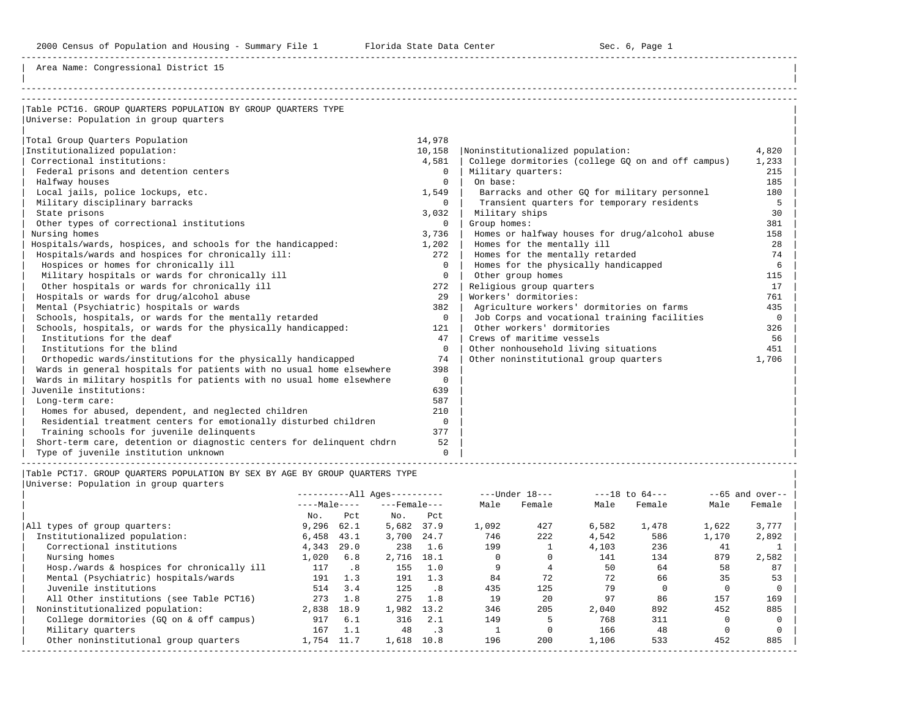Area Name: Congressional District 15

## Table PCT16. GROUP QUARTERS POPULATION BY GROUP QUARTERS TYPE

Universe: Population in group quarters

| Group Quarters Type | Number |
|---|---|
| Total Group Quarters Population | 14,978 |
| Institutionalized population: | 10,158 |
| Correctional institutions: | 4,581 |
| Federal prisons and detention centers | 0 |
| Halfway houses | 0 |
| Local jails, police lockups, etc. | 1,549 |
| Military disciplinary barracks | 0 |
| State prisons | 3,032 |
| Other types of correctional institutions | 0 |
| Nursing homes | 3,736 |
| Hospitals/wards, hospices, and schools for the handicapped: | 1,202 |
| Hospitals/wards and hospices for chronically ill: | 272 |
| Hospices or homes for chronically ill | 0 |
| Military hospitals or wards for chronically ill | 0 |
| Other hospitals or wards for chronically ill | 272 |
| Hospitals or wards for drug/alcohol abuse | 29 |
| Mental (Psychiatric) hospitals or wards | 382 |
| Schools, hospitals, or wards for the mentally retarded | 0 |
| Schools, hospitals, or wards for the physically handicapped: | 121 |
| Institutions for the deaf | 47 |
| Institutions for the blind | 0 |
| Orthopedic wards/institutions for the physically handicapped | 74 |
| Wards in general hospitals for patients with no usual home elsewhere | 398 |
| Wards in military hospitls for patients with no usual home elsewhere | 0 |
| Juvenile institutions: | 639 |
| Long-term care: | 587 |
| Homes for abused, dependent, and neglected children | 210 |
| Residential treatment centers for emotionally disturbed children | 0 |
| Training schools for juvenile delinquents | 377 |
| Short-term care, detention or diagnostic centers for delinquent chdrn | 52 |
| Type of juvenile institution unknown | 0 |
| Noninstitutionalized population: | 4,820 |
| College dormitories (college GQ on and off campus) | 1,233 |
| Military quarters: | 215 |
| On base: | 185 |
| Barracks and other GQ for military personnel | 180 |
| Transient quarters for temporary residents | 5 |
| Military ships | 30 |
| Group homes: | 381 |
| Homes or halfway houses for drug/alcohol abuse | 158 |
| Homes for the mentally ill | 28 |
| Homes for the mentally retarded | 74 |
| Homes for the physically handicapped | 6 |
| Other group homes | 115 |
| Religious group quarters | 17 |
| Workers' dormitories: | 761 |
| Agriculture workers' dormitories on farms | 435 |
| Job Corps and vocational training facilities | 0 |
| Other workers' dormitories | 326 |
| Crews of maritime vessels | 56 |
| Other nonhousehold living situations | 451 |
| Other noninstitutional group quarters | 1,706 |

## Table PCT17. GROUP QUARTERS POPULATION BY SEX BY AGE BY GROUP QUARTERS TYPE

Universe: Population in group quarters

| | All Ages | | | | Under 18 | | 18 to 64 | | 65 and over | |
|---|---|---|---|---|---|---|---|---|---|---|
| | Male | | Female | | | | | | | |
| | No. | Pct | No. | Pct | Male | Female | Male | Female | Male | Female |
| All types of group quarters: | 9,296 | 62.1 | 5,682 | 37.9 | 1,092 | 427 | 6,582 | 1,478 | 1,622 | 3,777 |
| Institutionalized population: | 6,458 | 43.1 | 3,700 | 24.7 | 746 | 222 | 4,542 | 586 | 1,170 | 2,892 |
| Correctional institutions | 4,343 | 29.0 | 238 | 1.6 | 199 | 1 | 4,103 | 236 | 41 | 1 |
| Nursing homes | 1,020 | 6.8 | 2,716 | 18.1 | 0 | 0 | 141 | 134 | 879 | 2,582 |
| Hosp./wards & hospices for chronically ill | 117 | .8 | 155 | 1.0 | 9 | 4 | 50 | 64 | 58 | 87 |
| Mental (Psychiatric) hospitals/wards | 191 | 1.3 | 191 | 1.3 | 84 | 72 | 72 | 66 | 35 | 53 |
| Juvenile institutions | 514 | 3.4 | 125 | .8 | 435 | 125 | 79 | 0 | 0 | 0 |
| All Other institutions (see Table PCT16) | 273 | 1.8 | 275 | 1.8 | 19 | 20 | 97 | 86 | 157 | 169 |
| Noninstitutionalized population: | 2,838 | 18.9 | 1,982 | 13.2 | 346 | 205 | 2,040 | 892 | 452 | 885 |
| College dormitories (GQ on & off campus) | 917 | 6.1 | 316 | 2.1 | 149 | 5 | 768 | 311 | 0 | 0 |
| Military quarters | 167 | 1.1 | 48 | .3 | 1 | 0 | 166 | 48 | 0 | 0 |
| Other noninstitutional group quarters | 1,754 | 11.7 | 1,618 | 10.8 | 196 | 200 | 1,106 | 533 | 452 | 885 |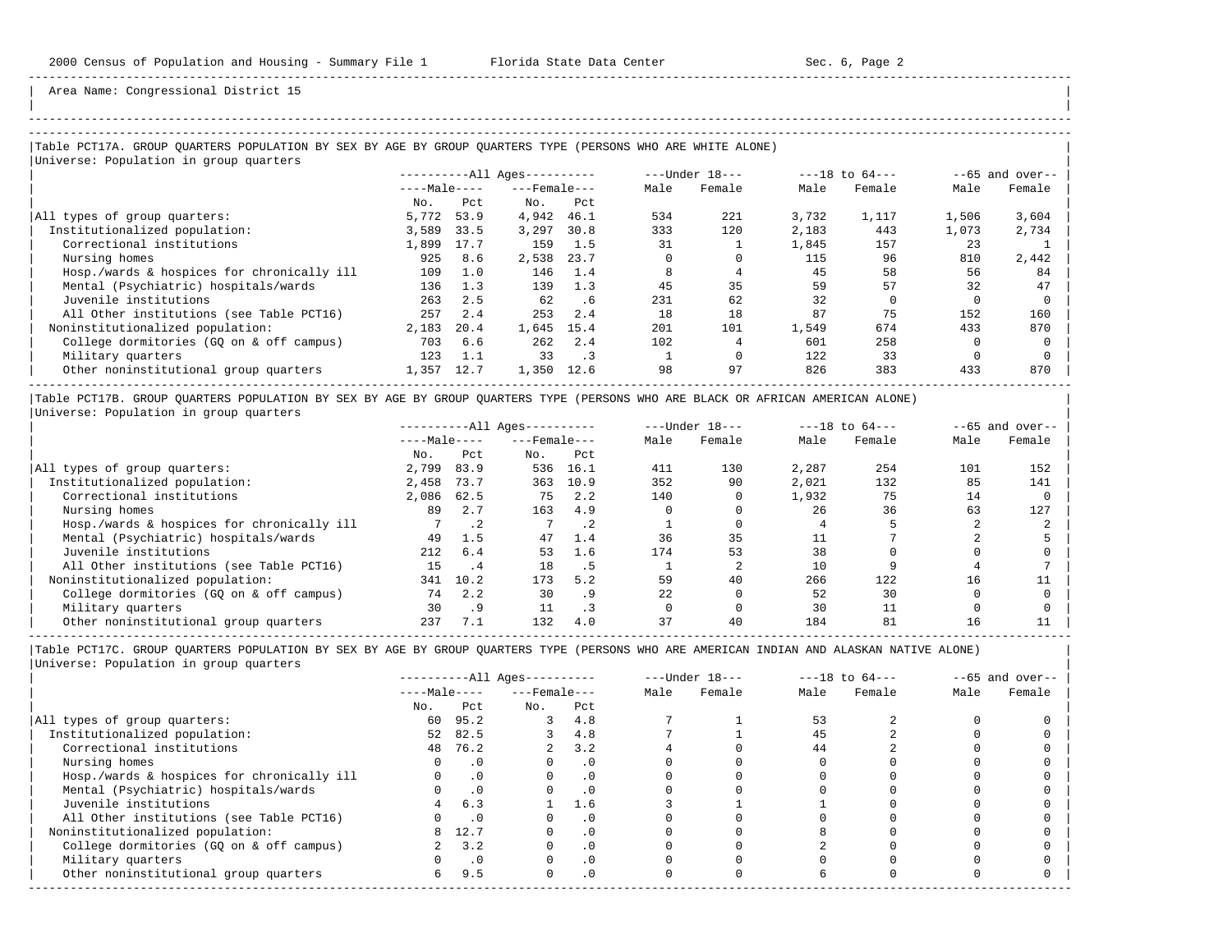Area Name: Congressional District 15

## Table PCT17A. GROUP QUARTERS POPULATION BY SEX BY AGE BY GROUP QUARTERS TYPE (PERSONS WHO ARE WHITE ALONE)

Universe: Population in group quarters

| | All Ages | | | | Under 18 | | 18 to 64 | | 65 and over | |
|---|---|---|---|---|---|---|---|---|---|---|
| | Male No. | Male Pct | Female No. | Female Pct | Male | Female | Male | Female | Male | Female |
| All types of group quarters: | 5,772 | 53.9 | 4,942 | 46.1 | 534 | 221 | 3,732 | 1,117 | 1,506 | 3,604 |
| Institutionalized population: | 3,589 | 33.5 | 3,297 | 30.8 | 333 | 120 | 2,183 | 443 | 1,073 | 2,734 |
| Correctional institutions | 1,899 | 17.7 | 159 | 1.5 | 31 | 1 | 1,845 | 157 | 23 | 1 |
| Nursing homes | 925 | 8.6 | 2,538 | 23.7 | 0 | 0 | 115 | 96 | 810 | 2,442 |
| Hosp./wards & hospices for chronically ill | 109 | 1.0 | 146 | 1.4 | 8 | 4 | 45 | 58 | 56 | 84 |
| Mental (Psychiatric) hospitals/wards | 136 | 1.3 | 139 | 1.3 | 45 | 35 | 59 | 57 | 32 | 47 |
| Juvenile institutions | 263 | 2.5 | 62 | .6 | 231 | 62 | 32 | 0 | 0 | 0 |
| All Other institutions (see Table PCT16) | 257 | 2.4 | 253 | 2.4 | 18 | 18 | 87 | 75 | 152 | 160 |
| Noninstitutionalized population: | 2,183 | 20.4 | 1,645 | 15.4 | 201 | 101 | 1,549 | 674 | 433 | 870 |
| College dormitories (GQ on & off campus) | 703 | 6.6 | 262 | 2.4 | 102 | 4 | 601 | 258 | 0 | 0 |
| Military quarters | 123 | 1.1 | 33 | .3 | 1 | 0 | 122 | 33 | 0 | 0 |
| Other noninstitutional group quarters | 1,357 | 12.7 | 1,350 | 12.6 | 98 | 97 | 826 | 383 | 433 | 870 |

## Table PCT17B. GROUP QUARTERS POPULATION BY SEX BY AGE BY GROUP QUARTERS TYPE (PERSONS WHO ARE BLACK OR AFRICAN AMERICAN ALONE)

Universe: Population in group quarters

| | All Ages | | | | Under 18 | | 18 to 64 | | 65 and over | |
|---|---|---|---|---|---|---|---|---|---|---|
| | Male No. | Male Pct | Female No. | Female Pct | Male | Female | Male | Female | Male | Female |
| All types of group quarters: | 2,799 | 83.9 | 536 | 16.1 | 411 | 130 | 2,287 | 254 | 101 | 152 |
| Institutionalized population: | 2,458 | 73.7 | 363 | 10.9 | 352 | 90 | 2,021 | 132 | 85 | 141 |
| Correctional institutions | 2,086 | 62.5 | 75 | 2.2 | 140 | 0 | 1,932 | 75 | 14 | 0 |
| Nursing homes | 89 | 2.7 | 163 | 4.9 | 0 | 0 | 26 | 36 | 63 | 127 |
| Hosp./wards & hospices for chronically ill | 7 | .2 | 7 | .2 | 1 | 0 | 4 | 5 | 2 | 2 |
| Mental (Psychiatric) hospitals/wards | 49 | 1.5 | 47 | 1.4 | 36 | 35 | 11 | 7 | 2 | 5 |
| Juvenile institutions | 212 | 6.4 | 53 | 1.6 | 174 | 53 | 38 | 0 | 0 | 0 |
| All Other institutions (see Table PCT16) | 15 | .4 | 18 | .5 | 1 | 2 | 10 | 9 | 4 | 7 |
| Noninstitutionalized population: | 341 | 10.2 | 173 | 5.2 | 59 | 40 | 266 | 122 | 16 | 11 |
| College dormitories (GQ on & off campus) | 74 | 2.2 | 30 | .9 | 22 | 0 | 52 | 30 | 0 | 0 |
| Military quarters | 30 | .9 | 11 | .3 | 0 | 0 | 30 | 11 | 0 | 0 |
| Other noninstitutional group quarters | 237 | 7.1 | 132 | 4.0 | 37 | 40 | 184 | 81 | 16 | 11 |

## Table PCT17C. GROUP QUARTERS POPULATION BY SEX BY AGE BY GROUP QUARTERS TYPE (PERSONS WHO ARE AMERICAN INDIAN AND ALASKAN NATIVE ALONE)

Universe: Population in group quarters

| | All Ages | | | | Under 18 | | 18 to 64 | | 65 and over | |
|---|---|---|---|---|---|---|---|---|---|---|
| | Male No. | Male Pct | Female No. | Female Pct | Male | Female | Male | Female | Male | Female |
| All types of group quarters: | 60 | 95.2 | 3 | 4.8 | 7 | 1 | 53 | 2 | 0 | 0 |
| Institutionalized population: | 52 | 82.5 | 3 | 4.8 | 7 | 1 | 45 | 2 | 0 | 0 |
| Correctional institutions | 48 | 76.2 | 2 | 3.2 | 4 | 0 | 44 | 2 | 0 | 0 |
| Nursing homes | 0 | .0 | 0 | .0 | 0 | 0 | 0 | 0 | 0 | 0 |
| Hosp./wards & hospices for chronically ill | 0 | .0 | 0 | .0 | 0 | 0 | 0 | 0 | 0 | 0 |
| Mental (Psychiatric) hospitals/wards | 0 | .0 | 0 | .0 | 0 | 0 | 0 | 0 | 0 | 0 |
| Juvenile institutions | 4 | 6.3 | 1 | 1.6 | 3 | 1 | 1 | 0 | 0 | 0 |
| All Other institutions (see Table PCT16) | 0 | .0 | 0 | .0 | 0 | 0 | 0 | 0 | 0 | 0 |
| Noninstitutionalized population: | 8 | 12.7 | 0 | .0 | 0 | 0 | 8 | 0 | 0 | 0 |
| College dormitories (GQ on & off campus) | 2 | 3.2 | 0 | .0 | 0 | 0 | 2 | 0 | 0 | 0 |
| Military quarters | 0 | .0 | 0 | .0 | 0 | 0 | 0 | 0 | 0 | 0 |
| Other noninstitutional group quarters | 6 | 9.5 | 0 | .0 | 0 | 0 | 6 | 0 | 0 | 0 |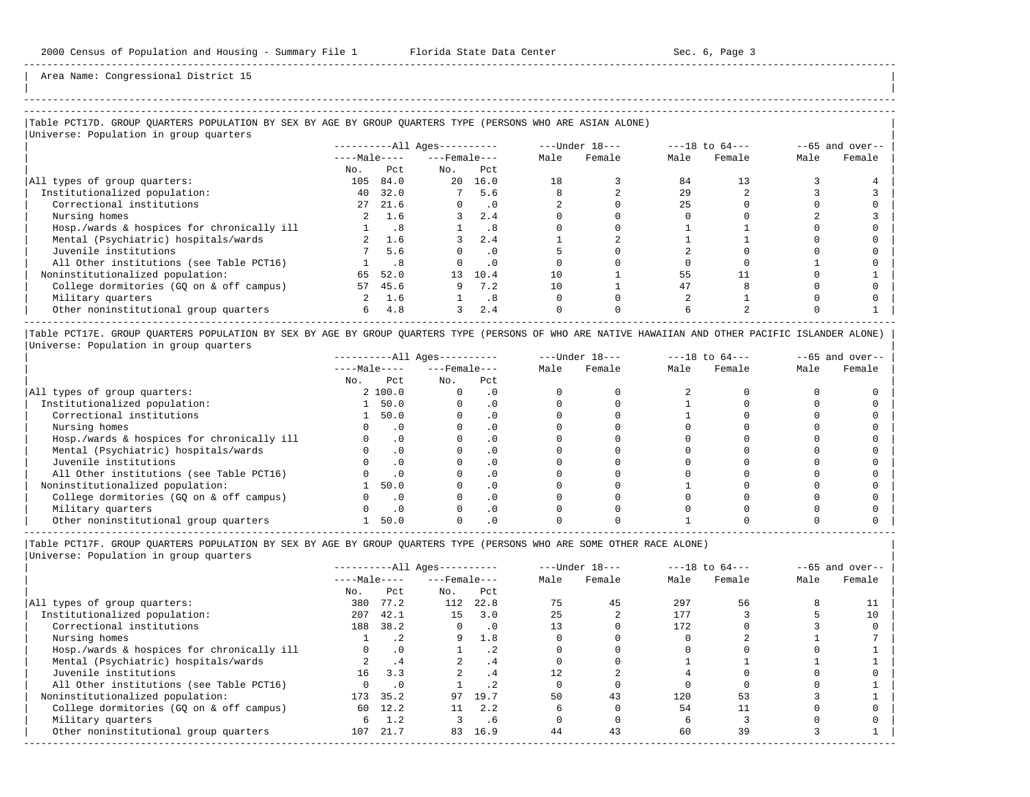Area Name: Congressional District 15

## Table PCT17D. GROUP QUARTERS POPULATION BY SEX BY AGE BY GROUP QUARTERS TYPE (PERSONS WHO ARE ASIAN ALONE)

Universe: Population in group quarters

| | All Ages | | | | Under 18 | | 18 to 64 | | 65 and over | |
|---|---|---|---|---|---|---|---|---|---|---|
| | Male | | Female | | | | | | | |
| | No. | Pct | No. | Pct | Male | Female | Male | Female | Male | Female |
| All types of group quarters: | 105 | 84.0 | 20 | 16.0 | 18 | 3 | 84 | 13 | 3 | 4 |
| Institutionalized population: | 40 | 32.0 | 7 | 5.6 | 8 | 2 | 29 | 2 | 3 | 3 |
| Correctional institutions | 27 | 21.6 | 0 | .0 | 2 | 0 | 25 | 0 | 0 | 0 |
| Nursing homes | 2 | 1.6 | 3 | 2.4 | 0 | 0 | 0 | 0 | 2 | 3 |
| Hosp./wards & hospices for chronically ill | 1 | .8 | 1 | .8 | 0 | 0 | 1 | 1 | 0 | 0 |
| Mental (Psychiatric) hospitals/wards | 2 | 1.6 | 3 | 2.4 | 1 | 2 | 1 | 1 | 0 | 0 |
| Juvenile institutions | 7 | 5.6 | 0 | .0 | 5 | 0 | 2 | 0 | 0 | 0 |
| All Other institutions (see Table PCT16) | 1 | .8 | 0 | .0 | 0 | 0 | 0 | 0 | 1 | 0 |
| Noninstitutionalized population: | 65 | 52.0 | 13 | 10.4 | 10 | 1 | 55 | 11 | 0 | 1 |
| College dormitories (GQ on & off campus) | 57 | 45.6 | 9 | 7.2 | 10 | 1 | 47 | 8 | 0 | 0 |
| Military quarters | 2 | 1.6 | 1 | .8 | 0 | 0 | 2 | 1 | 0 | 0 |
| Other noninstitutional group quarters | 6 | 4.8 | 3 | 2.4 | 0 | 0 | 6 | 2 | 0 | 1 |

## Table PCT17E. GROUP QUARTERS POPULATION BY SEX BY AGE BY GROUP QUARTERS TYPE (PERSONS OF WHO ARE NATIVE HAWAIIAN AND OTHER PACIFIC ISLANDER ALONE)

Universe: Population in group quarters

| | All Ages | | | | Under 18 | | 18 to 64 | | 65 and over | |
|---|---|---|---|---|---|---|---|---|---|---|
| | Male | | Female | | | | | | | |
| | No. | Pct | No. | Pct | Male | Female | Male | Female | Male | Female |
| All types of group quarters: | 2 | 100.0 | 0 | .0 | 0 | 0 | 2 | 0 | 0 | 0 |
| Institutionalized population: | 1 | 50.0 | 0 | .0 | 0 | 0 | 1 | 0 | 0 | 0 |
| Correctional institutions | 1 | 50.0 | 0 | .0 | 0 | 0 | 1 | 0 | 0 | 0 |
| Nursing homes | 0 | .0 | 0 | .0 | 0 | 0 | 0 | 0 | 0 | 0 |
| Hosp./wards & hospices for chronically ill | 0 | .0 | 0 | .0 | 0 | 0 | 0 | 0 | 0 | 0 |
| Mental (Psychiatric) hospitals/wards | 0 | .0 | 0 | .0 | 0 | 0 | 0 | 0 | 0 | 0 |
| Juvenile institutions | 0 | .0 | 0 | .0 | 0 | 0 | 0 | 0 | 0 | 0 |
| All Other institutions (see Table PCT16) | 0 | .0 | 0 | .0 | 0 | 0 | 0 | 0 | 0 | 0 |
| Noninstitutionalized population: | 1 | 50.0 | 0 | .0 | 0 | 0 | 1 | 0 | 0 | 0 |
| College dormitories (GQ on & off campus) | 0 | .0 | 0 | .0 | 0 | 0 | 0 | 0 | 0 | 0 |
| Military quarters | 0 | .0 | 0 | .0 | 0 | 0 | 0 | 0 | 0 | 0 |
| Other noninstitutional group quarters | 1 | 50.0 | 0 | .0 | 0 | 0 | 1 | 0 | 0 | 0 |

## Table PCT17F. GROUP QUARTERS POPULATION BY SEX BY AGE BY GROUP QUARTERS TYPE (PERSONS WHO ARE SOME OTHER RACE ALONE)

Universe: Population in group quarters

| | All Ages | | | | Under 18 | | 18 to 64 | | 65 and over | |
|---|---|---|---|---|---|---|---|---|---|---|
| | Male | | Female | | | | | | | |
| | No. | Pct | No. | Pct | Male | Female | Male | Female | Male | Female |
| All types of group quarters: | 380 | 77.2 | 112 | 22.8 | 75 | 45 | 297 | 56 | 8 | 11 |
| Institutionalized population: | 207 | 42.1 | 15 | 3.0 | 25 | 2 | 177 | 3 | 5 | 10 |
| Correctional institutions | 188 | 38.2 | 0 | .0 | 13 | 0 | 172 | 0 | 3 | 0 |
| Nursing homes | 1 | .2 | 9 | 1.8 | 0 | 0 | 0 | 2 | 1 | 7 |
| Hosp./wards & hospices for chronically ill | 0 | .0 | 1 | .2 | 0 | 0 | 0 | 0 | 0 | 1 |
| Mental (Psychiatric) hospitals/wards | 2 | .4 | 2 | .4 | 0 | 0 | 1 | 1 | 1 | 1 |
| Juvenile institutions | 16 | 3.3 | 2 | .4 | 12 | 2 | 4 | 0 | 0 | 0 |
| All Other institutions (see Table PCT16) | 0 | .0 | 1 | .2 | 0 | 0 | 0 | 0 | 0 | 1 |
| Noninstitutionalized population: | 173 | 35.2 | 97 | 19.7 | 50 | 43 | 120 | 53 | 3 | 1 |
| College dormitories (GQ on & off campus) | 60 | 12.2 | 11 | 2.2 | 6 | 0 | 54 | 11 | 0 | 0 |
| Military quarters | 6 | 1.2 | 3 | .6 | 0 | 0 | 6 | 3 | 0 | 0 |
| Other noninstitutional group quarters | 107 | 21.7 | 83 | 16.9 | 44 | 43 | 60 | 39 | 3 | 1 |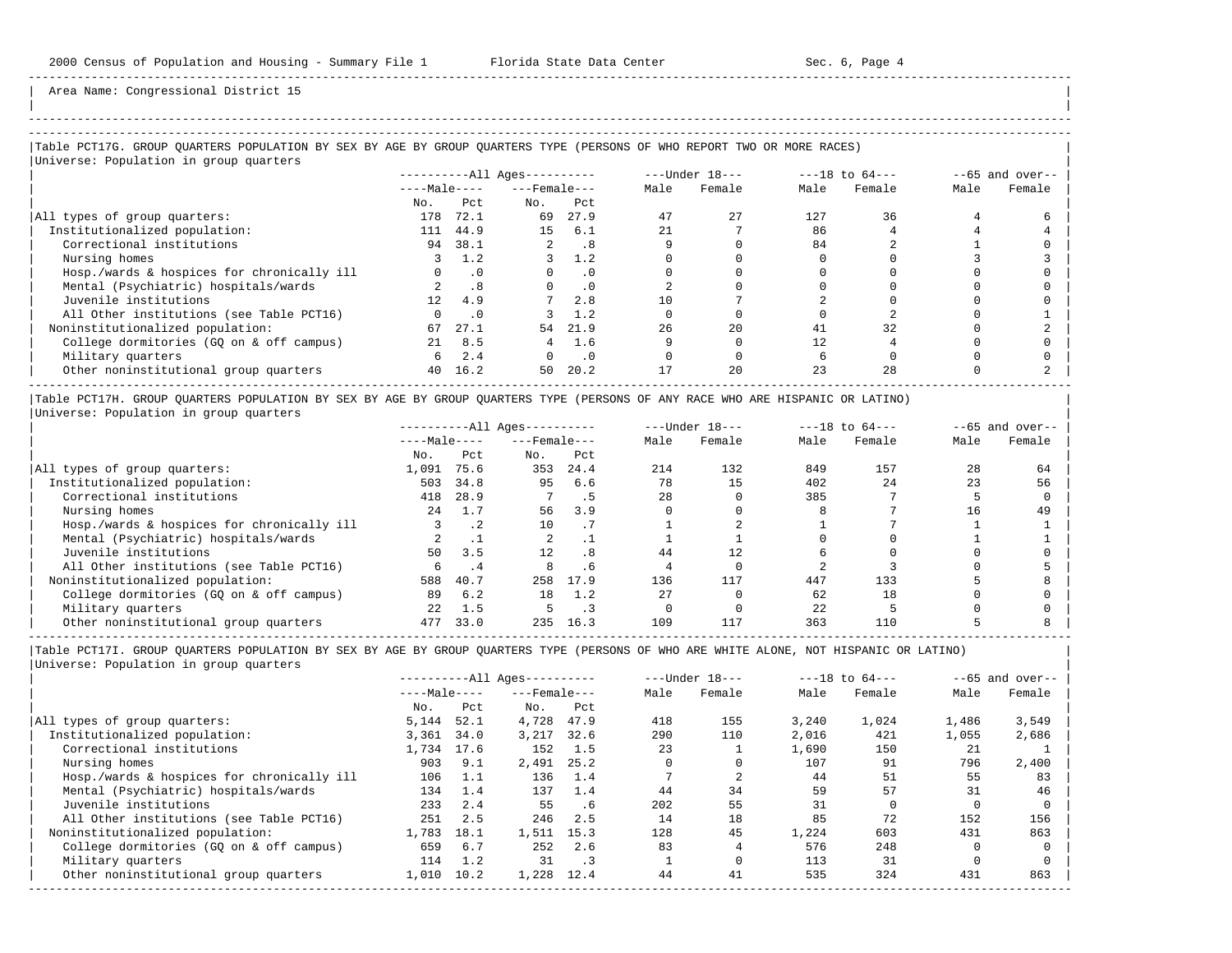Area Name: Congressional District 15

## Table PCT17G. GROUP QUARTERS POPULATION BY SEX BY AGE BY GROUP QUARTERS TYPE (PERSONS OF WHO REPORT TWO OR MORE RACES)

Universe: Population in group quarters

| | All Ages | | | | Under 18 | | 18 to 64 | | 65 and over | |
|---|---|---|---|---|---|---|---|---|---|---|
| | Male | | Female | | | | | | | |
| | No. | Pct | No. | Pct | Male | Female | Male | Female | Male | Female |
| All types of group quarters: | 178 | 72.1 | 69 | 27.9 | 47 | 27 | 127 | 36 | 4 | 6 |
| Institutionalized population: | 111 | 44.9 | 15 | 6.1 | 21 | 7 | 86 | 4 | 4 | 4 |
| Correctional institutions | 94 | 38.1 | 2 | .8 | 9 | 0 | 84 | 2 | 1 | 0 |
| Nursing homes | 3 | 1.2 | 3 | 1.2 | 0 | 0 | 0 | 0 | 3 | 3 |
| Hosp./wards & hospices for chronically ill | 0 | .0 | 0 | .0 | 0 | 0 | 0 | 0 | 0 | 0 |
| Mental (Psychiatric) hospitals/wards | 2 | .8 | 0 | .0 | 2 | 0 | 0 | 0 | 0 | 0 |
| Juvenile institutions | 12 | 4.9 | 7 | 2.8 | 10 | 7 | 2 | 0 | 0 | 0 |
| All Other institutions (see Table PCT16) | 0 | .0 | 3 | 1.2 | 0 | 0 | 0 | 2 | 0 | 1 |
| Noninstitutionalized population: | 67 | 27.1 | 54 | 21.9 | 26 | 20 | 41 | 32 | 0 | 2 |
| College dormitories (GQ on & off campus) | 21 | 8.5 | 4 | 1.6 | 9 | 0 | 12 | 4 | 0 | 0 |
| Military quarters | 6 | 2.4 | 0 | .0 | 0 | 0 | 6 | 0 | 0 | 0 |
| Other noninstitutional group quarters | 40 | 16.2 | 50 | 20.2 | 17 | 20 | 23 | 28 | 0 | 2 |

## Table PCT17H. GROUP QUARTERS POPULATION BY SEX BY AGE BY GROUP QUARTERS TYPE (PERSONS OF ANY RACE WHO ARE HISPANIC OR LATINO)

Universe: Population in group quarters

| | All Ages | | | | Under 18 | | 18 to 64 | | 65 and over | |
|---|---|---|---|---|---|---|---|---|---|---|
| | Male | | Female | | | | | | | |
| | No. | Pct | No. | Pct | Male | Female | Male | Female | Male | Female |
| All types of group quarters: | 1,091 | 75.6 | 353 | 24.4 | 214 | 132 | 849 | 157 | 28 | 64 |
| Institutionalized population: | 503 | 34.8 | 95 | 6.6 | 78 | 15 | 402 | 24 | 23 | 56 |
| Correctional institutions | 418 | 28.9 | 7 | .5 | 28 | 0 | 385 | 7 | 5 | 0 |
| Nursing homes | 24 | 1.7 | 56 | 3.9 | 0 | 0 | 8 | 7 | 16 | 49 |
| Hosp./wards & hospices for chronically ill | 3 | .2 | 10 | .7 | 1 | 2 | 1 | 7 | 1 | 1 |
| Mental (Psychiatric) hospitals/wards | 2 | .1 | 2 | .1 | 1 | 1 | 0 | 0 | 1 | 1 |
| Juvenile institutions | 50 | 3.5 | 12 | .8 | 44 | 12 | 6 | 0 | 0 | 0 |
| All Other institutions (see Table PCT16) | 6 | .4 | 8 | .6 | 4 | 0 | 2 | 3 | 0 | 5 |
| Noninstitutionalized population: | 588 | 40.7 | 258 | 17.9 | 136 | 117 | 447 | 133 | 5 | 8 |
| College dormitories (GQ on & off campus) | 89 | 6.2 | 18 | 1.2 | 27 | 0 | 62 | 18 | 0 | 0 |
| Military quarters | 22 | 1.5 | 5 | .3 | 0 | 0 | 22 | 5 | 0 | 0 |
| Other noninstitutional group quarters | 477 | 33.0 | 235 | 16.3 | 109 | 117 | 363 | 110 | 5 | 8 |

## Table PCT17I. GROUP QUARTERS POPULATION BY SEX BY AGE BY GROUP QUARTERS TYPE (PERSONS OF WHO ARE WHITE ALONE, NOT HISPANIC OR LATINO)

Universe: Population in group quarters

| | All Ages | | | | Under 18 | | 18 to 64 | | 65 and over | |
|---|---|---|---|---|---|---|---|---|---|---|
| | Male | | Female | | | | | | | |
| | No. | Pct | No. | Pct | Male | Female | Male | Female | Male | Female |
| All types of group quarters: | 5,144 | 52.1 | 4,728 | 47.9 | 418 | 155 | 3,240 | 1,024 | 1,486 | 3,549 |
| Institutionalized population: | 3,361 | 34.0 | 3,217 | 32.6 | 290 | 110 | 2,016 | 421 | 1,055 | 2,686 |
| Correctional institutions | 1,734 | 17.6 | 152 | 1.5 | 23 | 1 | 1,690 | 150 | 21 | 1 |
| Nursing homes | 903 | 9.1 | 2,491 | 25.2 | 0 | 0 | 107 | 91 | 796 | 2,400 |
| Hosp./wards & hospices for chronically ill | 106 | 1.1 | 136 | 1.4 | 7 | 2 | 44 | 51 | 55 | 83 |
| Mental (Psychiatric) hospitals/wards | 134 | 1.4 | 137 | 1.4 | 44 | 34 | 59 | 57 | 31 | 46 |
| Juvenile institutions | 233 | 2.4 | 55 | .6 | 202 | 55 | 31 | 0 | 0 | 0 |
| All Other institutions (see Table PCT16) | 251 | 2.5 | 246 | 2.5 | 14 | 18 | 85 | 72 | 152 | 156 |
| Noninstitutionalized population: | 1,783 | 18.1 | 1,511 | 15.3 | 128 | 45 | 1,224 | 603 | 431 | 863 |
| College dormitories (GQ on & off campus) | 659 | 6.7 | 252 | 2.6 | 83 | 4 | 576 | 248 | 0 | 0 |
| Military quarters | 114 | 1.2 | 31 | .3 | 1 | 0 | 113 | 31 | 0 | 0 |
| Other noninstitutional group quarters | 1,010 | 10.2 | 1,228 | 12.4 | 44 | 41 | 535 | 324 | 431 | 863 |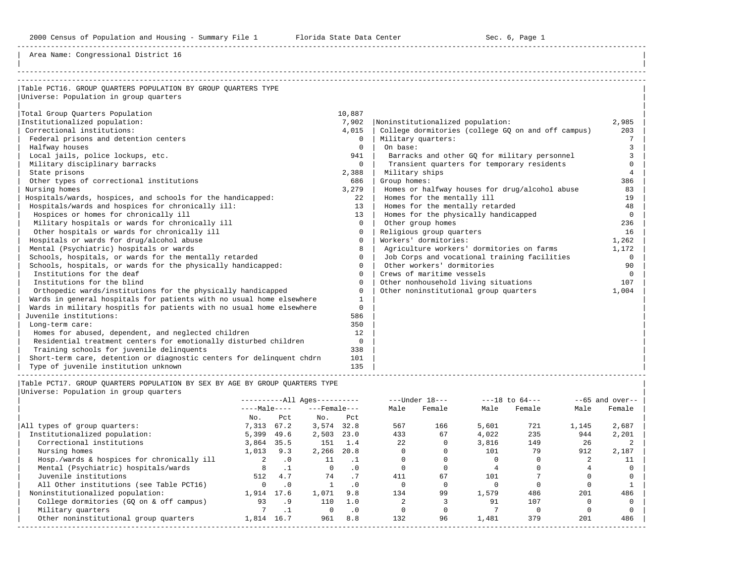Area Name: Congressional District 16

## Table PCT16. GROUP QUARTERS POPULATION BY GROUP QUARTERS TYPE

Universe: Population in group quarters

| Category | Number |
|---|---|
| Total Group Quarters Population | 10,887 |
| Institutionalized population: | 7,902 |
| Correctional institutions: | 4,015 |
| Federal prisons and detention centers | 0 |
| Halfway houses | 0 |
| Local jails, police lockups, etc. | 941 |
| Military disciplinary barracks | 0 |
| State prisons | 2,388 |
| Other types of correctional institutions | 686 |
| Nursing homes | 3,279 |
| Hospitals/wards, hospices, and schools for the handicapped: | 22 |
| Hospitals/wards and hospices for chronically ill: | 13 |
| Hospices or homes for chronically ill | 13 |
| Military hospitals or wards for chronically ill | 0 |
| Other hospitals or wards for chronically ill | 0 |
| Hospitals or wards for drug/alcohol abuse | 0 |
| Mental (Psychiatric) hospitals or wards | 8 |
| Schools, hospitals, or wards for the mentally retarded | 0 |
| Schools, hospitals, or wards for the physically handicapped: | 0 |
| Institutions for the deaf | 0 |
| Institutions for the blind | 0 |
| Orthopedic wards/institutions for the physically handicapped | 0 |
| Wards in general hospitals for patients with no usual home elsewhere | 1 |
| Wards in military hospitls for patients with no usual home elsewhere | 0 |
| Juvenile institutions: | 586 |
| Long-term care: | 350 |
| Homes for abused, dependent, and neglected children | 12 |
| Residential treatment centers for emotionally disturbed children | 0 |
| Training schools for juvenile delinquents | 338 |
| Short-term care, detention or diagnostic centers for delinquent chdrn | 101 |
| Type of juvenile institution unknown | 135 |
| Noninstitutionalized population: | 2,985 |
| College dormitories (college GQ on and off campus) | 203 |
| Military quarters: | 7 |
| On base: | 3 |
| Barracks and other GQ for military personnel | 3 |
| Transient quarters for temporary residents | 0 |
| Military ships | 4 |
| Group homes: | 386 |
| Homes or halfway houses for drug/alcohol abuse | 83 |
| Homes for the mentally ill | 19 |
| Homes for the mentally retarded | 48 |
| Homes for the physically handicapped | 0 |
| Other group homes | 236 |
| Religious group quarters | 16 |
| Workers' dormitories: | 1,262 |
| Agriculture workers' dormitories on farms | 1,172 |
| Job Corps and vocational training facilities | 0 |
| Other workers' dormitories | 90 |
| Crews of maritime vessels | 0 |
| Other nonhousehold living situations | 107 |
| Other noninstitutional group quarters | 1,004 |

## Table PCT17. GROUP QUARTERS POPULATION BY SEX BY AGE BY GROUP QUARTERS TYPE

Universe: Population in group quarters

| | All Ages | | | | Under 18 | | 18 to 64 | | 65 and over | |
|---|---|---|---|---|---|---|---|---|---|---|
| | Male No. | Male Pct | Female No. | Female Pct | Male | Female | Male | Female | Male | Female |
| All types of group quarters: | 7,313 | 67.2 | 3,574 | 32.8 | 567 | 166 | 5,601 | 721 | 1,145 | 2,687 |
| Institutionalized population: | 5,399 | 49.6 | 2,503 | 23.0 | 433 | 67 | 4,022 | 235 | 944 | 2,201 |
| Correctional institutions | 3,864 | 35.5 | 151 | 1.4 | 22 | 0 | 3,816 | 149 | 26 | 2 |
| Nursing homes | 1,013 | 9.3 | 2,266 | 20.8 | 0 | 0 | 101 | 79 | 912 | 2,187 |
| Hosp./wards & hospices for chronically ill | 2 | .0 | 11 | .1 | 0 | 0 | 0 | 0 | 2 | 11 |
| Mental (Psychiatric) hospitals/wards | 8 | .1 | 0 | .0 | 0 | 0 | 4 | 0 | 4 | 0 |
| Juvenile institutions | 512 | 4.7 | 74 | .7 | 411 | 67 | 101 | 7 | 0 | 0 |
| All Other institutions (see Table PCT16) | 0 | .0 | 1 | .0 | 0 | 0 | 0 | 0 | 0 | 1 |
| Noninstitutionalized population: | 1,914 | 17.6 | 1,071 | 9.8 | 134 | 99 | 1,579 | 486 | 201 | 486 |
| College dormitories (GQ on & off campus) | 93 | .9 | 110 | 1.0 | 2 | 3 | 91 | 107 | 0 | 0 |
| Military quarters | 7 | .1 | 0 | .0 | 0 | 0 | 7 | 0 | 0 | 0 |
| Other noninstitutional group quarters | 1,814 | 16.7 | 961 | 8.8 | 132 | 96 | 1,481 | 379 | 201 | 486 |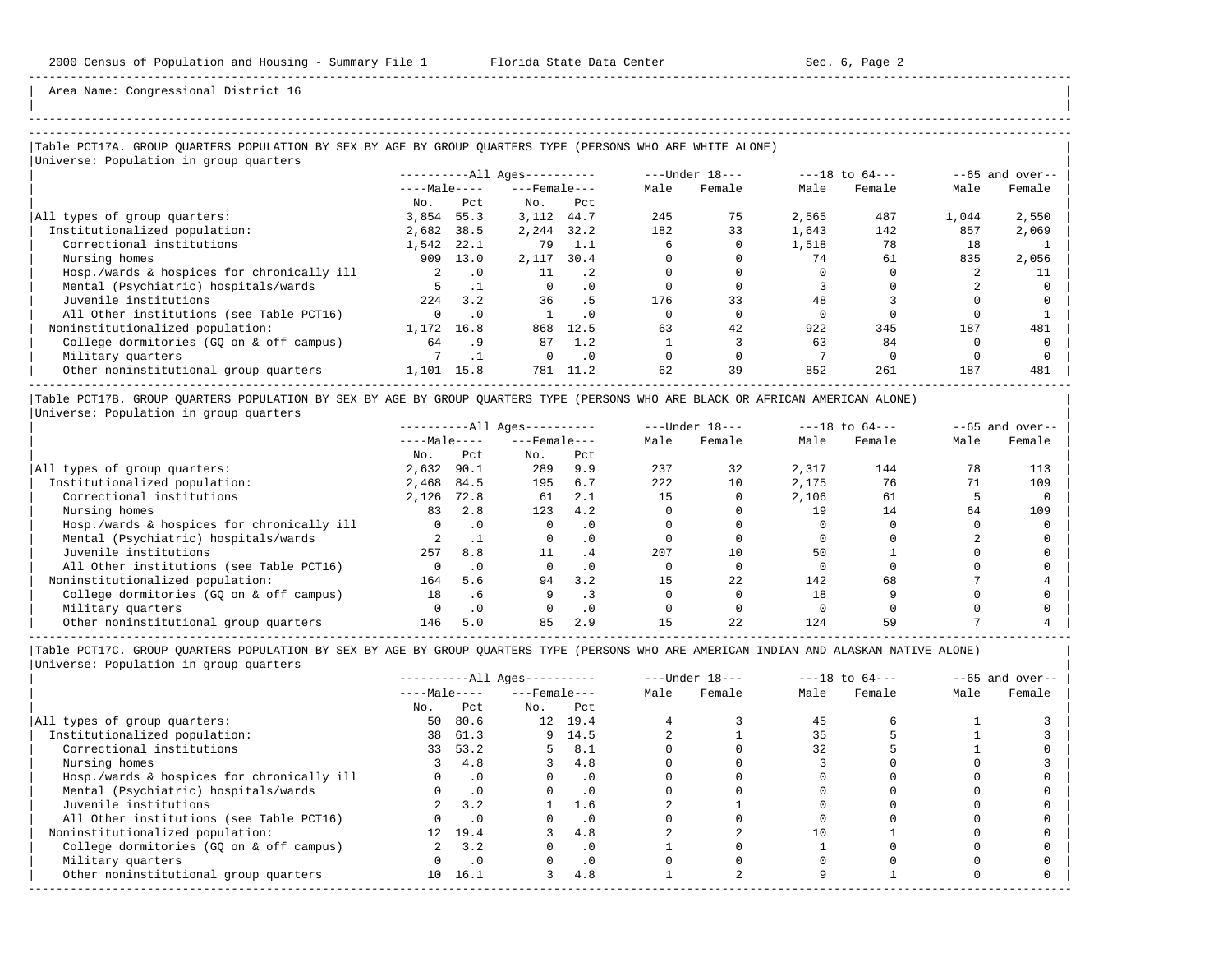Area Name: Congressional District 16

### Table PCT17A. GROUP QUARTERS POPULATION BY SEX BY AGE BY GROUP QUARTERS TYPE (PERSONS WHO ARE WHITE ALONE)

Universe: Population in group quarters

| | All Ages | | | | Under 18 | | 18 to 64 | | 65 and over | |
|---|---|---|---|---|---|---|---|---|---|---|
| | Male | | Female | | | | | | | |
| | No. | Pct | No. | Pct | Male | Female | Male | Female | Male | Female |
| All types of group quarters: | 3,854 | 55.3 | 3,112 | 44.7 | 245 | 75 | 2,565 | 487 | 1,044 | 2,550 |
| Institutionalized population: | 2,682 | 38.5 | 2,244 | 32.2 | 182 | 33 | 1,643 | 142 | 857 | 2,069 |
| Correctional institutions | 1,542 | 22.1 | 79 | 1.1 | 6 | 0 | 1,518 | 78 | 18 | 1 |
| Nursing homes | 909 | 13.0 | 2,117 | 30.4 | 0 | 0 | 74 | 61 | 835 | 2,056 |
| Hosp./wards & hospices for chronically ill | 2 | .0 | 11 | .2 | 0 | 0 | 0 | 0 | 2 | 11 |
| Mental (Psychiatric) hospitals/wards | 5 | .1 | 0 | .0 | 0 | 0 | 3 | 0 | 2 | 0 |
| Juvenile institutions | 224 | 3.2 | 36 | .5 | 176 | 33 | 48 | 3 | 0 | 0 |
| All Other institutions (see Table PCT16) | 0 | .0 | 1 | .0 | 0 | 0 | 0 | 0 | 0 | 1 |
| Noninstitutionalized population: | 1,172 | 16.8 | 868 | 12.5 | 63 | 42 | 922 | 345 | 187 | 481 |
| College dormitories (GQ on & off campus) | 64 | .9 | 87 | 1.2 | 1 | 3 | 63 | 84 | 0 | 0 |
| Military quarters | 7 | .1 | 0 | .0 | 0 | 0 | 7 | 0 | 0 | 0 |
| Other noninstitutional group quarters | 1,101 | 15.8 | 781 | 11.2 | 62 | 39 | 852 | 261 | 187 | 481 |

### Table PCT17B. GROUP QUARTERS POPULATION BY SEX BY AGE BY GROUP QUARTERS TYPE (PERSONS WHO ARE BLACK OR AFRICAN AMERICAN ALONE)

Universe: Population in group quarters

| | All Ages | | | | Under 18 | | 18 to 64 | | 65 and over | |
|---|---|---|---|---|---|---|---|---|---|---|
| | Male | | Female | | | | | | | |
| | No. | Pct | No. | Pct | Male | Female | Male | Female | Male | Female |
| All types of group quarters: | 2,632 | 90.1 | 289 | 9.9 | 237 | 32 | 2,317 | 144 | 78 | 113 |
| Institutionalized population: | 2,468 | 84.5 | 195 | 6.7 | 222 | 10 | 2,175 | 76 | 71 | 109 |
| Correctional institutions | 2,126 | 72.8 | 61 | 2.1 | 15 | 0 | 2,106 | 61 | 5 | 0 |
| Nursing homes | 83 | 2.8 | 123 | 4.2 | 0 | 0 | 19 | 14 | 64 | 109 |
| Hosp./wards & hospices for chronically ill | 0 | .0 | 0 | .0 | 0 | 0 | 0 | 0 | 0 | 0 |
| Mental (Psychiatric) hospitals/wards | 2 | .1 | 0 | .0 | 0 | 0 | 0 | 0 | 2 | 0 |
| Juvenile institutions | 257 | 8.8 | 11 | .4 | 207 | 10 | 50 | 1 | 0 | 0 |
| All Other institutions (see Table PCT16) | 0 | .0 | 0 | .0 | 0 | 0 | 0 | 0 | 0 | 0 |
| Noninstitutionalized population: | 164 | 5.6 | 94 | 3.2 | 15 | 22 | 142 | 68 | 7 | 4 |
| College dormitories (GQ on & off campus) | 18 | .6 | 9 | .3 | 0 | 0 | 18 | 9 | 0 | 0 |
| Military quarters | 0 | .0 | 0 | .0 | 0 | 0 | 0 | 0 | 0 | 0 |
| Other noninstitutional group quarters | 146 | 5.0 | 85 | 2.9 | 15 | 22 | 124 | 59 | 7 | 4 |

### Table PCT17C. GROUP QUARTERS POPULATION BY SEX BY AGE BY GROUP QUARTERS TYPE (PERSONS WHO ARE AMERICAN INDIAN AND ALASKAN NATIVE ALONE)

Universe: Population in group quarters

| | All Ages | | | | Under 18 | | 18 to 64 | | 65 and over | |
|---|---|---|---|---|---|---|---|---|---|---|
| | Male | | Female | | | | | | | |
| | No. | Pct | No. | Pct | Male | Female | Male | Female | Male | Female |
| All types of group quarters: | 50 | 80.6 | 12 | 19.4 | 4 | 3 | 45 | 6 | 1 | 3 |
| Institutionalized population: | 38 | 61.3 | 9 | 14.5 | 2 | 1 | 35 | 5 | 1 | 3 |
| Correctional institutions | 33 | 53.2 | 5 | 8.1 | 0 | 0 | 32 | 5 | 1 | 0 |
| Nursing homes | 3 | 4.8 | 3 | 4.8 | 0 | 0 | 3 | 0 | 0 | 3 |
| Hosp./wards & hospices for chronically ill | 0 | .0 | 0 | .0 | 0 | 0 | 0 | 0 | 0 | 0 |
| Mental (Psychiatric) hospitals/wards | 0 | .0 | 0 | .0 | 0 | 0 | 0 | 0 | 0 | 0 |
| Juvenile institutions | 2 | 3.2 | 1 | 1.6 | 2 | 1 | 0 | 0 | 0 | 0 |
| All Other institutions (see Table PCT16) | 0 | .0 | 0 | .0 | 0 | 0 | 0 | 0 | 0 | 0 |
| Noninstitutionalized population: | 12 | 19.4 | 3 | 4.8 | 2 | 2 | 10 | 1 | 0 | 0 |
| College dormitories (GQ on & off campus) | 2 | 3.2 | 0 | .0 | 1 | 0 | 1 | 0 | 0 | 0 |
| Military quarters | 0 | .0 | 0 | .0 | 0 | 0 | 0 | 0 | 0 | 0 |
| Other noninstitutional group quarters | 10 | 16.1 | 3 | 4.8 | 1 | 2 | 9 | 1 | 0 | 0 |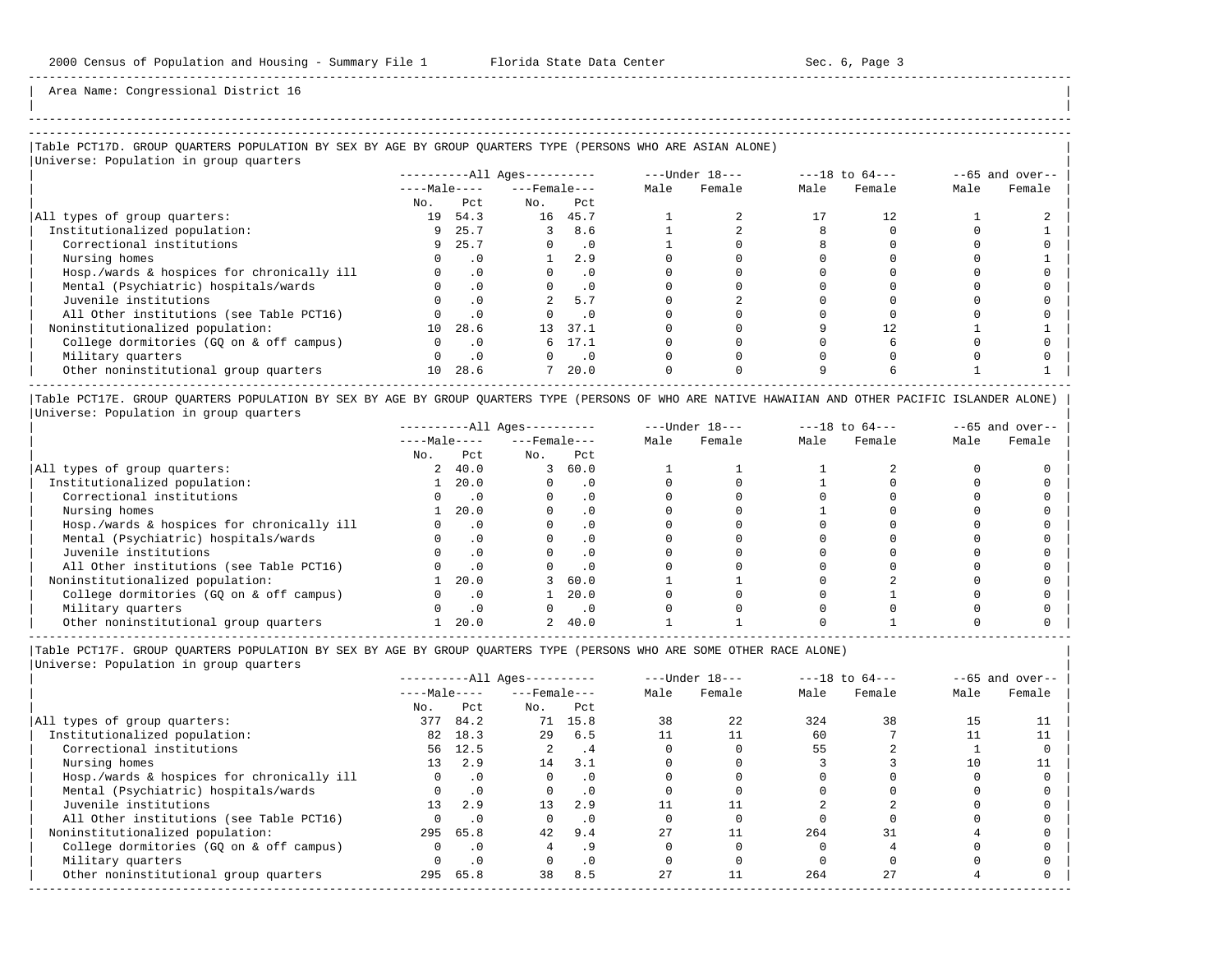Area Name: Congressional District 16

## Table PCT17D. GROUP QUARTERS POPULATION BY SEX BY AGE BY GROUP QUARTERS TYPE (PERSONS WHO ARE ASIAN ALONE)

Universe: Population in group quarters

| | All Ages | | | | Under 18 | | 18 to 64 | | 65 and over | |
|---|---|---|---|---|---|---|---|---|---|---|
| | Male | | Female | | | | | | | |
| | No. | Pct | No. | Pct | Male | Female | Male | Female | Male | Female |
| All types of group quarters: | 19 | 54.3 | 16 | 45.7 | 1 | 2 | 17 | 12 | 1 | 2 |
| Institutionalized population: | 9 | 25.7 | 3 | 8.6 | 1 | 2 | 8 | 0 | 0 | 1 |
| Correctional institutions | 9 | 25.7 | 0 | .0 | 1 | 0 | 8 | 0 | 0 | 0 |
| Nursing homes | 0 | .0 | 1 | 2.9 | 0 | 0 | 0 | 0 | 0 | 1 |
| Hosp./wards & hospices for chronically ill | 0 | .0 | 0 | .0 | 0 | 0 | 0 | 0 | 0 | 0 |
| Mental (Psychiatric) hospitals/wards | 0 | .0 | 0 | .0 | 0 | 0 | 0 | 0 | 0 | 0 |
| Juvenile institutions | 0 | .0 | 2 | 5.7 | 0 | 2 | 0 | 0 | 0 | 0 |
| All Other institutions (see Table PCT16) | 0 | .0 | 0 | .0 | 0 | 0 | 0 | 0 | 0 | 0 |
| Noninstitutionalized population: | 10 | 28.6 | 13 | 37.1 | 0 | 0 | 9 | 12 | 1 | 1 |
| College dormitories (GQ on & off campus) | 0 | .0 | 6 | 17.1 | 0 | 0 | 0 | 6 | 0 | 0 |
| Military quarters | 0 | .0 | 0 | .0 | 0 | 0 | 0 | 0 | 0 | 0 |
| Other noninstitutional group quarters | 10 | 28.6 | 7 | 20.0 | 0 | 0 | 9 | 6 | 1 | 1 |

## Table PCT17E. GROUP QUARTERS POPULATION BY SEX BY AGE BY GROUP QUARTERS TYPE (PERSONS OF WHO ARE NATIVE HAWAIIAN AND OTHER PACIFIC ISLANDER ALONE)

Universe: Population in group quarters

| | All Ages | | | | Under 18 | | 18 to 64 | | 65 and over | |
|---|---|---|---|---|---|---|---|---|---|---|
| | Male | | Female | | | | | | | |
| | No. | Pct | No. | Pct | Male | Female | Male | Female | Male | Female |
| All types of group quarters: | 2 | 40.0 | 3 | 60.0 | 1 | 1 | 1 | 2 | 0 | 0 |
| Institutionalized population: | 1 | 20.0 | 0 | .0 | 0 | 0 | 1 | 0 | 0 | 0 |
| Correctional institutions | 0 | .0 | 0 | .0 | 0 | 0 | 0 | 0 | 0 | 0 |
| Nursing homes | 1 | 20.0 | 0 | .0 | 0 | 0 | 1 | 0 | 0 | 0 |
| Hosp./wards & hospices for chronically ill | 0 | .0 | 0 | .0 | 0 | 0 | 0 | 0 | 0 | 0 |
| Mental (Psychiatric) hospitals/wards | 0 | .0 | 0 | .0 | 0 | 0 | 0 | 0 | 0 | 0 |
| Juvenile institutions | 0 | .0 | 0 | .0 | 0 | 0 | 0 | 0 | 0 | 0 |
| All Other institutions (see Table PCT16) | 0 | .0 | 0 | .0 | 0 | 0 | 0 | 0 | 0 | 0 |
| Noninstitutionalized population: | 1 | 20.0 | 3 | 60.0 | 1 | 1 | 0 | 2 | 0 | 0 |
| College dormitories (GQ on & off campus) | 0 | .0 | 1 | 20.0 | 0 | 0 | 0 | 1 | 0 | 0 |
| Military quarters | 0 | .0 | 0 | .0 | 0 | 0 | 0 | 0 | 0 | 0 |
| Other noninstitutional group quarters | 1 | 20.0 | 2 | 40.0 | 1 | 1 | 0 | 1 | 0 | 0 |

## Table PCT17F. GROUP QUARTERS POPULATION BY SEX BY AGE BY GROUP QUARTERS TYPE (PERSONS WHO ARE SOME OTHER RACE ALONE)

Universe: Population in group quarters

| | All Ages | | | | Under 18 | | 18 to 64 | | 65 and over | |
|---|---|---|---|---|---|---|---|---|---|---|
| | Male | | Female | | | | | | | |
| | No. | Pct | No. | Pct | Male | Female | Male | Female | Male | Female |
| All types of group quarters: | 377 | 84.2 | 71 | 15.8 | 38 | 22 | 324 | 38 | 15 | 11 |
| Institutionalized population: | 82 | 18.3 | 29 | 6.5 | 11 | 11 | 60 | 7 | 11 | 11 |
| Correctional institutions | 56 | 12.5 | 2 | .4 | 0 | 0 | 55 | 2 | 1 | 0 |
| Nursing homes | 13 | 2.9 | 14 | 3.1 | 0 | 0 | 3 | 3 | 10 | 11 |
| Hosp./wards & hospices for chronically ill | 0 | .0 | 0 | .0 | 0 | 0 | 0 | 0 | 0 | 0 |
| Mental (Psychiatric) hospitals/wards | 0 | .0 | 0 | .0 | 0 | 0 | 0 | 0 | 0 | 0 |
| Juvenile institutions | 13 | 2.9 | 13 | 2.9 | 11 | 11 | 2 | 2 | 0 | 0 |
| All Other institutions (see Table PCT16) | 0 | .0 | 0 | .0 | 0 | 0 | 0 | 0 | 0 | 0 |
| Noninstitutionalized population: | 295 | 65.8 | 42 | 9.4 | 27 | 11 | 264 | 31 | 4 | 0 |
| College dormitories (GQ on & off campus) | 0 | .0 | 4 | .9 | 0 | 0 | 0 | 4 | 0 | 0 |
| Military quarters | 0 | .0 | 0 | .0 | 0 | 0 | 0 | 0 | 0 | 0 |
| Other noninstitutional group quarters | 295 | 65.8 | 38 | 8.5 | 27 | 11 | 264 | 27 | 4 | 0 |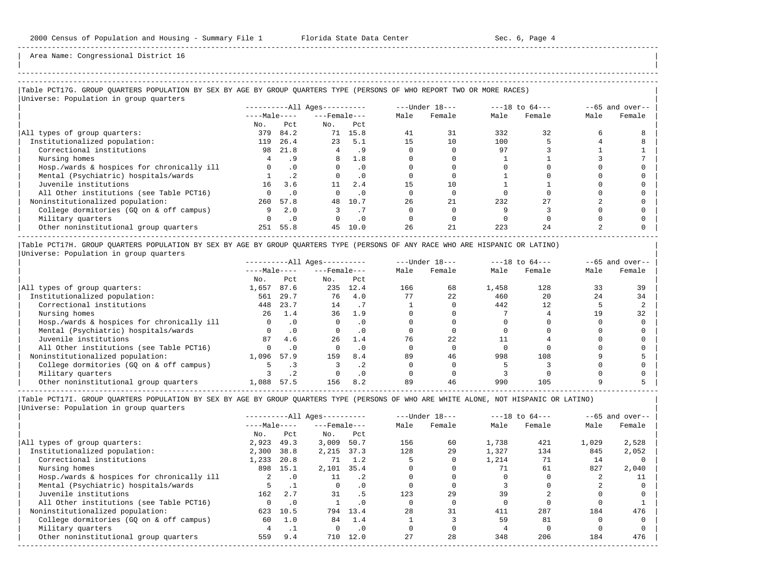Area Name: Congressional District 16

## Table PCT17G. GROUP QUARTERS POPULATION BY SEX BY AGE BY GROUP QUARTERS TYPE (PERSONS OF WHO REPORT TWO OR MORE RACES)

Universe: Population in group quarters

| | All Ages: Male No. | All Ages: Male Pct | All Ages: Female No. | All Ages: Female Pct | Under 18: Male | Under 18: Female | 18 to 64: Male | 18 to 64: Female | 65 and over: Male | 65 and over: Female |
|---|---|---|---|---|---|---|---|---|---|---|
| All types of group quarters: | 379 | 84.2 | 71 | 15.8 | 41 | 31 | 332 | 32 | 6 | 8 |
| Institutionalized population: | 119 | 26.4 | 23 | 5.1 | 15 | 10 | 100 | 5 | 4 | 8 |
| Correctional institutions | 98 | 21.8 | 4 | .9 | 0 | 0 | 97 | 3 | 1 | 1 |
| Nursing homes | 4 | .9 | 8 | 1.8 | 0 | 0 | 1 | 1 | 3 | 7 |
| Hosp./wards & hospices for chronically ill | 0 | .0 | 0 | .0 | 0 | 0 | 0 | 0 | 0 | 0 |
| Mental (Psychiatric) hospitals/wards | 1 | .2 | 0 | .0 | 0 | 0 | 1 | 0 | 0 | 0 |
| Juvenile institutions | 16 | 3.6 | 11 | 2.4 | 15 | 10 | 1 | 1 | 0 | 0 |
| All Other institutions (see Table PCT16) | 0 | .0 | 0 | .0 | 0 | 0 | 0 | 0 | 0 | 0 |
| Noninstitutionalized population: | 260 | 57.8 | 48 | 10.7 | 26 | 21 | 232 | 27 | 2 | 0 |
| College dormitories (GQ on & off campus) | 9 | 2.0 | 3 | .7 | 0 | 0 | 9 | 3 | 0 | 0 |
| Military quarters | 0 | .0 | 0 | .0 | 0 | 0 | 0 | 0 | 0 | 0 |
| Other noninstitutional group quarters | 251 | 55.8 | 45 | 10.0 | 26 | 21 | 223 | 24 | 2 | 0 |

## Table PCT17H. GROUP QUARTERS POPULATION BY SEX BY AGE BY GROUP QUARTERS TYPE (PERSONS OF ANY RACE WHO ARE HISPANIC OR LATINO)

Universe: Population in group quarters

| | All Ages: Male No. | All Ages: Male Pct | All Ages: Female No. | All Ages: Female Pct | Under 18: Male | Under 18: Female | 18 to 64: Male | 18 to 64: Female | 65 and over: Male | 65 and over: Female |
|---|---|---|---|---|---|---|---|---|---|---|
| All types of group quarters: | 1,657 | 87.6 | 235 | 12.4 | 166 | 68 | 1,458 | 128 | 33 | 39 |
| Institutionalized population: | 561 | 29.7 | 76 | 4.0 | 77 | 22 | 460 | 20 | 24 | 34 |
| Correctional institutions | 448 | 23.7 | 14 | .7 | 1 | 0 | 442 | 12 | 5 | 2 |
| Nursing homes | 26 | 1.4 | 36 | 1.9 | 0 | 0 | 7 | 4 | 19 | 32 |
| Hosp./wards & hospices for chronically ill | 0 | .0 | 0 | .0 | 0 | 0 | 0 | 0 | 0 | 0 |
| Mental (Psychiatric) hospitals/wards | 0 | .0 | 0 | .0 | 0 | 0 | 0 | 0 | 0 | 0 |
| Juvenile institutions | 87 | 4.6 | 26 | 1.4 | 76 | 22 | 11 | 4 | 0 | 0 |
| All Other institutions (see Table PCT16) | 0 | .0 | 0 | .0 | 0 | 0 | 0 | 0 | 0 | 0 |
| Noninstitutionalized population: | 1,096 | 57.9 | 159 | 8.4 | 89 | 46 | 998 | 108 | 9 | 5 |
| College dormitories (GQ on & off campus) | 5 | .3 | 3 | .2 | 0 | 0 | 5 | 3 | 0 | 0 |
| Military quarters | 3 | .2 | 0 | .0 | 0 | 0 | 3 | 0 | 0 | 0 |
| Other noninstitutional group quarters | 1,088 | 57.5 | 156 | 8.2 | 89 | 46 | 990 | 105 | 9 | 5 |

## Table PCT17I. GROUP QUARTERS POPULATION BY SEX BY AGE BY GROUP QUARTERS TYPE (PERSONS OF WHO ARE WHITE ALONE, NOT HISPANIC OR LATINO)

Universe: Population in group quarters

| | All Ages: Male No. | All Ages: Male Pct | All Ages: Female No. | All Ages: Female Pct | Under 18: Male | Under 18: Female | 18 to 64: Male | 18 to 64: Female | 65 and over: Male | 65 and over: Female |
|---|---|---|---|---|---|---|---|---|---|---|
| All types of group quarters: | 2,923 | 49.3 | 3,009 | 50.7 | 156 | 60 | 1,738 | 421 | 1,029 | 2,528 |
| Institutionalized population: | 2,300 | 38.8 | 2,215 | 37.3 | 128 | 29 | 1,327 | 134 | 845 | 2,052 |
| Correctional institutions | 1,233 | 20.8 | 71 | 1.2 | 5 | 0 | 1,214 | 71 | 14 | 0 |
| Nursing homes | 898 | 15.1 | 2,101 | 35.4 | 0 | 0 | 71 | 61 | 827 | 2,040 |
| Hosp./wards & hospices for chronically ill | 2 | .0 | 11 | .2 | 0 | 0 | 0 | 0 | 2 | 11 |
| Mental (Psychiatric) hospitals/wards | 5 | .1 | 0 | .0 | 0 | 0 | 3 | 0 | 2 | 0 |
| Juvenile institutions | 162 | 2.7 | 31 | .5 | 123 | 29 | 39 | 2 | 0 | 0 |
| All Other institutions (see Table PCT16) | 0 | .0 | 1 | .0 | 0 | 0 | 0 | 0 | 0 | 1 |
| Noninstitutionalized population: | 623 | 10.5 | 794 | 13.4 | 28 | 31 | 411 | 287 | 184 | 476 |
| College dormitories (GQ on & off campus) | 60 | 1.0 | 84 | 1.4 | 1 | 3 | 59 | 81 | 0 | 0 |
| Military quarters | 4 | .1 | 0 | .0 | 0 | 0 | 4 | 0 | 0 | 0 |
| Other noninstitutional group quarters | 559 | 9.4 | 710 | 12.0 | 27 | 28 | 348 | 206 | 184 | 476 |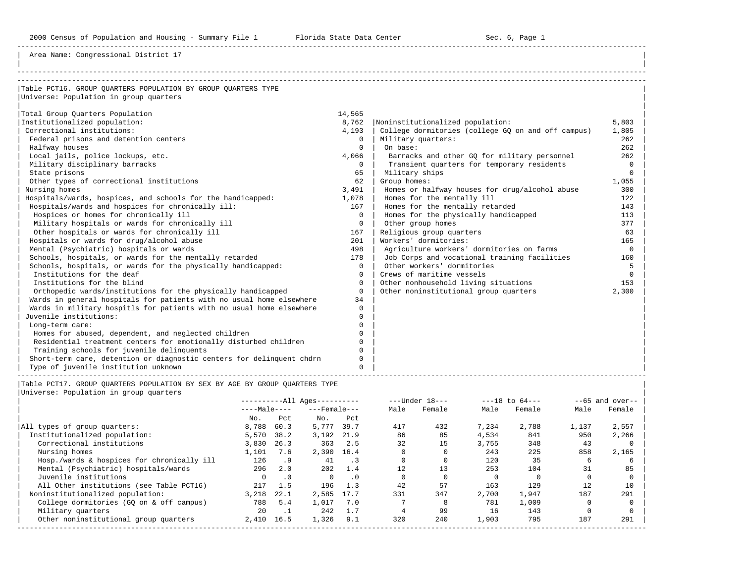Area Name: Congressional District 17

## Table PCT16. GROUP QUARTERS POPULATION BY GROUP QUARTERS TYPE

Universe: Population in group quarters

| Category | Number |
|---|---|
| Total Group Quarters Population | 14,565 |
| Institutionalized population: | 8,762 |
| Correctional institutions: | 4,193 |
| Federal prisons and detention centers | 0 |
| Halfway houses | 0 |
| Local jails, police lockups, etc. | 4,066 |
| Military disciplinary barracks | 0 |
| State prisons | 65 |
| Other types of correctional institutions | 62 |
| Nursing homes | 3,491 |
| Hospitals/wards, hospices, and schools for the handicapped: | 1,078 |
| Hospitals/wards and hospices for chronically ill: | 167 |
| Hospices or homes for chronically ill | 0 |
| Military hospitals or wards for chronically ill | 0 |
| Other hospitals or wards for chronically ill | 167 |
| Hospitals or wards for drug/alcohol abuse | 201 |
| Mental (Psychiatric) hospitals or wards | 498 |
| Schools, hospitals, or wards for the mentally retarded | 178 |
| Schools, hospitals, or wards for the physically handicapped: | 0 |
| Institutions for the deaf | 0 |
| Institutions for the blind | 0 |
| Orthopedic wards/institutions for the physically handicapped | 0 |
| Wards in general hospitals for patients with no usual home elsewhere | 34 |
| Wards in military hospitls for patients with no usual home elsewhere | 0 |
| Juvenile institutions: | 0 |
| Long-term care: | 0 |
| Homes for abused, dependent, and neglected children | 0 |
| Residential treatment centers for emotionally disturbed children | 0 |
| Training schools for juvenile delinquents | 0 |
| Short-term care, detention or diagnostic centers for delinquent chdrn | 0 |
| Type of juvenile institution unknown | 0 |
| Noninstitutionalized population: | 5,803 |
| College dormitories (college GQ on and off campus) | 1,805 |
| Military quarters: | 262 |
| On base: | 262 |
| Barracks and other GQ for military personnel | 262 |
| Transient quarters for temporary residents | 0 |
| Military ships | 0 |
| Group homes: | 1,055 |
| Homes or halfway houses for drug/alcohol abuse | 300 |
| Homes for the mentally ill | 122 |
| Homes for the mentally retarded | 143 |
| Homes for the physically handicapped | 113 |
| Other group homes | 377 |
| Religious group quarters | 63 |
| Workers' dormitories: | 165 |
| Agriculture workers' dormitories on farms | 0 |
| Job Corps and vocational training facilities | 160 |
| Other workers' dormitories | 5 |
| Crews of maritime vessels | 0 |
| Other nonhousehold living situations | 153 |
| Other noninstitutional group quarters | 2,300 |

## Table PCT17. GROUP QUARTERS POPULATION BY SEX BY AGE BY GROUP QUARTERS TYPE

Universe: Population in group quarters

| | All Ages | | | | Under 18 | | 18 to 64 | | 65 and over | |
|---|---|---|---|---|---|---|---|---|---|---|
| | Male | | Female | | | | | | | |
| | No. | Pct | No. | Pct | Male | Female | Male | Female | Male | Female |
| All types of group quarters: | 8,788 | 60.3 | 5,777 | 39.7 | 417 | 432 | 7,234 | 2,788 | 1,137 | 2,557 |
| Institutionalized population: | 5,570 | 38.2 | 3,192 | 21.9 | 86 | 85 | 4,534 | 841 | 950 | 2,266 |
| Correctional institutions | 3,830 | 26.3 | 363 | 2.5 | 32 | 15 | 3,755 | 348 | 43 | 0 |
| Nursing homes | 1,101 | 7.6 | 2,390 | 16.4 | 0 | 0 | 243 | 225 | 858 | 2,165 |
| Hosp./wards & hospices for chronically ill | 126 | .9 | 41 | .3 | 0 | 0 | 120 | 35 | 6 | 6 |
| Mental (Psychiatric) hospitals/wards | 296 | 2.0 | 202 | 1.4 | 12 | 13 | 253 | 104 | 31 | 85 |
| Juvenile institutions | 0 | .0 | 0 | .0 | 0 | 0 | 0 | 0 | 0 | 0 |
| All Other institutions (see Table PCT16) | 217 | 1.5 | 196 | 1.3 | 42 | 57 | 163 | 129 | 12 | 10 |
| Noninstitutionalized population: | 3,218 | 22.1 | 2,585 | 17.7 | 331 | 347 | 2,700 | 1,947 | 187 | 291 |
| College dormitories (GQ on & off campus) | 788 | 5.4 | 1,017 | 7.0 | 7 | 8 | 781 | 1,009 | 0 | 0 |
| Military quarters | 20 | .1 | 242 | 1.7 | 4 | 99 | 16 | 143 | 0 | 0 |
| Other noninstitutional group quarters | 2,410 | 16.5 | 1,326 | 9.1 | 320 | 240 | 1,903 | 795 | 187 | 291 |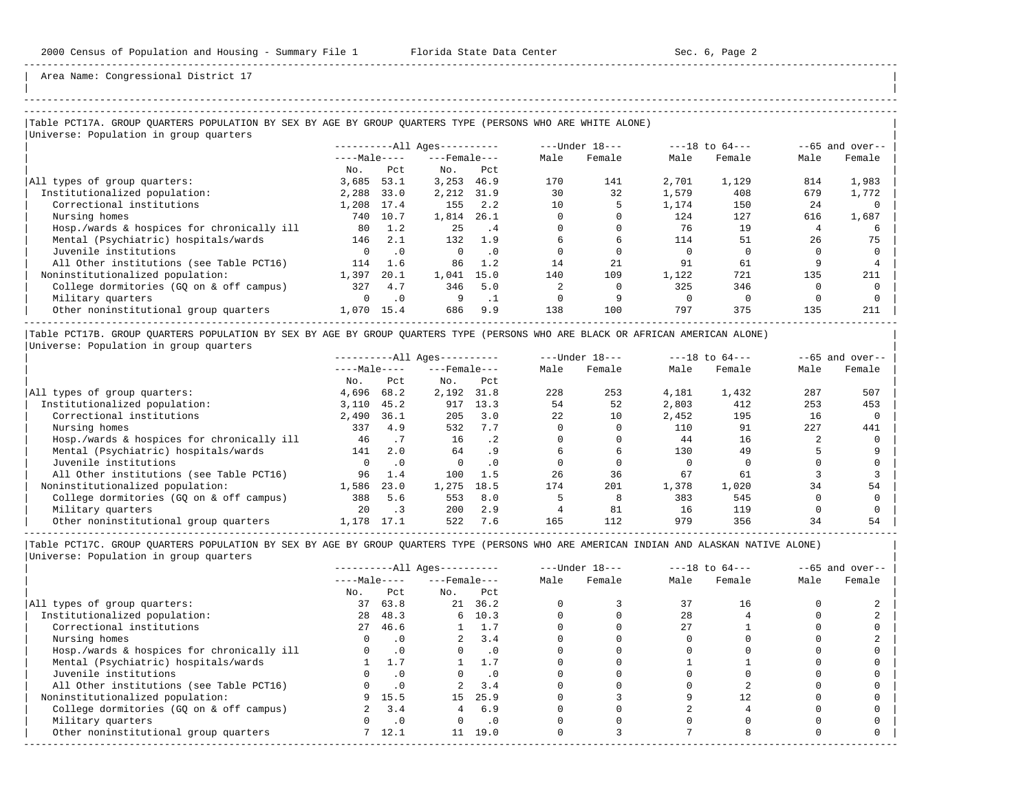Area Name: Congressional District 17

### Table PCT17A. GROUP QUARTERS POPULATION BY SEX BY AGE BY GROUP QUARTERS TYPE (PERSONS WHO ARE WHITE ALONE)

Universe: Population in group quarters

| | All Ages | | | | Under 18 | | 18 to 64 | | 65 and over | |
|---|---|---|---|---|---|---|---|---|---|---|
| | Male | | Female | | | | | | | |
| | No. | Pct | No. | Pct | Male | Female | Male | Female | Male | Female |
| All types of group quarters: | 3,685 | 53.1 | 3,253 | 46.9 | 170 | 141 | 2,701 | 1,129 | 814 | 1,983 |
| Institutionalized population: | 2,288 | 33.0 | 2,212 | 31.9 | 30 | 32 | 1,579 | 408 | 679 | 1,772 |
| Correctional institutions | 1,208 | 17.4 | 155 | 2.2 | 10 | 5 | 1,174 | 150 | 24 | 0 |
| Nursing homes | 740 | 10.7 | 1,814 | 26.1 | 0 | 0 | 124 | 127 | 616 | 1,687 |
| Hosp./wards & hospices for chronically ill | 80 | 1.2 | 25 | .4 | 0 | 0 | 76 | 19 | 4 | 6 |
| Mental (Psychiatric) hospitals/wards | 146 | 2.1 | 132 | 1.9 | 6 | 6 | 114 | 51 | 26 | 75 |
| Juvenile institutions | 0 | .0 | 0 | .0 | 0 | 0 | 0 | 0 | 0 | 0 |
| All Other institutions (see Table PCT16) | 114 | 1.6 | 86 | 1.2 | 14 | 21 | 91 | 61 | 9 | 4 |
| Noninstitutionalized population: | 1,397 | 20.1 | 1,041 | 15.0 | 140 | 109 | 1,122 | 721 | 135 | 211 |
| College dormitories (GQ on & off campus) | 327 | 4.7 | 346 | 5.0 | 2 | 0 | 325 | 346 | 0 | 0 |
| Military quarters | 0 | .0 | 9 | .1 | 0 | 9 | 0 | 0 | 0 | 0 |
| Other noninstitutional group quarters | 1,070 | 15.4 | 686 | 9.9 | 138 | 100 | 797 | 375 | 135 | 211 |

### Table PCT17B. GROUP QUARTERS POPULATION BY SEX BY AGE BY GROUP QUARTERS TYPE (PERSONS WHO ARE BLACK OR AFRICAN AMERICAN ALONE)

Universe: Population in group quarters

| | All Ages | | | | Under 18 | | 18 to 64 | | 65 and over | |
|---|---|---|---|---|---|---|---|---|---|---|
| | Male | | Female | | | | | | | |
| | No. | Pct | No. | Pct | Male | Female | Male | Female | Male | Female |
| All types of group quarters: | 4,696 | 68.2 | 2,192 | 31.8 | 228 | 253 | 4,181 | 1,432 | 287 | 507 |
| Institutionalized population: | 3,110 | 45.2 | 917 | 13.3 | 54 | 52 | 2,803 | 412 | 253 | 453 |
| Correctional institutions | 2,490 | 36.1 | 205 | 3.0 | 22 | 10 | 2,452 | 195 | 16 | 0 |
| Nursing homes | 337 | 4.9 | 532 | 7.7 | 0 | 0 | 110 | 91 | 227 | 441 |
| Hosp./wards & hospices for chronically ill | 46 | .7 | 16 | .2 | 0 | 0 | 44 | 16 | 2 | 0 |
| Mental (Psychiatric) hospitals/wards | 141 | 2.0 | 64 | .9 | 6 | 6 | 130 | 49 | 5 | 9 |
| Juvenile institutions | 0 | .0 | 0 | .0 | 0 | 0 | 0 | 0 | 0 | 0 |
| All Other institutions (see Table PCT16) | 96 | 1.4 | 100 | 1.5 | 26 | 36 | 67 | 61 | 3 | 3 |
| Noninstitutionalized population: | 1,586 | 23.0 | 1,275 | 18.5 | 174 | 201 | 1,378 | 1,020 | 34 | 54 |
| College dormitories (GQ on & off campus) | 388 | 5.6 | 553 | 8.0 | 5 | 8 | 383 | 545 | 0 | 0 |
| Military quarters | 20 | .3 | 200 | 2.9 | 4 | 81 | 16 | 119 | 0 | 0 |
| Other noninstitutional group quarters | 1,178 | 17.1 | 522 | 7.6 | 165 | 112 | 979 | 356 | 34 | 54 |

### Table PCT17C. GROUP QUARTERS POPULATION BY SEX BY AGE BY GROUP QUARTERS TYPE (PERSONS WHO ARE AMERICAN INDIAN AND ALASKAN NATIVE ALONE)

Universe: Population in group quarters

| | All Ages | | | | Under 18 | | 18 to 64 | | 65 and over | |
|---|---|---|---|---|---|---|---|---|---|---|
| | Male | | Female | | | | | | | |
| | No. | Pct | No. | Pct | Male | Female | Male | Female | Male | Female |
| All types of group quarters: | 37 | 63.8 | 21 | 36.2 | 0 | 3 | 37 | 16 | 0 | 2 |
| Institutionalized population: | 28 | 48.3 | 6 | 10.3 | 0 | 0 | 28 | 4 | 0 | 2 |
| Correctional institutions | 27 | 46.6 | 1 | 1.7 | 0 | 0 | 27 | 1 | 0 | 0 |
| Nursing homes | 0 | .0 | 2 | 3.4 | 0 | 0 | 0 | 0 | 0 | 2 |
| Hosp./wards & hospices for chronically ill | 0 | .0 | 0 | .0 | 0 | 0 | 0 | 0 | 0 | 0 |
| Mental (Psychiatric) hospitals/wards | 1 | 1.7 | 1 | 1.7 | 0 | 0 | 1 | 1 | 0 | 0 |
| Juvenile institutions | 0 | .0 | 0 | .0 | 0 | 0 | 0 | 0 | 0 | 0 |
| All Other institutions (see Table PCT16) | 0 | .0 | 2 | 3.4 | 0 | 0 | 0 | 2 | 0 | 0 |
| Noninstitutionalized population: | 9 | 15.5 | 15 | 25.9 | 0 | 3 | 9 | 12 | 0 | 0 |
| College dormitories (GQ on & off campus) | 2 | 3.4 | 4 | 6.9 | 0 | 0 | 2 | 4 | 0 | 0 |
| Military quarters | 0 | .0 | 0 | .0 | 0 | 0 | 0 | 0 | 0 | 0 |
| Other noninstitutional group quarters | 7 | 12.1 | 11 | 19.0 | 0 | 3 | 7 | 8 | 0 | 0 |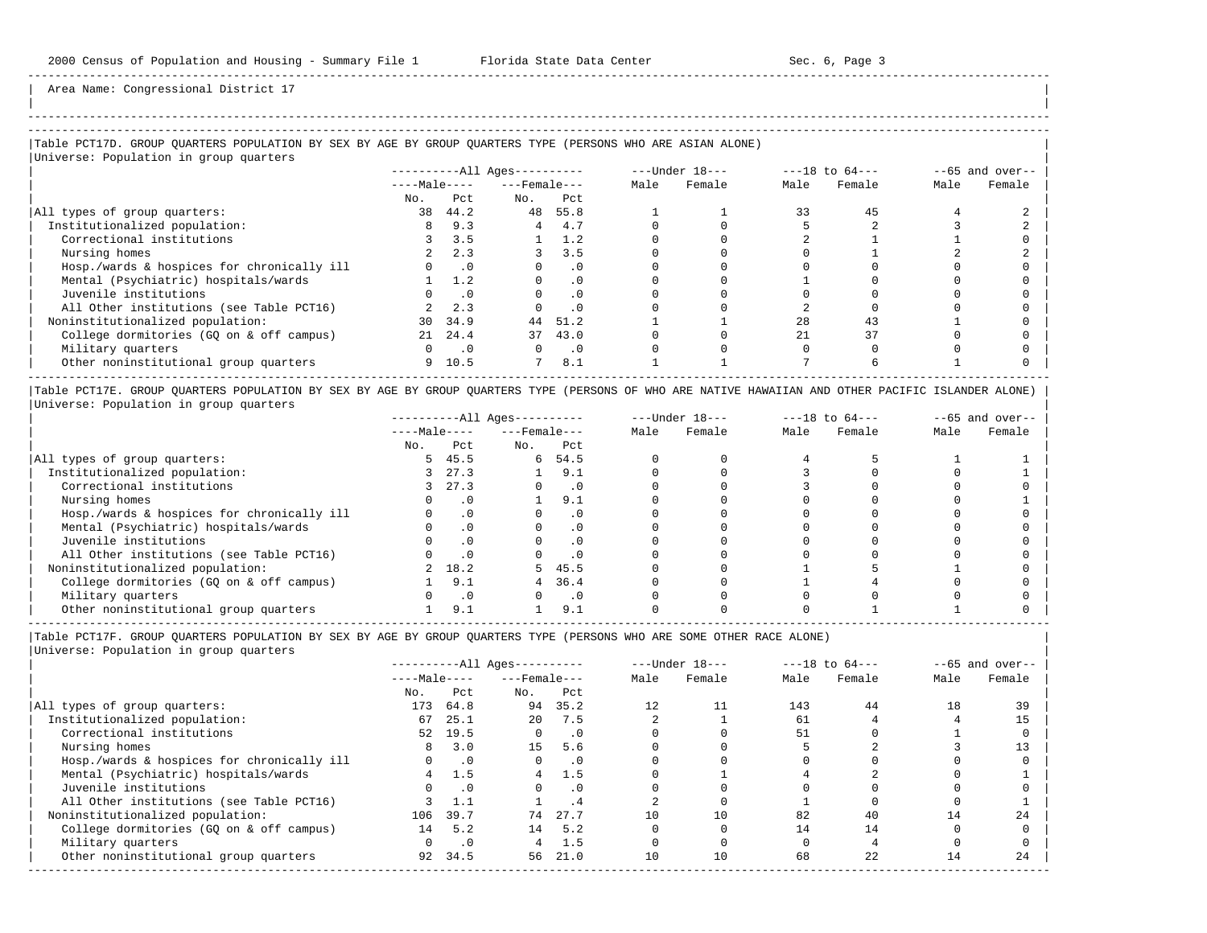Area Name: Congressional District 17

### Table PCT17D. GROUP QUARTERS POPULATION BY SEX BY AGE BY GROUP QUARTERS TYPE (PERSONS WHO ARE ASIAN ALONE)

Universe: Population in group quarters

| | All Ages | | | | Under 18 | | 18 to 64 | | 65 and over | |
|---|---|---|---|---|---|---|---|---|---|---|
| | Male | | Female | | | | | | | |
| | No. | Pct | No. | Pct | Male | Female | Male | Female | Male | Female |
| All types of group quarters: | 38 | 44.2 | 48 | 55.8 | 1 | 1 | 33 | 45 | 4 | 2 |
| Institutionalized population: | 8 | 9.3 | 4 | 4.7 | 0 | 0 | 5 | 2 | 3 | 2 |
| Correctional institutions | 3 | 3.5 | 1 | 1.2 | 0 | 0 | 2 | 1 | 1 | 0 |
| Nursing homes | 2 | 2.3 | 3 | 3.5 | 0 | 0 | 0 | 1 | 2 | 2 |
| Hosp./wards & hospices for chronically ill | 0 | .0 | 0 | .0 | 0 | 0 | 0 | 0 | 0 | 0 |
| Mental (Psychiatric) hospitals/wards | 1 | 1.2 | 0 | .0 | 0 | 0 | 1 | 0 | 0 | 0 |
| Juvenile institutions | 0 | .0 | 0 | .0 | 0 | 0 | 0 | 0 | 0 | 0 |
| All Other institutions (see Table PCT16) | 2 | 2.3 | 0 | .0 | 0 | 0 | 2 | 0 | 0 | 0 |
| Noninstitutionalized population: | 30 | 34.9 | 44 | 51.2 | 1 | 1 | 28 | 43 | 1 | 0 |
| College dormitories (GQ on & off campus) | 21 | 24.4 | 37 | 43.0 | 0 | 0 | 21 | 37 | 0 | 0 |
| Military quarters | 0 | .0 | 0 | .0 | 0 | 0 | 0 | 0 | 0 | 0 |
| Other noninstitutional group quarters | 9 | 10.5 | 7 | 8.1 | 1 | 1 | 7 | 6 | 1 | 0 |

### Table PCT17E. GROUP QUARTERS POPULATION BY SEX BY AGE BY GROUP QUARTERS TYPE (PERSONS OF WHO ARE NATIVE HAWAIIAN AND OTHER PACIFIC ISLANDER ALONE)

Universe: Population in group quarters

| | All Ages | | | | Under 18 | | 18 to 64 | | 65 and over | |
|---|---|---|---|---|---|---|---|---|---|---|
| | Male | | Female | | | | | | | |
| | No. | Pct | No. | Pct | Male | Female | Male | Female | Male | Female |
| All types of group quarters: | 5 | 45.5 | 6 | 54.5 | 0 | 0 | 4 | 5 | 1 | 1 |
| Institutionalized population: | 3 | 27.3 | 1 | 9.1 | 0 | 0 | 3 | 0 | 0 | 1 |
| Correctional institutions | 3 | 27.3 | 0 | .0 | 0 | 0 | 3 | 0 | 0 | 0 |
| Nursing homes | 0 | .0 | 1 | 9.1 | 0 | 0 | 0 | 0 | 0 | 1 |
| Hosp./wards & hospices for chronically ill | 0 | .0 | 0 | .0 | 0 | 0 | 0 | 0 | 0 | 0 |
| Mental (Psychiatric) hospitals/wards | 0 | .0 | 0 | .0 | 0 | 0 | 0 | 0 | 0 | 0 |
| Juvenile institutions | 0 | .0 | 0 | .0 | 0 | 0 | 0 | 0 | 0 | 0 |
| All Other institutions (see Table PCT16) | 0 | .0 | 0 | .0 | 0 | 0 | 0 | 0 | 0 | 0 |
| Noninstitutionalized population: | 2 | 18.2 | 5 | 45.5 | 0 | 0 | 1 | 5 | 1 | 0 |
| College dormitories (GQ on & off campus) | 1 | 9.1 | 4 | 36.4 | 0 | 0 | 1 | 4 | 0 | 0 |
| Military quarters | 0 | .0 | 0 | .0 | 0 | 0 | 0 | 0 | 0 | 0 |
| Other noninstitutional group quarters | 1 | 9.1 | 1 | 9.1 | 0 | 0 | 0 | 1 | 1 | 0 |

### Table PCT17F. GROUP QUARTERS POPULATION BY SEX BY AGE BY GROUP QUARTERS TYPE (PERSONS WHO ARE SOME OTHER RACE ALONE)

Universe: Population in group quarters

| | All Ages | | | | Under 18 | | 18 to 64 | | 65 and over | |
|---|---|---|---|---|---|---|---|---|---|---|
| | Male | | Female | | | | | | | |
| | No. | Pct | No. | Pct | Male | Female | Male | Female | Male | Female |
| All types of group quarters: | 173 | 64.8 | 94 | 35.2 | 12 | 11 | 143 | 44 | 18 | 39 |
| Institutionalized population: | 67 | 25.1 | 20 | 7.5 | 2 | 1 | 61 | 4 | 4 | 15 |
| Correctional institutions | 52 | 19.5 | 0 | .0 | 0 | 0 | 51 | 0 | 1 | 0 |
| Nursing homes | 8 | 3.0 | 15 | 5.6 | 0 | 0 | 5 | 2 | 3 | 13 |
| Hosp./wards & hospices for chronically ill | 0 | .0 | 0 | .0 | 0 | 0 | 0 | 0 | 0 | 0 |
| Mental (Psychiatric) hospitals/wards | 4 | 1.5 | 4 | 1.5 | 0 | 1 | 4 | 2 | 0 | 1 |
| Juvenile institutions | 0 | .0 | 0 | .0 | 0 | 0 | 0 | 0 | 0 | 0 |
| All Other institutions (see Table PCT16) | 3 | 1.1 | 1 | .4 | 2 | 0 | 1 | 0 | 0 | 1 |
| Noninstitutionalized population: | 106 | 39.7 | 74 | 27.7 | 10 | 10 | 82 | 40 | 14 | 24 |
| College dormitories (GQ on & off campus) | 14 | 5.2 | 14 | 5.2 | 0 | 0 | 14 | 14 | 0 | 0 |
| Military quarters | 0 | .0 | 4 | 1.5 | 0 | 0 | 0 | 4 | 0 | 0 |
| Other noninstitutional group quarters | 92 | 34.5 | 56 | 21.0 | 10 | 10 | 68 | 22 | 14 | 24 |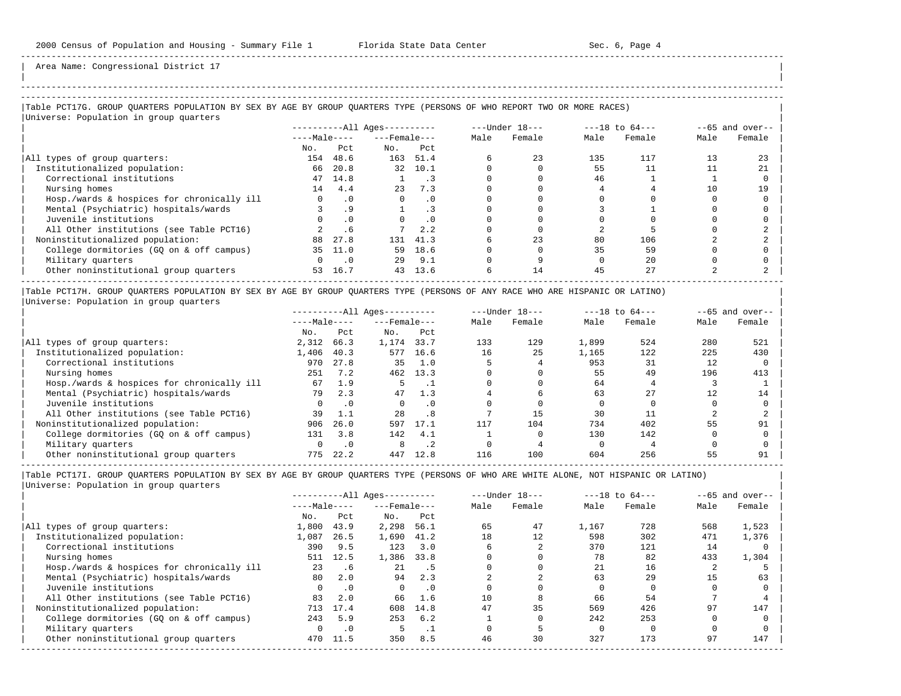Area Name: Congressional District 17

### Table PCT17G. GROUP QUARTERS POPULATION BY SEX BY AGE BY GROUP QUARTERS TYPE (PERSONS OF WHO REPORT TWO OR MORE RACES)

Universe: Population in group quarters

| | All Ages | | | | Under 18 | | 18 to 64 | | 65 and over | |
|---|---|---|---|---|---|---|---|---|---|---|
| | Male | | Female | | | | | | | |
| | No. | Pct | No. | Pct | Male | Female | Male | Female | Male | Female |
| All types of group quarters: | 154 | 48.6 | 163 | 51.4 | 6 | 23 | 135 | 117 | 13 | 23 |
| Institutionalized population: | 66 | 20.8 | 32 | 10.1 | 0 | 0 | 55 | 11 | 11 | 21 |
| Correctional institutions | 47 | 14.8 | 1 | .3 | 0 | 0 | 46 | 1 | 1 | 0 |
| Nursing homes | 14 | 4.4 | 23 | 7.3 | 0 | 0 | 4 | 4 | 10 | 19 |
| Hosp./wards & hospices for chronically ill | 0 | .0 | 0 | .0 | 0 | 0 | 0 | 0 | 0 | 0 |
| Mental (Psychiatric) hospitals/wards | 3 | .9 | 1 | .3 | 0 | 0 | 3 | 1 | 0 | 0 |
| Juvenile institutions | 0 | .0 | 0 | .0 | 0 | 0 | 0 | 0 | 0 | 0 |
| All Other institutions (see Table PCT16) | 2 | .6 | 7 | 2.2 | 0 | 0 | 2 | 5 | 0 | 2 |
| Noninstitutionalized population: | 88 | 27.8 | 131 | 41.3 | 6 | 23 | 80 | 106 | 2 | 2 |
| College dormitories (GQ on & off campus) | 35 | 11.0 | 59 | 18.6 | 0 | 0 | 35 | 59 | 0 | 0 |
| Military quarters | 0 | .0 | 29 | 9.1 | 0 | 9 | 0 | 20 | 0 | 0 |
| Other noninstitutional group quarters | 53 | 16.7 | 43 | 13.6 | 6 | 14 | 45 | 27 | 2 | 2 |

### Table PCT17H. GROUP QUARTERS POPULATION BY SEX BY AGE BY GROUP QUARTERS TYPE (PERSONS OF ANY RACE WHO ARE HISPANIC OR LATINO)

Universe: Population in group quarters

| | All Ages | | | | Under 18 | | 18 to 64 | | 65 and over | |
|---|---|---|---|---|---|---|---|---|---|---|
| | Male | | Female | | | | | | | |
| | No. | Pct | No. | Pct | Male | Female | Male | Female | Male | Female |
| All types of group quarters: | 2,312 | 66.3 | 1,174 | 33.7 | 133 | 129 | 1,899 | 524 | 280 | 521 |
| Institutionalized population: | 1,406 | 40.3 | 577 | 16.6 | 16 | 25 | 1,165 | 122 | 225 | 430 |
| Correctional institutions | 970 | 27.8 | 35 | 1.0 | 5 | 4 | 953 | 31 | 12 | 0 |
| Nursing homes | 251 | 7.2 | 462 | 13.3 | 0 | 0 | 55 | 49 | 196 | 413 |
| Hosp./wards & hospices for chronically ill | 67 | 1.9 | 5 | .1 | 0 | 0 | 64 | 4 | 3 | 1 |
| Mental (Psychiatric) hospitals/wards | 79 | 2.3 | 47 | 1.3 | 4 | 6 | 63 | 27 | 12 | 14 |
| Juvenile institutions | 0 | .0 | 0 | .0 | 0 | 0 | 0 | 0 | 0 | 0 |
| All Other institutions (see Table PCT16) | 39 | 1.1 | 28 | .8 | 7 | 15 | 30 | 11 | 2 | 2 |
| Noninstitutionalized population: | 906 | 26.0 | 597 | 17.1 | 117 | 104 | 734 | 402 | 55 | 91 |
| College dormitories (GQ on & off campus) | 131 | 3.8 | 142 | 4.1 | 1 | 0 | 130 | 142 | 0 | 0 |
| Military quarters | 0 | .0 | 8 | .2 | 0 | 4 | 0 | 4 | 0 | 0 |
| Other noninstitutional group quarters | 775 | 22.2 | 447 | 12.8 | 116 | 100 | 604 | 256 | 55 | 91 |

### Table PCT17I. GROUP QUARTERS POPULATION BY SEX BY AGE BY GROUP QUARTERS TYPE (PERSONS OF WHO ARE WHITE ALONE, NOT HISPANIC OR LATINO)

Universe: Population in group quarters

| | All Ages | | | | Under 18 | | 18 to 64 | | 65 and over | |
|---|---|---|---|---|---|---|---|---|---|---|
| | Male | | Female | | | | | | | |
| | No. | Pct | No. | Pct | Male | Female | Male | Female | Male | Female |
| All types of group quarters: | 1,800 | 43.9 | 2,298 | 56.1 | 65 | 47 | 1,167 | 728 | 568 | 1,523 |
| Institutionalized population: | 1,087 | 26.5 | 1,690 | 41.2 | 18 | 12 | 598 | 302 | 471 | 1,376 |
| Correctional institutions | 390 | 9.5 | 123 | 3.0 | 6 | 2 | 370 | 121 | 14 | 0 |
| Nursing homes | 511 | 12.5 | 1,386 | 33.8 | 0 | 0 | 78 | 82 | 433 | 1,304 |
| Hosp./wards & hospices for chronically ill | 23 | .6 | 21 | .5 | 0 | 0 | 21 | 16 | 2 | 5 |
| Mental (Psychiatric) hospitals/wards | 80 | 2.0 | 94 | 2.3 | 2 | 2 | 63 | 29 | 15 | 63 |
| Juvenile institutions | 0 | .0 | 0 | .0 | 0 | 0 | 0 | 0 | 0 | 0 |
| All Other institutions (see Table PCT16) | 83 | 2.0 | 66 | 1.6 | 10 | 8 | 66 | 54 | 7 | 4 |
| Noninstitutionalized population: | 713 | 17.4 | 608 | 14.8 | 47 | 35 | 569 | 426 | 97 | 147 |
| College dormitories (GQ on & off campus) | 243 | 5.9 | 253 | 6.2 | 1 | 0 | 242 | 253 | 0 | 0 |
| Military quarters | 0 | .0 | 5 | .1 | 0 | 5 | 0 | 0 | 0 | 0 |
| Other noninstitutional group quarters | 470 | 11.5 | 350 | 8.5 | 46 | 30 | 327 | 173 | 97 | 147 |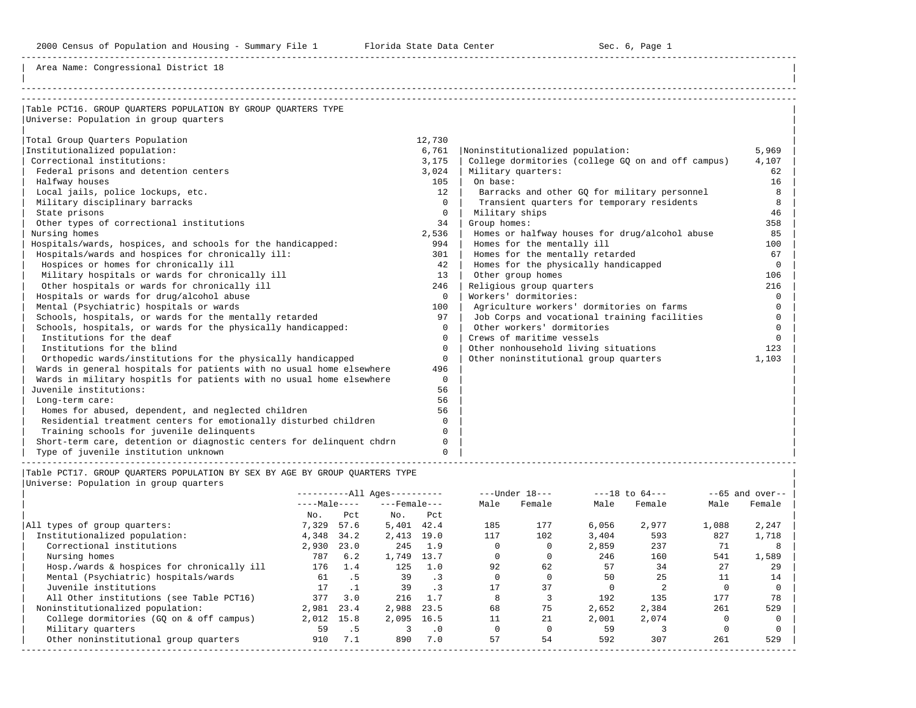Area Name: Congressional District 18

## Table PCT16. GROUP QUARTERS POPULATION BY GROUP QUARTERS TYPE

Universe: Population in group quarters

| Group quarters type | Population |
|---|---|
| Total Group Quarters Population | 12,730 |
| Institutionalized population: | 6,761 |
| Correctional institutions: | 3,175 |
| Federal prisons and detention centers | 3,024 |
| Halfway houses | 105 |
| Local jails, police lockups, etc. | 12 |
| Military disciplinary barracks | 0 |
| State prisons | 0 |
| Other types of correctional institutions | 34 |
| Nursing homes | 2,536 |
| Hospitals/wards, hospices, and schools for the handicapped: | 994 |
| Hospitals/wards and hospices for chronically ill: | 301 |
| Hospices or homes for chronically ill | 42 |
| Military hospitals or wards for chronically ill | 13 |
| Other hospitals or wards for chronically ill | 246 |
| Hospitals or wards for drug/alcohol abuse | 0 |
| Mental (Psychiatric) hospitals or wards | 100 |
| Schools, hospitals, or wards for the mentally retarded | 97 |
| Schools, hospitals, or wards for the physically handicapped: | 0 |
| Institutions for the deaf | 0 |
| Institutions for the blind | 0 |
| Orthopedic wards/institutions for the physically handicapped | 0 |
| Wards in general hospitals for patients with no usual home elsewhere | 496 |
| Wards in military hospitls for patients with no usual home elsewhere | 0 |
| Juvenile institutions: | 56 |
| Long-term care: | 56 |
| Homes for abused, dependent, and neglected children | 56 |
| Residential treatment centers for emotionally disturbed children | 0 |
| Training schools for juvenile delinquents | 0 |
| Short-term care, detention or diagnostic centers for delinquent chdrn | 0 |
| Type of juvenile institution unknown | 0 |
| Noninstitutionalized population: | 5,969 |
| College dormitories (college GQ on and off campus) | 4,107 |
| Military quarters: | 62 |
| On base: | 16 |
| Barracks and other GQ for military personnel | 8 |
| Transient quarters for temporary residents | 8 |
| Military ships | 46 |
| Group homes: | 358 |
| Homes or halfway houses for drug/alcohol abuse | 85 |
| Homes for the mentally ill | 100 |
| Homes for the mentally retarded | 67 |
| Homes for the physically handicapped | 0 |
| Other group homes | 106 |
| Religious group quarters | 216 |
| Workers' dormitories: | 0 |
| Agriculture workers' dormitories on farms | 0 |
| Job Corps and vocational training facilities | 0 |
| Other workers' dormitories | 0 |
| Crews of maritime vessels | 0 |
| Other nonhousehold living situations | 123 |
| Other noninstitutional group quarters | 1,103 |

## Table PCT17. GROUP QUARTERS POPULATION BY SEX BY AGE BY GROUP QUARTERS TYPE

Universe: Population in group quarters

| | All Ages | | | | Under 18 | | 18 to 64 | | 65 and over | |
|---|---|---|---|---|---|---|---|---|---|---|
| | Male | | Female | | | | | | | |
| | No. | Pct | No. | Pct | Male | Female | Male | Female | Male | Female |
| All types of group quarters: | 7,329 | 57.6 | 5,401 | 42.4 | 185 | 177 | 6,056 | 2,977 | 1,088 | 2,247 |
| Institutionalized population: | 4,348 | 34.2 | 2,413 | 19.0 | 117 | 102 | 3,404 | 593 | 827 | 1,718 |
| Correctional institutions | 2,930 | 23.0 | 245 | 1.9 | 0 | 0 | 2,859 | 237 | 71 | 8 |
| Nursing homes | 787 | 6.2 | 1,749 | 13.7 | 0 | 0 | 246 | 160 | 541 | 1,589 |
| Hosp./wards & hospices for chronically ill | 176 | 1.4 | 125 | 1.0 | 92 | 62 | 57 | 34 | 27 | 29 |
| Mental (Psychiatric) hospitals/wards | 61 | .5 | 39 | .3 | 0 | 0 | 50 | 25 | 11 | 14 |
| Juvenile institutions | 17 | .1 | 39 | .3 | 17 | 37 | 0 | 2 | 0 | 0 |
| All Other institutions (see Table PCT16) | 377 | 3.0 | 216 | 1.7 | 8 | 3 | 192 | 135 | 177 | 78 |
| Noninstitutionalized population: | 2,981 | 23.4 | 2,988 | 23.5 | 68 | 75 | 2,652 | 2,384 | 261 | 529 |
| College dormitories (GQ on & off campus) | 2,012 | 15.8 | 2,095 | 16.5 | 11 | 21 | 2,001 | 2,074 | 0 | 0 |
| Military quarters | 59 | .5 | 3 | .0 | 0 | 0 | 59 | 3 | 0 | 0 |
| Other noninstitutional group quarters | 910 | 7.1 | 890 | 7.0 | 57 | 54 | 592 | 307 | 261 | 529 |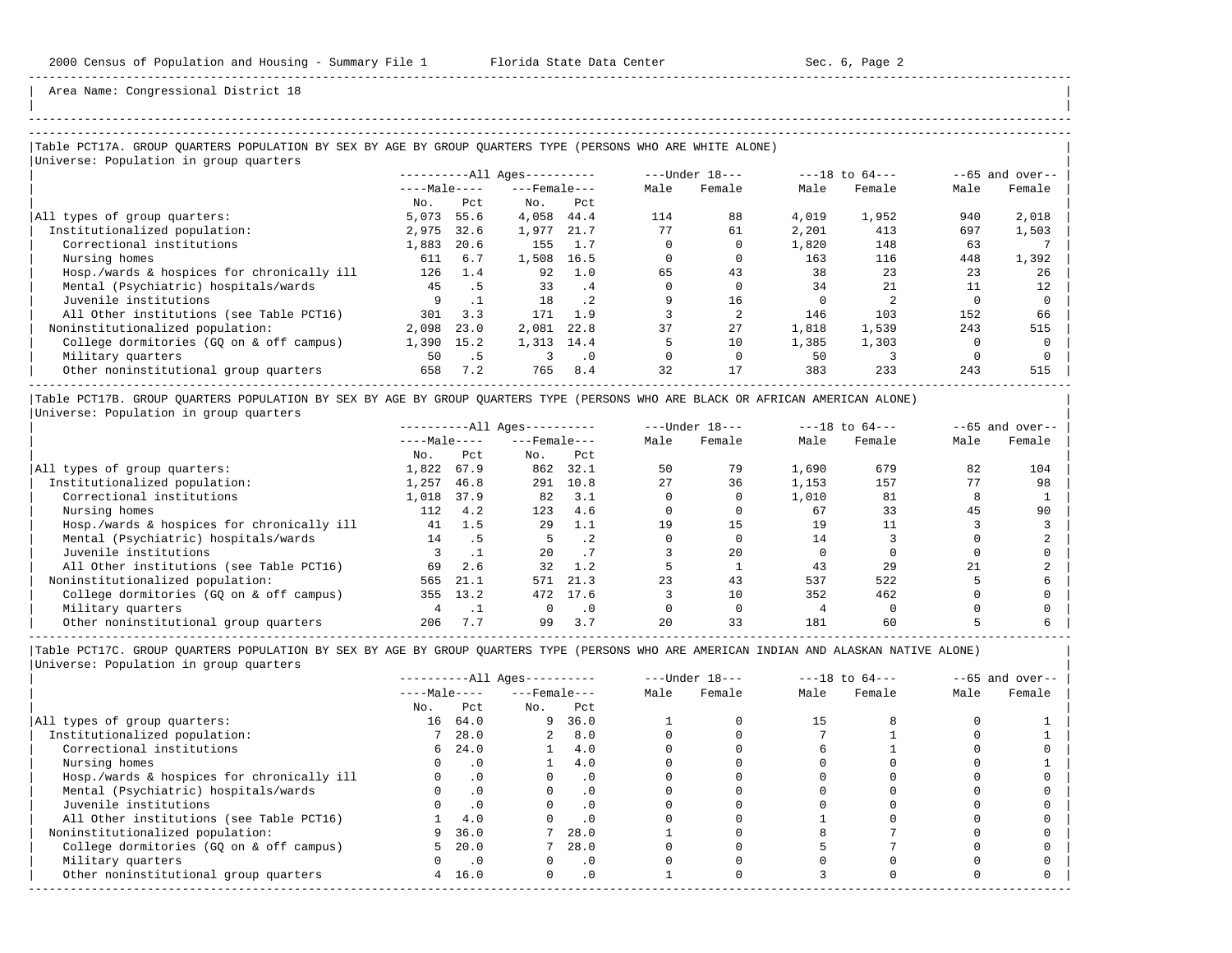Area Name: Congressional District 18

## Table PCT17A. GROUP QUARTERS POPULATION BY SEX BY AGE BY GROUP QUARTERS TYPE (PERSONS WHO ARE WHITE ALONE)

Universe: Population in group quarters

| | All Ages | | | | Under 18 | | 18 to 64 | | 65 and over | |
|---|---|---|---|---|---|---|---|---|---|---|
| | Male | | Female | | | | | | | |
| | No. | Pct | No. | Pct | Male | Female | Male | Female | Male | Female |
| All types of group quarters: | 5,073 | 55.6 | 4,058 | 44.4 | 114 | 88 | 4,019 | 1,952 | 940 | 2,018 |
| Institutionalized population: | 2,975 | 32.6 | 1,977 | 21.7 | 77 | 61 | 2,201 | 413 | 697 | 1,503 |
| Correctional institutions | 1,883 | 20.6 | 155 | 1.7 | 0 | 0 | 1,820 | 148 | 63 | 7 |
| Nursing homes | 611 | 6.7 | 1,508 | 16.5 | 0 | 0 | 163 | 116 | 448 | 1,392 |
| Hosp./wards & hospices for chronically ill | 126 | 1.4 | 92 | 1.0 | 65 | 43 | 38 | 23 | 23 | 26 |
| Mental (Psychiatric) hospitals/wards | 45 | .5 | 33 | .4 | 0 | 0 | 34 | 21 | 11 | 12 |
| Juvenile institutions | 9 | .1 | 18 | .2 | 9 | 16 | 0 | 2 | 0 | 0 |
| All Other institutions (see Table PCT16) | 301 | 3.3 | 171 | 1.9 | 3 | 2 | 146 | 103 | 152 | 66 |
| Noninstitutionalized population: | 2,098 | 23.0 | 2,081 | 22.8 | 37 | 27 | 1,818 | 1,539 | 243 | 515 |
| College dormitories (GQ on & off campus) | 1,390 | 15.2 | 1,313 | 14.4 | 5 | 10 | 1,385 | 1,303 | 0 | 0 |
| Military quarters | 50 | .5 | 3 | .0 | 0 | 0 | 50 | 3 | 0 | 0 |
| Other noninstitutional group quarters | 658 | 7.2 | 765 | 8.4 | 32 | 17 | 383 | 233 | 243 | 515 |

## Table PCT17B. GROUP QUARTERS POPULATION BY SEX BY AGE BY GROUP QUARTERS TYPE (PERSONS WHO ARE BLACK OR AFRICAN AMERICAN ALONE)

Universe: Population in group quarters

| | All Ages | | | | Under 18 | | 18 to 64 | | 65 and over | |
|---|---|---|---|---|---|---|---|---|---|---|
| | Male | | Female | | | | | | | |
| | No. | Pct | No. | Pct | Male | Female | Male | Female | Male | Female |
| All types of group quarters: | 1,822 | 67.9 | 862 | 32.1 | 50 | 79 | 1,690 | 679 | 82 | 104 |
| Institutionalized population: | 1,257 | 46.8 | 291 | 10.8 | 27 | 36 | 1,153 | 157 | 77 | 98 |
| Correctional institutions | 1,018 | 37.9 | 82 | 3.1 | 0 | 0 | 1,010 | 81 | 8 | 1 |
| Nursing homes | 112 | 4.2 | 123 | 4.6 | 0 | 0 | 67 | 33 | 45 | 90 |
| Hosp./wards & hospices for chronically ill | 41 | 1.5 | 29 | 1.1 | 19 | 15 | 19 | 11 | 3 | 3 |
| Mental (Psychiatric) hospitals/wards | 14 | .5 | 5 | .2 | 0 | 0 | 14 | 3 | 0 | 2 |
| Juvenile institutions | 3 | .1 | 20 | .7 | 3 | 20 | 0 | 0 | 0 | 0 |
| All Other institutions (see Table PCT16) | 69 | 2.6 | 32 | 1.2 | 5 | 1 | 43 | 29 | 21 | 2 |
| Noninstitutionalized population: | 565 | 21.1 | 571 | 21.3 | 23 | 43 | 537 | 522 | 5 | 6 |
| College dormitories (GQ on & off campus) | 355 | 13.2 | 472 | 17.6 | 3 | 10 | 352 | 462 | 0 | 0 |
| Military quarters | 4 | .1 | 0 | .0 | 0 | 0 | 4 | 0 | 0 | 0 |
| Other noninstitutional group quarters | 206 | 7.7 | 99 | 3.7 | 20 | 33 | 181 | 60 | 5 | 6 |

## Table PCT17C. GROUP QUARTERS POPULATION BY SEX BY AGE BY GROUP QUARTERS TYPE (PERSONS WHO ARE AMERICAN INDIAN AND ALASKAN NATIVE ALONE)

Universe: Population in group quarters

| | All Ages | | | | Under 18 | | 18 to 64 | | 65 and over | |
|---|---|---|---|---|---|---|---|---|---|---|
| | Male | | Female | | | | | | | |
| | No. | Pct | No. | Pct | Male | Female | Male | Female | Male | Female |
| All types of group quarters: | 16 | 64.0 | 9 | 36.0 | 1 | 0 | 15 | 8 | 0 | 1 |
| Institutionalized population: | 7 | 28.0 | 2 | 8.0 | 0 | 0 | 7 | 1 | 0 | 1 |
| Correctional institutions | 6 | 24.0 | 1 | 4.0 | 0 | 0 | 6 | 1 | 0 | 0 |
| Nursing homes | 0 | .0 | 1 | 4.0 | 0 | 0 | 0 | 0 | 0 | 1 |
| Hosp./wards & hospices for chronically ill | 0 | .0 | 0 | .0 | 0 | 0 | 0 | 0 | 0 | 0 |
| Mental (Psychiatric) hospitals/wards | 0 | .0 | 0 | .0 | 0 | 0 | 0 | 0 | 0 | 0 |
| Juvenile institutions | 0 | .0 | 0 | .0 | 0 | 0 | 0 | 0 | 0 | 0 |
| All Other institutions (see Table PCT16) | 1 | 4.0 | 0 | .0 | 0 | 0 | 1 | 0 | 0 | 0 |
| Noninstitutionalized population: | 9 | 36.0 | 7 | 28.0 | 1 | 0 | 8 | 7 | 0 | 0 |
| College dormitories (GQ on & off campus) | 5 | 20.0 | 7 | 28.0 | 0 | 0 | 5 | 7 | 0 | 0 |
| Military quarters | 0 | .0 | 0 | .0 | 0 | 0 | 0 | 0 | 0 | 0 |
| Other noninstitutional group quarters | 4 | 16.0 | 0 | .0 | 1 | 0 | 3 | 0 | 0 | 0 |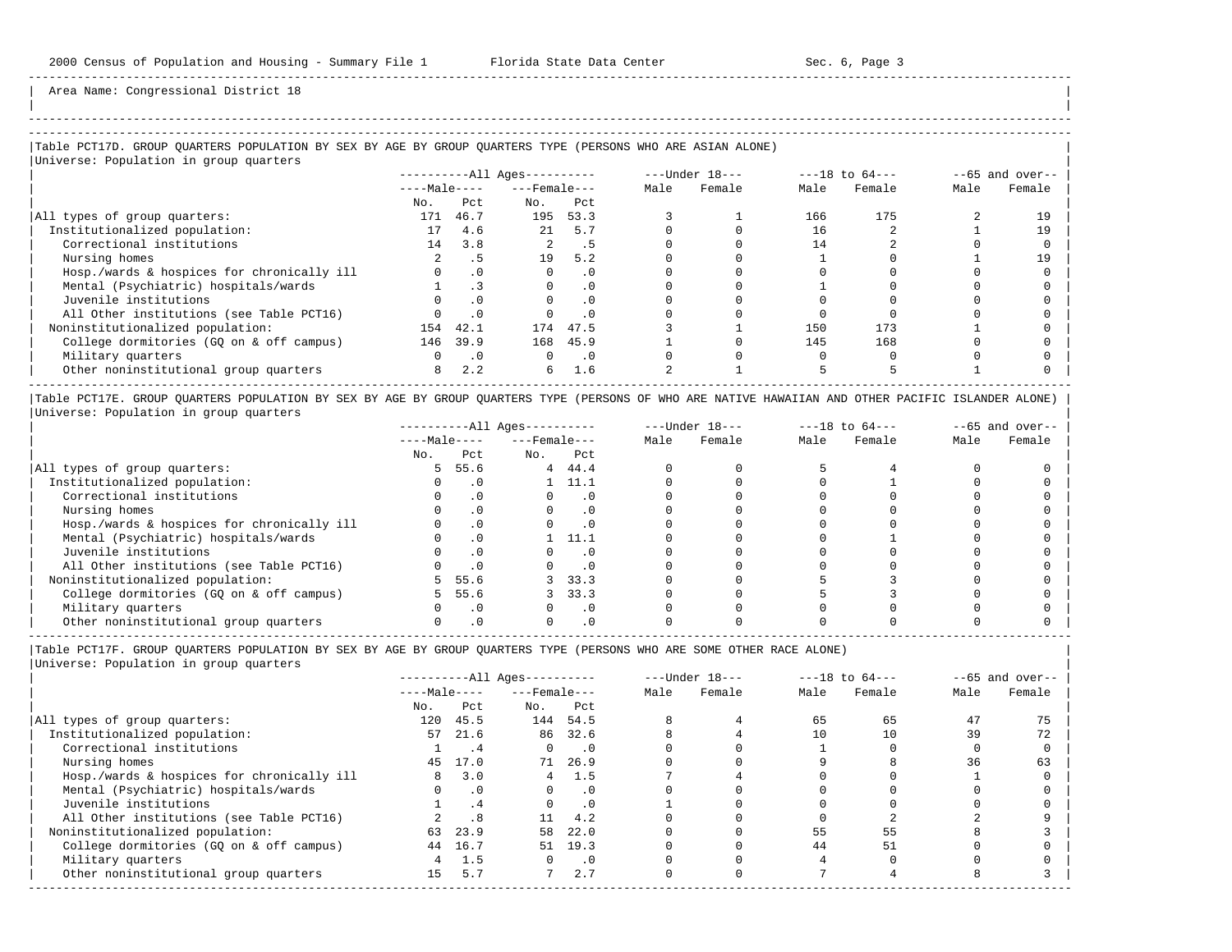Area Name: Congressional District 18

## Table PCT17D. GROUP QUARTERS POPULATION BY SEX BY AGE BY GROUP QUARTERS TYPE (PERSONS WHO ARE ASIAN ALONE)

Universe: Population in group quarters

| | All Ages | | | | Under 18 | | 18 to 64 | | 65 and over | |
|---|---|---|---|---|---|---|---|---|---|---|
| | Male | | Female | | | | | | | |
| | No. | Pct | No. | Pct | Male | Female | Male | Female | Male | Female |
| All types of group quarters: | 171 | 46.7 | 195 | 53.3 | 3 | 1 | 166 | 175 | 2 | 19 |
| Institutionalized population: | 17 | 4.6 | 21 | 5.7 | 0 | 0 | 16 | 2 | 1 | 19 |
| Correctional institutions | 14 | 3.8 | 2 | .5 | 0 | 0 | 14 | 2 | 0 | 0 |
| Nursing homes | 2 | .5 | 19 | 5.2 | 0 | 0 | 1 | 0 | 1 | 19 |
| Hosp./wards & hospices for chronically ill | 0 | .0 | 0 | .0 | 0 | 0 | 0 | 0 | 0 | 0 |
| Mental (Psychiatric) hospitals/wards | 1 | .3 | 0 | .0 | 0 | 0 | 1 | 0 | 0 | 0 |
| Juvenile institutions | 0 | .0 | 0 | .0 | 0 | 0 | 0 | 0 | 0 | 0 |
| All Other institutions (see Table PCT16) | 0 | .0 | 0 | .0 | 0 | 0 | 0 | 0 | 0 | 0 |
| Noninstitutionalized population: | 154 | 42.1 | 174 | 47.5 | 3 | 1 | 150 | 173 | 1 | 0 |
| College dormitories (GQ on & off campus) | 146 | 39.9 | 168 | 45.9 | 1 | 0 | 145 | 168 | 0 | 0 |
| Military quarters | 0 | .0 | 0 | .0 | 0 | 0 | 0 | 0 | 0 | 0 |
| Other noninstitutional group quarters | 8 | 2.2 | 6 | 1.6 | 2 | 1 | 5 | 5 | 1 | 0 |

## Table PCT17E. GROUP QUARTERS POPULATION BY SEX BY AGE BY GROUP QUARTERS TYPE (PERSONS OF WHO ARE NATIVE HAWAIIAN AND OTHER PACIFIC ISLANDER ALONE)

Universe: Population in group quarters

| | All Ages | | | | Under 18 | | 18 to 64 | | 65 and over | |
|---|---|---|---|---|---|---|---|---|---|---|
| | Male | | Female | | | | | | | |
| | No. | Pct | No. | Pct | Male | Female | Male | Female | Male | Female |
| All types of group quarters: | 5 | 55.6 | 4 | 44.4 | 0 | 0 | 5 | 4 | 0 | 0 |
| Institutionalized population: | 0 | .0 | 1 | 11.1 | 0 | 0 | 0 | 1 | 0 | 0 |
| Correctional institutions | 0 | .0 | 0 | .0 | 0 | 0 | 0 | 0 | 0 | 0 |
| Nursing homes | 0 | .0 | 0 | .0 | 0 | 0 | 0 | 0 | 0 | 0 |
| Hosp./wards & hospices for chronically ill | 0 | .0 | 0 | .0 | 0 | 0 | 0 | 0 | 0 | 0 |
| Mental (Psychiatric) hospitals/wards | 0 | .0 | 1 | 11.1 | 0 | 0 | 0 | 1 | 0 | 0 |
| Juvenile institutions | 0 | .0 | 0 | .0 | 0 | 0 | 0 | 0 | 0 | 0 |
| All Other institutions (see Table PCT16) | 0 | .0 | 0 | .0 | 0 | 0 | 0 | 0 | 0 | 0 |
| Noninstitutionalized population: | 5 | 55.6 | 3 | 33.3 | 0 | 0 | 5 | 3 | 0 | 0 |
| College dormitories (GQ on & off campus) | 5 | 55.6 | 3 | 33.3 | 0 | 0 | 5 | 3 | 0 | 0 |
| Military quarters | 0 | .0 | 0 | .0 | 0 | 0 | 0 | 0 | 0 | 0 |
| Other noninstitutional group quarters | 0 | .0 | 0 | .0 | 0 | 0 | 0 | 0 | 0 | 0 |

## Table PCT17F. GROUP QUARTERS POPULATION BY SEX BY AGE BY GROUP QUARTERS TYPE (PERSONS WHO ARE SOME OTHER RACE ALONE)

Universe: Population in group quarters

| | All Ages | | | | Under 18 | | 18 to 64 | | 65 and over | |
|---|---|---|---|---|---|---|---|---|---|---|
| | Male | | Female | | | | | | | |
| | No. | Pct | No. | Pct | Male | Female | Male | Female | Male | Female |
| All types of group quarters: | 120 | 45.5 | 144 | 54.5 | 8 | 4 | 65 | 65 | 47 | 75 |
| Institutionalized population: | 57 | 21.6 | 86 | 32.6 | 8 | 4 | 10 | 10 | 39 | 72 |
| Correctional institutions | 1 | .4 | 0 | .0 | 0 | 0 | 1 | 0 | 0 | 0 |
| Nursing homes | 45 | 17.0 | 71 | 26.9 | 0 | 0 | 9 | 8 | 36 | 63 |
| Hosp./wards & hospices for chronically ill | 8 | 3.0 | 4 | 1.5 | 7 | 4 | 0 | 0 | 1 | 0 |
| Mental (Psychiatric) hospitals/wards | 0 | .0 | 0 | .0 | 0 | 0 | 0 | 0 | 0 | 0 |
| Juvenile institutions | 1 | .4 | 0 | .0 | 1 | 0 | 0 | 0 | 0 | 0 |
| All Other institutions (see Table PCT16) | 2 | .8 | 11 | 4.2 | 0 | 0 | 0 | 2 | 2 | 9 |
| Noninstitutionalized population: | 63 | 23.9 | 58 | 22.0 | 0 | 0 | 55 | 55 | 8 | 3 |
| College dormitories (GQ on & off campus) | 44 | 16.7 | 51 | 19.3 | 0 | 0 | 44 | 51 | 0 | 0 |
| Military quarters | 4 | 1.5 | 0 | .0 | 0 | 0 | 4 | 0 | 0 | 0 |
| Other noninstitutional group quarters | 15 | 5.7 | 7 | 2.7 | 0 | 0 | 7 | 4 | 8 | 3 |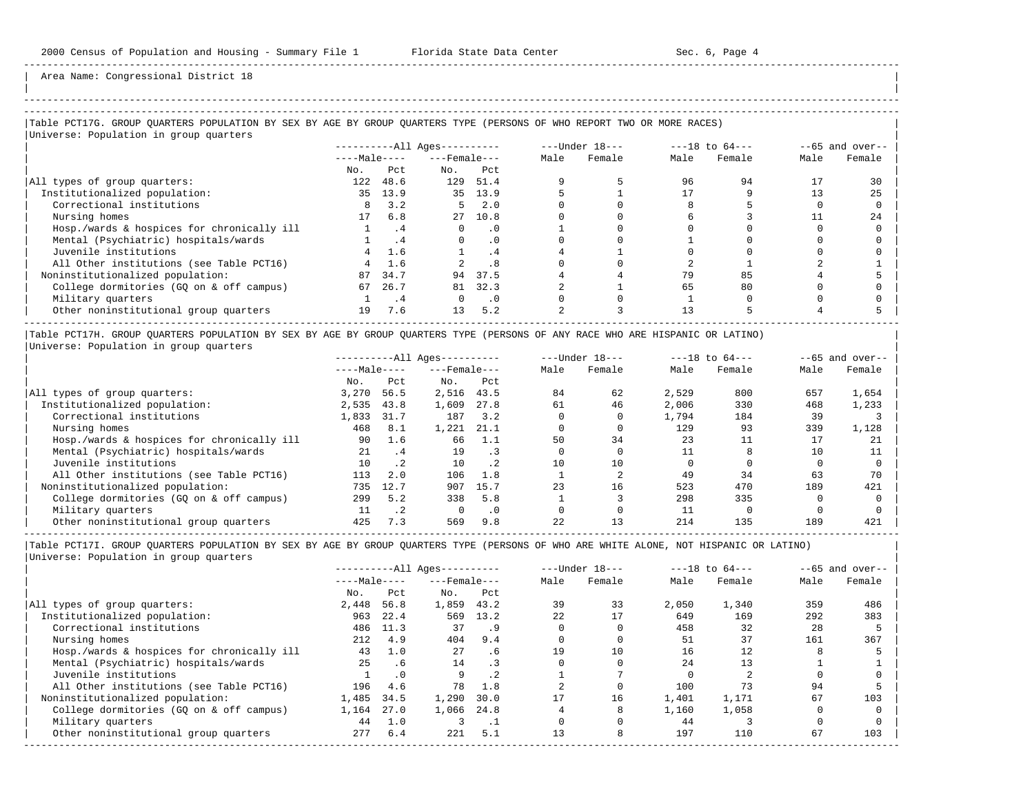Area Name: Congressional District 18

Table PCT17G. GROUP QUARTERS POPULATION BY SEX BY AGE BY GROUP QUARTERS TYPE (PERSONS OF WHO REPORT TWO OR MORE RACES)
Universe: Population in group quarters

| | All Ages | | | | Under 18 | | 18 to 64 | | 65 and over | |
|---|---|---|---|---|---|---|---|---|---|---|
| | Male | | Female | | | | | | | |
| | No. | Pct | No. | Pct | Male | Female | Male | Female | Male | Female |
| All types of group quarters: | 122 | 48.6 | 129 | 51.4 | 9 | 5 | 96 | 94 | 17 | 30 |
| Institutionalized population: | 35 | 13.9 | 35 | 13.9 | 5 | 1 | 17 | 9 | 13 | 25 |
| Correctional institutions | 8 | 3.2 | 5 | 2.0 | 0 | 0 | 8 | 5 | 0 | 0 |
| Nursing homes | 17 | 6.8 | 27 | 10.8 | 0 | 0 | 6 | 3 | 11 | 24 |
| Hosp./wards & hospices for chronically ill | 1 | .4 | 0 | .0 | 1 | 0 | 0 | 0 | 0 | 0 |
| Mental (Psychiatric) hospitals/wards | 1 | .4 | 0 | .0 | 0 | 0 | 1 | 0 | 0 | 0 |
| Juvenile institutions | 4 | 1.6 | 1 | .4 | 4 | 1 | 0 | 0 | 0 | 0 |
| All Other institutions (see Table PCT16) | 4 | 1.6 | 2 | .8 | 0 | 0 | 2 | 1 | 2 | 1 |
| Noninstitutionalized population: | 87 | 34.7 | 94 | 37.5 | 4 | 4 | 79 | 85 | 4 | 5 |
| College dormitories (GQ on & off campus) | 67 | 26.7 | 81 | 32.3 | 2 | 1 | 65 | 80 | 0 | 0 |
| Military quarters | 1 | .4 | 0 | .0 | 0 | 0 | 1 | 0 | 0 | 0 |
| Other noninstitutional group quarters | 19 | 7.6 | 13 | 5.2 | 2 | 3 | 13 | 5 | 4 | 5 |

Table PCT17H. GROUP QUARTERS POPULATION BY SEX BY AGE BY GROUP QUARTERS TYPE (PERSONS OF ANY RACE WHO ARE HISPANIC OR LATINO)
Universe: Population in group quarters

| | All Ages | | | | Under 18 | | 18 to 64 | | 65 and over | |
|---|---|---|---|---|---|---|---|---|---|---|
| | Male | | Female | | | | | | | |
| | No. | Pct | No. | Pct | Male | Female | Male | Female | Male | Female |
| All types of group quarters: | 3,270 | 56.5 | 2,516 | 43.5 | 84 | 62 | 2,529 | 800 | 657 | 1,654 |
| Institutionalized population: | 2,535 | 43.8 | 1,609 | 27.8 | 61 | 46 | 2,006 | 330 | 468 | 1,233 |
| Correctional institutions | 1,833 | 31.7 | 187 | 3.2 | 0 | 0 | 1,794 | 184 | 39 | 3 |
| Nursing homes | 468 | 8.1 | 1,221 | 21.1 | 0 | 0 | 129 | 93 | 339 | 1,128 |
| Hosp./wards & hospices for chronically ill | 90 | 1.6 | 66 | 1.1 | 50 | 34 | 23 | 11 | 17 | 21 |
| Mental (Psychiatric) hospitals/wards | 21 | .4 | 19 | .3 | 0 | 0 | 11 | 8 | 10 | 11 |
| Juvenile institutions | 10 | .2 | 10 | .2 | 10 | 10 | 0 | 0 | 0 | 0 |
| All Other institutions (see Table PCT16) | 113 | 2.0 | 106 | 1.8 | 1 | 2 | 49 | 34 | 63 | 70 |
| Noninstitutionalized population: | 735 | 12.7 | 907 | 15.7 | 23 | 16 | 523 | 470 | 189 | 421 |
| College dormitories (GQ on & off campus) | 299 | 5.2 | 338 | 5.8 | 1 | 3 | 298 | 335 | 0 | 0 |
| Military quarters | 11 | .2 | 0 | .0 | 0 | 0 | 11 | 0 | 0 | 0 |
| Other noninstitutional group quarters | 425 | 7.3 | 569 | 9.8 | 22 | 13 | 214 | 135 | 189 | 421 |

Table PCT17I. GROUP QUARTERS POPULATION BY SEX BY AGE BY GROUP QUARTERS TYPE (PERSONS OF WHO ARE WHITE ALONE, NOT HISPANIC OR LATINO)
Universe: Population in group quarters

| | All Ages | | | | Under 18 | | 18 to 64 | | 65 and over | |
|---|---|---|---|---|---|---|---|---|---|---|
| | Male | | Female | | | | | | | |
| | No. | Pct | No. | Pct | Male | Female | Male | Female | Male | Female |
| All types of group quarters: | 2,448 | 56.8 | 1,859 | 43.2 | 39 | 33 | 2,050 | 1,340 | 359 | 486 |
| Institutionalized population: | 963 | 22.4 | 569 | 13.2 | 22 | 17 | 649 | 169 | 292 | 383 |
| Correctional institutions | 486 | 11.3 | 37 | .9 | 0 | 0 | 458 | 32 | 28 | 5 |
| Nursing homes | 212 | 4.9 | 404 | 9.4 | 0 | 0 | 51 | 37 | 161 | 367 |
| Hosp./wards & hospices for chronically ill | 43 | 1.0 | 27 | .6 | 19 | 10 | 16 | 12 | 8 | 5 |
| Mental (Psychiatric) hospitals/wards | 25 | .6 | 14 | .3 | 0 | 0 | 24 | 13 | 1 | 1 |
| Juvenile institutions | 1 | .0 | 9 | .2 | 1 | 7 | 0 | 2 | 0 | 0 |
| All Other institutions (see Table PCT16) | 196 | 4.6 | 78 | 1.8 | 2 | 0 | 100 | 73 | 94 | 5 |
| Noninstitutionalized population: | 1,485 | 34.5 | 1,290 | 30.0 | 17 | 16 | 1,401 | 1,171 | 67 | 103 |
| College dormitories (GQ on & off campus) | 1,164 | 27.0 | 1,066 | 24.8 | 4 | 8 | 1,160 | 1,058 | 0 | 0 |
| Military quarters | 44 | 1.0 | 3 | .1 | 0 | 0 | 44 | 3 | 0 | 0 |
| Other noninstitutional group quarters | 277 | 6.4 | 221 | 5.1 | 13 | 8 | 197 | 110 | 67 | 103 |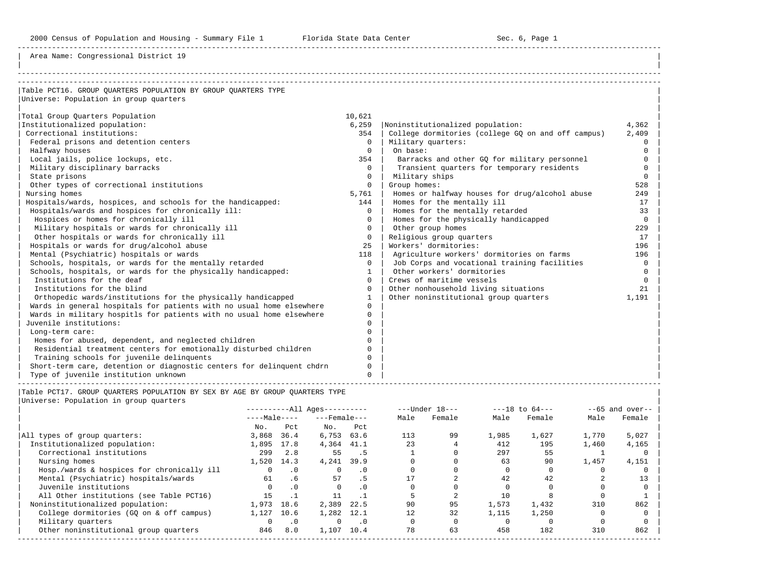Area Name: Congressional District 19

## Table PCT16. GROUP QUARTERS POPULATION BY GROUP QUARTERS TYPE

Universe: Population in group quarters

| Category | Count |
|---|---|
| Total Group Quarters Population | 10,621 |
| Institutionalized population: | 6,259 |
| Correctional institutions: | 354 |
| Federal prisons and detention centers | 0 |
| Halfway houses | 0 |
| Local jails, police lockups, etc. | 354 |
| Military disciplinary barracks | 0 |
| State prisons | 0 |
| Other types of correctional institutions | 0 |
| Nursing homes | 5,761 |
| Hospitals/wards, hospices, and schools for the handicapped: | 144 |
| Hospitals/wards and hospices for chronically ill: | 0 |
| Hospices or homes for chronically ill | 0 |
| Military hospitals or wards for chronically ill | 0 |
| Other hospitals or wards for chronically ill | 0 |
| Hospitals or wards for drug/alcohol abuse | 25 |
| Mental (Psychiatric) hospitals or wards | 118 |
| Schools, hospitals, or wards for the mentally retarded | 0 |
| Schools, hospitals, or wards for the physically handicapped: | 1 |
| Institutions for the deaf | 0 |
| Institutions for the blind | 0 |
| Orthopedic wards/institutions for the physically handicapped | 1 |
| Wards in general hospitals for patients with no usual home elsewhere | 0 |
| Wards in military hospitls for patients with no usual home elsewhere | 0 |
| Juvenile institutions: | 0 |
| Long-term care: | 0 |
| Homes for abused, dependent, and neglected children | 0 |
| Residential treatment centers for emotionally disturbed children | 0 |
| Training schools for juvenile delinquents | 0 |
| Short-term care, detention or diagnostic centers for delinquent chdrn | 0 |
| Type of juvenile institution unknown | 0 |
| Noninstitutionalized population: | 4,362 |
| College dormitories (college GQ on and off campus) | 2,409 |
| Military quarters: | 0 |
| On base: | 0 |
| Barracks and other GQ for military personnel | 0 |
| Transient quarters for temporary residents | 0 |
| Military ships | 0 |
| Group homes: | 528 |
| Homes or halfway houses for drug/alcohol abuse | 249 |
| Homes for the mentally ill | 17 |
| Homes for the mentally retarded | 33 |
| Homes for the physically handicapped | 0 |
| Other group homes | 229 |
| Religious group quarters | 17 |
| Workers' dormitories: | 196 |
| Agriculture workers' dormitories on farms | 196 |
| Job Corps and vocational training facilities | 0 |
| Other workers' dormitories | 0 |
| Crews of maritime vessels | 0 |
| Other nonhousehold living situations | 21 |
| Other noninstitutional group quarters | 1,191 |

## Table PCT17. GROUP QUARTERS POPULATION BY SEX BY AGE BY GROUP QUARTERS TYPE

Universe: Population in group quarters

| | All Ages | | | | Under 18 | | 18 to 64 | | 65 and over | |
|---|---|---|---|---|---|---|---|---|---|---|
| | Male | | Female | | | | | | | |
| | No. | Pct | No. | Pct | Male | Female | Male | Female | Male | Female |
| All types of group quarters: | 3,868 | 36.4 | 6,753 | 63.6 | 113 | 99 | 1,985 | 1,627 | 1,770 | 5,027 |
| Institutionalized population: | 1,895 | 17.8 | 4,364 | 41.1 | 23 | 4 | 412 | 195 | 1,460 | 4,165 |
| Correctional institutions | 299 | 2.8 | 55 | .5 | 1 | 0 | 297 | 55 | 1 | 0 |
| Nursing homes | 1,520 | 14.3 | 4,241 | 39.9 | 0 | 0 | 63 | 90 | 1,457 | 4,151 |
| Hosp./wards & hospices for chronically ill | 0 | .0 | 0 | .0 | 0 | 0 | 0 | 0 | 0 | 0 |
| Mental (Psychiatric) hospitals/wards | 61 | .6 | 57 | .5 | 17 | 2 | 42 | 42 | 2 | 13 |
| Juvenile institutions | 0 | .0 | 0 | .0 | 0 | 0 | 0 | 0 | 0 | 0 |
| All Other institutions (see Table PCT16) | 15 | .1 | 11 | .1 | 5 | 2 | 10 | 8 | 0 | 1 |
| Noninstitutionalized population: | 1,973 | 18.6 | 2,389 | 22.5 | 90 | 95 | 1,573 | 1,432 | 310 | 862 |
| College dormitories (GQ on & off campus) | 1,127 | 10.6 | 1,282 | 12.1 | 12 | 32 | 1,115 | 1,250 | 0 | 0 |
| Military quarters | 0 | .0 | 0 | .0 | 0 | 0 | 0 | 0 | 0 | 0 |
| Other noninstitutional group quarters | 846 | 8.0 | 1,107 | 10.4 | 78 | 63 | 458 | 182 | 310 | 862 |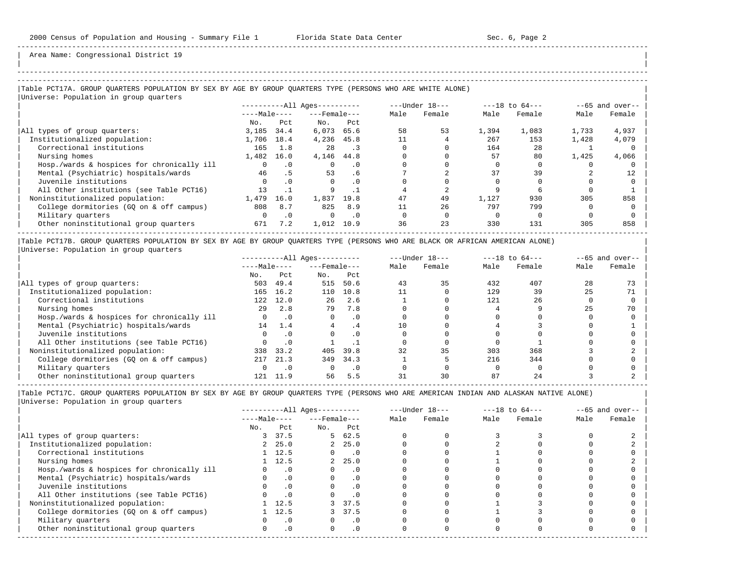Area Name: Congressional District 19

## Table PCT17A. GROUP QUARTERS POPULATION BY SEX BY AGE BY GROUP QUARTERS TYPE (PERSONS WHO ARE WHITE ALONE)

Universe: Population in group quarters

| | All Ages | | | | Under 18 | | 18 to 64 | | 65 and over | |
|---|---|---|---|---|---|---|---|---|---|---|
| | Male | | Female | | | | | | | |
| | No. | Pct | No. | Pct | Male | Female | Male | Female | Male | Female |
| All types of group quarters: | 3,185 | 34.4 | 6,073 | 65.6 | 58 | 53 | 1,394 | 1,083 | 1,733 | 4,937 |
| Institutionalized population: | 1,706 | 18.4 | 4,236 | 45.8 | 11 | 4 | 267 | 153 | 1,428 | 4,079 |
| Correctional institutions | 165 | 1.8 | 28 | .3 | 0 | 0 | 164 | 28 | 1 | 0 |
| Nursing homes | 1,482 | 16.0 | 4,146 | 44.8 | 0 | 0 | 57 | 80 | 1,425 | 4,066 |
| Hosp./wards & hospices for chronically ill | 0 | .0 | 0 | .0 | 0 | 0 | 0 | 0 | 0 | 0 |
| Mental (Psychiatric) hospitals/wards | 46 | .5 | 53 | .6 | 7 | 2 | 37 | 39 | 2 | 12 |
| Juvenile institutions | 0 | .0 | 0 | .0 | 0 | 0 | 0 | 0 | 0 | 0 |
| All Other institutions (see Table PCT16) | 13 | .1 | 9 | .1 | 4 | 2 | 9 | 6 | 0 | 1 |
| Noninstitutionalized population: | 1,479 | 16.0 | 1,837 | 19.8 | 47 | 49 | 1,127 | 930 | 305 | 858 |
| College dormitories (GQ on & off campus) | 808 | 8.7 | 825 | 8.9 | 11 | 26 | 797 | 799 | 0 | 0 |
| Military quarters | 0 | .0 | 0 | .0 | 0 | 0 | 0 | 0 | 0 | 0 |
| Other noninstitutional group quarters | 671 | 7.2 | 1,012 | 10.9 | 36 | 23 | 330 | 131 | 305 | 858 |

## Table PCT17B. GROUP QUARTERS POPULATION BY SEX BY AGE BY GROUP QUARTERS TYPE (PERSONS WHO ARE BLACK OR AFRICAN AMERICAN ALONE)

Universe: Population in group quarters

| | All Ages | | | | Under 18 | | 18 to 64 | | 65 and over | |
|---|---|---|---|---|---|---|---|---|---|---|
| | Male | | Female | | | | | | | |
| | No. | Pct | No. | Pct | Male | Female | Male | Female | Male | Female |
| All types of group quarters: | 503 | 49.4 | 515 | 50.6 | 43 | 35 | 432 | 407 | 28 | 73 |
| Institutionalized population: | 165 | 16.2 | 110 | 10.8 | 11 | 0 | 129 | 39 | 25 | 71 |
| Correctional institutions | 122 | 12.0 | 26 | 2.6 | 1 | 0 | 121 | 26 | 0 | 0 |
| Nursing homes | 29 | 2.8 | 79 | 7.8 | 0 | 0 | 4 | 9 | 25 | 70 |
| Hosp./wards & hospices for chronically ill | 0 | .0 | 0 | .0 | 0 | 0 | 0 | 0 | 0 | 0 |
| Mental (Psychiatric) hospitals/wards | 14 | 1.4 | 4 | .4 | 10 | 0 | 4 | 3 | 0 | 1 |
| Juvenile institutions | 0 | .0 | 0 | .0 | 0 | 0 | 0 | 0 | 0 | 0 |
| All Other institutions (see Table PCT16) | 0 | .0 | 1 | .1 | 0 | 0 | 0 | 1 | 0 | 0 |
| Noninstitutionalized population: | 338 | 33.2 | 405 | 39.8 | 32 | 35 | 303 | 368 | 3 | 2 |
| College dormitories (GQ on & off campus) | 217 | 21.3 | 349 | 34.3 | 1 | 5 | 216 | 344 | 0 | 0 |
| Military quarters | 0 | .0 | 0 | .0 | 0 | 0 | 0 | 0 | 0 | 0 |
| Other noninstitutional group quarters | 121 | 11.9 | 56 | 5.5 | 31 | 30 | 87 | 24 | 3 | 2 |

## Table PCT17C. GROUP QUARTERS POPULATION BY SEX BY AGE BY GROUP QUARTERS TYPE (PERSONS WHO ARE AMERICAN INDIAN AND ALASKAN NATIVE ALONE)

Universe: Population in group quarters

| | All Ages | | | | Under 18 | | 18 to 64 | | 65 and over | |
|---|---|---|---|---|---|---|---|---|---|---|
| | Male | | Female | | | | | | | |
| | No. | Pct | No. | Pct | Male | Female | Male | Female | Male | Female |
| All types of group quarters: | 3 | 37.5 | 5 | 62.5 | 0 | 0 | 3 | 3 | 0 | 2 |
| Institutionalized population: | 2 | 25.0 | 2 | 25.0 | 0 | 0 | 2 | 0 | 0 | 2 |
| Correctional institutions | 1 | 12.5 | 0 | .0 | 0 | 0 | 1 | 0 | 0 | 0 |
| Nursing homes | 1 | 12.5 | 2 | 25.0 | 0 | 0 | 1 | 0 | 0 | 2 |
| Hosp./wards & hospices for chronically ill | 0 | .0 | 0 | .0 | 0 | 0 | 0 | 0 | 0 | 0 |
| Mental (Psychiatric) hospitals/wards | 0 | .0 | 0 | .0 | 0 | 0 | 0 | 0 | 0 | 0 |
| Juvenile institutions | 0 | .0 | 0 | .0 | 0 | 0 | 0 | 0 | 0 | 0 |
| All Other institutions (see Table PCT16) | 0 | .0 | 0 | .0 | 0 | 0 | 0 | 0 | 0 | 0 |
| Noninstitutionalized population: | 1 | 12.5 | 3 | 37.5 | 0 | 0 | 1 | 3 | 0 | 0 |
| College dormitories (GQ on & off campus) | 1 | 12.5 | 3 | 37.5 | 0 | 0 | 1 | 3 | 0 | 0 |
| Military quarters | 0 | .0 | 0 | .0 | 0 | 0 | 0 | 0 | 0 | 0 |
| Other noninstitutional group quarters | 0 | .0 | 0 | .0 | 0 | 0 | 0 | 0 | 0 | 0 |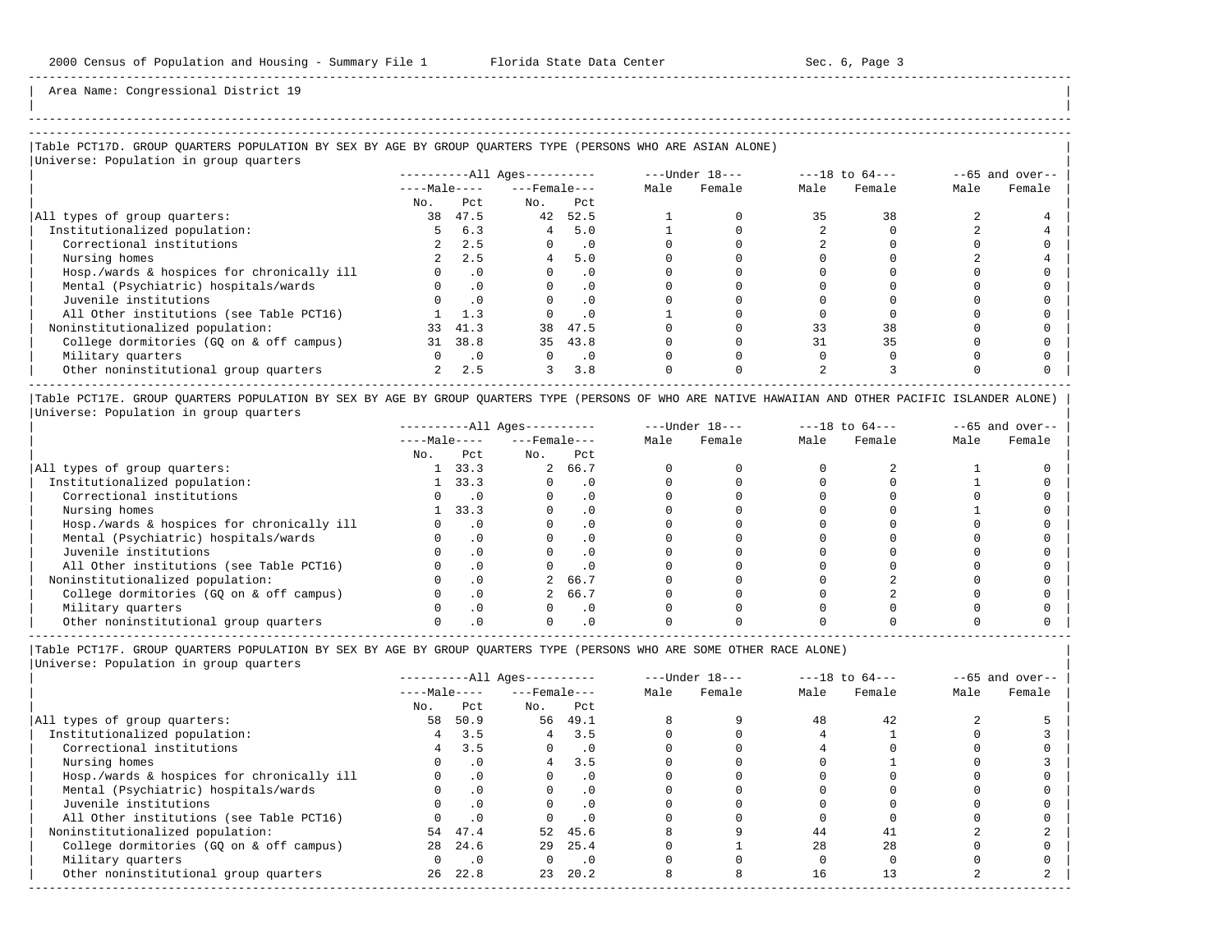Area Name: Congressional District 19

## Table PCT17D. GROUP QUARTERS POPULATION BY SEX BY AGE BY GROUP QUARTERS TYPE (PERSONS WHO ARE ASIAN ALONE)

Universe: Population in group quarters

| | All Ages | | | | Under 18 | | 18 to 64 | | 65 and over | |
|---|---|---|---|---|---|---|---|---|---|---|
| | Male | | Female | | | | | | | |
| | No. | Pct | No. | Pct | Male | Female | Male | Female | Male | Female |
| All types of group quarters: | 38 | 47.5 | 42 | 52.5 | 1 | 0 | 35 | 38 | 2 | 4 |
| Institutionalized population: | 5 | 6.3 | 4 | 5.0 | 1 | 0 | 2 | 0 | 2 | 4 |
| Correctional institutions | 2 | 2.5 | 0 | .0 | 0 | 0 | 2 | 0 | 0 | 0 |
| Nursing homes | 2 | 2.5 | 4 | 5.0 | 0 | 0 | 0 | 0 | 2 | 4 |
| Hosp./wards & hospices for chronically ill | 0 | .0 | 0 | .0 | 0 | 0 | 0 | 0 | 0 | 0 |
| Mental (Psychiatric) hospitals/wards | 0 | .0 | 0 | .0 | 0 | 0 | 0 | 0 | 0 | 0 |
| Juvenile institutions | 0 | .0 | 0 | .0 | 0 | 0 | 0 | 0 | 0 | 0 |
| All Other institutions (see Table PCT16) | 1 | 1.3 | 0 | .0 | 1 | 0 | 0 | 0 | 0 | 0 |
| Noninstitutionalized population: | 33 | 41.3 | 38 | 47.5 | 0 | 0 | 33 | 38 | 0 | 0 |
| College dormitories (GQ on & off campus) | 31 | 38.8 | 35 | 43.8 | 0 | 0 | 31 | 35 | 0 | 0 |
| Military quarters | 0 | .0 | 0 | .0 | 0 | 0 | 0 | 0 | 0 | 0 |
| Other noninstitutional group quarters | 2 | 2.5 | 3 | 3.8 | 0 | 0 | 2 | 3 | 0 | 0 |

## Table PCT17E. GROUP QUARTERS POPULATION BY SEX BY AGE BY GROUP QUARTERS TYPE (PERSONS OF WHO ARE NATIVE HAWAIIAN AND OTHER PACIFIC ISLANDER ALONE)

Universe: Population in group quarters

| | All Ages | | | | Under 18 | | 18 to 64 | | 65 and over | |
|---|---|---|---|---|---|---|---|---|---|---|
| | Male | | Female | | | | | | | |
| | No. | Pct | No. | Pct | Male | Female | Male | Female | Male | Female |
| All types of group quarters: | 1 | 33.3 | 2 | 66.7 | 0 | 0 | 0 | 2 | 1 | 0 |
| Institutionalized population: | 1 | 33.3 | 0 | .0 | 0 | 0 | 0 | 0 | 1 | 0 |
| Correctional institutions | 0 | .0 | 0 | .0 | 0 | 0 | 0 | 0 | 0 | 0 |
| Nursing homes | 1 | 33.3 | 0 | .0 | 0 | 0 | 0 | 0 | 1 | 0 |
| Hosp./wards & hospices for chronically ill | 0 | .0 | 0 | .0 | 0 | 0 | 0 | 0 | 0 | 0 |
| Mental (Psychiatric) hospitals/wards | 0 | .0 | 0 | .0 | 0 | 0 | 0 | 0 | 0 | 0 |
| Juvenile institutions | 0 | .0 | 0 | .0 | 0 | 0 | 0 | 0 | 0 | 0 |
| All Other institutions (see Table PCT16) | 0 | .0 | 0 | .0 | 0 | 0 | 0 | 0 | 0 | 0 |
| Noninstitutionalized population: | 0 | .0 | 2 | 66.7 | 0 | 0 | 0 | 2 | 0 | 0 |
| College dormitories (GQ on & off campus) | 0 | .0 | 2 | 66.7 | 0 | 0 | 0 | 2 | 0 | 0 |
| Military quarters | 0 | .0 | 0 | .0 | 0 | 0 | 0 | 0 | 0 | 0 |
| Other noninstitutional group quarters | 0 | .0 | 0 | .0 | 0 | 0 | 0 | 0 | 0 | 0 |

## Table PCT17F. GROUP QUARTERS POPULATION BY SEX BY AGE BY GROUP QUARTERS TYPE (PERSONS WHO ARE SOME OTHER RACE ALONE)

Universe: Population in group quarters

| | All Ages | | | | Under 18 | | 18 to 64 | | 65 and over | |
|---|---|---|---|---|---|---|---|---|---|---|
| | Male | | Female | | | | | | | |
| | No. | Pct | No. | Pct | Male | Female | Male | Female | Male | Female |
| All types of group quarters: | 58 | 50.9 | 56 | 49.1 | 8 | 9 | 48 | 42 | 2 | 5 |
| Institutionalized population: | 4 | 3.5 | 4 | 3.5 | 0 | 0 | 4 | 1 | 0 | 3 |
| Correctional institutions | 4 | 3.5 | 0 | .0 | 0 | 0 | 4 | 0 | 0 | 0 |
| Nursing homes | 0 | .0 | 4 | 3.5 | 0 | 0 | 0 | 1 | 0 | 3 |
| Hosp./wards & hospices for chronically ill | 0 | .0 | 0 | .0 | 0 | 0 | 0 | 0 | 0 | 0 |
| Mental (Psychiatric) hospitals/wards | 0 | .0 | 0 | .0 | 0 | 0 | 0 | 0 | 0 | 0 |
| Juvenile institutions | 0 | .0 | 0 | .0 | 0 | 0 | 0 | 0 | 0 | 0 |
| All Other institutions (see Table PCT16) | 0 | .0 | 0 | .0 | 0 | 0 | 0 | 0 | 0 | 0 |
| Noninstitutionalized population: | 54 | 47.4 | 52 | 45.6 | 8 | 9 | 44 | 41 | 2 | 2 |
| College dormitories (GQ on & off campus) | 28 | 24.6 | 29 | 25.4 | 0 | 1 | 28 | 28 | 0 | 0 |
| Military quarters | 0 | .0 | 0 | .0 | 0 | 0 | 0 | 0 | 0 | 0 |
| Other noninstitutional group quarters | 26 | 22.8 | 23 | 20.2 | 8 | 8 | 16 | 13 | 2 | 2 |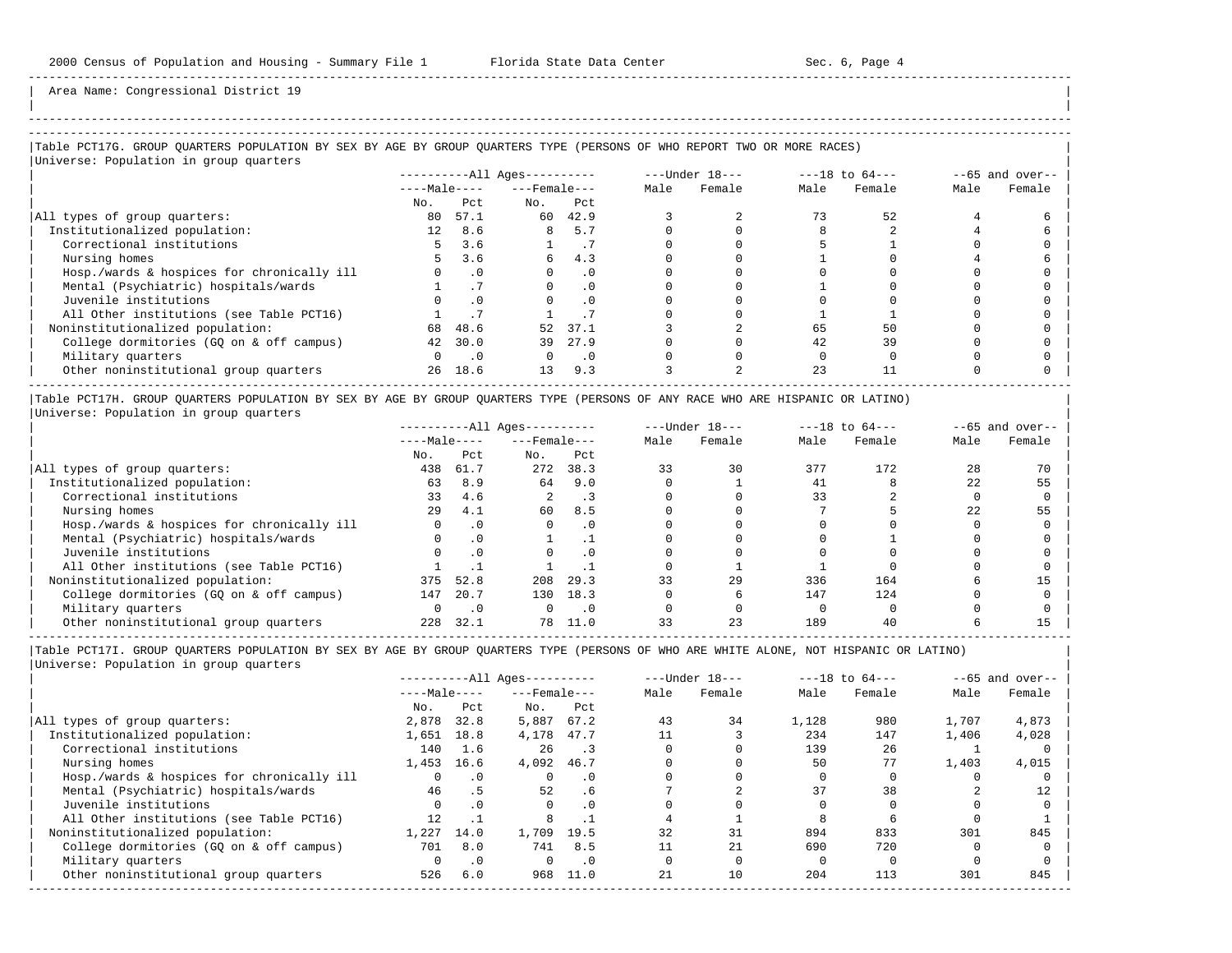Area Name: Congressional District 19

## Table PCT17G. GROUP QUARTERS POPULATION BY SEX BY AGE BY GROUP QUARTERS TYPE (PERSONS OF WHO REPORT TWO OR MORE RACES)

Universe: Population in group quarters

| | All Ages | | | | Under 18 | | 18 to 64 | | 65 and over | |
|---|---|---|---|---|---|---|---|---|---|---|
| | Male | | Female | | | | | | | |
| | No. | Pct | No. | Pct | Male | Female | Male | Female | Male | Female |
| All types of group quarters: | 80 | 57.1 | 60 | 42.9 | 3 | 2 | 73 | 52 | 4 | 6 |
| Institutionalized population: | 12 | 8.6 | 8 | 5.7 | 0 | 0 | 8 | 2 | 4 | 6 |
| Correctional institutions | 5 | 3.6 | 1 | .7 | 0 | 0 | 5 | 1 | 0 | 0 |
| Nursing homes | 5 | 3.6 | 6 | 4.3 | 0 | 0 | 1 | 0 | 4 | 6 |
| Hosp./wards & hospices for chronically ill | 0 | .0 | 0 | .0 | 0 | 0 | 0 | 0 | 0 | 0 |
| Mental (Psychiatric) hospitals/wards | 1 | .7 | 0 | .0 | 0 | 0 | 1 | 0 | 0 | 0 |
| Juvenile institutions | 0 | .0 | 0 | .0 | 0 | 0 | 0 | 0 | 0 | 0 |
| All Other institutions (see Table PCT16) | 1 | .7 | 1 | .7 | 0 | 0 | 1 | 1 | 0 | 0 |
| Noninstitutionalized population: | 68 | 48.6 | 52 | 37.1 | 3 | 2 | 65 | 50 | 0 | 0 |
| College dormitories (GQ on & off campus) | 42 | 30.0 | 39 | 27.9 | 0 | 0 | 42 | 39 | 0 | 0 |
| Military quarters | 0 | .0 | 0 | .0 | 0 | 0 | 0 | 0 | 0 | 0 |
| Other noninstitutional group quarters | 26 | 18.6 | 13 | 9.3 | 3 | 2 | 23 | 11 | 0 | 0 |

## Table PCT17H. GROUP QUARTERS POPULATION BY SEX BY AGE BY GROUP QUARTERS TYPE (PERSONS OF ANY RACE WHO ARE HISPANIC OR LATINO)

Universe: Population in group quarters

| | All Ages | | | | Under 18 | | 18 to 64 | | 65 and over | |
|---|---|---|---|---|---|---|---|---|---|---|
| | Male | | Female | | | | | | | |
| | No. | Pct | No. | Pct | Male | Female | Male | Female | Male | Female |
| All types of group quarters: | 438 | 61.7 | 272 | 38.3 | 33 | 30 | 377 | 172 | 28 | 70 |
| Institutionalized population: | 63 | 8.9 | 64 | 9.0 | 0 | 1 | 41 | 8 | 22 | 55 |
| Correctional institutions | 33 | 4.6 | 2 | .3 | 0 | 0 | 33 | 2 | 0 | 0 |
| Nursing homes | 29 | 4.1 | 60 | 8.5 | 0 | 0 | 7 | 5 | 22 | 55 |
| Hosp./wards & hospices for chronically ill | 0 | .0 | 0 | .0 | 0 | 0 | 0 | 0 | 0 | 0 |
| Mental (Psychiatric) hospitals/wards | 0 | .0 | 1 | .1 | 0 | 0 | 0 | 1 | 0 | 0 |
| Juvenile institutions | 0 | .0 | 0 | .0 | 0 | 0 | 0 | 0 | 0 | 0 |
| All Other institutions (see Table PCT16) | 1 | .1 | 1 | .1 | 0 | 1 | 1 | 0 | 0 | 0 |
| Noninstitutionalized population: | 375 | 52.8 | 208 | 29.3 | 33 | 29 | 336 | 164 | 6 | 15 |
| College dormitories (GQ on & off campus) | 147 | 20.7 | 130 | 18.3 | 0 | 6 | 147 | 124 | 0 | 0 |
| Military quarters | 0 | .0 | 0 | .0 | 0 | 0 | 0 | 0 | 0 | 0 |
| Other noninstitutional group quarters | 228 | 32.1 | 78 | 11.0 | 33 | 23 | 189 | 40 | 6 | 15 |

## Table PCT17I. GROUP QUARTERS POPULATION BY SEX BY AGE BY GROUP QUARTERS TYPE (PERSONS OF WHO ARE WHITE ALONE, NOT HISPANIC OR LATINO)

Universe: Population in group quarters

| | All Ages | | | | Under 18 | | 18 to 64 | | 65 and over | |
|---|---|---|---|---|---|---|---|---|---|---|
| | Male | | Female | | | | | | | |
| | No. | Pct | No. | Pct | Male | Female | Male | Female | Male | Female |
| All types of group quarters: | 2,878 | 32.8 | 5,887 | 67.2 | 43 | 34 | 1,128 | 980 | 1,707 | 4,873 |
| Institutionalized population: | 1,651 | 18.8 | 4,178 | 47.7 | 11 | 3 | 234 | 147 | 1,406 | 4,028 |
| Correctional institutions | 140 | 1.6 | 26 | .3 | 0 | 0 | 139 | 26 | 1 | 0 |
| Nursing homes | 1,453 | 16.6 | 4,092 | 46.7 | 0 | 0 | 50 | 77 | 1,403 | 4,015 |
| Hosp./wards & hospices for chronically ill | 0 | .0 | 0 | .0 | 0 | 0 | 0 | 0 | 0 | 0 |
| Mental (Psychiatric) hospitals/wards | 46 | .5 | 52 | .6 | 7 | 2 | 37 | 38 | 2 | 12 |
| Juvenile institutions | 0 | .0 | 0 | .0 | 0 | 0 | 0 | 0 | 0 | 0 |
| All Other institutions (see Table PCT16) | 12 | .1 | 8 | .1 | 4 | 1 | 8 | 6 | 0 | 1 |
| Noninstitutionalized population: | 1,227 | 14.0 | 1,709 | 19.5 | 32 | 31 | 894 | 833 | 301 | 845 |
| College dormitories (GQ on & off campus) | 701 | 8.0 | 741 | 8.5 | 11 | 21 | 690 | 720 | 0 | 0 |
| Military quarters | 0 | .0 | 0 | .0 | 0 | 0 | 0 | 0 | 0 | 0 |
| Other noninstitutional group quarters | 526 | 6.0 | 968 | 11.0 | 21 | 10 | 204 | 113 | 301 | 845 |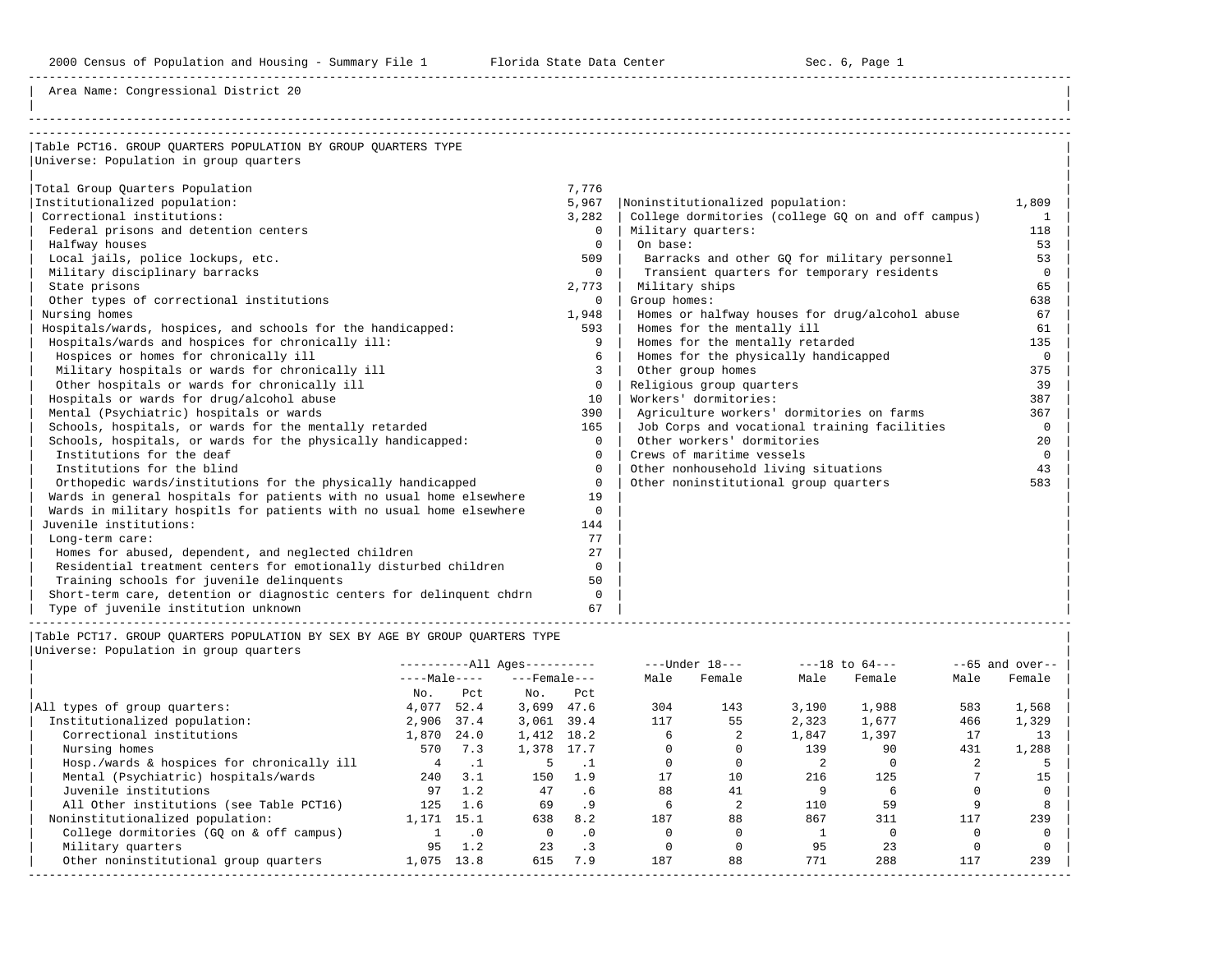Area Name: Congressional District 20

## Table PCT16. GROUP QUARTERS POPULATION BY GROUP QUARTERS TYPE

Universe: Population in group quarters

| Category | Count |
|---|---|
| Total Group Quarters Population | 7,776 |
| Institutionalized population: | 5,967 |
| Correctional institutions: | 3,282 |
| Federal prisons and detention centers | 0 |
| Halfway houses | 0 |
| Local jails, police lockups, etc. | 509 |
| Military disciplinary barracks | 0 |
| State prisons | 2,773 |
| Other types of correctional institutions | 0 |
| Nursing homes | 1,948 |
| Hospitals/wards, hospices, and schools for the handicapped: | 593 |
| Hospitals/wards and hospices for chronically ill: | 9 |
| Hospices or homes for chronically ill | 6 |
| Military hospitals or wards for chronically ill | 3 |
| Other hospitals or wards for chronically ill | 0 |
| Hospitals or wards for drug/alcohol abuse | 10 |
| Mental (Psychiatric) hospitals or wards | 390 |
| Schools, hospitals, or wards for the mentally retarded | 165 |
| Schools, hospitals, or wards for the physically handicapped: | 0 |
| Institutions for the deaf | 0 |
| Institutions for the blind | 0 |
| Orthopedic wards/institutions for the physically handicapped | 0 |
| Wards in general hospitals for patients with no usual home elsewhere | 19 |
| Wards in military hospitls for patients with no usual home elsewhere | 0 |
| Juvenile institutions: | 144 |
| Long-term care: | 77 |
| Homes for abused, dependent, and neglected children | 27 |
| Residential treatment centers for emotionally disturbed children | 0 |
| Training schools for juvenile delinquents | 50 |
| Short-term care, detention or diagnostic centers for delinquent chdrn | 0 |
| Type of juvenile institution unknown | 67 |
| Noninstitutionalized population: | 1,809 |
| College dormitories (college GQ on and off campus) | 1 |
| Military quarters: | 118 |
| On base: | 53 |
| Barracks and other GQ for military personnel | 53 |
| Transient quarters for temporary residents | 0 |
| Military ships | 65 |
| Group homes: | 638 |
| Homes or halfway houses for drug/alcohol abuse | 67 |
| Homes for the mentally ill | 61 |
| Homes for the mentally retarded | 135 |
| Homes for the physically handicapped | 0 |
| Other group homes | 375 |
| Religious group quarters | 39 |
| Workers' dormitories: | 387 |
| Agriculture workers' dormitories on farms | 367 |
| Job Corps and vocational training facilities | 0 |
| Other workers' dormitories | 20 |
| Crews of maritime vessels | 0 |
| Other nonhousehold living situations | 43 |
| Other noninstitutional group quarters | 583 |

## Table PCT17. GROUP QUARTERS POPULATION BY SEX BY AGE BY GROUP QUARTERS TYPE

Universe: Population in group quarters

| | All Ages | | | | Under 18 | | 18 to 64 | | 65 and over | |
|---|---|---|---|---|---|---|---|---|---|---|
| | Male | | Female | | | | | | | |
| | No. | Pct | No. | Pct | Male | Female | Male | Female | Male | Female |
| All types of group quarters: | 4,077 | 52.4 | 3,699 | 47.6 | 304 | 143 | 3,190 | 1,988 | 583 | 1,568 |
| Institutionalized population: | 2,906 | 37.4 | 3,061 | 39.4 | 117 | 55 | 2,323 | 1,677 | 466 | 1,329 |
| Correctional institutions | 1,870 | 24.0 | 1,412 | 18.2 | 6 | 2 | 1,847 | 1,397 | 17 | 13 |
| Nursing homes | 570 | 7.3 | 1,378 | 17.7 | 0 | 0 | 139 | 90 | 431 | 1,288 |
| Hosp./wards & hospices for chronically ill | 4 | .1 | 5 | .1 | 0 | 0 | 2 | 0 | 2 | 5 |
| Mental (Psychiatric) hospitals/wards | 240 | 3.1 | 150 | 1.9 | 17 | 10 | 216 | 125 | 7 | 15 |
| Juvenile institutions | 97 | 1.2 | 47 | .6 | 88 | 41 | 9 | 6 | 0 | 0 |
| All Other institutions (see Table PCT16) | 125 | 1.6 | 69 | .9 | 6 | 2 | 110 | 59 | 9 | 8 |
| Noninstitutionalized population: | 1,171 | 15.1 | 638 | 8.2 | 187 | 88 | 867 | 311 | 117 | 239 |
| College dormitories (GQ on & off campus) | 1 | .0 | 0 | .0 | 0 | 0 | 1 | 0 | 0 | 0 |
| Military quarters | 95 | 1.2 | 23 | .3 | 0 | 0 | 95 | 23 | 0 | 0 |
| Other noninstitutional group quarters | 1,075 | 13.8 | 615 | 7.9 | 187 | 88 | 771 | 288 | 117 | 239 |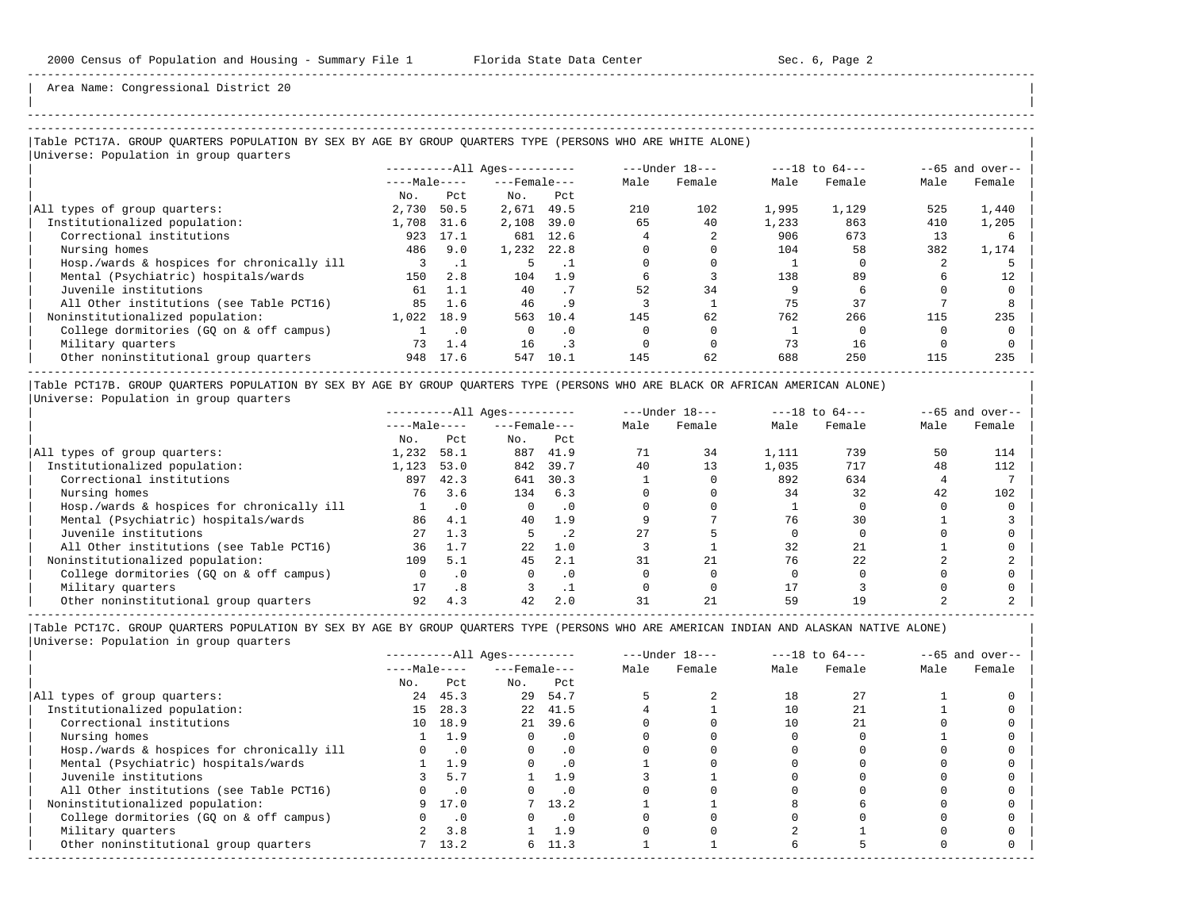Area Name: Congressional District 20

### Table PCT17A. GROUP QUARTERS POPULATION BY SEX BY AGE BY GROUP QUARTERS TYPE (PERSONS WHO ARE WHITE ALONE)

Universe: Population in group quarters

| | All Ages Male No. | All Ages Male Pct | All Ages Female No. | All Ages Female Pct | Under 18 Male | Under 18 Female | 18 to 64 Male | 18 to 64 Female | 65 and over Male | 65 and over Female |
|---|---|---|---|---|---|---|---|---|---|---|
| All types of group quarters: | 2,730 | 50.5 | 2,671 | 49.5 | 210 | 102 | 1,995 | 1,129 | 525 | 1,440 |
| Institutionalized population: | 1,708 | 31.6 | 2,108 | 39.0 | 65 | 40 | 1,233 | 863 | 410 | 1,205 |
| Correctional institutions | 923 | 17.1 | 681 | 12.6 | 4 | 2 | 906 | 673 | 13 | 6 |
| Nursing homes | 486 | 9.0 | 1,232 | 22.8 | 0 | 0 | 104 | 58 | 382 | 1,174 |
| Hosp./wards & hospices for chronically ill | 3 | .1 | 5 | .1 | 0 | 0 | 1 | 0 | 2 | 5 |
| Mental (Psychiatric) hospitals/wards | 150 | 2.8 | 104 | 1.9 | 6 | 3 | 138 | 89 | 6 | 12 |
| Juvenile institutions | 61 | 1.1 | 40 | .7 | 52 | 34 | 9 | 6 | 0 | 0 |
| All Other institutions (see Table PCT16) | 85 | 1.6 | 46 | .9 | 3 | 1 | 75 | 37 | 7 | 8 |
| Noninstitutionalized population: | 1,022 | 18.9 | 563 | 10.4 | 145 | 62 | 762 | 266 | 115 | 235 |
| College dormitories (GQ on & off campus) | 1 | .0 | 0 | .0 | 0 | 0 | 1 | 0 | 0 | 0 |
| Military quarters | 73 | 1.4 | 16 | .3 | 0 | 0 | 73 | 16 | 0 | 0 |
| Other noninstitutional group quarters | 948 | 17.6 | 547 | 10.1 | 145 | 62 | 688 | 250 | 115 | 235 |

### Table PCT17B. GROUP QUARTERS POPULATION BY SEX BY AGE BY GROUP QUARTERS TYPE (PERSONS WHO ARE BLACK OR AFRICAN AMERICAN ALONE)

Universe: Population in group quarters

| | All Ages Male No. | All Ages Male Pct | All Ages Female No. | All Ages Female Pct | Under 18 Male | Under 18 Female | 18 to 64 Male | 18 to 64 Female | 65 and over Male | 65 and over Female |
|---|---|---|---|---|---|---|---|---|---|---|
| All types of group quarters: | 1,232 | 58.1 | 887 | 41.9 | 71 | 34 | 1,111 | 739 | 50 | 114 |
| Institutionalized population: | 1,123 | 53.0 | 842 | 39.7 | 40 | 13 | 1,035 | 717 | 48 | 112 |
| Correctional institutions | 897 | 42.3 | 641 | 30.3 | 1 | 0 | 892 | 634 | 4 | 7 |
| Nursing homes | 76 | 3.6 | 134 | 6.3 | 0 | 0 | 34 | 32 | 42 | 102 |
| Hosp./wards & hospices for chronically ill | 1 | .0 | 0 | .0 | 0 | 0 | 1 | 0 | 0 | 0 |
| Mental (Psychiatric) hospitals/wards | 86 | 4.1 | 40 | 1.9 | 9 | 7 | 76 | 30 | 1 | 3 |
| Juvenile institutions | 27 | 1.3 | 5 | .2 | 27 | 5 | 0 | 0 | 0 | 0 |
| All Other institutions (see Table PCT16) | 36 | 1.7 | 22 | 1.0 | 3 | 1 | 32 | 21 | 1 | 0 |
| Noninstitutionalized population: | 109 | 5.1 | 45 | 2.1 | 31 | 21 | 76 | 22 | 2 | 2 |
| College dormitories (GQ on & off campus) | 0 | .0 | 0 | .0 | 0 | 0 | 0 | 0 | 0 | 0 |
| Military quarters | 17 | .8 | 3 | .1 | 0 | 0 | 17 | 3 | 0 | 0 |
| Other noninstitutional group quarters | 92 | 4.3 | 42 | 2.0 | 31 | 21 | 59 | 19 | 2 | 2 |

### Table PCT17C. GROUP QUARTERS POPULATION BY SEX BY AGE BY GROUP QUARTERS TYPE (PERSONS WHO ARE AMERICAN INDIAN AND ALASKAN NATIVE ALONE)

Universe: Population in group quarters

| | All Ages Male No. | All Ages Male Pct | All Ages Female No. | All Ages Female Pct | Under 18 Male | Under 18 Female | 18 to 64 Male | 18 to 64 Female | 65 and over Male | 65 and over Female |
|---|---|---|---|---|---|---|---|---|---|---|
| All types of group quarters: | 24 | 45.3 | 29 | 54.7 | 5 | 2 | 18 | 27 | 1 | 0 |
| Institutionalized population: | 15 | 28.3 | 22 | 41.5 | 4 | 1 | 10 | 21 | 1 | 0 |
| Correctional institutions | 10 | 18.9 | 21 | 39.6 | 0 | 0 | 10 | 21 | 0 | 0 |
| Nursing homes | 1 | 1.9 | 0 | .0 | 0 | 0 | 0 | 0 | 1 | 0 |
| Hosp./wards & hospices for chronically ill | 0 | .0 | 0 | .0 | 0 | 0 | 0 | 0 | 0 | 0 |
| Mental (Psychiatric) hospitals/wards | 1 | 1.9 | 0 | .0 | 1 | 0 | 0 | 0 | 0 | 0 |
| Juvenile institutions | 3 | 5.7 | 1 | 1.9 | 3 | 1 | 0 | 0 | 0 | 0 |
| All Other institutions (see Table PCT16) | 0 | .0 | 0 | .0 | 0 | 0 | 0 | 0 | 0 | 0 |
| Noninstitutionalized population: | 9 | 17.0 | 7 | 13.2 | 1 | 1 | 8 | 6 | 0 | 0 |
| College dormitories (GQ on & off campus) | 0 | .0 | 0 | .0 | 0 | 0 | 0 | 0 | 0 | 0 |
| Military quarters | 2 | 3.8 | 1 | 1.9 | 0 | 0 | 2 | 1 | 0 | 0 |
| Other noninstitutional group quarters | 7 | 13.2 | 6 | 11.3 | 1 | 1 | 6 | 5 | 0 | 0 |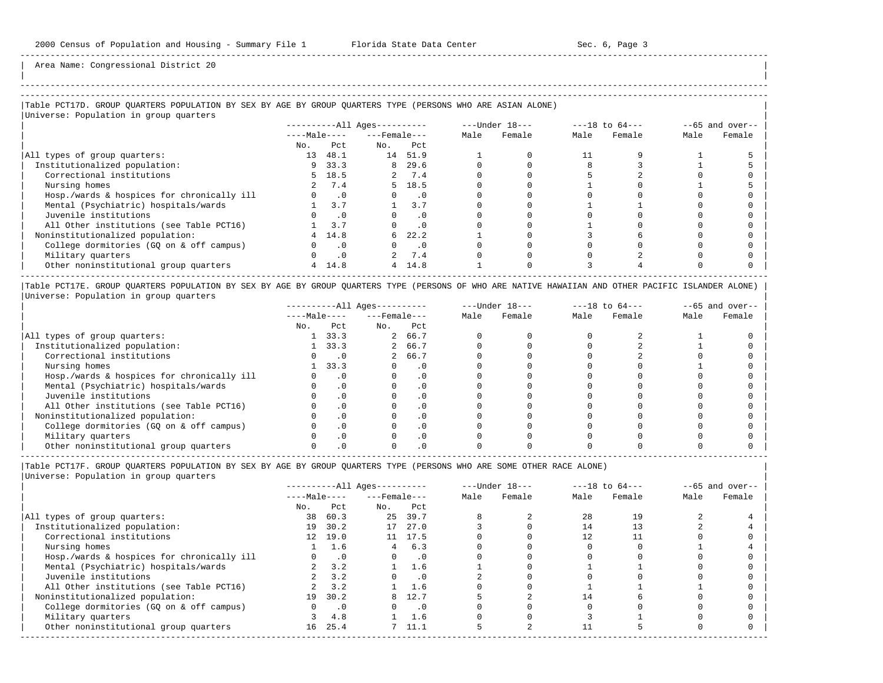Area Name: Congressional District 20

## Table PCT17D. GROUP QUARTERS POPULATION BY SEX BY AGE BY GROUP QUARTERS TYPE (PERSONS WHO ARE ASIAN ALONE)

Universe: Population in group quarters

| | All Ages | | | | Under 18 | | 18 to 64 | | 65 and over | |
|---|---|---|---|---|---|---|---|---|---|---|
| | Male | | Female | | | | | | | |
| | No. | Pct | No. | Pct | Male | Female | Male | Female | Male | Female |
| All types of group quarters: | 13 | 48.1 | 14 | 51.9 | 1 | 0 | 11 | 9 | 1 | 5 |
| Institutionalized population: | 9 | 33.3 | 8 | 29.6 | 0 | 0 | 8 | 3 | 1 | 5 |
| Correctional institutions | 5 | 18.5 | 2 | 7.4 | 0 | 0 | 5 | 2 | 0 | 0 |
| Nursing homes | 2 | 7.4 | 5 | 18.5 | 0 | 0 | 1 | 0 | 1 | 5 |
| Hosp./wards & hospices for chronically ill | 0 | .0 | 0 | .0 | 0 | 0 | 0 | 0 | 0 | 0 |
| Mental (Psychiatric) hospitals/wards | 1 | 3.7 | 1 | 3.7 | 0 | 0 | 1 | 1 | 0 | 0 |
| Juvenile institutions | 0 | .0 | 0 | .0 | 0 | 0 | 0 | 0 | 0 | 0 |
| All Other institutions (see Table PCT16) | 1 | 3.7 | 0 | .0 | 0 | 0 | 1 | 0 | 0 | 0 |
| Noninstitutionalized population: | 4 | 14.8 | 6 | 22.2 | 1 | 0 | 3 | 6 | 0 | 0 |
| College dormitories (GQ on & off campus) | 0 | .0 | 0 | .0 | 0 | 0 | 0 | 0 | 0 | 0 |
| Military quarters | 0 | .0 | 2 | 7.4 | 0 | 0 | 0 | 2 | 0 | 0 |
| Other noninstitutional group quarters | 4 | 14.8 | 4 | 14.8 | 1 | 0 | 3 | 4 | 0 | 0 |

## Table PCT17E. GROUP QUARTERS POPULATION BY SEX BY AGE BY GROUP QUARTERS TYPE (PERSONS OF WHO ARE NATIVE HAWAIIAN AND OTHER PACIFIC ISLANDER ALONE)

Universe: Population in group quarters

| | All Ages | | | | Under 18 | | 18 to 64 | | 65 and over | |
|---|---|---|---|---|---|---|---|---|---|---|
| | Male | | Female | | | | | | | |
| | No. | Pct | No. | Pct | Male | Female | Male | Female | Male | Female |
| All types of group quarters: | 1 | 33.3 | 2 | 66.7 | 0 | 0 | 0 | 2 | 1 | 0 |
| Institutionalized population: | 1 | 33.3 | 2 | 66.7 | 0 | 0 | 0 | 2 | 1 | 0 |
| Correctional institutions | 0 | .0 | 2 | 66.7 | 0 | 0 | 0 | 2 | 0 | 0 |
| Nursing homes | 1 | 33.3 | 0 | .0 | 0 | 0 | 0 | 0 | 1 | 0 |
| Hosp./wards & hospices for chronically ill | 0 | .0 | 0 | .0 | 0 | 0 | 0 | 0 | 0 | 0 |
| Mental (Psychiatric) hospitals/wards | 0 | .0 | 0 | .0 | 0 | 0 | 0 | 0 | 0 | 0 |
| Juvenile institutions | 0 | .0 | 0 | .0 | 0 | 0 | 0 | 0 | 0 | 0 |
| All Other institutions (see Table PCT16) | 0 | .0 | 0 | .0 | 0 | 0 | 0 | 0 | 0 | 0 |
| Noninstitutionalized population: | 0 | .0 | 0 | .0 | 0 | 0 | 0 | 0 | 0 | 0 |
| College dormitories (GQ on & off campus) | 0 | .0 | 0 | .0 | 0 | 0 | 0 | 0 | 0 | 0 |
| Military quarters | 0 | .0 | 0 | .0 | 0 | 0 | 0 | 0 | 0 | 0 |
| Other noninstitutional group quarters | 0 | .0 | 0 | .0 | 0 | 0 | 0 | 0 | 0 | 0 |

## Table PCT17F. GROUP QUARTERS POPULATION BY SEX BY AGE BY GROUP QUARTERS TYPE (PERSONS WHO ARE SOME OTHER RACE ALONE)

Universe: Population in group quarters

| | All Ages | | | | Under 18 | | 18 to 64 | | 65 and over | |
|---|---|---|---|---|---|---|---|---|---|---|
| | Male | | Female | | | | | | | |
| | No. | Pct | No. | Pct | Male | Female | Male | Female | Male | Female |
| All types of group quarters: | 38 | 60.3 | 25 | 39.7 | 8 | 2 | 28 | 19 | 2 | 4 |
| Institutionalized population: | 19 | 30.2 | 17 | 27.0 | 3 | 0 | 14 | 13 | 2 | 4 |
| Correctional institutions | 12 | 19.0 | 11 | 17.5 | 0 | 0 | 12 | 11 | 0 | 0 |
| Nursing homes | 1 | 1.6 | 4 | 6.3 | 0 | 0 | 0 | 0 | 1 | 4 |
| Hosp./wards & hospices for chronically ill | 0 | .0 | 0 | .0 | 0 | 0 | 0 | 0 | 0 | 0 |
| Mental (Psychiatric) hospitals/wards | 2 | 3.2 | 1 | 1.6 | 1 | 0 | 1 | 1 | 0 | 0 |
| Juvenile institutions | 2 | 3.2 | 0 | .0 | 2 | 0 | 0 | 0 | 0 | 0 |
| All Other institutions (see Table PCT16) | 2 | 3.2 | 1 | 1.6 | 0 | 0 | 1 | 1 | 1 | 0 |
| Noninstitutionalized population: | 19 | 30.2 | 8 | 12.7 | 5 | 2 | 14 | 6 | 0 | 0 |
| College dormitories (GQ on & off campus) | 0 | .0 | 0 | .0 | 0 | 0 | 0 | 0 | 0 | 0 |
| Military quarters | 3 | 4.8 | 1 | 1.6 | 0 | 0 | 3 | 1 | 0 | 0 |
| Other noninstitutional group quarters | 16 | 25.4 | 7 | 11.1 | 5 | 2 | 11 | 5 | 0 | 0 |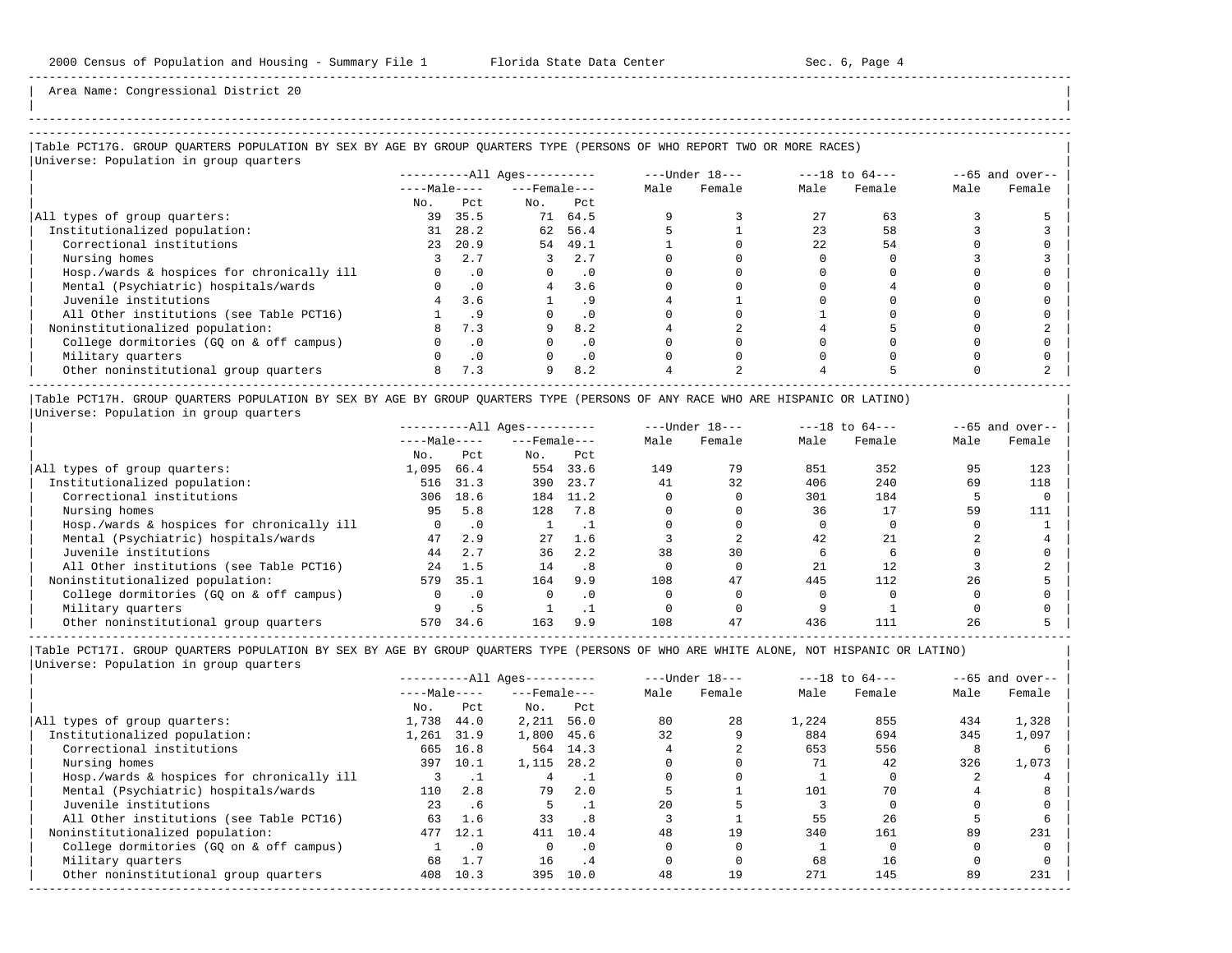Area Name: Congressional District 20

## Table PCT17G. GROUP QUARTERS POPULATION BY SEX BY AGE BY GROUP QUARTERS TYPE (PERSONS OF WHO REPORT TWO OR MORE RACES)

Universe: Population in group quarters

| | All Ages | | | | Under 18 | | 18 to 64 | | 65 and over | |
|---|---|---|---|---|---|---|---|---|---|---|
| | Male | | Female | | | | | | | |
| | No. | Pct | No. | Pct | Male | Female | Male | Female | Male | Female |
| All types of group quarters: | 39 | 35.5 | 71 | 64.5 | 9 | 3 | 27 | 63 | 3 | 5 |
| Institutionalized population: | 31 | 28.2 | 62 | 56.4 | 5 | 1 | 23 | 58 | 3 | 3 |
| Correctional institutions | 23 | 20.9 | 54 | 49.1 | 1 | 0 | 22 | 54 | 0 | 0 |
| Nursing homes | 3 | 2.7 | 3 | 2.7 | 0 | 0 | 0 | 0 | 3 | 3 |
| Hosp./wards & hospices for chronically ill | 0 | .0 | 0 | .0 | 0 | 0 | 0 | 0 | 0 | 0 |
| Mental (Psychiatric) hospitals/wards | 0 | .0 | 4 | 3.6 | 0 | 0 | 0 | 4 | 0 | 0 |
| Juvenile institutions | 4 | 3.6 | 1 | .9 | 4 | 1 | 0 | 0 | 0 | 0 |
| All Other institutions (see Table PCT16) | 1 | .9 | 0 | .0 | 0 | 0 | 1 | 0 | 0 | 0 |
| Noninstitutionalized population: | 8 | 7.3 | 9 | 8.2 | 4 | 2 | 4 | 5 | 0 | 2 |
| College dormitories (GQ on & off campus) | 0 | .0 | 0 | .0 | 0 | 0 | 0 | 0 | 0 | 0 |
| Military quarters | 0 | .0 | 0 | .0 | 0 | 0 | 0 | 0 | 0 | 0 |
| Other noninstitutional group quarters | 8 | 7.3 | 9 | 8.2 | 4 | 2 | 4 | 5 | 0 | 2 |

## Table PCT17H. GROUP QUARTERS POPULATION BY SEX BY AGE BY GROUP QUARTERS TYPE (PERSONS OF ANY RACE WHO ARE HISPANIC OR LATINO)

Universe: Population in group quarters

| | All Ages | | | | Under 18 | | 18 to 64 | | 65 and over | |
|---|---|---|---|---|---|---|---|---|---|---|
| | Male | | Female | | | | | | | |
| | No. | Pct | No. | Pct | Male | Female | Male | Female | Male | Female |
| All types of group quarters: | 1,095 | 66.4 | 554 | 33.6 | 149 | 79 | 851 | 352 | 95 | 123 |
| Institutionalized population: | 516 | 31.3 | 390 | 23.7 | 41 | 32 | 406 | 240 | 69 | 118 |
| Correctional institutions | 306 | 18.6 | 184 | 11.2 | 0 | 0 | 301 | 184 | 5 | 0 |
| Nursing homes | 95 | 5.8 | 128 | 7.8 | 0 | 0 | 36 | 17 | 59 | 111 |
| Hosp./wards & hospices for chronically ill | 0 | .0 | 1 | .1 | 0 | 0 | 0 | 0 | 0 | 1 |
| Mental (Psychiatric) hospitals/wards | 47 | 2.9 | 27 | 1.6 | 3 | 2 | 42 | 21 | 2 | 4 |
| Juvenile institutions | 44 | 2.7 | 36 | 2.2 | 38 | 30 | 6 | 6 | 0 | 0 |
| All Other institutions (see Table PCT16) | 24 | 1.5 | 14 | .8 | 0 | 0 | 21 | 12 | 3 | 2 |
| Noninstitutionalized population: | 579 | 35.1 | 164 | 9.9 | 108 | 47 | 445 | 112 | 26 | 5 |
| College dormitories (GQ on & off campus) | 0 | .0 | 0 | .0 | 0 | 0 | 0 | 0 | 0 | 0 |
| Military quarters | 9 | .5 | 1 | .1 | 0 | 0 | 9 | 1 | 0 | 0 |
| Other noninstitutional group quarters | 570 | 34.6 | 163 | 9.9 | 108 | 47 | 436 | 111 | 26 | 5 |

## Table PCT17I. GROUP QUARTERS POPULATION BY SEX BY AGE BY GROUP QUARTERS TYPE (PERSONS OF WHO ARE WHITE ALONE, NOT HISPANIC OR LATINO)

Universe: Population in group quarters

| | All Ages | | | | Under 18 | | 18 to 64 | | 65 and over | |
|---|---|---|---|---|---|---|---|---|---|---|
| | Male | | Female | | | | | | | |
| | No. | Pct | No. | Pct | Male | Female | Male | Female | Male | Female |
| All types of group quarters: | 1,738 | 44.0 | 2,211 | 56.0 | 80 | 28 | 1,224 | 855 | 434 | 1,328 |
| Institutionalized population: | 1,261 | 31.9 | 1,800 | 45.6 | 32 | 9 | 884 | 694 | 345 | 1,097 |
| Correctional institutions | 665 | 16.8 | 564 | 14.3 | 4 | 2 | 653 | 556 | 8 | 6 |
| Nursing homes | 397 | 10.1 | 1,115 | 28.2 | 0 | 0 | 71 | 42 | 326 | 1,073 |
| Hosp./wards & hospices for chronically ill | 3 | .1 | 4 | .1 | 0 | 0 | 1 | 0 | 2 | 4 |
| Mental (Psychiatric) hospitals/wards | 110 | 2.8 | 79 | 2.0 | 5 | 1 | 101 | 70 | 4 | 8 |
| Juvenile institutions | 23 | .6 | 5 | .1 | 20 | 5 | 3 | 0 | 0 | 0 |
| All Other institutions (see Table PCT16) | 63 | 1.6 | 33 | .8 | 3 | 1 | 55 | 26 | 5 | 6 |
| Noninstitutionalized population: | 477 | 12.1 | 411 | 10.4 | 48 | 19 | 340 | 161 | 89 | 231 |
| College dormitories (GQ on & off campus) | 1 | .0 | 0 | .0 | 0 | 0 | 1 | 0 | 0 | 0 |
| Military quarters | 68 | 1.7 | 16 | .4 | 0 | 0 | 68 | 16 | 0 | 0 |
| Other noninstitutional group quarters | 408 | 10.3 | 395 | 10.0 | 48 | 19 | 271 | 145 | 89 | 231 |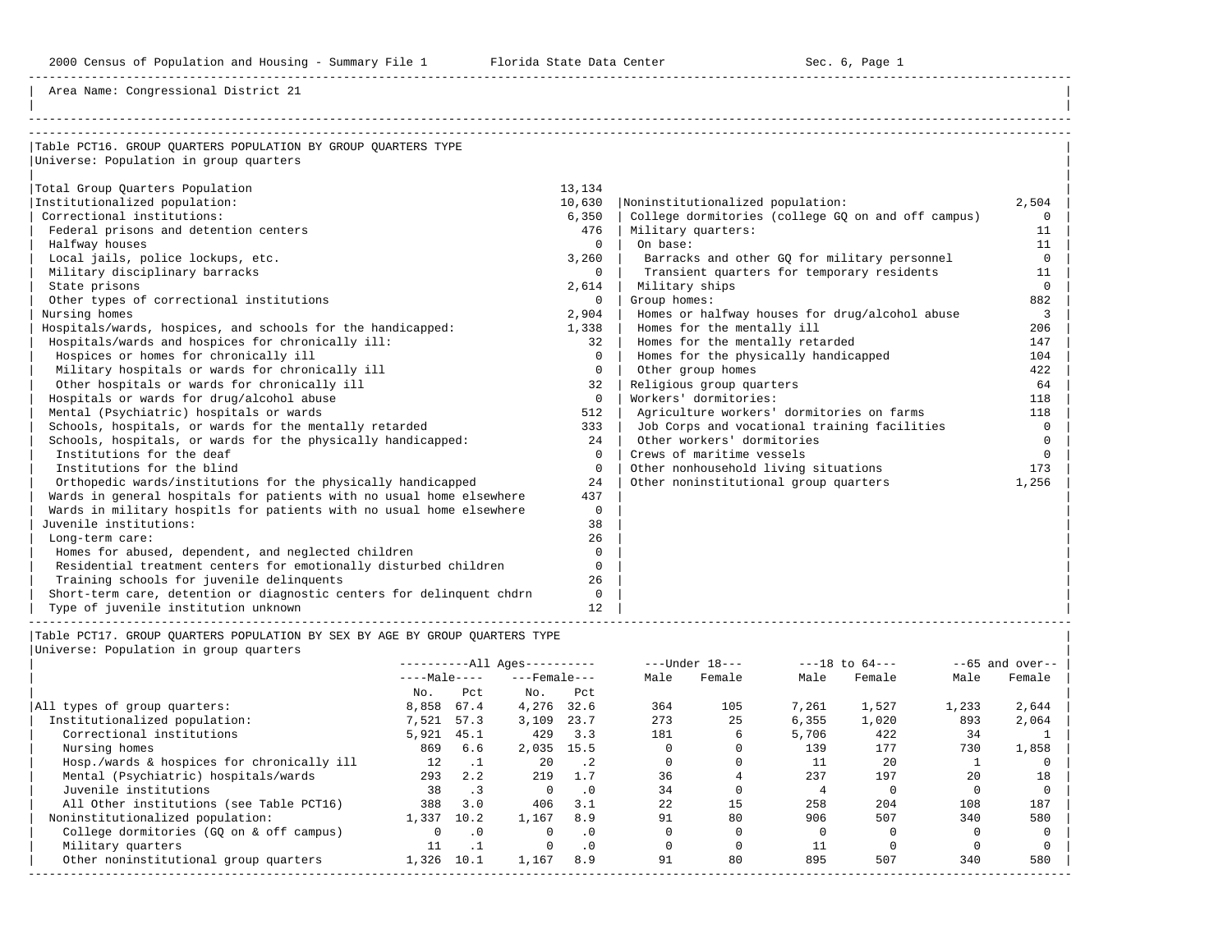Area Name: Congressional District 21

## Table PCT16. GROUP QUARTERS POPULATION BY GROUP QUARTERS TYPE

Universe: Population in group quarters

| Category | Number |
|---|---|
| Total Group Quarters Population | 13,134 |
| Institutionalized population: | 10,630 |
| Correctional institutions: | 6,350 |
| Federal prisons and detention centers | 476 |
| Halfway houses | 0 |
| Local jails, police lockups, etc. | 3,260 |
| Military disciplinary barracks | 0 |
| State prisons | 2,614 |
| Other types of correctional institutions | 0 |
| Nursing homes | 2,904 |
| Hospitals/wards, hospices, and schools for the handicapped: | 1,338 |
| Hospitals/wards and hospices for chronically ill: | 32 |
| Hospices or homes for chronically ill | 0 |
| Military hospitals or wards for chronically ill | 0 |
| Other hospitals or wards for chronically ill | 32 |
| Hospitals or wards for drug/alcohol abuse | 0 |
| Mental (Psychiatric) hospitals or wards | 512 |
| Schools, hospitals, or wards for the mentally retarded | 333 |
| Schools, hospitals, or wards for the physically handicapped: | 24 |
| Institutions for the deaf | 0 |
| Institutions for the blind | 0 |
| Orthopedic wards/institutions for the physically handicapped | 24 |
| Wards in general hospitals for patients with no usual home elsewhere | 437 |
| Wards in military hospitls for patients with no usual home elsewhere | 0 |
| Juvenile institutions: | 38 |
| Long-term care: | 26 |
| Homes for abused, dependent, and neglected children | 0 |
| Residential treatment centers for emotionally disturbed children | 0 |
| Training schools for juvenile delinquents | 26 |
| Short-term care, detention or diagnostic centers for delinquent chdrn | 0 |
| Type of juvenile institution unknown | 12 |
| Noninstitutionalized population: | 2,504 |
| College dormitories (college GQ on and off campus) | 0 |
| Military quarters: | 11 |
| On base: | 11 |
| Barracks and other GQ for military personnel | 0 |
| Transient quarters for temporary residents | 11 |
| Military ships | 0 |
| Group homes: | 882 |
| Homes or halfway houses for drug/alcohol abuse | 3 |
| Homes for the mentally ill | 206 |
| Homes for the mentally retarded | 147 |
| Homes for the physically handicapped | 104 |
| Other group homes | 422 |
| Religious group quarters | 64 |
| Workers' dormitories: | 118 |
| Agriculture workers' dormitories on farms | 118 |
| Job Corps and vocational training facilities | 0 |
| Other workers' dormitories | 0 |
| Crews of maritime vessels | 0 |
| Other nonhousehold living situations | 173 |
| Other noninstitutional group quarters | 1,256 |

## Table PCT17. GROUP QUARTERS POPULATION BY SEX BY AGE BY GROUP QUARTERS TYPE

Universe: Population in group quarters

| | All Ages Male No. | All Ages Male Pct | All Ages Female No. | All Ages Female Pct | Under 18 Male | Under 18 Female | 18 to 64 Male | 18 to 64 Female | 65 and over Male | 65 and over Female |
|---|---|---|---|---|---|---|---|---|---|---|
| All types of group quarters: | 8,858 | 67.4 | 4,276 | 32.6 | 364 | 105 | 7,261 | 1,527 | 1,233 | 2,644 |
| Institutionalized population: | 7,521 | 57.3 | 3,109 | 23.7 | 273 | 25 | 6,355 | 1,020 | 893 | 2,064 |
| Correctional institutions | 5,921 | 45.1 | 429 | 3.3 | 181 | 6 | 5,706 | 422 | 34 | 1 |
| Nursing homes | 869 | 6.6 | 2,035 | 15.5 | 0 | 0 | 139 | 177 | 730 | 1,858 |
| Hosp./wards & hospices for chronically ill | 12 | .1 | 20 | .2 | 0 | 0 | 11 | 20 | 1 | 0 |
| Mental (Psychiatric) hospitals/wards | 293 | 2.2 | 219 | 1.7 | 36 | 4 | 237 | 197 | 20 | 18 |
| Juvenile institutions | 38 | .3 | 0 | .0 | 34 | 0 | 4 | 0 | 0 | 0 |
| All Other institutions (see Table PCT16) | 388 | 3.0 | 406 | 3.1 | 22 | 15 | 258 | 204 | 108 | 187 |
| Noninstitutionalized population: | 1,337 | 10.2 | 1,167 | 8.9 | 91 | 80 | 906 | 507 | 340 | 580 |
| College dormitories (GQ on & off campus) | 0 | .0 | 0 | .0 | 0 | 0 | 0 | 0 | 0 | 0 |
| Military quarters | 11 | .1 | 0 | .0 | 0 | 0 | 11 | 0 | 0 | 0 |
| Other noninstitutional group quarters | 1,326 | 10.1 | 1,167 | 8.9 | 91 | 80 | 895 | 507 | 340 | 580 |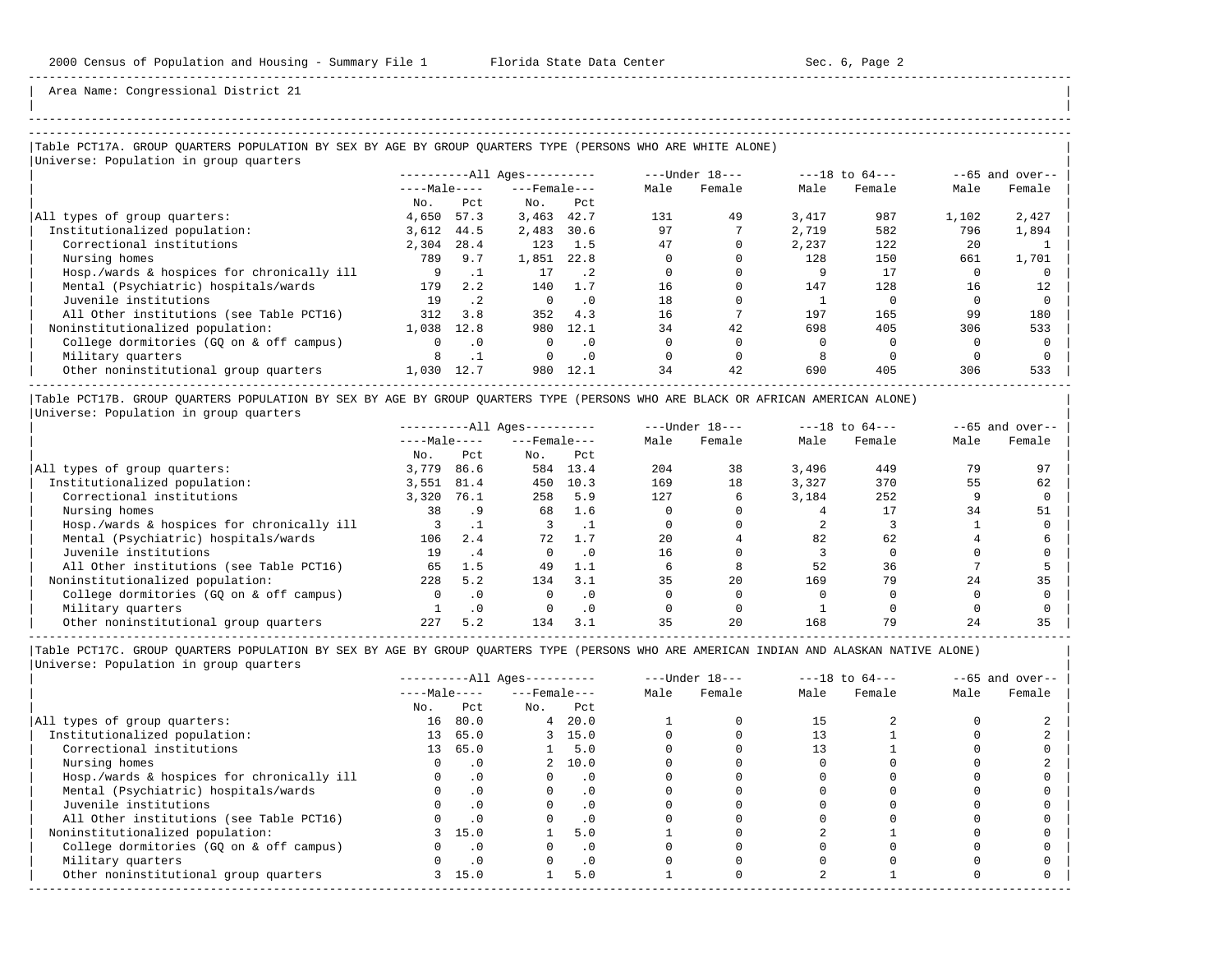Area Name: Congressional District 21

## Table PCT17A. GROUP QUARTERS POPULATION BY SEX BY AGE BY GROUP QUARTERS TYPE (PERSONS WHO ARE WHITE ALONE)

Universe: Population in group quarters

| | All Ages | | | | Under 18 | | 18 to 64 | | 65 and over | |
|---|---|---|---|---|---|---|---|---|---|---|
| | Male | | Female | | | | | | | |
| | No. | Pct | No. | Pct | Male | Female | Male | Female | Male | Female |
| All types of group quarters: | 4,650 | 57.3 | 3,463 | 42.7 | 131 | 49 | 3,417 | 987 | 1,102 | 2,427 |
| Institutionalized population: | 3,612 | 44.5 | 2,483 | 30.6 | 97 | 7 | 2,719 | 582 | 796 | 1,894 |
| Correctional institutions | 2,304 | 28.4 | 123 | 1.5 | 47 | 0 | 2,237 | 122 | 20 | 1 |
| Nursing homes | 789 | 9.7 | 1,851 | 22.8 | 0 | 0 | 128 | 150 | 661 | 1,701 |
| Hosp./wards & hospices for chronically ill | 9 | .1 | 17 | .2 | 0 | 0 | 9 | 17 | 0 | 0 |
| Mental (Psychiatric) hospitals/wards | 179 | 2.2 | 140 | 1.7 | 16 | 0 | 147 | 128 | 16 | 12 |
| Juvenile institutions | 19 | .2 | 0 | .0 | 18 | 0 | 1 | 0 | 0 | 0 |
| All Other institutions (see Table PCT16) | 312 | 3.8 | 352 | 4.3 | 16 | 7 | 197 | 165 | 99 | 180 |
| Noninstitutionalized population: | 1,038 | 12.8 | 980 | 12.1 | 34 | 42 | 698 | 405 | 306 | 533 |
| College dormitories (GQ on & off campus) | 0 | .0 | 0 | .0 | 0 | 0 | 0 | 0 | 0 | 0 |
| Military quarters | 8 | .1 | 0 | .0 | 0 | 0 | 8 | 0 | 0 | 0 |
| Other noninstitutional group quarters | 1,030 | 12.7 | 980 | 12.1 | 34 | 42 | 690 | 405 | 306 | 533 |

## Table PCT17B. GROUP QUARTERS POPULATION BY SEX BY AGE BY GROUP QUARTERS TYPE (PERSONS WHO ARE BLACK OR AFRICAN AMERICAN ALONE)

Universe: Population in group quarters

| | All Ages | | | | Under 18 | | 18 to 64 | | 65 and over | |
|---|---|---|---|---|---|---|---|---|---|---|
| | Male | | Female | | | | | | | |
| | No. | Pct | No. | Pct | Male | Female | Male | Female | Male | Female |
| All types of group quarters: | 3,779 | 86.6 | 584 | 13.4 | 204 | 38 | 3,496 | 449 | 79 | 97 |
| Institutionalized population: | 3,551 | 81.4 | 450 | 10.3 | 169 | 18 | 3,327 | 370 | 55 | 62 |
| Correctional institutions | 3,320 | 76.1 | 258 | 5.9 | 127 | 6 | 3,184 | 252 | 9 | 0 |
| Nursing homes | 38 | .9 | 68 | 1.6 | 0 | 0 | 4 | 17 | 34 | 51 |
| Hosp./wards & hospices for chronically ill | 3 | .1 | 3 | .1 | 0 | 0 | 2 | 3 | 1 | 0 |
| Mental (Psychiatric) hospitals/wards | 106 | 2.4 | 72 | 1.7 | 20 | 4 | 82 | 62 | 4 | 6 |
| Juvenile institutions | 19 | .4 | 0 | .0 | 16 | 0 | 3 | 0 | 0 | 0 |
| All Other institutions (see Table PCT16) | 65 | 1.5 | 49 | 1.1 | 6 | 8 | 52 | 36 | 7 | 5 |
| Noninstitutionalized population: | 228 | 5.2 | 134 | 3.1 | 35 | 20 | 169 | 79 | 24 | 35 |
| College dormitories (GQ on & off campus) | 0 | .0 | 0 | .0 | 0 | 0 | 0 | 0 | 0 | 0 |
| Military quarters | 1 | .0 | 0 | .0 | 0 | 0 | 1 | 0 | 0 | 0 |
| Other noninstitutional group quarters | 227 | 5.2 | 134 | 3.1 | 35 | 20 | 168 | 79 | 24 | 35 |

## Table PCT17C. GROUP QUARTERS POPULATION BY SEX BY AGE BY GROUP QUARTERS TYPE (PERSONS WHO ARE AMERICAN INDIAN AND ALASKAN NATIVE ALONE)

Universe: Population in group quarters

| | All Ages | | | | Under 18 | | 18 to 64 | | 65 and over | |
|---|---|---|---|---|---|---|---|---|---|---|
| | Male | | Female | | | | | | | |
| | No. | Pct | No. | Pct | Male | Female | Male | Female | Male | Female |
| All types of group quarters: | 16 | 80.0 | 4 | 20.0 | 1 | 0 | 15 | 2 | 0 | 2 |
| Institutionalized population: | 13 | 65.0 | 3 | 15.0 | 0 | 0 | 13 | 1 | 0 | 2 |
| Correctional institutions | 13 | 65.0 | 1 | 5.0 | 0 | 0 | 13 | 1 | 0 | 0 |
| Nursing homes | 0 | .0 | 2 | 10.0 | 0 | 0 | 0 | 0 | 0 | 2 |
| Hosp./wards & hospices for chronically ill | 0 | .0 | 0 | .0 | 0 | 0 | 0 | 0 | 0 | 0 |
| Mental (Psychiatric) hospitals/wards | 0 | .0 | 0 | .0 | 0 | 0 | 0 | 0 | 0 | 0 |
| Juvenile institutions | 0 | .0 | 0 | .0 | 0 | 0 | 0 | 0 | 0 | 0 |
| All Other institutions (see Table PCT16) | 0 | .0 | 0 | .0 | 0 | 0 | 0 | 0 | 0 | 0 |
| Noninstitutionalized population: | 3 | 15.0 | 1 | 5.0 | 1 | 0 | 2 | 1 | 0 | 0 |
| College dormitories (GQ on & off campus) | 0 | .0 | 0 | .0 | 0 | 0 | 0 | 0 | 0 | 0 |
| Military quarters | 0 | .0 | 0 | .0 | 0 | 0 | 0 | 0 | 0 | 0 |
| Other noninstitutional group quarters | 3 | 15.0 | 1 | 5.0 | 1 | 0 | 2 | 1 | 0 | 0 |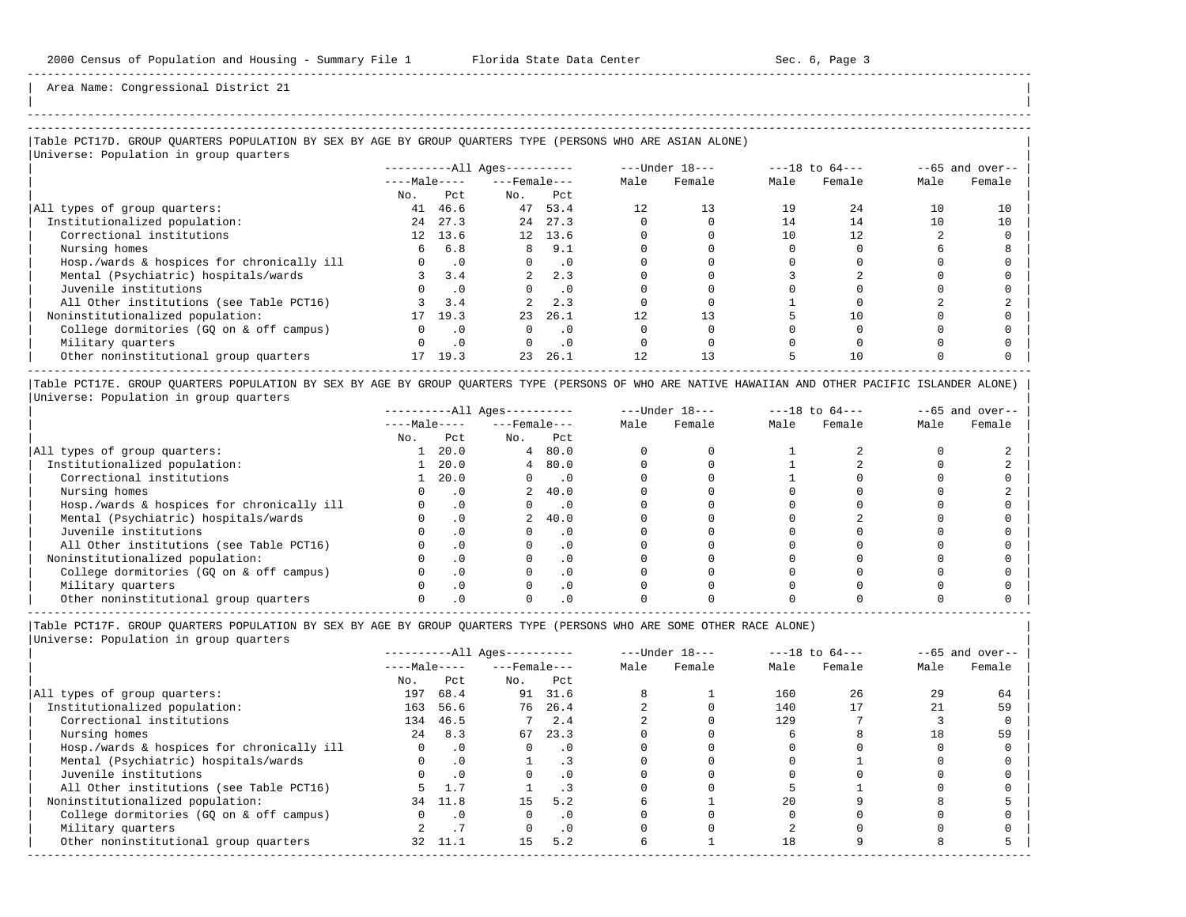Area Name: Congressional District 21

## Table PCT17D. GROUP QUARTERS POPULATION BY SEX BY AGE BY GROUP QUARTERS TYPE (PERSONS WHO ARE ASIAN ALONE)

Universe: Population in group quarters

| | All Ages | | | | Under 18 | | 18 to 64 | | 65 and over | |
|---|---|---|---|---|---|---|---|---|---|---|
| | Male | | Female | | | | | | | |
| | No. | Pct | No. | Pct | Male | Female | Male | Female | Male | Female |
| All types of group quarters: | 41 | 46.6 | 47 | 53.4 | 12 | 13 | 19 | 24 | 10 | 10 |
| Institutionalized population: | 24 | 27.3 | 24 | 27.3 | 0 | 0 | 14 | 14 | 10 | 10 |
| Correctional institutions | 12 | 13.6 | 12 | 13.6 | 0 | 0 | 10 | 12 | 2 | 0 |
| Nursing homes | 6 | 6.8 | 8 | 9.1 | 0 | 0 | 0 | 0 | 6 | 8 |
| Hosp./wards & hospices for chronically ill | 0 | .0 | 0 | .0 | 0 | 0 | 0 | 0 | 0 | 0 |
| Mental (Psychiatric) hospitals/wards | 3 | 3.4 | 2 | 2.3 | 0 | 0 | 3 | 2 | 0 | 0 |
| Juvenile institutions | 0 | .0 | 0 | .0 | 0 | 0 | 0 | 0 | 0 | 0 |
| All Other institutions (see Table PCT16) | 3 | 3.4 | 2 | 2.3 | 0 | 0 | 1 | 0 | 2 | 2 |
| Noninstitutionalized population: | 17 | 19.3 | 23 | 26.1 | 12 | 13 | 5 | 10 | 0 | 0 |
| College dormitories (GQ on & off campus) | 0 | .0 | 0 | .0 | 0 | 0 | 0 | 0 | 0 | 0 |
| Military quarters | 0 | .0 | 0 | .0 | 0 | 0 | 0 | 0 | 0 | 0 |
| Other noninstitutional group quarters | 17 | 19.3 | 23 | 26.1 | 12 | 13 | 5 | 10 | 0 | 0 |

## Table PCT17E. GROUP QUARTERS POPULATION BY SEX BY AGE BY GROUP QUARTERS TYPE (PERSONS OF WHO ARE NATIVE HAWAIIAN AND OTHER PACIFIC ISLANDER ALONE)

Universe: Population in group quarters

| | All Ages | | | | Under 18 | | 18 to 64 | | 65 and over | |
|---|---|---|---|---|---|---|---|---|---|---|
| | Male | | Female | | | | | | | |
| | No. | Pct | No. | Pct | Male | Female | Male | Female | Male | Female |
| All types of group quarters: | 1 | 20.0 | 4 | 80.0 | 0 | 0 | 1 | 2 | 0 | 2 |
| Institutionalized population: | 1 | 20.0 | 4 | 80.0 | 0 | 0 | 1 | 2 | 0 | 2 |
| Correctional institutions | 1 | 20.0 | 0 | .0 | 0 | 0 | 1 | 0 | 0 | 0 |
| Nursing homes | 0 | .0 | 2 | 40.0 | 0 | 0 | 0 | 0 | 0 | 2 |
| Hosp./wards & hospices for chronically ill | 0 | .0 | 0 | .0 | 0 | 0 | 0 | 0 | 0 | 0 |
| Mental (Psychiatric) hospitals/wards | 0 | .0 | 2 | 40.0 | 0 | 0 | 0 | 2 | 0 | 0 |
| Juvenile institutions | 0 | .0 | 0 | .0 | 0 | 0 | 0 | 0 | 0 | 0 |
| All Other institutions (see Table PCT16) | 0 | .0 | 0 | .0 | 0 | 0 | 0 | 0 | 0 | 0 |
| Noninstitutionalized population: | 0 | .0 | 0 | .0 | 0 | 0 | 0 | 0 | 0 | 0 |
| College dormitories (GQ on & off campus) | 0 | .0 | 0 | .0 | 0 | 0 | 0 | 0 | 0 | 0 |
| Military quarters | 0 | .0 | 0 | .0 | 0 | 0 | 0 | 0 | 0 | 0 |
| Other noninstitutional group quarters | 0 | .0 | 0 | .0 | 0 | 0 | 0 | 0 | 0 | 0 |

## Table PCT17F. GROUP QUARTERS POPULATION BY SEX BY AGE BY GROUP QUARTERS TYPE (PERSONS WHO ARE SOME OTHER RACE ALONE)

Universe: Population in group quarters

| | All Ages | | | | Under 18 | | 18 to 64 | | 65 and over | |
|---|---|---|---|---|---|---|---|---|---|---|
| | Male | | Female | | | | | | | |
| | No. | Pct | No. | Pct | Male | Female | Male | Female | Male | Female |
| All types of group quarters: | 197 | 68.4 | 91 | 31.6 | 8 | 1 | 160 | 26 | 29 | 64 |
| Institutionalized population: | 163 | 56.6 | 76 | 26.4 | 2 | 0 | 140 | 17 | 21 | 59 |
| Correctional institutions | 134 | 46.5 | 7 | 2.4 | 2 | 0 | 129 | 7 | 3 | 0 |
| Nursing homes | 24 | 8.3 | 67 | 23.3 | 0 | 0 | 6 | 8 | 18 | 59 |
| Hosp./wards & hospices for chronically ill | 0 | .0 | 0 | .0 | 0 | 0 | 0 | 0 | 0 | 0 |
| Mental (Psychiatric) hospitals/wards | 0 | .0 | 1 | .3 | 0 | 0 | 0 | 1 | 0 | 0 |
| Juvenile institutions | 0 | .0 | 0 | .0 | 0 | 0 | 0 | 0 | 0 | 0 |
| All Other institutions (see Table PCT16) | 5 | 1.7 | 1 | .3 | 0 | 0 | 5 | 1 | 0 | 0 |
| Noninstitutionalized population: | 34 | 11.8 | 15 | 5.2 | 6 | 1 | 20 | 9 | 8 | 5 |
| College dormitories (GQ on & off campus) | 0 | .0 | 0 | .0 | 0 | 0 | 0 | 0 | 0 | 0 |
| Military quarters | 2 | .7 | 0 | .0 | 0 | 0 | 2 | 0 | 0 | 0 |
| Other noninstitutional group quarters | 32 | 11.1 | 15 | 5.2 | 6 | 1 | 18 | 9 | 8 | 5 |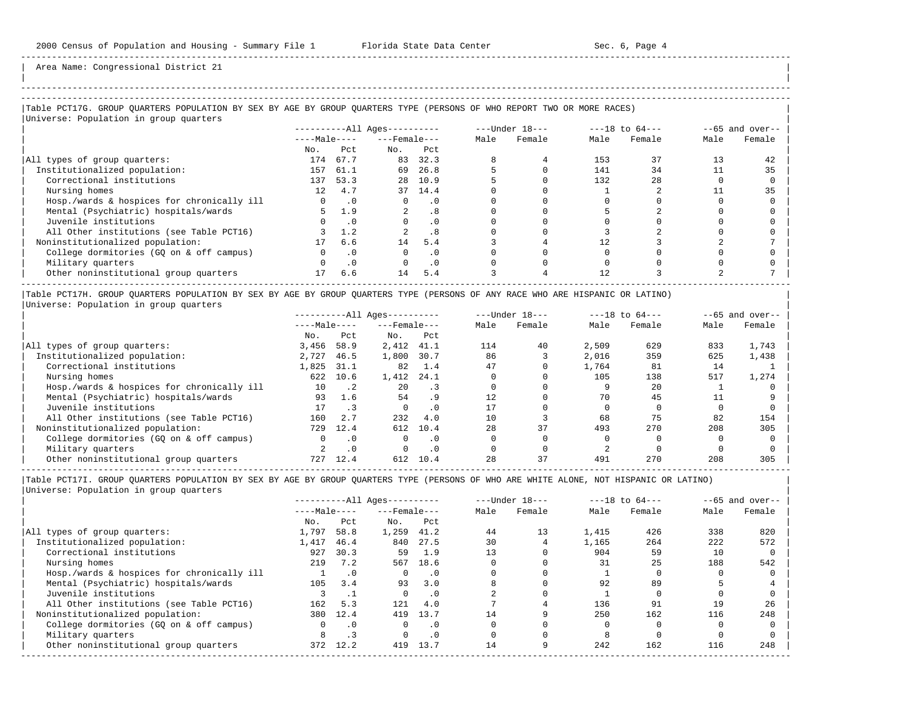Area Name: Congressional District 21

## Table PCT17G. GROUP QUARTERS POPULATION BY SEX BY AGE BY GROUP QUARTERS TYPE (PERSONS OF WHO REPORT TWO OR MORE RACES)

Universe: Population in group quarters

| | All Ages | | | | Under 18 | | 18 to 64 | | 65 and over | |
|---|---|---|---|---|---|---|---|---|---|---|
| | Male | | Female | | | | | | | |
| | No. | Pct | No. | Pct | Male | Female | Male | Female | Male | Female |
| All types of group quarters: | 174 | 67.7 | 83 | 32.3 | 8 | 4 | 153 | 37 | 13 | 42 |
| Institutionalized population: | 157 | 61.1 | 69 | 26.8 | 5 | 0 | 141 | 34 | 11 | 35 |
| Correctional institutions | 137 | 53.3 | 28 | 10.9 | 5 | 0 | 132 | 28 | 0 | 0 |
| Nursing homes | 12 | 4.7 | 37 | 14.4 | 0 | 0 | 1 | 2 | 11 | 35 |
| Hosp./wards & hospices for chronically ill | 0 | .0 | 0 | .0 | 0 | 0 | 0 | 0 | 0 | 0 |
| Mental (Psychiatric) hospitals/wards | 5 | 1.9 | 2 | .8 | 0 | 0 | 5 | 2 | 0 | 0 |
| Juvenile institutions | 0 | .0 | 0 | .0 | 0 | 0 | 0 | 0 | 0 | 0 |
| All Other institutions (see Table PCT16) | 3 | 1.2 | 2 | .8 | 0 | 0 | 3 | 2 | 0 | 0 |
| Noninstitutionalized population: | 17 | 6.6 | 14 | 5.4 | 3 | 4 | 12 | 3 | 2 | 7 |
| College dormitories (GQ on & off campus) | 0 | .0 | 0 | .0 | 0 | 0 | 0 | 0 | 0 | 0 |
| Military quarters | 0 | .0 | 0 | .0 | 0 | 0 | 0 | 0 | 0 | 0 |
| Other noninstitutional group quarters | 17 | 6.6 | 14 | 5.4 | 3 | 4 | 12 | 3 | 2 | 7 |

## Table PCT17H. GROUP QUARTERS POPULATION BY SEX BY AGE BY GROUP QUARTERS TYPE (PERSONS OF ANY RACE WHO ARE HISPANIC OR LATINO)

Universe: Population in group quarters

| | All Ages | | | | Under 18 | | 18 to 64 | | 65 and over | |
|---|---|---|---|---|---|---|---|---|---|---|
| | Male | | Female | | | | | | | |
| | No. | Pct | No. | Pct | Male | Female | Male | Female | Male | Female |
| All types of group quarters: | 3,456 | 58.9 | 2,412 | 41.1 | 114 | 40 | 2,509 | 629 | 833 | 1,743 |
| Institutionalized population: | 2,727 | 46.5 | 1,800 | 30.7 | 86 | 3 | 2,016 | 359 | 625 | 1,438 |
| Correctional institutions | 1,825 | 31.1 | 82 | 1.4 | 47 | 0 | 1,764 | 81 | 14 | 1 |
| Nursing homes | 622 | 10.6 | 1,412 | 24.1 | 0 | 0 | 105 | 138 | 517 | 1,274 |
| Hosp./wards & hospices for chronically ill | 10 | .2 | 20 | .3 | 0 | 0 | 9 | 20 | 1 | 0 |
| Mental (Psychiatric) hospitals/wards | 93 | 1.6 | 54 | .9 | 12 | 0 | 70 | 45 | 11 | 9 |
| Juvenile institutions | 17 | .3 | 0 | .0 | 17 | 0 | 0 | 0 | 0 | 0 |
| All Other institutions (see Table PCT16) | 160 | 2.7 | 232 | 4.0 | 10 | 3 | 68 | 75 | 82 | 154 |
| Noninstitutionalized population: | 729 | 12.4 | 612 | 10.4 | 28 | 37 | 493 | 270 | 208 | 305 |
| College dormitories (GQ on & off campus) | 0 | .0 | 0 | .0 | 0 | 0 | 0 | 0 | 0 | 0 |
| Military quarters | 2 | .0 | 0 | .0 | 0 | 0 | 2 | 0 | 0 | 0 |
| Other noninstitutional group quarters | 727 | 12.4 | 612 | 10.4 | 28 | 37 | 491 | 270 | 208 | 305 |

## Table PCT17I. GROUP QUARTERS POPULATION BY SEX BY AGE BY GROUP QUARTERS TYPE (PERSONS OF WHO ARE WHITE ALONE, NOT HISPANIC OR LATINO)

Universe: Population in group quarters

| | All Ages | | | | Under 18 | | 18 to 64 | | 65 and over | |
|---|---|---|---|---|---|---|---|---|---|---|
| | Male | | Female | | | | | | | |
| | No. | Pct | No. | Pct | Male | Female | Male | Female | Male | Female |
| All types of group quarters: | 1,797 | 58.8 | 1,259 | 41.2 | 44 | 13 | 1,415 | 426 | 338 | 820 |
| Institutionalized population: | 1,417 | 46.4 | 840 | 27.5 | 30 | 4 | 1,165 | 264 | 222 | 572 |
| Correctional institutions | 927 | 30.3 | 59 | 1.9 | 13 | 0 | 904 | 59 | 10 | 0 |
| Nursing homes | 219 | 7.2 | 567 | 18.6 | 0 | 0 | 31 | 25 | 188 | 542 |
| Hosp./wards & hospices for chronically ill | 1 | .0 | 0 | .0 | 0 | 0 | 1 | 0 | 0 | 0 |
| Mental (Psychiatric) hospitals/wards | 105 | 3.4 | 93 | 3.0 | 8 | 0 | 92 | 89 | 5 | 4 |
| Juvenile institutions | 3 | .1 | 0 | .0 | 2 | 0 | 1 | 0 | 0 | 0 |
| All Other institutions (see Table PCT16) | 162 | 5.3 | 121 | 4.0 | 7 | 4 | 136 | 91 | 19 | 26 |
| Noninstitutionalized population: | 380 | 12.4 | 419 | 13.7 | 14 | 9 | 250 | 162 | 116 | 248 |
| College dormitories (GQ on & off campus) | 0 | .0 | 0 | .0 | 0 | 0 | 0 | 0 | 0 | 0 |
| Military quarters | 8 | .3 | 0 | .0 | 0 | 0 | 8 | 0 | 0 | 0 |
| Other noninstitutional group quarters | 372 | 12.2 | 419 | 13.7 | 14 | 9 | 242 | 162 | 116 | 248 |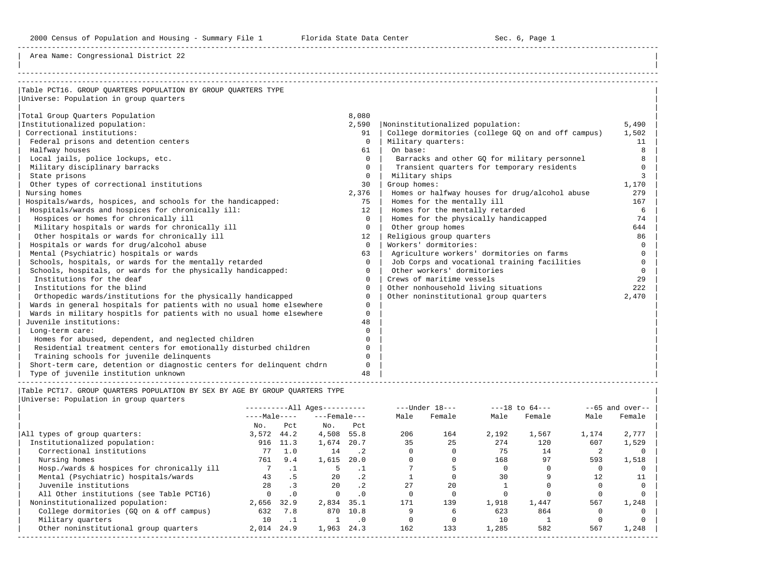Area Name: Congressional District 22

## Table PCT16. GROUP QUARTERS POPULATION BY GROUP QUARTERS TYPE

Universe: Population in group quarters

| Institutionalized | | Noninstitutionalized | |
|---|---|---|---|
| Total Group Quarters Population | 8,080 | | |
| Institutionalized population: | 2,590 | Noninstitutionalized population: | 5,490 |
| Correctional institutions: | 91 | College dormitories (college GQ on and off campus) | 1,502 |
| Federal prisons and detention centers | 0 | Military quarters: | 11 |
| Halfway houses | 61 | On base: | 8 |
| Local jails, police lockups, etc. | 0 | Barracks and other GQ for military personnel | 8 |
| Military disciplinary barracks | 0 | Transient quarters for temporary residents | 0 |
| State prisons | 0 | Military ships | 3 |
| Other types of correctional institutions | 30 | Group homes: | 1,170 |
| Nursing homes | 2,376 | Homes or halfway houses for drug/alcohol abuse | 279 |
| Hospitals/wards, hospices, and schools for the handicapped: | 75 | Homes for the mentally ill | 167 |
| Hospitals/wards and hospices for chronically ill: | 12 | Homes for the mentally retarded | 6 |
| Hospices or homes for chronically ill | 0 | Homes for the physically handicapped | 74 |
| Military hospitals or wards for chronically ill | 0 | Other group homes | 644 |
| Other hospitals or wards for chronically ill | 12 | Religious group quarters | 86 |
| Hospitals or wards for drug/alcohol abuse | 0 | Workers' dormitories: | 0 |
| Mental (Psychiatric) hospitals or wards | 63 | Agriculture workers' dormitories on farms | 0 |
| Schools, hospitals, or wards for the mentally retarded | 0 | Job Corps and vocational training facilities | 0 |
| Schools, hospitals, or wards for the physically handicapped: | 0 | Other workers' dormitories | 0 |
| Institutions for the deaf | 0 | Crews of maritime vessels | 29 |
| Institutions for the blind | 0 | Other nonhousehold living situations | 222 |
| Orthopedic wards/institutions for the physically handicapped | 0 | Other noninstitutional group quarters | 2,470 |
| Wards in general hospitals for patients with no usual home elsewhere | 0 | | |
| Wards in military hospitls for patients with no usual home elsewhere | 0 | | |
| Juvenile institutions: | 48 | | |
| Long-term care: | 0 | | |
| Homes for abused, dependent, and neglected children | 0 | | |
| Residential treatment centers for emotionally disturbed children | 0 | | |
| Training schools for juvenile delinquents | 0 | | |
| Short-term care, detention or diagnostic centers for delinquent chdrn | 0 | | |
| Type of juvenile institution unknown | 48 | | |

## Table PCT17. GROUP QUARTERS POPULATION BY SEX BY AGE BY GROUP QUARTERS TYPE

Universe: Population in group quarters

| | All Ages Male No. | All Ages Male Pct | All Ages Female No. | All Ages Female Pct | Under 18 Male | Under 18 Female | 18 to 64 Male | 18 to 64 Female | 65 and over Male | 65 and over Female |
|---|---|---|---|---|---|---|---|---|---|---|
| All types of group quarters: | 3,572 | 44.2 | 4,508 | 55.8 | 206 | 164 | 2,192 | 1,567 | 1,174 | 2,777 |
| Institutionalized population: | 916 | 11.3 | 1,674 | 20.7 | 35 | 25 | 274 | 120 | 607 | 1,529 |
| Correctional institutions | 77 | 1.0 | 14 | .2 | 0 | 0 | 75 | 14 | 2 | 0 |
| Nursing homes | 761 | 9.4 | 1,615 | 20.0 | 0 | 0 | 168 | 97 | 593 | 1,518 |
| Hosp./wards & hospices for chronically ill | 7 | .1 | 5 | .1 | 7 | 5 | 0 | 0 | 0 | 0 |
| Mental (Psychiatric) hospitals/wards | 43 | .5 | 20 | .2 | 1 | 0 | 30 | 9 | 12 | 11 |
| Juvenile institutions | 28 | .3 | 20 | .2 | 27 | 20 | 1 | 0 | 0 | 0 |
| All Other institutions (see Table PCT16) | 0 | .0 | 0 | .0 | 0 | 0 | 0 | 0 | 0 | 0 |
| Noninstitutionalized population: | 2,656 | 32.9 | 2,834 | 35.1 | 171 | 139 | 1,918 | 1,447 | 567 | 1,248 |
| College dormitories (GQ on & off campus) | 632 | 7.8 | 870 | 10.8 | 9 | 6 | 623 | 864 | 0 | 0 |
| Military quarters | 10 | .1 | 1 | .0 | 0 | 0 | 10 | 1 | 0 | 0 |
| Other noninstitutional group quarters | 2,014 | 24.9 | 1,963 | 24.3 | 162 | 133 | 1,285 | 582 | 567 | 1,248 |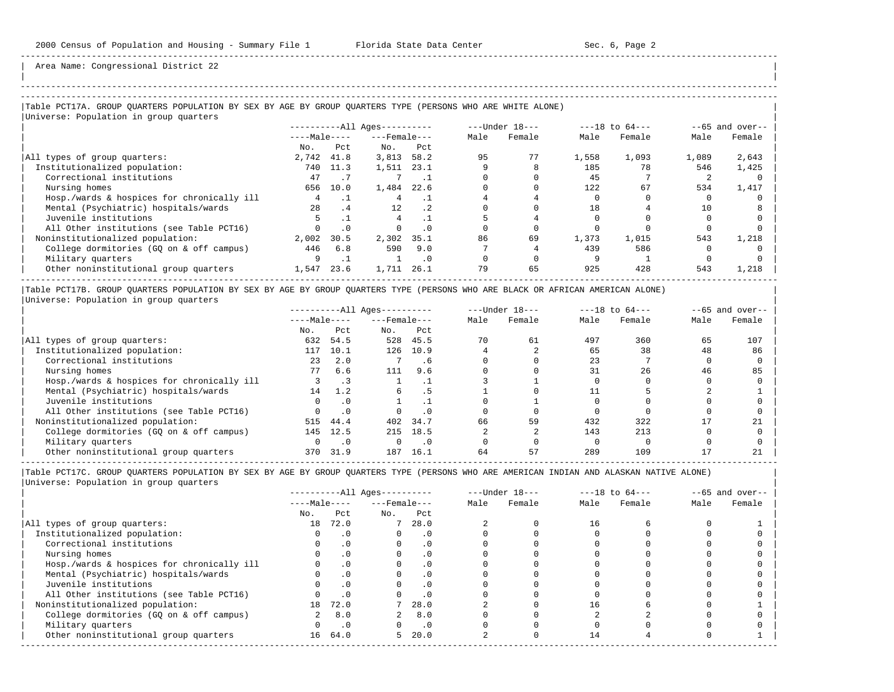Area Name: Congressional District 22

### Table PCT17A. GROUP QUARTERS POPULATION BY SEX BY AGE BY GROUP QUARTERS TYPE (PERSONS WHO ARE WHITE ALONE)

Universe: Population in group quarters

| | All Ages Male No. | All Ages Male Pct | All Ages Female No. | All Ages Female Pct | Under 18 Male | Under 18 Female | 18 to 64 Male | 18 to 64 Female | 65 and over Male | 65 and over Female |
|---|---|---|---|---|---|---|---|---|---|---|
| All types of group quarters: | 2,742 | 41.8 | 3,813 | 58.2 | 95 | 77 | 1,558 | 1,093 | 1,089 | 2,643 |
| Institutionalized population: | 740 | 11.3 | 1,511 | 23.1 | 9 | 8 | 185 | 78 | 546 | 1,425 |
| Correctional institutions | 47 | .7 | 7 | .1 | 0 | 0 | 45 | 7 | 2 | 0 |
| Nursing homes | 656 | 10.0 | 1,484 | 22.6 | 0 | 0 | 122 | 67 | 534 | 1,417 |
| Hosp./wards & hospices for chronically ill | 4 | .1 | 4 | .1 | 4 | 4 | 0 | 0 | 0 | 0 |
| Mental (Psychiatric) hospitals/wards | 28 | .4 | 12 | .2 | 0 | 0 | 18 | 4 | 10 | 8 |
| Juvenile institutions | 5 | .1 | 4 | .1 | 5 | 4 | 0 | 0 | 0 | 0 |
| All Other institutions (see Table PCT16) | 0 | .0 | 0 | .0 | 0 | 0 | 0 | 0 | 0 | 0 |
| Noninstitutionalized population: | 2,002 | 30.5 | 2,302 | 35.1 | 86 | 69 | 1,373 | 1,015 | 543 | 1,218 |
| College dormitories (GQ on & off campus) | 446 | 6.8 | 590 | 9.0 | 7 | 4 | 439 | 586 | 0 | 0 |
| Military quarters | 9 | .1 | 1 | .0 | 0 | 0 | 9 | 1 | 0 | 0 |
| Other noninstitutional group quarters | 1,547 | 23.6 | 1,711 | 26.1 | 79 | 65 | 925 | 428 | 543 | 1,218 |

### Table PCT17B. GROUP QUARTERS POPULATION BY SEX BY AGE BY GROUP QUARTERS TYPE (PERSONS WHO ARE BLACK OR AFRICAN AMERICAN ALONE)

Universe: Population in group quarters

| | All Ages Male No. | All Ages Male Pct | All Ages Female No. | All Ages Female Pct | Under 18 Male | Under 18 Female | 18 to 64 Male | 18 to 64 Female | 65 and over Male | 65 and over Female |
|---|---|---|---|---|---|---|---|---|---|---|
| All types of group quarters: | 632 | 54.5 | 528 | 45.5 | 70 | 61 | 497 | 360 | 65 | 107 |
| Institutionalized population: | 117 | 10.1 | 126 | 10.9 | 4 | 2 | 65 | 38 | 48 | 86 |
| Correctional institutions | 23 | 2.0 | 7 | .6 | 0 | 0 | 23 | 7 | 0 | 0 |
| Nursing homes | 77 | 6.6 | 111 | 9.6 | 0 | 0 | 31 | 26 | 46 | 85 |
| Hosp./wards & hospices for chronically ill | 3 | .3 | 1 | .1 | 3 | 1 | 0 | 0 | 0 | 0 |
| Mental (Psychiatric) hospitals/wards | 14 | 1.2 | 6 | .5 | 1 | 0 | 11 | 5 | 2 | 1 |
| Juvenile institutions | 0 | .0 | 1 | .1 | 0 | 1 | 0 | 0 | 0 | 0 |
| All Other institutions (see Table PCT16) | 0 | .0 | 0 | .0 | 0 | 0 | 0 | 0 | 0 | 0 |
| Noninstitutionalized population: | 515 | 44.4 | 402 | 34.7 | 66 | 59 | 432 | 322 | 17 | 21 |
| College dormitories (GQ on & off campus) | 145 | 12.5 | 215 | 18.5 | 2 | 2 | 143 | 213 | 0 | 0 |
| Military quarters | 0 | .0 | 0 | .0 | 0 | 0 | 0 | 0 | 0 | 0 |
| Other noninstitutional group quarters | 370 | 31.9 | 187 | 16.1 | 64 | 57 | 289 | 109 | 17 | 21 |

### Table PCT17C. GROUP QUARTERS POPULATION BY SEX BY AGE BY GROUP QUARTERS TYPE (PERSONS WHO ARE AMERICAN INDIAN AND ALASKAN NATIVE ALONE)

Universe: Population in group quarters

| | All Ages Male No. | All Ages Male Pct | All Ages Female No. | All Ages Female Pct | Under 18 Male | Under 18 Female | 18 to 64 Male | 18 to 64 Female | 65 and over Male | 65 and over Female |
|---|---|---|---|---|---|---|---|---|---|---|
| All types of group quarters: | 18 | 72.0 | 7 | 28.0 | 2 | 0 | 16 | 6 | 0 | 1 |
| Institutionalized population: | 0 | .0 | 0 | .0 | 0 | 0 | 0 | 0 | 0 | 0 |
| Correctional institutions | 0 | .0 | 0 | .0 | 0 | 0 | 0 | 0 | 0 | 0 |
| Nursing homes | 0 | .0 | 0 | .0 | 0 | 0 | 0 | 0 | 0 | 0 |
| Hosp./wards & hospices for chronically ill | 0 | .0 | 0 | .0 | 0 | 0 | 0 | 0 | 0 | 0 |
| Mental (Psychiatric) hospitals/wards | 0 | .0 | 0 | .0 | 0 | 0 | 0 | 0 | 0 | 0 |
| Juvenile institutions | 0 | .0 | 0 | .0 | 0 | 0 | 0 | 0 | 0 | 0 |
| All Other institutions (see Table PCT16) | 0 | .0 | 0 | .0 | 0 | 0 | 0 | 0 | 0 | 0 |
| Noninstitutionalized population: | 18 | 72.0 | 7 | 28.0 | 2 | 0 | 16 | 6 | 0 | 1 |
| College dormitories (GQ on & off campus) | 2 | 8.0 | 2 | 8.0 | 0 | 0 | 2 | 2 | 0 | 0 |
| Military quarters | 0 | .0 | 0 | .0 | 0 | 0 | 0 | 0 | 0 | 0 |
| Other noninstitutional group quarters | 16 | 64.0 | 5 | 20.0 | 2 | 0 | 14 | 4 | 0 | 1 |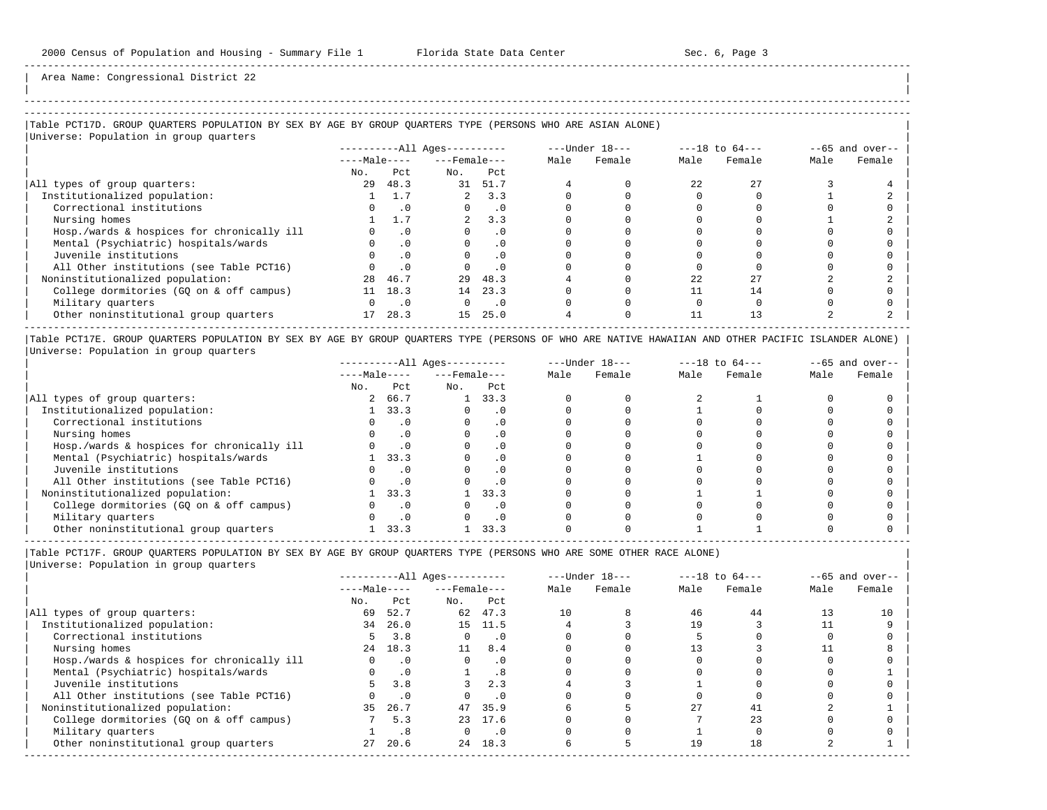Area Name: Congressional District 22

## Table PCT17D. GROUP QUARTERS POPULATION BY SEX BY AGE BY GROUP QUARTERS TYPE (PERSONS WHO ARE ASIAN ALONE)

Universe: Population in group quarters

| | All Ages | | | | Under 18 | | 18 to 64 | | 65 and over | |
|---|---|---|---|---|---|---|---|---|---|---|
| | Male | | Female | | | | | | | |
| | No. | Pct | No. | Pct | Male | Female | Male | Female | Male | Female |
| All types of group quarters: | 29 | 48.3 | 31 | 51.7 | 4 | 0 | 22 | 27 | 3 | 4 |
| Institutionalized population: | 1 | 1.7 | 2 | 3.3 | 0 | 0 | 0 | 0 | 1 | 2 |
| Correctional institutions | 0 | .0 | 0 | .0 | 0 | 0 | 0 | 0 | 0 | 0 |
| Nursing homes | 1 | 1.7 | 2 | 3.3 | 0 | 0 | 0 | 0 | 1 | 2 |
| Hosp./wards & hospices for chronically ill | 0 | .0 | 0 | .0 | 0 | 0 | 0 | 0 | 0 | 0 |
| Mental (Psychiatric) hospitals/wards | 0 | .0 | 0 | .0 | 0 | 0 | 0 | 0 | 0 | 0 |
| Juvenile institutions | 0 | .0 | 0 | .0 | 0 | 0 | 0 | 0 | 0 | 0 |
| All Other institutions (see Table PCT16) | 0 | .0 | 0 | .0 | 0 | 0 | 0 | 0 | 0 | 0 |
| Noninstitutionalized population: | 28 | 46.7 | 29 | 48.3 | 4 | 0 | 22 | 27 | 2 | 2 |
| College dormitories (GQ on & off campus) | 11 | 18.3 | 14 | 23.3 | 0 | 0 | 11 | 14 | 0 | 0 |
| Military quarters | 0 | .0 | 0 | .0 | 0 | 0 | 0 | 0 | 0 | 0 |
| Other noninstitutional group quarters | 17 | 28.3 | 15 | 25.0 | 4 | 0 | 11 | 13 | 2 | 2 |

## Table PCT17E. GROUP QUARTERS POPULATION BY SEX BY AGE BY GROUP QUARTERS TYPE (PERSONS OF WHO ARE NATIVE HAWAIIAN AND OTHER PACIFIC ISLANDER ALONE)

Universe: Population in group quarters

| | All Ages | | | | Under 18 | | 18 to 64 | | 65 and over | |
|---|---|---|---|---|---|---|---|---|---|---|
| | Male | | Female | | | | | | | |
| | No. | Pct | No. | Pct | Male | Female | Male | Female | Male | Female |
| All types of group quarters: | 2 | 66.7 | 1 | 33.3 | 0 | 0 | 2 | 1 | 0 | 0 |
| Institutionalized population: | 1 | 33.3 | 0 | .0 | 0 | 0 | 1 | 0 | 0 | 0 |
| Correctional institutions | 0 | .0 | 0 | .0 | 0 | 0 | 0 | 0 | 0 | 0 |
| Nursing homes | 0 | .0 | 0 | .0 | 0 | 0 | 0 | 0 | 0 | 0 |
| Hosp./wards & hospices for chronically ill | 0 | .0 | 0 | .0 | 0 | 0 | 0 | 0 | 0 | 0 |
| Mental (Psychiatric) hospitals/wards | 1 | 33.3 | 0 | .0 | 0 | 0 | 1 | 0 | 0 | 0 |
| Juvenile institutions | 0 | .0 | 0 | .0 | 0 | 0 | 0 | 0 | 0 | 0 |
| All Other institutions (see Table PCT16) | 0 | .0 | 0 | .0 | 0 | 0 | 0 | 0 | 0 | 0 |
| Noninstitutionalized population: | 1 | 33.3 | 1 | 33.3 | 0 | 0 | 1 | 1 | 0 | 0 |
| College dormitories (GQ on & off campus) | 0 | .0 | 0 | .0 | 0 | 0 | 0 | 0 | 0 | 0 |
| Military quarters | 0 | .0 | 0 | .0 | 0 | 0 | 0 | 0 | 0 | 0 |
| Other noninstitutional group quarters | 1 | 33.3 | 1 | 33.3 | 0 | 0 | 1 | 1 | 0 | 0 |

## Table PCT17F. GROUP QUARTERS POPULATION BY SEX BY AGE BY GROUP QUARTERS TYPE (PERSONS WHO ARE SOME OTHER RACE ALONE)

Universe: Population in group quarters

| | All Ages | | | | Under 18 | | 18 to 64 | | 65 and over | |
|---|---|---|---|---|---|---|---|---|---|---|
| | Male | | Female | | | | | | | |
| | No. | Pct | No. | Pct | Male | Female | Male | Female | Male | Female |
| All types of group quarters: | 69 | 52.7 | 62 | 47.3 | 10 | 8 | 46 | 44 | 13 | 10 |
| Institutionalized population: | 34 | 26.0 | 15 | 11.5 | 4 | 3 | 19 | 3 | 11 | 9 |
| Correctional institutions | 5 | 3.8 | 0 | .0 | 0 | 0 | 5 | 0 | 0 | 0 |
| Nursing homes | 24 | 18.3 | 11 | 8.4 | 0 | 0 | 13 | 3 | 11 | 8 |
| Hosp./wards & hospices for chronically ill | 0 | .0 | 0 | .0 | 0 | 0 | 0 | 0 | 0 | 0 |
| Mental (Psychiatric) hospitals/wards | 0 | .0 | 1 | .8 | 0 | 0 | 0 | 0 | 0 | 1 |
| Juvenile institutions | 5 | 3.8 | 3 | 2.3 | 4 | 3 | 1 | 0 | 0 | 0 |
| All Other institutions (see Table PCT16) | 0 | .0 | 0 | .0 | 0 | 0 | 0 | 0 | 0 | 0 |
| Noninstitutionalized population: | 35 | 26.7 | 47 | 35.9 | 6 | 5 | 27 | 41 | 2 | 1 |
| College dormitories (GQ on & off campus) | 7 | 5.3 | 23 | 17.6 | 0 | 0 | 7 | 23 | 0 | 0 |
| Military quarters | 1 | .8 | 0 | .0 | 0 | 0 | 1 | 0 | 0 | 0 |
| Other noninstitutional group quarters | 27 | 20.6 | 24 | 18.3 | 6 | 5 | 19 | 18 | 2 | 1 |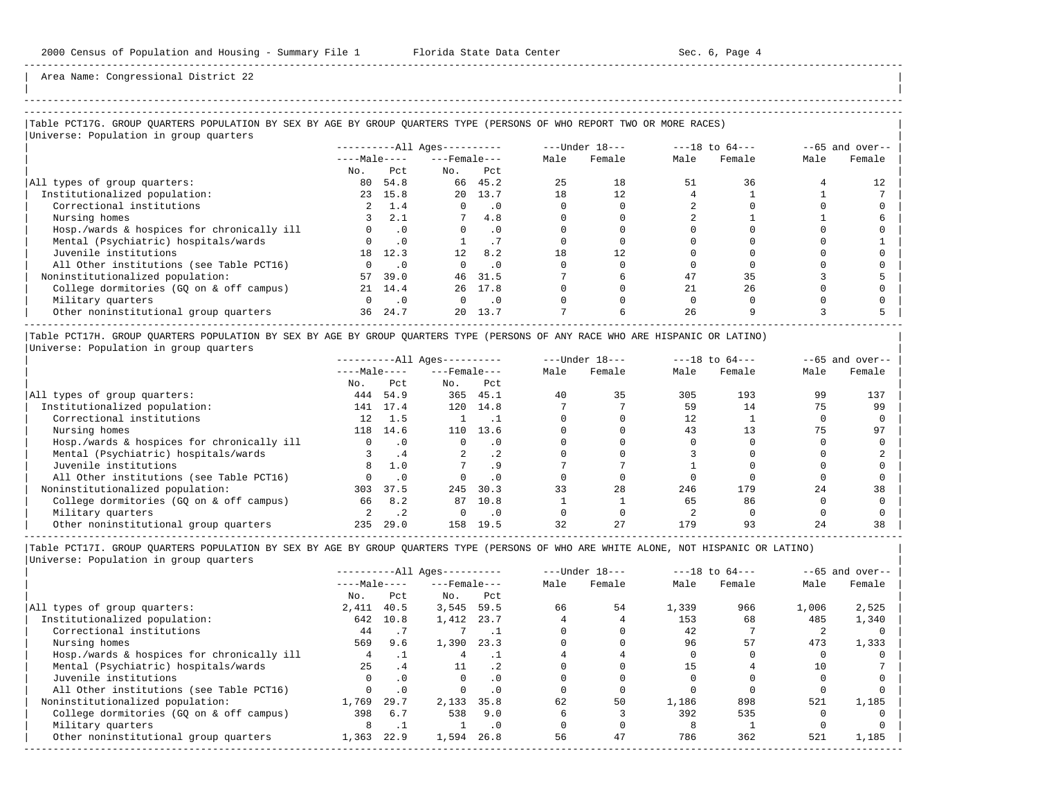Area Name: Congressional District 22

### Table PCT17G. GROUP QUARTERS POPULATION BY SEX BY AGE BY GROUP QUARTERS TYPE (PERSONS OF WHO REPORT TWO OR MORE RACES)

Universe: Population in group quarters

| | All Ages | | | | Under 18 | | 18 to 64 | | 65 and over | |
|---|---|---|---|---|---|---|---|---|---|---|
| | Male | | Female | | | | | | | |
| | No. | Pct | No. | Pct | Male | Female | Male | Female | Male | Female |
| All types of group quarters: | 80 | 54.8 | 66 | 45.2 | 25 | 18 | 51 | 36 | 4 | 12 |
| Institutionalized population: | 23 | 15.8 | 20 | 13.7 | 18 | 12 | 4 | 1 | 1 | 7 |
| Correctional institutions | 2 | 1.4 | 0 | .0 | 0 | 0 | 2 | 0 | 0 | 0 |
| Nursing homes | 3 | 2.1 | 7 | 4.8 | 0 | 0 | 2 | 1 | 1 | 6 |
| Hosp./wards & hospices for chronically ill | 0 | .0 | 0 | .0 | 0 | 0 | 0 | 0 | 0 | 0 |
| Mental (Psychiatric) hospitals/wards | 0 | .0 | 1 | .7 | 0 | 0 | 0 | 0 | 0 | 1 |
| Juvenile institutions | 18 | 12.3 | 12 | 8.2 | 18 | 12 | 0 | 0 | 0 | 0 |
| All Other institutions (see Table PCT16) | 0 | .0 | 0 | .0 | 0 | 0 | 0 | 0 | 0 | 0 |
| Noninstitutionalized population: | 57 | 39.0 | 46 | 31.5 | 7 | 6 | 47 | 35 | 3 | 5 |
| College dormitories (GQ on & off campus) | 21 | 14.4 | 26 | 17.8 | 0 | 0 | 21 | 26 | 0 | 0 |
| Military quarters | 0 | .0 | 0 | .0 | 0 | 0 | 0 | 0 | 0 | 0 |
| Other noninstitutional group quarters | 36 | 24.7 | 20 | 13.7 | 7 | 6 | 26 | 9 | 3 | 5 |

### Table PCT17H. GROUP QUARTERS POPULATION BY SEX BY AGE BY GROUP QUARTERS TYPE (PERSONS OF ANY RACE WHO ARE HISPANIC OR LATINO)

Universe: Population in group quarters

| | All Ages | | | | Under 18 | | 18 to 64 | | 65 and over | |
|---|---|---|---|---|---|---|---|---|---|---|
| | Male | | Female | | | | | | | |
| | No. | Pct | No. | Pct | Male | Female | Male | Female | Male | Female |
| All types of group quarters: | 444 | 54.9 | 365 | 45.1 | 40 | 35 | 305 | 193 | 99 | 137 |
| Institutionalized population: | 141 | 17.4 | 120 | 14.8 | 7 | 7 | 59 | 14 | 75 | 99 |
| Correctional institutions | 12 | 1.5 | 1 | .1 | 0 | 0 | 12 | 1 | 0 | 0 |
| Nursing homes | 118 | 14.6 | 110 | 13.6 | 0 | 0 | 43 | 13 | 75 | 97 |
| Hosp./wards & hospices for chronically ill | 0 | .0 | 0 | .0 | 0 | 0 | 0 | 0 | 0 | 0 |
| Mental (Psychiatric) hospitals/wards | 3 | .4 | 2 | .2 | 0 | 0 | 3 | 0 | 0 | 2 |
| Juvenile institutions | 8 | 1.0 | 7 | .9 | 7 | 7 | 1 | 0 | 0 | 0 |
| All Other institutions (see Table PCT16) | 0 | .0 | 0 | .0 | 0 | 0 | 0 | 0 | 0 | 0 |
| Noninstitutionalized population: | 303 | 37.5 | 245 | 30.3 | 33 | 28 | 246 | 179 | 24 | 38 |
| College dormitories (GQ on & off campus) | 66 | 8.2 | 87 | 10.8 | 1 | 1 | 65 | 86 | 0 | 0 |
| Military quarters | 2 | .2 | 0 | .0 | 0 | 0 | 2 | 0 | 0 | 0 |
| Other noninstitutional group quarters | 235 | 29.0 | 158 | 19.5 | 32 | 27 | 179 | 93 | 24 | 38 |

### Table PCT17I. GROUP QUARTERS POPULATION BY SEX BY AGE BY GROUP QUARTERS TYPE (PERSONS OF WHO ARE WHITE ALONE, NOT HISPANIC OR LATINO)

Universe: Population in group quarters

| | All Ages | | | | Under 18 | | 18 to 64 | | 65 and over | |
|---|---|---|---|---|---|---|---|---|---|---|
| | Male | | Female | | | | | | | |
| | No. | Pct | No. | Pct | Male | Female | Male | Female | Male | Female |
| All types of group quarters: | 2,411 | 40.5 | 3,545 | 59.5 | 66 | 54 | 1,339 | 966 | 1,006 | 2,525 |
| Institutionalized population: | 642 | 10.8 | 1,412 | 23.7 | 4 | 4 | 153 | 68 | 485 | 1,340 |
| Correctional institutions | 44 | .7 | 7 | .1 | 0 | 0 | 42 | 7 | 2 | 0 |
| Nursing homes | 569 | 9.6 | 1,390 | 23.3 | 0 | 0 | 96 | 57 | 473 | 1,333 |
| Hosp./wards & hospices for chronically ill | 4 | .1 | 4 | .1 | 4 | 4 | 0 | 0 | 0 | 0 |
| Mental (Psychiatric) hospitals/wards | 25 | .4 | 11 | .2 | 0 | 0 | 15 | 4 | 10 | 7 |
| Juvenile institutions | 0 | .0 | 0 | .0 | 0 | 0 | 0 | 0 | 0 | 0 |
| All Other institutions (see Table PCT16) | 0 | .0 | 0 | .0 | 0 | 0 | 0 | 0 | 0 | 0 |
| Noninstitutionalized population: | 1,769 | 29.7 | 2,133 | 35.8 | 62 | 50 | 1,186 | 898 | 521 | 1,185 |
| College dormitories (GQ on & off campus) | 398 | 6.7 | 538 | 9.0 | 6 | 3 | 392 | 535 | 0 | 0 |
| Military quarters | 8 | .1 | 1 | .0 | 0 | 0 | 8 | 1 | 0 | 0 |
| Other noninstitutional group quarters | 1,363 | 22.9 | 1,594 | 26.8 | 56 | 47 | 786 | 362 | 521 | 1,185 |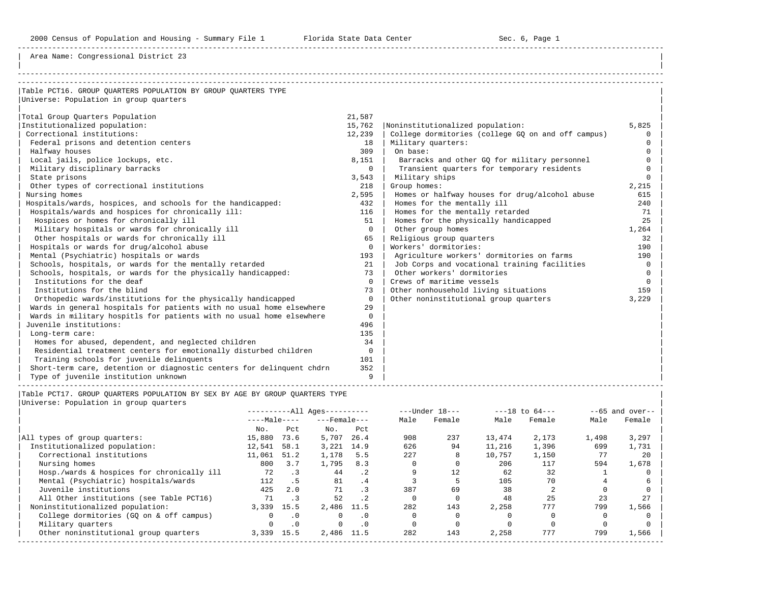Area Name: Congressional District 23

## Table PCT16. GROUP QUARTERS POPULATION BY GROUP QUARTERS TYPE

Universe: Population in group quarters

| Type | Count |
|---|---|
| Total Group Quarters Population | 21,587 |
| Institutionalized population: | 15,762 |
| Correctional institutions: | 12,239 |
| Federal prisons and detention centers | 18 |
| Halfway houses | 309 |
| Local jails, police lockups, etc. | 8,151 |
| Military disciplinary barracks | 0 |
| State prisons | 3,543 |
| Other types of correctional institutions | 218 |
| Nursing homes | 2,595 |
| Hospitals/wards, hospices, and schools for the handicapped: | 432 |
| Hospitals/wards and hospices for chronically ill: | 116 |
| Hospices or homes for chronically ill | 51 |
| Military hospitals or wards for chronically ill | 0 |
| Other hospitals or wards for chronically ill | 65 |
| Hospitals or wards for drug/alcohol abuse | 0 |
| Mental (Psychiatric) hospitals or wards | 193 |
| Schools, hospitals, or wards for the mentally retarded | 21 |
| Schools, hospitals, or wards for the physically handicapped: | 73 |
| Institutions for the deaf | 0 |
| Institutions for the blind | 73 |
| Orthopedic wards/institutions for the physically handicapped | 0 |
| Wards in general hospitals for patients with no usual home elsewhere | 29 |
| Wards in military hospitls for patients with no usual home elsewhere | 0 |
| Juvenile institutions: | 496 |
| Long-term care: | 135 |
| Homes for abused, dependent, and neglected children | 34 |
| Residential treatment centers for emotionally disturbed children | 0 |
| Training schools for juvenile delinquents | 101 |
| Short-term care, detention or diagnostic centers for delinquent chdrn | 352 |
| Type of juvenile institution unknown | 9 |
| Noninstitutionalized population: | 5,825 |
| College dormitories (college GQ on and off campus) | 0 |
| Military quarters: | 0 |
| On base: | 0 |
| Barracks and other GQ for military personnel | 0 |
| Transient quarters for temporary residents | 0 |
| Military ships | 0 |
| Group homes: | 2,215 |
| Homes or halfway houses for drug/alcohol abuse | 615 |
| Homes for the mentally ill | 240 |
| Homes for the mentally retarded | 71 |
| Homes for the physically handicapped | 25 |
| Other group homes | 1,264 |
| Religious group quarters | 32 |
| Workers' dormitories: | 190 |
| Agriculture workers' dormitories on farms | 190 |
| Job Corps and vocational training facilities | 0 |
| Other workers' dormitories | 0 |
| Crews of maritime vessels | 0 |
| Other nonhousehold living situations | 159 |
| Other noninstitutional group quarters | 3,229 |

## Table PCT17. GROUP QUARTERS POPULATION BY SEX BY AGE BY GROUP QUARTERS TYPE

Universe: Population in group quarters

| | All Ages | | | | Under 18 | | 18 to 64 | | 65 and over | |
|---|---|---|---|---|---|---|---|---|---|---|
| | Male | | Female | | | | | | | |
| | No. | Pct | No. | Pct | Male | Female | Male | Female | Male | Female |
| All types of group quarters: | 15,880 | 73.6 | 5,707 | 26.4 | 908 | 237 | 13,474 | 2,173 | 1,498 | 3,297 |
| Institutionalized population: | 12,541 | 58.1 | 3,221 | 14.9 | 626 | 94 | 11,216 | 1,396 | 699 | 1,731 |
| Correctional institutions | 11,061 | 51.2 | 1,178 | 5.5 | 227 | 8 | 10,757 | 1,150 | 77 | 20 |
| Nursing homes | 800 | 3.7 | 1,795 | 8.3 | 0 | 0 | 206 | 117 | 594 | 1,678 |
| Hosp./wards & hospices for chronically ill | 72 | .3 | 44 | .2 | 9 | 12 | 62 | 32 | 1 | 0 |
| Mental (Psychiatric) hospitals/wards | 112 | .5 | 81 | .4 | 3 | 5 | 105 | 70 | 4 | 6 |
| Juvenile institutions | 425 | 2.0 | 71 | .3 | 387 | 69 | 38 | 2 | 0 | 0 |
| All Other institutions (see Table PCT16) | 71 | .3 | 52 | .2 | 0 | 0 | 48 | 25 | 23 | 27 |
| Noninstitutionalized population: | 3,339 | 15.5 | 2,486 | 11.5 | 282 | 143 | 2,258 | 777 | 799 | 1,566 |
| College dormitories (GQ on & off campus) | 0 | .0 | 0 | .0 | 0 | 0 | 0 | 0 | 0 | 0 |
| Military quarters | 0 | .0 | 0 | .0 | 0 | 0 | 0 | 0 | 0 | 0 |
| Other noninstitutional group quarters | 3,339 | 15.5 | 2,486 | 11.5 | 282 | 143 | 2,258 | 777 | 799 | 1,566 |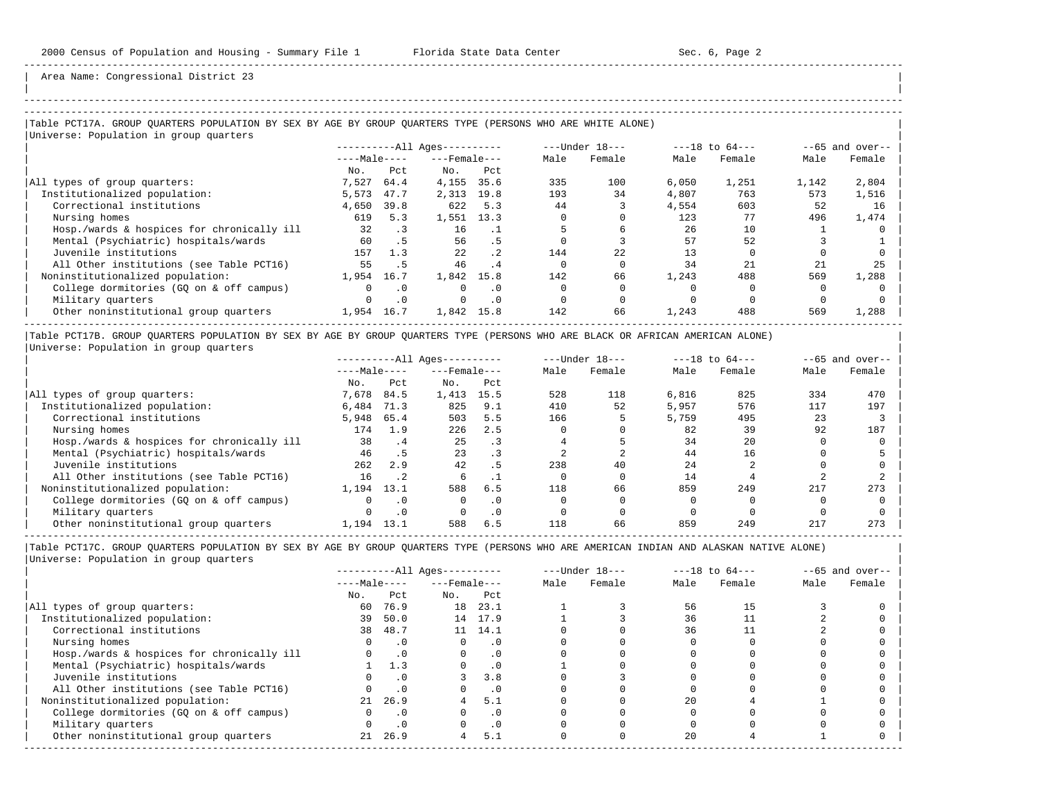Area Name: Congressional District 23

### Table PCT17A. GROUP QUARTERS POPULATION BY SEX BY AGE BY GROUP QUARTERS TYPE (PERSONS WHO ARE WHITE ALONE)

Universe: Population in group quarters

| | All Ages | | | | Under 18 | | 18 to 64 | | 65 and over | |
|---|---|---|---|---|---|---|---|---|---|---|
| | Male | | Female | | | | | | | |
| | No. | Pct | No. | Pct | Male | Female | Male | Female | Male | Female |
| All types of group quarters: | 7,527 | 64.4 | 4,155 | 35.6 | 335 | 100 | 6,050 | 1,251 | 1,142 | 2,804 |
| Institutionalized population: | 5,573 | 47.7 | 2,313 | 19.8 | 193 | 34 | 4,807 | 763 | 573 | 1,516 |
| Correctional institutions | 4,650 | 39.8 | 622 | 5.3 | 44 | 3 | 4,554 | 603 | 52 | 16 |
| Nursing homes | 619 | 5.3 | 1,551 | 13.3 | 0 | 0 | 123 | 77 | 496 | 1,474 |
| Hosp./wards & hospices for chronically ill | 32 | .3 | 16 | .1 | 5 | 6 | 26 | 10 | 1 | 0 |
| Mental (Psychiatric) hospitals/wards | 60 | .5 | 56 | .5 | 0 | 3 | 57 | 52 | 3 | 1 |
| Juvenile institutions | 157 | 1.3 | 22 | .2 | 144 | 22 | 13 | 0 | 0 | 0 |
| All Other institutions (see Table PCT16) | 55 | .5 | 46 | .4 | 0 | 0 | 34 | 21 | 21 | 25 |
| Noninstitutionalized population: | 1,954 | 16.7 | 1,842 | 15.8 | 142 | 66 | 1,243 | 488 | 569 | 1,288 |
| College dormitories (GQ on & off campus) | 0 | .0 | 0 | .0 | 0 | 0 | 0 | 0 | 0 | 0 |
| Military quarters | 0 | .0 | 0 | .0 | 0 | 0 | 0 | 0 | 0 | 0 |
| Other noninstitutional group quarters | 1,954 | 16.7 | 1,842 | 15.8 | 142 | 66 | 1,243 | 488 | 569 | 1,288 |

### Table PCT17B. GROUP QUARTERS POPULATION BY SEX BY AGE BY GROUP QUARTERS TYPE (PERSONS WHO ARE BLACK OR AFRICAN AMERICAN ALONE)

Universe: Population in group quarters

| | All Ages | | | | Under 18 | | 18 to 64 | | 65 and over | |
|---|---|---|---|---|---|---|---|---|---|---|
| | Male | | Female | | | | | | | |
| | No. | Pct | No. | Pct | Male | Female | Male | Female | Male | Female |
| All types of group quarters: | 7,678 | 84.5 | 1,413 | 15.5 | 528 | 118 | 6,816 | 825 | 334 | 470 |
| Institutionalized population: | 6,484 | 71.3 | 825 | 9.1 | 410 | 52 | 5,957 | 576 | 117 | 197 |
| Correctional institutions | 5,948 | 65.4 | 503 | 5.5 | 166 | 5 | 5,759 | 495 | 23 | 3 |
| Nursing homes | 174 | 1.9 | 226 | 2.5 | 0 | 0 | 82 | 39 | 92 | 187 |
| Hosp./wards & hospices for chronically ill | 38 | .4 | 25 | .3 | 4 | 5 | 34 | 20 | 0 | 0 |
| Mental (Psychiatric) hospitals/wards | 46 | .5 | 23 | .3 | 2 | 2 | 44 | 16 | 0 | 5 |
| Juvenile institutions | 262 | 2.9 | 42 | .5 | 238 | 40 | 24 | 2 | 0 | 0 |
| All Other institutions (see Table PCT16) | 16 | .2 | 6 | .1 | 0 | 0 | 14 | 4 | 2 | 2 |
| Noninstitutionalized population: | 1,194 | 13.1 | 588 | 6.5 | 118 | 66 | 859 | 249 | 217 | 273 |
| College dormitories (GQ on & off campus) | 0 | .0 | 0 | .0 | 0 | 0 | 0 | 0 | 0 | 0 |
| Military quarters | 0 | .0 | 0 | .0 | 0 | 0 | 0 | 0 | 0 | 0 |
| Other noninstitutional group quarters | 1,194 | 13.1 | 588 | 6.5 | 118 | 66 | 859 | 249 | 217 | 273 |

### Table PCT17C. GROUP QUARTERS POPULATION BY SEX BY AGE BY GROUP QUARTERS TYPE (PERSONS WHO ARE AMERICAN INDIAN AND ALASKAN NATIVE ALONE)

Universe: Population in group quarters

| | All Ages | | | | Under 18 | | 18 to 64 | | 65 and over | |
|---|---|---|---|---|---|---|---|---|---|---|
| | Male | | Female | | | | | | | |
| | No. | Pct | No. | Pct | Male | Female | Male | Female | Male | Female |
| All types of group quarters: | 60 | 76.9 | 18 | 23.1 | 1 | 3 | 56 | 15 | 3 | 0 |
| Institutionalized population: | 39 | 50.0 | 14 | 17.9 | 1 | 3 | 36 | 11 | 2 | 0 |
| Correctional institutions | 38 | 48.7 | 11 | 14.1 | 0 | 0 | 36 | 11 | 2 | 0 |
| Nursing homes | 0 | .0 | 0 | .0 | 0 | 0 | 0 | 0 | 0 | 0 |
| Hosp./wards & hospices for chronically ill | 0 | .0 | 0 | .0 | 0 | 0 | 0 | 0 | 0 | 0 |
| Mental (Psychiatric) hospitals/wards | 1 | 1.3 | 0 | .0 | 1 | 0 | 0 | 0 | 0 | 0 |
| Juvenile institutions | 0 | .0 | 3 | 3.8 | 0 | 3 | 0 | 0 | 0 | 0 |
| All Other institutions (see Table PCT16) | 0 | .0 | 0 | .0 | 0 | 0 | 0 | 0 | 0 | 0 |
| Noninstitutionalized population: | 21 | 26.9 | 4 | 5.1 | 0 | 0 | 20 | 4 | 1 | 0 |
| College dormitories (GQ on & off campus) | 0 | .0 | 0 | .0 | 0 | 0 | 0 | 0 | 0 | 0 |
| Military quarters | 0 | .0 | 0 | .0 | 0 | 0 | 0 | 0 | 0 | 0 |
| Other noninstitutional group quarters | 21 | 26.9 | 4 | 5.1 | 0 | 0 | 20 | 4 | 1 | 0 |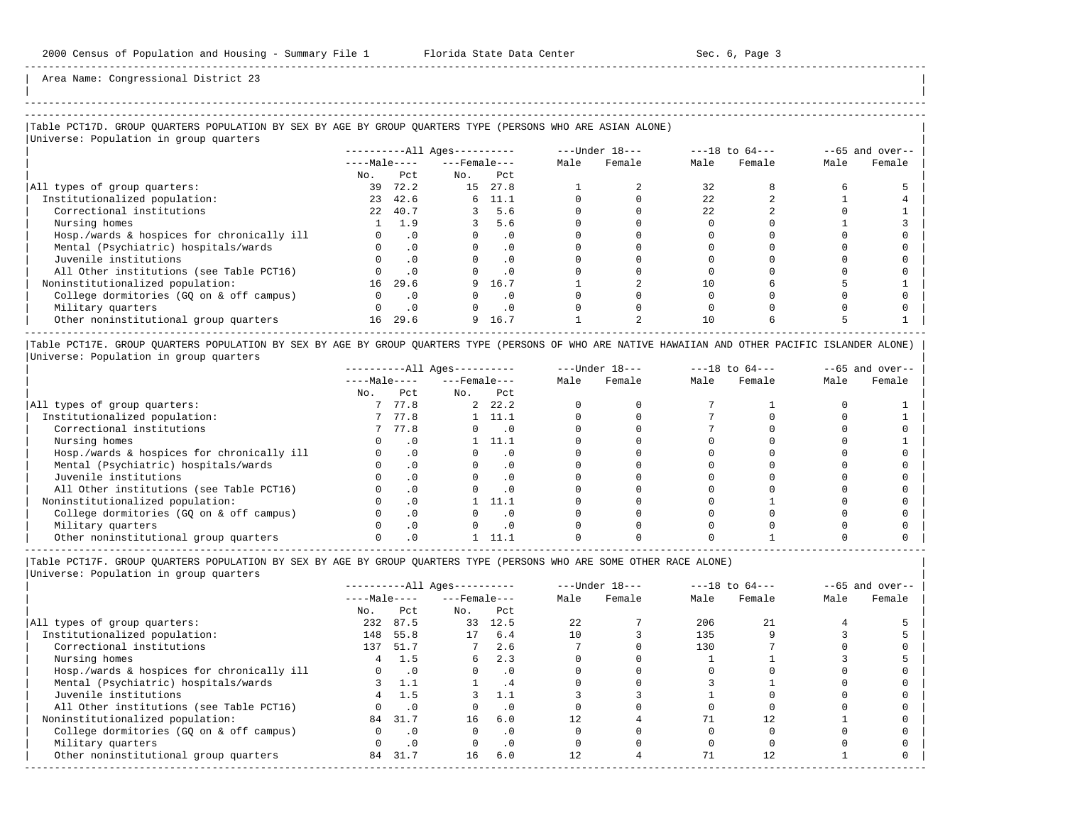Area Name: Congressional District 23

## Table PCT17D. GROUP QUARTERS POPULATION BY SEX BY AGE BY GROUP QUARTERS TYPE (PERSONS WHO ARE ASIAN ALONE)

Universe: Population in group quarters

| | All Ages | | | | Under 18 | | 18 to 64 | | 65 and over | |
|---|---|---|---|---|---|---|---|---|---|---|
| | Male | | Female | | | | | | | |
| | No. | Pct | No. | Pct | Male | Female | Male | Female | Male | Female |
| All types of group quarters: | 39 | 72.2 | 15 | 27.8 | 1 | 2 | 32 | 8 | 6 | 5 |
| Institutionalized population: | 23 | 42.6 | 6 | 11.1 | 0 | 0 | 22 | 2 | 1 | 4 |
| Correctional institutions | 22 | 40.7 | 3 | 5.6 | 0 | 0 | 22 | 2 | 0 | 1 |
| Nursing homes | 1 | 1.9 | 3 | 5.6 | 0 | 0 | 0 | 0 | 1 | 3 |
| Hosp./wards & hospices for chronically ill | 0 | .0 | 0 | .0 | 0 | 0 | 0 | 0 | 0 | 0 |
| Mental (Psychiatric) hospitals/wards | 0 | .0 | 0 | .0 | 0 | 0 | 0 | 0 | 0 | 0 |
| Juvenile institutions | 0 | .0 | 0 | .0 | 0 | 0 | 0 | 0 | 0 | 0 |
| All Other institutions (see Table PCT16) | 0 | .0 | 0 | .0 | 0 | 0 | 0 | 0 | 0 | 0 |
| Noninstitutionalized population: | 16 | 29.6 | 9 | 16.7 | 1 | 2 | 10 | 6 | 5 | 1 |
| College dormitories (GQ on & off campus) | 0 | .0 | 0 | .0 | 0 | 0 | 0 | 0 | 0 | 0 |
| Military quarters | 0 | .0 | 0 | .0 | 0 | 0 | 0 | 0 | 0 | 0 |
| Other noninstitutional group quarters | 16 | 29.6 | 9 | 16.7 | 1 | 2 | 10 | 6 | 5 | 1 |

## Table PCT17E. GROUP QUARTERS POPULATION BY SEX BY AGE BY GROUP QUARTERS TYPE (PERSONS OF WHO ARE NATIVE HAWAIIAN AND OTHER PACIFIC ISLANDER ALONE)

Universe: Population in group quarters

| | All Ages | | | | Under 18 | | 18 to 64 | | 65 and over | |
|---|---|---|---|---|---|---|---|---|---|---|
| | Male | | Female | | | | | | | |
| | No. | Pct | No. | Pct | Male | Female | Male | Female | Male | Female |
| All types of group quarters: | 7 | 77.8 | 2 | 22.2 | 0 | 0 | 7 | 1 | 0 | 1 |
| Institutionalized population: | 7 | 77.8 | 1 | 11.1 | 0 | 0 | 7 | 0 | 0 | 1 |
| Correctional institutions | 7 | 77.8 | 0 | .0 | 0 | 0 | 7 | 0 | 0 | 0 |
| Nursing homes | 0 | .0 | 1 | 11.1 | 0 | 0 | 0 | 0 | 0 | 1 |
| Hosp./wards & hospices for chronically ill | 0 | .0 | 0 | .0 | 0 | 0 | 0 | 0 | 0 | 0 |
| Mental (Psychiatric) hospitals/wards | 0 | .0 | 0 | .0 | 0 | 0 | 0 | 0 | 0 | 0 |
| Juvenile institutions | 0 | .0 | 0 | .0 | 0 | 0 | 0 | 0 | 0 | 0 |
| All Other institutions (see Table PCT16) | 0 | .0 | 0 | .0 | 0 | 0 | 0 | 0 | 0 | 0 |
| Noninstitutionalized population: | 0 | .0 | 1 | 11.1 | 0 | 0 | 0 | 1 | 0 | 0 |
| College dormitories (GQ on & off campus) | 0 | .0 | 0 | .0 | 0 | 0 | 0 | 0 | 0 | 0 |
| Military quarters | 0 | .0 | 0 | .0 | 0 | 0 | 0 | 0 | 0 | 0 |
| Other noninstitutional group quarters | 0 | .0 | 1 | 11.1 | 0 | 0 | 0 | 1 | 0 | 0 |

## Table PCT17F. GROUP QUARTERS POPULATION BY SEX BY AGE BY GROUP QUARTERS TYPE (PERSONS WHO ARE SOME OTHER RACE ALONE)

Universe: Population in group quarters

| | All Ages | | | | Under 18 | | 18 to 64 | | 65 and over | |
|---|---|---|---|---|---|---|---|---|---|---|
| | Male | | Female | | | | | | | |
| | No. | Pct | No. | Pct | Male | Female | Male | Female | Male | Female |
| All types of group quarters: | 232 | 87.5 | 33 | 12.5 | 22 | 7 | 206 | 21 | 4 | 5 |
| Institutionalized population: | 148 | 55.8 | 17 | 6.4 | 10 | 3 | 135 | 9 | 3 | 5 |
| Correctional institutions | 137 | 51.7 | 7 | 2.6 | 7 | 0 | 130 | 7 | 0 | 0 |
| Nursing homes | 4 | 1.5 | 6 | 2.3 | 0 | 0 | 1 | 1 | 3 | 5 |
| Hosp./wards & hospices for chronically ill | 0 | .0 | 0 | .0 | 0 | 0 | 0 | 0 | 0 | 0 |
| Mental (Psychiatric) hospitals/wards | 3 | 1.1 | 1 | .4 | 0 | 0 | 3 | 1 | 0 | 0 |
| Juvenile institutions | 4 | 1.5 | 3 | 1.1 | 3 | 3 | 1 | 0 | 0 | 0 |
| All Other institutions (see Table PCT16) | 0 | .0 | 0 | .0 | 0 | 0 | 0 | 0 | 0 | 0 |
| Noninstitutionalized population: | 84 | 31.7 | 16 | 6.0 | 12 | 4 | 71 | 12 | 1 | 0 |
| College dormitories (GQ on & off campus) | 0 | .0 | 0 | .0 | 0 | 0 | 0 | 0 | 0 | 0 |
| Military quarters | 0 | .0 | 0 | .0 | 0 | 0 | 0 | 0 | 0 | 0 |
| Other noninstitutional group quarters | 84 | 31.7 | 16 | 6.0 | 12 | 4 | 71 | 12 | 1 | 0 |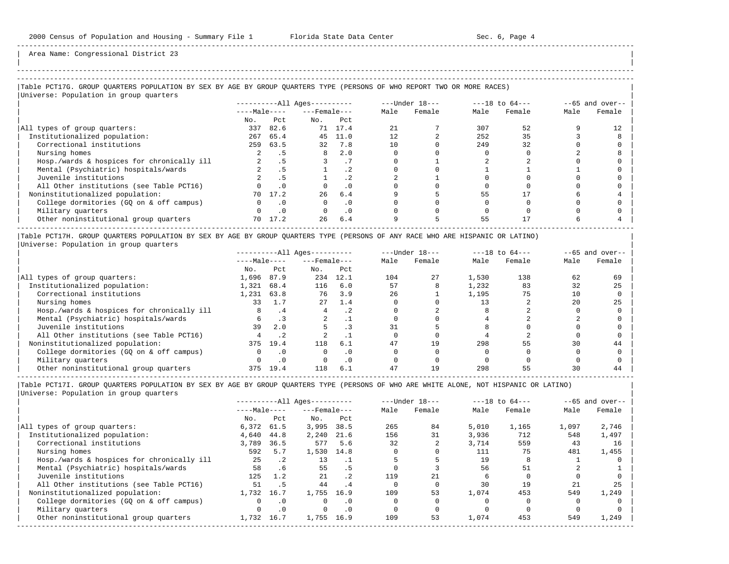Area Name: Congressional District 23

## Table PCT17G. GROUP QUARTERS POPULATION BY SEX BY AGE BY GROUP QUARTERS TYPE (PERSONS OF WHO REPORT TWO OR MORE RACES)

Universe: Population in group quarters

| | All Ages | | | | Under 18 | | 18 to 64 | | 65 and over | |
|---|---|---|---|---|---|---|---|---|---|---|
| | Male | | Female | | | | | | | |
| | No. | Pct | No. | Pct | Male | Female | Male | Female | Male | Female |
| All types of group quarters: | 337 | 82.6 | 71 | 17.4 | 21 | 7 | 307 | 52 | 9 | 12 |
| Institutionalized population: | 267 | 65.4 | 45 | 11.0 | 12 | 2 | 252 | 35 | 3 | 8 |
| Correctional institutions | 259 | 63.5 | 32 | 7.8 | 10 | 0 | 249 | 32 | 0 | 0 |
| Nursing homes | 2 | .5 | 8 | 2.0 | 0 | 0 | 0 | 0 | 2 | 8 |
| Hosp./wards & hospices for chronically ill | 2 | .5 | 3 | .7 | 0 | 1 | 2 | 2 | 0 | 0 |
| Mental (Psychiatric) hospitals/wards | 2 | .5 | 1 | .2 | 0 | 0 | 1 | 1 | 1 | 0 |
| Juvenile institutions | 2 | .5 | 1 | .2 | 2 | 1 | 0 | 0 | 0 | 0 |
| All Other institutions (see Table PCT16) | 0 | .0 | 0 | .0 | 0 | 0 | 0 | 0 | 0 | 0 |
| Noninstitutionalized population: | 70 | 17.2 | 26 | 6.4 | 9 | 5 | 55 | 17 | 6 | 4 |
| College dormitories (GQ on & off campus) | 0 | .0 | 0 | .0 | 0 | 0 | 0 | 0 | 0 | 0 |
| Military quarters | 0 | .0 | 0 | .0 | 0 | 0 | 0 | 0 | 0 | 0 |
| Other noninstitutional group quarters | 70 | 17.2 | 26 | 6.4 | 9 | 5 | 55 | 17 | 6 | 4 |

## Table PCT17H. GROUP QUARTERS POPULATION BY SEX BY AGE BY GROUP QUARTERS TYPE (PERSONS OF ANY RACE WHO ARE HISPANIC OR LATINO)

Universe: Population in group quarters

| | All Ages | | | | Under 18 | | 18 to 64 | | 65 and over | |
|---|---|---|---|---|---|---|---|---|---|---|
| | Male | | Female | | | | | | | |
| | No. | Pct | No. | Pct | Male | Female | Male | Female | Male | Female |
| All types of group quarters: | 1,696 | 87.9 | 234 | 12.1 | 104 | 27 | 1,530 | 138 | 62 | 69 |
| Institutionalized population: | 1,321 | 68.4 | 116 | 6.0 | 57 | 8 | 1,232 | 83 | 32 | 25 |
| Correctional institutions | 1,231 | 63.8 | 76 | 3.9 | 26 | 1 | 1,195 | 75 | 10 | 0 |
| Nursing homes | 33 | 1.7 | 27 | 1.4 | 0 | 0 | 13 | 2 | 20 | 25 |
| Hosp./wards & hospices for chronically ill | 8 | .4 | 4 | .2 | 0 | 2 | 8 | 2 | 0 | 0 |
| Mental (Psychiatric) hospitals/wards | 6 | .3 | 2 | .1 | 0 | 0 | 4 | 2 | 2 | 0 |
| Juvenile institutions | 39 | 2.0 | 5 | .3 | 31 | 5 | 8 | 0 | 0 | 0 |
| All Other institutions (see Table PCT16) | 4 | .2 | 2 | .1 | 0 | 0 | 4 | 2 | 0 | 0 |
| Noninstitutionalized population: | 375 | 19.4 | 118 | 6.1 | 47 | 19 | 298 | 55 | 30 | 44 |
| College dormitories (GQ on & off campus) | 0 | .0 | 0 | .0 | 0 | 0 | 0 | 0 | 0 | 0 |
| Military quarters | 0 | .0 | 0 | .0 | 0 | 0 | 0 | 0 | 0 | 0 |
| Other noninstitutional group quarters | 375 | 19.4 | 118 | 6.1 | 47 | 19 | 298 | 55 | 30 | 44 |

## Table PCT17I. GROUP QUARTERS POPULATION BY SEX BY AGE BY GROUP QUARTERS TYPE (PERSONS OF WHO ARE WHITE ALONE, NOT HISPANIC OR LATINO)

Universe: Population in group quarters

| | All Ages | | | | Under 18 | | 18 to 64 | | 65 and over | |
|---|---|---|---|---|---|---|---|---|---|---|
| | Male | | Female | | | | | | | |
| | No. | Pct | No. | Pct | Male | Female | Male | Female | Male | Female |
| All types of group quarters: | 6,372 | 61.5 | 3,995 | 38.5 | 265 | 84 | 5,010 | 1,165 | 1,097 | 2,746 |
| Institutionalized population: | 4,640 | 44.8 | 2,240 | 21.6 | 156 | 31 | 3,936 | 712 | 548 | 1,497 |
| Correctional institutions | 3,789 | 36.5 | 577 | 5.6 | 32 | 2 | 3,714 | 559 | 43 | 16 |
| Nursing homes | 592 | 5.7 | 1,530 | 14.8 | 0 | 0 | 111 | 75 | 481 | 1,455 |
| Hosp./wards & hospices for chronically ill | 25 | .2 | 13 | .1 | 5 | 5 | 19 | 8 | 1 | 0 |
| Mental (Psychiatric) hospitals/wards | 58 | .6 | 55 | .5 | 0 | 3 | 56 | 51 | 2 | 1 |
| Juvenile institutions | 125 | 1.2 | 21 | .2 | 119 | 21 | 6 | 0 | 0 | 0 |
| All Other institutions (see Table PCT16) | 51 | .5 | 44 | .4 | 0 | 0 | 30 | 19 | 21 | 25 |
| Noninstitutionalized population: | 1,732 | 16.7 | 1,755 | 16.9 | 109 | 53 | 1,074 | 453 | 549 | 1,249 |
| College dormitories (GQ on & off campus) | 0 | .0 | 0 | .0 | 0 | 0 | 0 | 0 | 0 | 0 |
| Military quarters | 0 | .0 | 0 | .0 | 0 | 0 | 0 | 0 | 0 | 0 |
| Other noninstitutional group quarters | 1,732 | 16.7 | 1,755 | 16.9 | 109 | 53 | 1,074 | 453 | 549 | 1,249 |